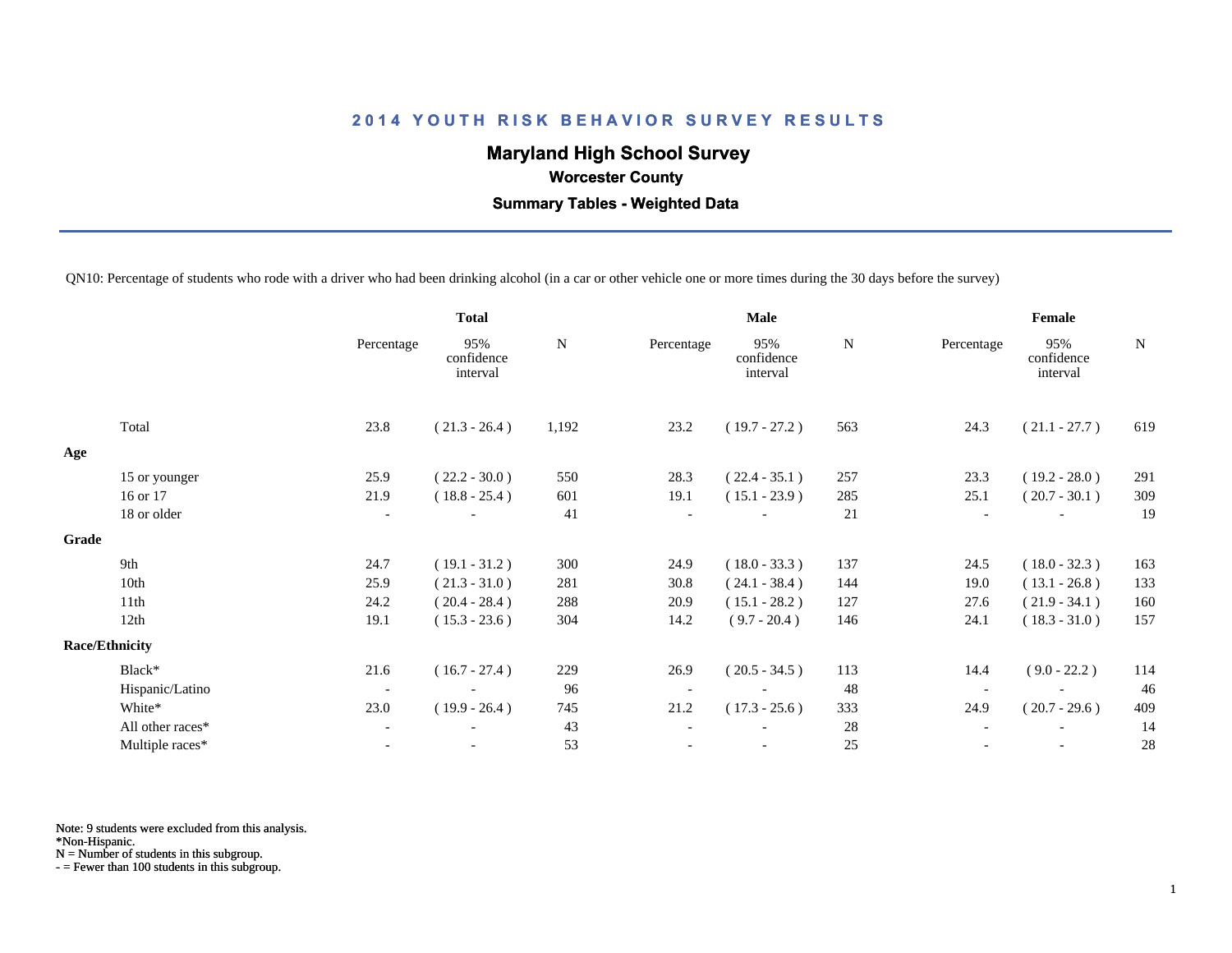# 2014 YOUTH RISK BEHAVIOR SURVEY RESULTS

## Maryland High School Survey

### Worcester County

### Summary Tables - Weighted Data

QN10: Percentage of students who rode with a driver who had been drinking alcohol (in a car or other vehicle one or more times during the 30 days before the survey)

| | Total | | | Male | | | Female | | |
|---|---|---|---|---|---|---|---|---|---|
| | Percentage | 95% confidence interval | N | Percentage | 95% confidence interval | N | Percentage | 95% confidence interval | N |
| Total | 23.8 | ( 21.3 - 26.4 ) | 1,192 | 23.2 | ( 19.7 - 27.2 ) | 563 | 24.3 | ( 21.1 - 27.7 ) | 619 |
| **Age** | | | | | | | | | |
| 15 or younger | 25.9 | ( 22.2 - 30.0 ) | 550 | 28.3 | ( 22.4 - 35.1 ) | 257 | 23.3 | ( 19.2 - 28.0 ) | 291 |
| 16 or 17 | 21.9 | ( 18.8 - 25.4 ) | 601 | 19.1 | ( 15.1 - 23.9 ) | 285 | 25.1 | ( 20.7 - 30.1 ) | 309 |
| 18 or older | - | - | 41 | - | - | 21 | - | - | 19 |
| **Grade** | | | | | | | | | |
| 9th | 24.7 | ( 19.1 - 31.2 ) | 300 | 24.9 | ( 18.0 - 33.3 ) | 137 | 24.5 | ( 18.0 - 32.3 ) | 163 |
| 10th | 25.9 | ( 21.3 - 31.0 ) | 281 | 30.8 | ( 24.1 - 38.4 ) | 144 | 19.0 | ( 13.1 - 26.8 ) | 133 |
| 11th | 24.2 | ( 20.4 - 28.4 ) | 288 | 20.9 | ( 15.1 - 28.2 ) | 127 | 27.6 | ( 21.9 - 34.1 ) | 160 |
| 12th | 19.1 | ( 15.3 - 23.6 ) | 304 | 14.2 | ( 9.7 - 20.4 ) | 146 | 24.1 | ( 18.3 - 31.0 ) | 157 |
| **Race/Ethnicity** | | | | | | | | | |
| Black* | 21.6 | ( 16.7 - 27.4 ) | 229 | 26.9 | ( 20.5 - 34.5 ) | 113 | 14.4 | ( 9.0 - 22.2 ) | 114 |
| Hispanic/Latino | - | - | 96 | - | - | 48 | - | - | 46 |
| White* | 23.0 | ( 19.9 - 26.4 ) | 745 | 21.2 | ( 17.3 - 25.6 ) | 333 | 24.9 | ( 20.7 - 29.6 ) | 409 |
| All other races* | - | - | 43 | - | - | 28 | - | - | 14 |
| Multiple races* | - | - | 53 | - | - | 25 | - | - | 28 |

Note: 9 students were excluded from this analysis.
*Non-Hispanic.
N = Number of students in this subgroup.
- = Fewer than 100 students in this subgroup.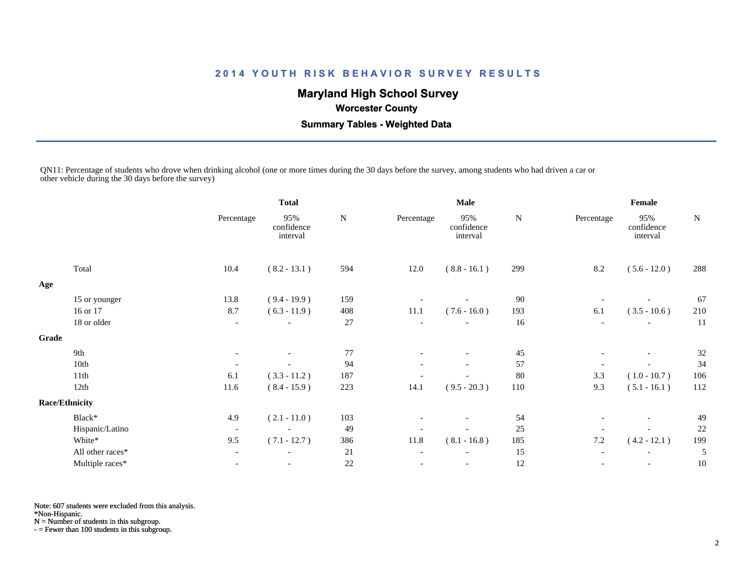# 2014 YOUTH RISK BEHAVIOR SURVEY RESULTS

## Maryland High School Survey

### Worcester County

### Summary Tables - Weighted Data

QN11: Percentage of students who drove when drinking alcohol (one or more times during the 30 days before the survey, among students who had driven a car or other vehicle during the 30 days before the survey)

| | Total | | | Male | | | Female | | |
|---|---|---|---|---|---|---|---|---|---|
| | Percentage | 95% confidence interval | N | Percentage | 95% confidence interval | N | Percentage | 95% confidence interval | N |
| Total | 10.4 | ( 8.2 - 13.1 ) | 594 | 12.0 | ( 8.8 - 16.1 ) | 299 | 8.2 | ( 5.6 - 12.0 ) | 288 |
| **Age** | | | | | | | | | |
| 15 or younger | 13.8 | ( 9.4 - 19.9 ) | 159 | - | - | 90 | - | - | 67 |
| 16 or 17 | 8.7 | ( 6.3 - 11.9 ) | 408 | 11.1 | ( 7.6 - 16.0 ) | 193 | 6.1 | ( 3.5 - 10.6 ) | 210 |
| 18 or older | - | - | 27 | - | - | 16 | - | - | 11 |
| **Grade** | | | | | | | | | |
| 9th | - | - | 77 | - | - | 45 | - | - | 32 |
| 10th | - | - | 94 | - | - | 57 | - | - | 34 |
| 11th | 6.1 | ( 3.3 - 11.2 ) | 187 | - | - | 80 | 3.3 | ( 1.0 - 10.7 ) | 106 |
| 12th | 11.6 | ( 8.4 - 15.9 ) | 223 | 14.1 | ( 9.5 - 20.3 ) | 110 | 9.3 | ( 5.1 - 16.1 ) | 112 |
| **Race/Ethnicity** | | | | | | | | | |
| Black* | 4.9 | ( 2.1 - 11.0 ) | 103 | - | - | 54 | - | - | 49 |
| Hispanic/Latino | - | - | 49 | - | - | 25 | - | - | 22 |
| White* | 9.5 | ( 7.1 - 12.7 ) | 386 | 11.8 | ( 8.1 - 16.8 ) | 185 | 7.2 | ( 4.2 - 12.1 ) | 199 |
| All other races* | - | - | 21 | - | - | 15 | - | - | 5 |
| Multiple races* | - | - | 22 | - | - | 12 | - | - | 10 |

Note: 607 students were excluded from this analysis.
*Non-Hispanic.
N = Number of students in this subgroup.
- = Fewer than 100 students in this subgroup.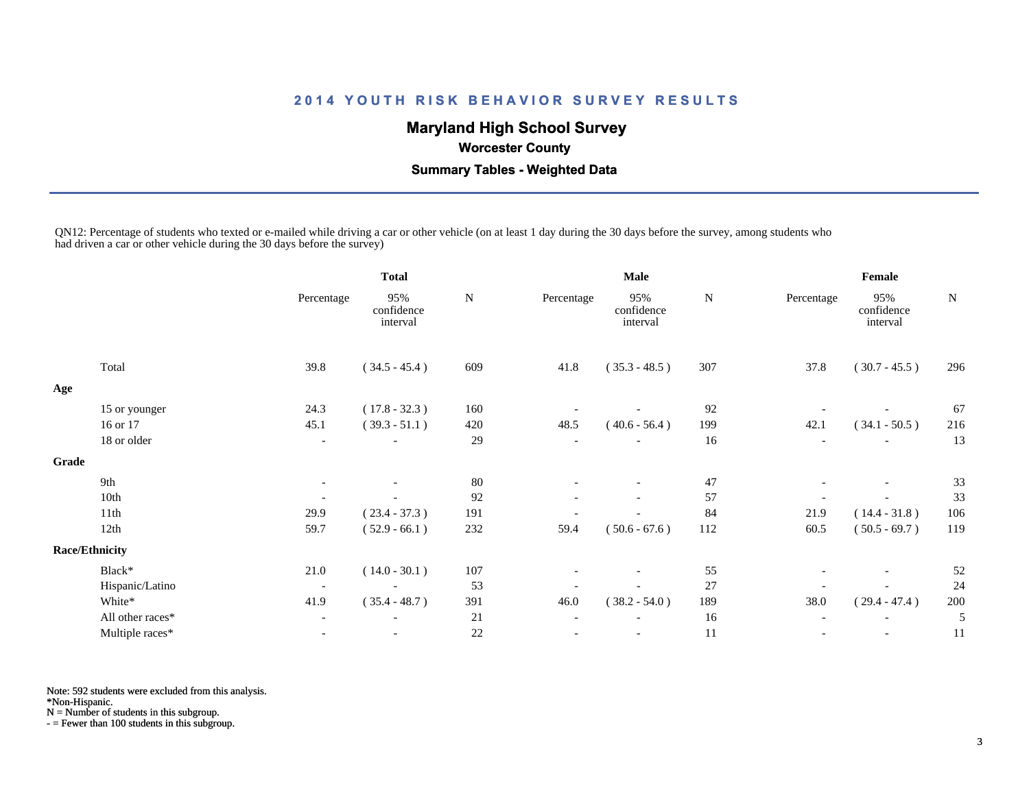# 2014 YOUTH RISK BEHAVIOR SURVEY RESULTS

## Maryland High School Survey

### Worcester County

### Summary Tables - Weighted Data

QN12: Percentage of students who texted or e-mailed while driving a car or other vehicle (on at least 1 day during the 30 days before the survey, among students who had driven a car or other vehicle during the 30 days before the survey)

| | Total | | | Male | | | Female | | |
|---|---|---|---|---|---|---|---|---|---|
| | Percentage | 95% confidence interval | N | Percentage | 95% confidence interval | N | Percentage | 95% confidence interval | N |
| Total | 39.8 | ( 34.5 - 45.4 ) | 609 | 41.8 | ( 35.3 - 48.5 ) | 307 | 37.8 | ( 30.7 - 45.5 ) | 296 |
| **Age** | | | | | | | | | |
| 15 or younger | 24.3 | ( 17.8 - 32.3 ) | 160 | - | - | 92 | - | - | 67 |
| 16 or 17 | 45.1 | ( 39.3 - 51.1 ) | 420 | 48.5 | ( 40.6 - 56.4 ) | 199 | 42.1 | ( 34.1 - 50.5 ) | 216 |
| 18 or older | - | - | 29 | - | - | 16 | - | - | 13 |
| **Grade** | | | | | | | | | |
| 9th | - | - | 80 | - | - | 47 | - | - | 33 |
| 10th | - | - | 92 | - | - | 57 | - | - | 33 |
| 11th | 29.9 | ( 23.4 - 37.3 ) | 191 | - | - | 84 | 21.9 | ( 14.4 - 31.8 ) | 106 |
| 12th | 59.7 | ( 52.9 - 66.1 ) | 232 | 59.4 | ( 50.6 - 67.6 ) | 112 | 60.5 | ( 50.5 - 69.7 ) | 119 |
| **Race/Ethnicity** | | | | | | | | | |
| Black* | 21.0 | ( 14.0 - 30.1 ) | 107 | - | - | 55 | - | - | 52 |
| Hispanic/Latino | - | - | 53 | - | - | 27 | - | - | 24 |
| White* | 41.9 | ( 35.4 - 48.7 ) | 391 | 46.0 | ( 38.2 - 54.0 ) | 189 | 38.0 | ( 29.4 - 47.4 ) | 200 |
| All other races* | - | - | 21 | - | - | 16 | - | - | 5 |
| Multiple races* | - | - | 22 | - | - | 11 | - | - | 11 |

Note: 592 students were excluded from this analysis.
*Non-Hispanic.
N = Number of students in this subgroup.
- = Fewer than 100 students in this subgroup.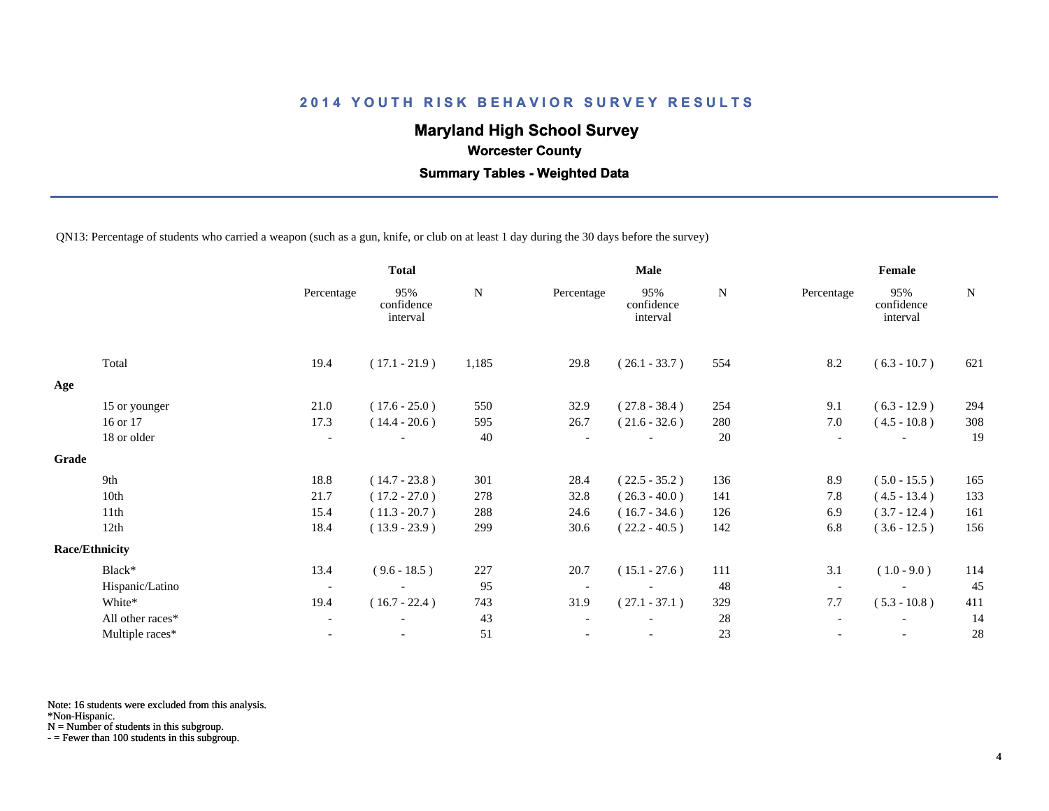## 2014 YOUTH RISK BEHAVIOR SURVEY RESULTS

### Maryland High School Survey

**Worcester County**

**Summary Tables - Weighted Data**

QN13: Percentage of students who carried a weapon (such as a gun, knife, or club on at least 1 day during the 30 days before the survey)

| | Total | | | Male | | | Female | | |
|---|---|---|---|---|---|---|---|---|---|
| | Percentage | 95% confidence interval | N | Percentage | 95% confidence interval | N | Percentage | 95% confidence interval | N |
| Total | 19.4 | ( 17.1 - 21.9 ) | 1,185 | 29.8 | ( 26.1 - 33.7 ) | 554 | 8.2 | ( 6.3 - 10.7 ) | 621 |
| **Age** | | | | | | | | | |
| 15 or younger | 21.0 | ( 17.6 - 25.0 ) | 550 | 32.9 | ( 27.8 - 38.4 ) | 254 | 9.1 | ( 6.3 - 12.9 ) | 294 |
| 16 or 17 | 17.3 | ( 14.4 - 20.6 ) | 595 | 26.7 | ( 21.6 - 32.6 ) | 280 | 7.0 | ( 4.5 - 10.8 ) | 308 |
| 18 or older | - | - | 40 | - | - | 20 | - | - | 19 |
| **Grade** | | | | | | | | | |
| 9th | 18.8 | ( 14.7 - 23.8 ) | 301 | 28.4 | ( 22.5 - 35.2 ) | 136 | 8.9 | ( 5.0 - 15.5 ) | 165 |
| 10th | 21.7 | ( 17.2 - 27.0 ) | 278 | 32.8 | ( 26.3 - 40.0 ) | 141 | 7.8 | ( 4.5 - 13.4 ) | 133 |
| 11th | 15.4 | ( 11.3 - 20.7 ) | 288 | 24.6 | ( 16.7 - 34.6 ) | 126 | 6.9 | ( 3.7 - 12.4 ) | 161 |
| 12th | 18.4 | ( 13.9 - 23.9 ) | 299 | 30.6 | ( 22.2 - 40.5 ) | 142 | 6.8 | ( 3.6 - 12.5 ) | 156 |
| **Race/Ethnicity** | | | | | | | | | |
| Black* | 13.4 | ( 9.6 - 18.5 ) | 227 | 20.7 | ( 15.1 - 27.6 ) | 111 | 3.1 | ( 1.0 - 9.0 ) | 114 |
| Hispanic/Latino | - | - | 95 | - | - | 48 | - | - | 45 |
| White* | 19.4 | ( 16.7 - 22.4 ) | 743 | 31.9 | ( 27.1 - 37.1 ) | 329 | 7.7 | ( 5.3 - 10.8 ) | 411 |
| All other races* | - | - | 43 | - | - | 28 | - | - | 14 |
| Multiple races* | - | - | 51 | - | - | 23 | - | - | 28 |

Note: 16 students were excluded from this analysis.
*Non-Hispanic.
N = Number of students in this subgroup.
- = Fewer than 100 students in this subgroup.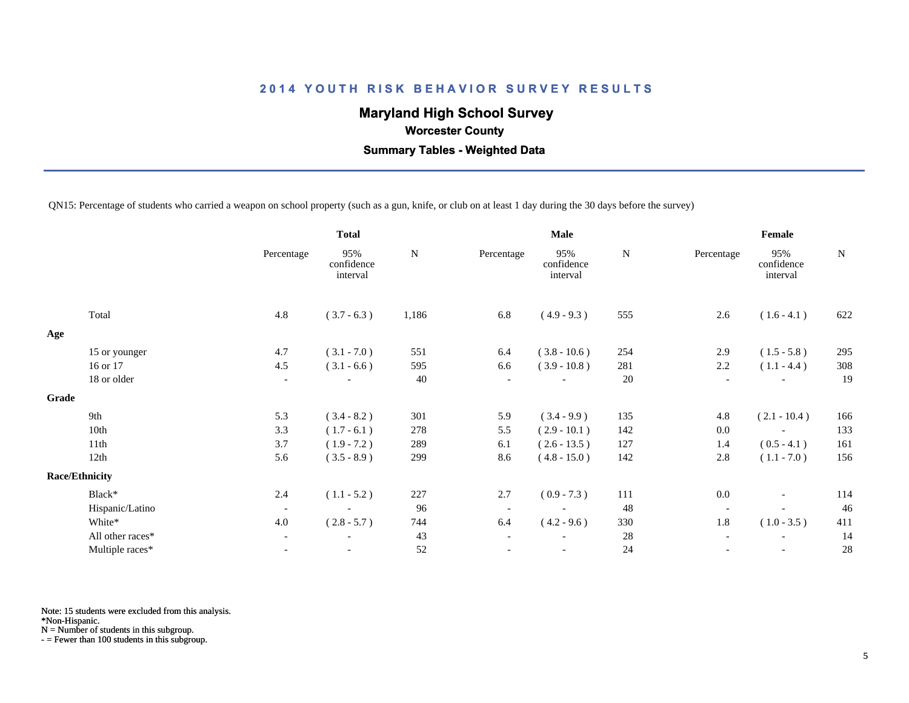# 2014 YOUTH RISK BEHAVIOR SURVEY RESULTS

## Maryland High School Survey

### Worcester County

### Summary Tables - Weighted Data

QN15: Percentage of students who carried a weapon on school property (such as a gun, knife, or club on at least 1 day during the 30 days before the survey)

| | Total | | | Male | | | Female | | |
|---|---|---|---|---|---|---|---|---|---|
| | Percentage | 95% confidence interval | N | Percentage | 95% confidence interval | N | Percentage | 95% confidence interval | N |
| Total | 4.8 | ( 3.7 - 6.3 ) | 1,186 | 6.8 | ( 4.9 - 9.3 ) | 555 | 2.6 | ( 1.6 - 4.1 ) | 622 |
| **Age** | | | | | | | | | |
| 15 or younger | 4.7 | ( 3.1 - 7.0 ) | 551 | 6.4 | ( 3.8 - 10.6 ) | 254 | 2.9 | ( 1.5 - 5.8 ) | 295 |
| 16 or 17 | 4.5 | ( 3.1 - 6.6 ) | 595 | 6.6 | ( 3.9 - 10.8 ) | 281 | 2.2 | ( 1.1 - 4.4 ) | 308 |
| 18 or older | - | - | 40 | - | - | 20 | - | - | 19 |
| **Grade** | | | | | | | | | |
| 9th | 5.3 | ( 3.4 - 8.2 ) | 301 | 5.9 | ( 3.4 - 9.9 ) | 135 | 4.8 | ( 2.1 - 10.4 ) | 166 |
| 10th | 3.3 | ( 1.7 - 6.1 ) | 278 | 5.5 | ( 2.9 - 10.1 ) | 142 | 0.0 | - | 133 |
| 11th | 3.7 | ( 1.9 - 7.2 ) | 289 | 6.1 | ( 2.6 - 13.5 ) | 127 | 1.4 | ( 0.5 - 4.1 ) | 161 |
| 12th | 5.6 | ( 3.5 - 8.9 ) | 299 | 8.6 | ( 4.8 - 15.0 ) | 142 | 2.8 | ( 1.1 - 7.0 ) | 156 |
| **Race/Ethnicity** | | | | | | | | | |
| Black* | 2.4 | ( 1.1 - 5.2 ) | 227 | 2.7 | ( 0.9 - 7.3 ) | 111 | 0.0 | - | 114 |
| Hispanic/Latino | - | - | 96 | - | - | 48 | - | - | 46 |
| White* | 4.0 | ( 2.8 - 5.7 ) | 744 | 6.4 | ( 4.2 - 9.6 ) | 330 | 1.8 | ( 1.0 - 3.5 ) | 411 |
| All other races* | - | - | 43 | - | - | 28 | - | - | 14 |
| Multiple races* | - | - | 52 | - | - | 24 | - | - | 28 |

Note: 15 students were excluded from this analysis.
*Non-Hispanic.
N = Number of students in this subgroup.
- = Fewer than 100 students in this subgroup.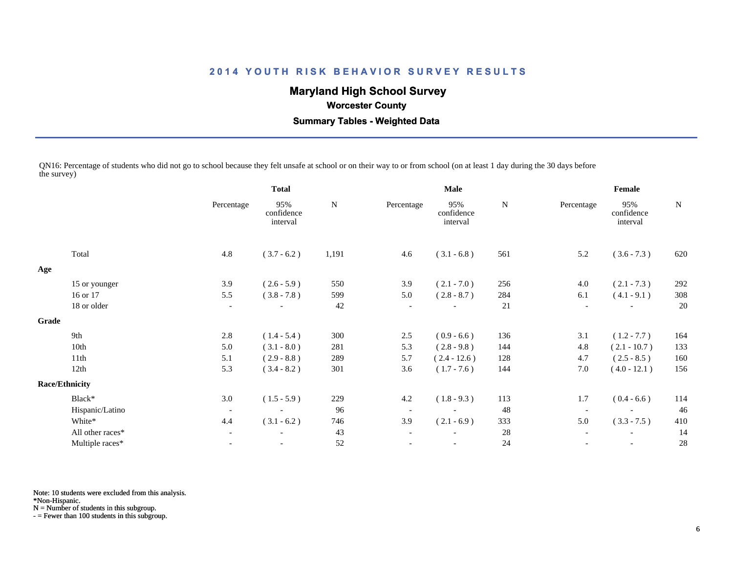## 2014 YOUTH RISK BEHAVIOR SURVEY RESULTS

### Maryland High School Survey

**Worcester County**

**Summary Tables - Weighted Data**

QN16: Percentage of students who did not go to school because they felt unsafe at school or on their way to or from school (on at least 1 day during the 30 days before the survey)

| | Total | | | Male | | | Female | | |
|---|---|---|---|---|---|---|---|---|---|
| | Percentage | 95% confidence interval | N | Percentage | 95% confidence interval | N | Percentage | 95% confidence interval | N |
| Total | 4.8 | ( 3.7 - 6.2 ) | 1,191 | 4.6 | ( 3.1 - 6.8 ) | 561 | 5.2 | ( 3.6 - 7.3 ) | 620 |
| **Age** | | | | | | | | | |
| 15 or younger | 3.9 | ( 2.6 - 5.9 ) | 550 | 3.9 | ( 2.1 - 7.0 ) | 256 | 4.0 | ( 2.1 - 7.3 ) | 292 |
| 16 or 17 | 5.5 | ( 3.8 - 7.8 ) | 599 | 5.0 | ( 2.8 - 8.7 ) | 284 | 6.1 | ( 4.1 - 9.1 ) | 308 |
| 18 or older | - | - | 42 | - | - | 21 | - | - | 20 |
| **Grade** | | | | | | | | | |
| 9th | 2.8 | ( 1.4 - 5.4 ) | 300 | 2.5 | ( 0.9 - 6.6 ) | 136 | 3.1 | ( 1.2 - 7.7 ) | 164 |
| 10th | 5.0 | ( 3.1 - 8.0 ) | 281 | 5.3 | ( 2.8 - 9.8 ) | 144 | 4.8 | ( 2.1 - 10.7 ) | 133 |
| 11th | 5.1 | ( 2.9 - 8.8 ) | 289 | 5.7 | ( 2.4 - 12.6 ) | 128 | 4.7 | ( 2.5 - 8.5 ) | 160 |
| 12th | 5.3 | ( 3.4 - 8.2 ) | 301 | 3.6 | ( 1.7 - 7.6 ) | 144 | 7.0 | ( 4.0 - 12.1 ) | 156 |
| **Race/Ethnicity** | | | | | | | | | |
| Black* | 3.0 | ( 1.5 - 5.9 ) | 229 | 4.2 | ( 1.8 - 9.3 ) | 113 | 1.7 | ( 0.4 - 6.6 ) | 114 |
| Hispanic/Latino | - | - | 96 | - | - | 48 | - | - | 46 |
| White* | 4.4 | ( 3.1 - 6.2 ) | 746 | 3.9 | ( 2.1 - 6.9 ) | 333 | 5.0 | ( 3.3 - 7.5 ) | 410 |
| All other races* | - | - | 43 | - | - | 28 | - | - | 14 |
| Multiple races* | - | - | 52 | - | - | 24 | - | - | 28 |

Note: 10 students were excluded from this analysis.
*Non-Hispanic.
N = Number of students in this subgroup.
- = Fewer than 100 students in this subgroup.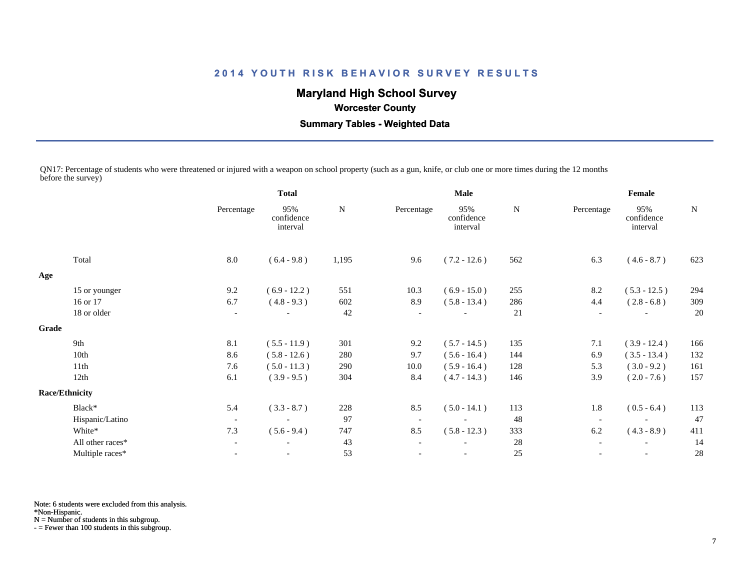# 2014 YOUTH RISK BEHAVIOR SURVEY RESULTS

## Maryland High School Survey

### Worcester County

### Summary Tables - Weighted Data

QN17: Percentage of students who were threatened or injured with a weapon on school property (such as a gun, knife, or club one or more times during the 12 months before the survey)

| | Total | | | Male | | | Female | | |
|---|---|---|---|---|---|---|---|---|---|
| | Percentage | 95% confidence interval | N | Percentage | 95% confidence interval | N | Percentage | 95% confidence interval | N |
| Total | 8.0 | ( 6.4 - 9.8 ) | 1,195 | 9.6 | ( 7.2 - 12.6 ) | 562 | 6.3 | ( 4.6 - 8.7 ) | 623 |
| **Age** | | | | | | | | | |
| 15 or younger | 9.2 | ( 6.9 - 12.2 ) | 551 | 10.3 | ( 6.9 - 15.0 ) | 255 | 8.2 | ( 5.3 - 12.5 ) | 294 |
| 16 or 17 | 6.7 | ( 4.8 - 9.3 ) | 602 | 8.9 | ( 5.8 - 13.4 ) | 286 | 4.4 | ( 2.8 - 6.8 ) | 309 |
| 18 or older | - | - | 42 | - | - | 21 | - | - | 20 |
| **Grade** | | | | | | | | | |
| 9th | 8.1 | ( 5.5 - 11.9 ) | 301 | 9.2 | ( 5.7 - 14.5 ) | 135 | 7.1 | ( 3.9 - 12.4 ) | 166 |
| 10th | 8.6 | ( 5.8 - 12.6 ) | 280 | 9.7 | ( 5.6 - 16.4 ) | 144 | 6.9 | ( 3.5 - 13.4 ) | 132 |
| 11th | 7.6 | ( 5.0 - 11.3 ) | 290 | 10.0 | ( 5.9 - 16.4 ) | 128 | 5.3 | ( 3.0 - 9.2 ) | 161 |
| 12th | 6.1 | ( 3.9 - 9.5 ) | 304 | 8.4 | ( 4.7 - 14.3 ) | 146 | 3.9 | ( 2.0 - 7.6 ) | 157 |
| **Race/Ethnicity** | | | | | | | | | |
| Black* | 5.4 | ( 3.3 - 8.7 ) | 228 | 8.5 | ( 5.0 - 14.1 ) | 113 | 1.8 | ( 0.5 - 6.4 ) | 113 |
| Hispanic/Latino | - | - | 97 | - | - | 48 | - | - | 47 |
| White* | 7.3 | ( 5.6 - 9.4 ) | 747 | 8.5 | ( 5.8 - 12.3 ) | 333 | 6.2 | ( 4.3 - 8.9 ) | 411 |
| All other races* | - | - | 43 | - | - | 28 | - | - | 14 |
| Multiple races* | - | - | 53 | - | - | 25 | - | - | 28 |

Note: 6 students were excluded from this analysis.
*Non-Hispanic.
N = Number of students in this subgroup.
- = Fewer than 100 students in this subgroup.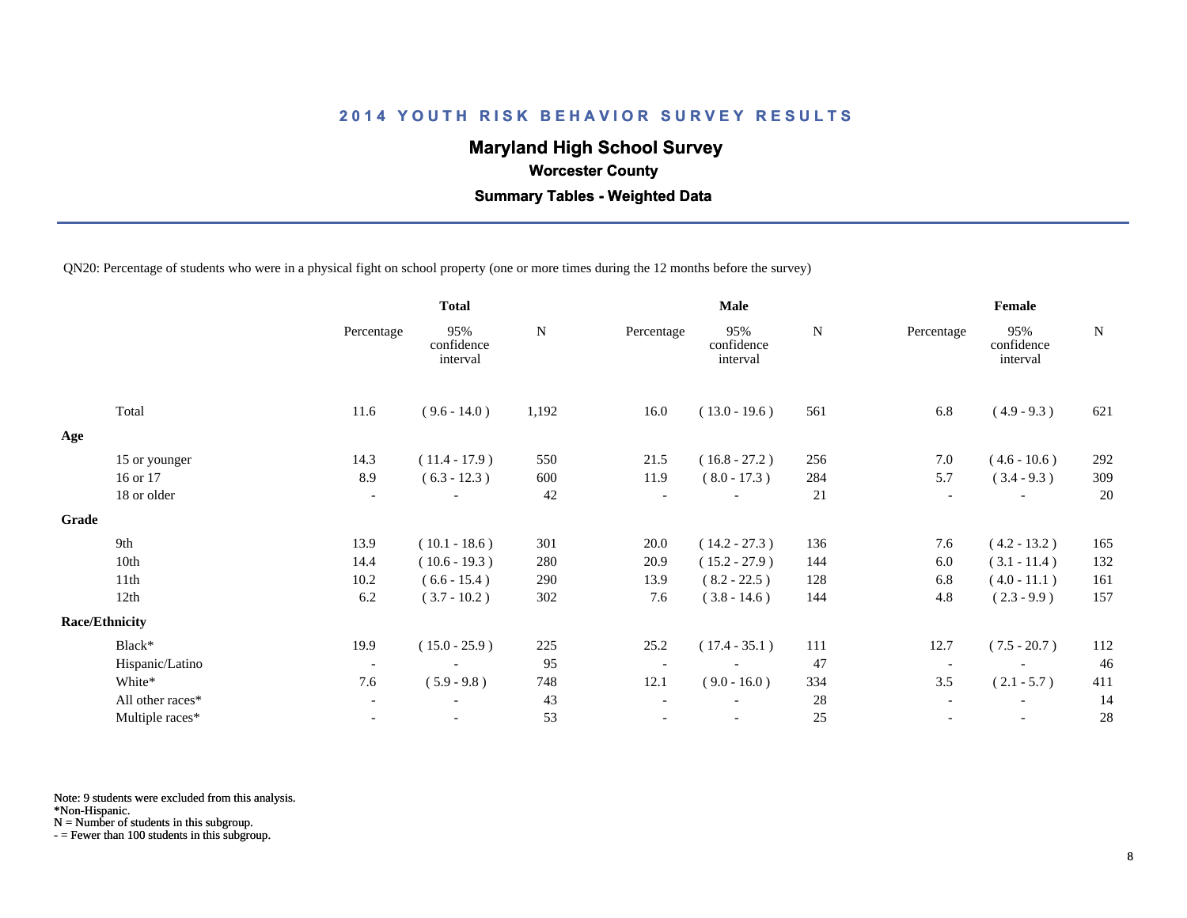# 2014 YOUTH RISK BEHAVIOR SURVEY RESULTS

## Maryland High School Survey

### Worcester County

### Summary Tables - Weighted Data

QN20: Percentage of students who were in a physical fight on school property (one or more times during the 12 months before the survey)

| | Total | | | Male | | | Female | | |
|---|---|---|---|---|---|---|---|---|---|
| | Percentage | 95% confidence interval | N | Percentage | 95% confidence interval | N | Percentage | 95% confidence interval | N |
| Total | 11.6 | ( 9.6 - 14.0 ) | 1,192 | 16.0 | ( 13.0 - 19.6 ) | 561 | 6.8 | ( 4.9 - 9.3 ) | 621 |
| **Age** | | | | | | | | | |
| 15 or younger | 14.3 | ( 11.4 - 17.9 ) | 550 | 21.5 | ( 16.8 - 27.2 ) | 256 | 7.0 | ( 4.6 - 10.6 ) | 292 |
| 16 or 17 | 8.9 | ( 6.3 - 12.3 ) | 600 | 11.9 | ( 8.0 - 17.3 ) | 284 | 5.7 | ( 3.4 - 9.3 ) | 309 |
| 18 or older | - | - | 42 | - | - | 21 | - | - | 20 |
| **Grade** | | | | | | | | | |
| 9th | 13.9 | ( 10.1 - 18.6 ) | 301 | 20.0 | ( 14.2 - 27.3 ) | 136 | 7.6 | ( 4.2 - 13.2 ) | 165 |
| 10th | 14.4 | ( 10.6 - 19.3 ) | 280 | 20.9 | ( 15.2 - 27.9 ) | 144 | 6.0 | ( 3.1 - 11.4 ) | 132 |
| 11th | 10.2 | ( 6.6 - 15.4 ) | 290 | 13.9 | ( 8.2 - 22.5 ) | 128 | 6.8 | ( 4.0 - 11.1 ) | 161 |
| 12th | 6.2 | ( 3.7 - 10.2 ) | 302 | 7.6 | ( 3.8 - 14.6 ) | 144 | 4.8 | ( 2.3 - 9.9 ) | 157 |
| **Race/Ethnicity** | | | | | | | | | |
| Black* | 19.9 | ( 15.0 - 25.9 ) | 225 | 25.2 | ( 17.4 - 35.1 ) | 111 | 12.7 | ( 7.5 - 20.7 ) | 112 |
| Hispanic/Latino | - | - | 95 | - | - | 47 | - | - | 46 |
| White* | 7.6 | ( 5.9 - 9.8 ) | 748 | 12.1 | ( 9.0 - 16.0 ) | 334 | 3.5 | ( 2.1 - 5.7 ) | 411 |
| All other races* | - | - | 43 | - | - | 28 | - | - | 14 |
| Multiple races* | - | - | 53 | - | - | 25 | - | - | 28 |

Note: 9 students were excluded from this analysis.
*Non-Hispanic.
N = Number of students in this subgroup.
- = Fewer than 100 students in this subgroup.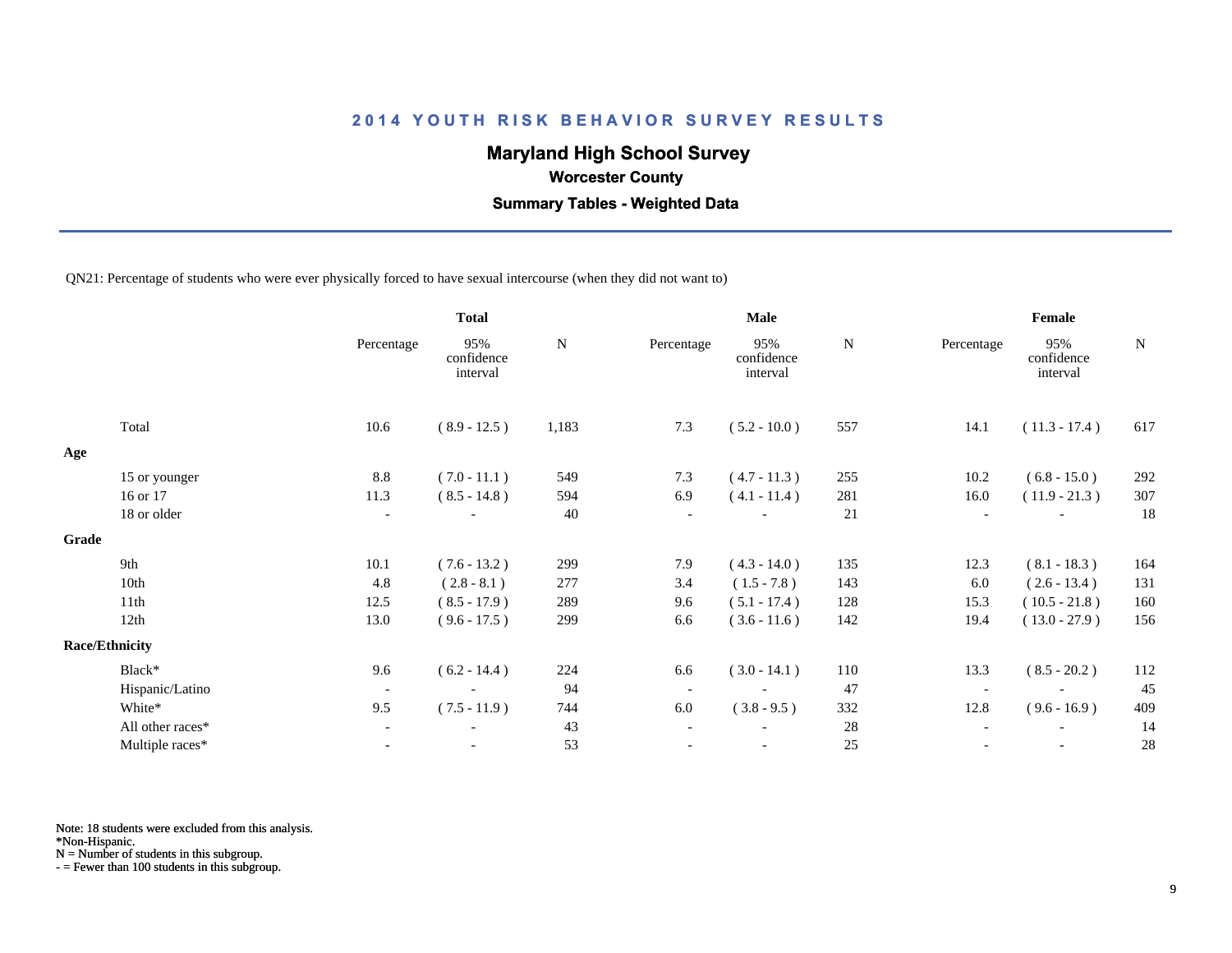## 2014 YOUTH RISK BEHAVIOR SURVEY RESULTS

### Maryland High School Survey

**Worcester County**

**Summary Tables - Weighted Data**

QN21: Percentage of students who were ever physically forced to have sexual intercourse (when they did not want to)

| | Total | | | Male | | | Female | | |
|---|---|---|---|---|---|---|---|---|---|
| | Percentage | 95% confidence interval | N | Percentage | 95% confidence interval | N | Percentage | 95% confidence interval | N |
| Total | 10.6 | ( 8.9 - 12.5 ) | 1,183 | 7.3 | ( 5.2 - 10.0 ) | 557 | 14.1 | ( 11.3 - 17.4 ) | 617 |
| **Age** | | | | | | | | | |
| 15 or younger | 8.8 | ( 7.0 - 11.1 ) | 549 | 7.3 | ( 4.7 - 11.3 ) | 255 | 10.2 | ( 6.8 - 15.0 ) | 292 |
| 16 or 17 | 11.3 | ( 8.5 - 14.8 ) | 594 | 6.9 | ( 4.1 - 11.4 ) | 281 | 16.0 | ( 11.9 - 21.3 ) | 307 |
| 18 or older | - | - | 40 | - | - | 21 | - | - | 18 |
| **Grade** | | | | | | | | | |
| 9th | 10.1 | ( 7.6 - 13.2 ) | 299 | 7.9 | ( 4.3 - 14.0 ) | 135 | 12.3 | ( 8.1 - 18.3 ) | 164 |
| 10th | 4.8 | ( 2.8 - 8.1 ) | 277 | 3.4 | ( 1.5 - 7.8 ) | 143 | 6.0 | ( 2.6 - 13.4 ) | 131 |
| 11th | 12.5 | ( 8.5 - 17.9 ) | 289 | 9.6 | ( 5.1 - 17.4 ) | 128 | 15.3 | ( 10.5 - 21.8 ) | 160 |
| 12th | 13.0 | ( 9.6 - 17.5 ) | 299 | 6.6 | ( 3.6 - 11.6 ) | 142 | 19.4 | ( 13.0 - 27.9 ) | 156 |
| **Race/Ethnicity** | | | | | | | | | |
| Black* | 9.6 | ( 6.2 - 14.4 ) | 224 | 6.6 | ( 3.0 - 14.1 ) | 110 | 13.3 | ( 8.5 - 20.2 ) | 112 |
| Hispanic/Latino | - | - | 94 | - | - | 47 | - | - | 45 |
| White* | 9.5 | ( 7.5 - 11.9 ) | 744 | 6.0 | ( 3.8 - 9.5 ) | 332 | 12.8 | ( 9.6 - 16.9 ) | 409 |
| All other races* | - | - | 43 | - | - | 28 | - | - | 14 |
| Multiple races* | - | - | 53 | - | - | 25 | - | - | 28 |

Note: 18 students were excluded from this analysis.
*Non-Hispanic.
N = Number of students in this subgroup.
- = Fewer than 100 students in this subgroup.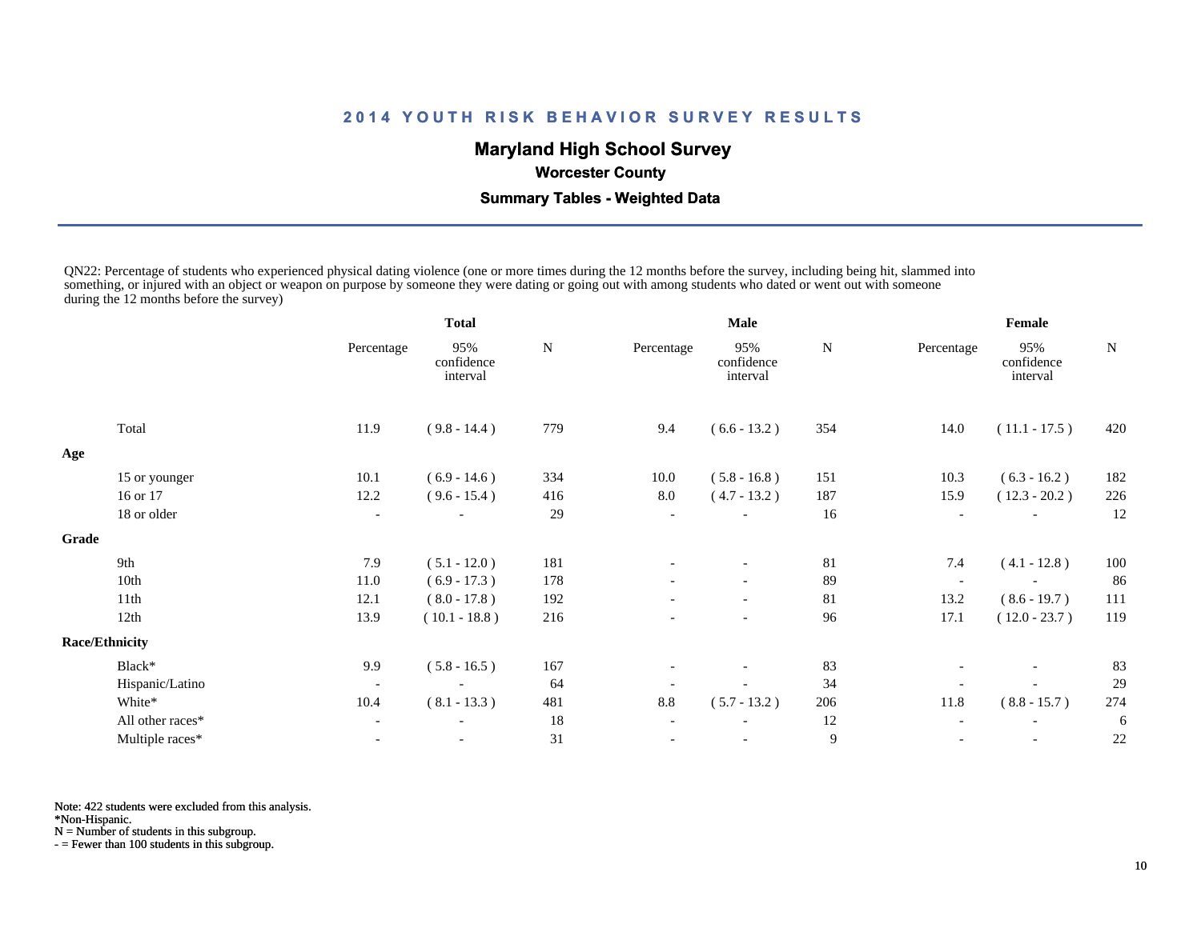## 2014 YOUTH RISK BEHAVIOR SURVEY RESULTS

### Maryland High School Survey

**Worcester County**

**Summary Tables - Weighted Data**

QN22: Percentage of students who experienced physical dating violence (one or more times during the 12 months before the survey, including being hit, slammed into something, or injured with an object or weapon on purpose by someone they were dating or going out with among students who dated or went out with someone during the 12 months before the survey)

| | Total | | | Male | | | Female | | |
|---|---|---|---|---|---|---|---|---|---|
| | Percentage | 95% confidence interval | N | Percentage | 95% confidence interval | N | Percentage | 95% confidence interval | N |
| Total | 11.9 | ( 9.8 - 14.4 ) | 779 | 9.4 | ( 6.6 - 13.2 ) | 354 | 14.0 | ( 11.1 - 17.5 ) | 420 |
| **Age** | | | | | | | | | |
| 15 or younger | 10.1 | ( 6.9 - 14.6 ) | 334 | 10.0 | ( 5.8 - 16.8 ) | 151 | 10.3 | ( 6.3 - 16.2 ) | 182 |
| 16 or 17 | 12.2 | ( 9.6 - 15.4 ) | 416 | 8.0 | ( 4.7 - 13.2 ) | 187 | 15.9 | ( 12.3 - 20.2 ) | 226 |
| 18 or older | - | - | 29 | - | - | 16 | - | - | 12 |
| **Grade** | | | | | | | | | |
| 9th | 7.9 | ( 5.1 - 12.0 ) | 181 | - | - | 81 | 7.4 | ( 4.1 - 12.8 ) | 100 |
| 10th | 11.0 | ( 6.9 - 17.3 ) | 178 | - | - | 89 | - | - | 86 |
| 11th | 12.1 | ( 8.0 - 17.8 ) | 192 | - | - | 81 | 13.2 | ( 8.6 - 19.7 ) | 111 |
| 12th | 13.9 | ( 10.1 - 18.8 ) | 216 | - | - | 96 | 17.1 | ( 12.0 - 23.7 ) | 119 |
| **Race/Ethnicity** | | | | | | | | | |
| Black* | 9.9 | ( 5.8 - 16.5 ) | 167 | - | - | 83 | - | - | 83 |
| Hispanic/Latino | - | - | 64 | - | - | 34 | - | - | 29 |
| White* | 10.4 | ( 8.1 - 13.3 ) | 481 | 8.8 | ( 5.7 - 13.2 ) | 206 | 11.8 | ( 8.8 - 15.7 ) | 274 |
| All other races* | - | - | 18 | - | - | 12 | - | - | 6 |
| Multiple races* | - | - | 31 | - | - | 9 | - | - | 22 |

Note: 422 students were excluded from this analysis.
*Non-Hispanic.
N = Number of students in this subgroup.
- = Fewer than 100 students in this subgroup.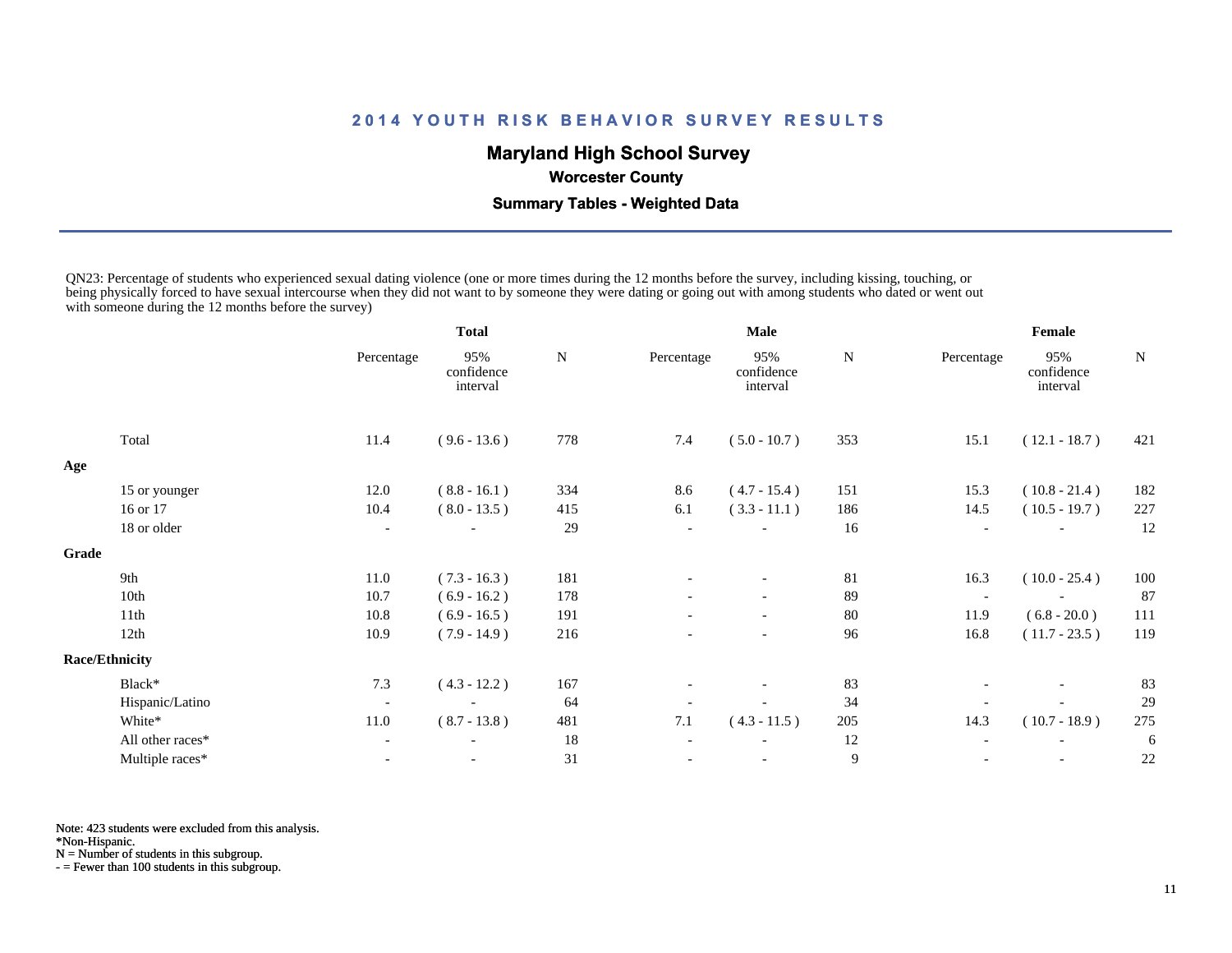# 2014 YOUTH RISK BEHAVIOR SURVEY RESULTS

## Maryland High School Survey

### Worcester County

### Summary Tables - Weighted Data

QN23: Percentage of students who experienced sexual dating violence (one or more times during the 12 months before the survey, including kissing, touching, or being physically forced to have sexual intercourse when they did not want to by someone they were dating or going out with among students who dated or went out with someone during the 12 months before the survey)

| | Total | | | Male | | | Female | | |
|---|---|---|---|---|---|---|---|---|---|
| | Percentage | 95% confidence interval | N | Percentage | 95% confidence interval | N | Percentage | 95% confidence interval | N |
| Total | 11.4 | ( 9.6 - 13.6 ) | 778 | 7.4 | ( 5.0 - 10.7 ) | 353 | 15.1 | ( 12.1 - 18.7 ) | 421 |
| **Age** | | | | | | | | | |
| 15 or younger | 12.0 | ( 8.8 - 16.1 ) | 334 | 8.6 | ( 4.7 - 15.4 ) | 151 | 15.3 | ( 10.8 - 21.4 ) | 182 |
| 16 or 17 | 10.4 | ( 8.0 - 13.5 ) | 415 | 6.1 | ( 3.3 - 11.1 ) | 186 | 14.5 | ( 10.5 - 19.7 ) | 227 |
| 18 or older | - | - | 29 | - | - | 16 | - | - | 12 |
| **Grade** | | | | | | | | | |
| 9th | 11.0 | ( 7.3 - 16.3 ) | 181 | - | - | 81 | 16.3 | ( 10.0 - 25.4 ) | 100 |
| 10th | 10.7 | ( 6.9 - 16.2 ) | 178 | - | - | 89 | - | - | 87 |
| 11th | 10.8 | ( 6.9 - 16.5 ) | 191 | - | - | 80 | 11.9 | ( 6.8 - 20.0 ) | 111 |
| 12th | 10.9 | ( 7.9 - 14.9 ) | 216 | - | - | 96 | 16.8 | ( 11.7 - 23.5 ) | 119 |
| **Race/Ethnicity** | | | | | | | | | |
| Black* | 7.3 | ( 4.3 - 12.2 ) | 167 | - | - | 83 | - | - | 83 |
| Hispanic/Latino | - | - | 64 | - | - | 34 | - | - | 29 |
| White* | 11.0 | ( 8.7 - 13.8 ) | 481 | 7.1 | ( 4.3 - 11.5 ) | 205 | 14.3 | ( 10.7 - 18.9 ) | 275 |
| All other races* | - | - | 18 | - | - | 12 | - | - | 6 |
| Multiple races* | - | - | 31 | - | - | 9 | - | - | 22 |

Note: 423 students were excluded from this analysis.
*Non-Hispanic.
N = Number of students in this subgroup.
- = Fewer than 100 students in this subgroup.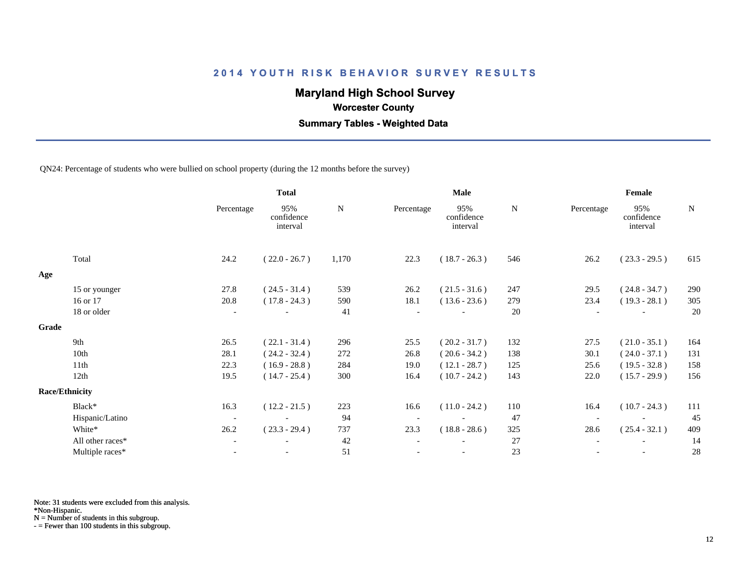## 2014 YOUTH RISK BEHAVIOR SURVEY RESULTS

### Maryland High School Survey

**Worcester County**

**Summary Tables - Weighted Data**

QN24: Percentage of students who were bullied on school property (during the 12 months before the survey)

| | Total | | | Male | | | Female | | |
|---|---|---|---|---|---|---|---|---|---|
| | Percentage | 95% confidence interval | N | Percentage | 95% confidence interval | N | Percentage | 95% confidence interval | N |
| Total | 24.2 | ( 22.0 - 26.7 ) | 1,170 | 22.3 | ( 18.7 - 26.3 ) | 546 | 26.2 | ( 23.3 - 29.5 ) | 615 |
| **Age** | | | | | | | | | |
| 15 or younger | 27.8 | ( 24.5 - 31.4 ) | 539 | 26.2 | ( 21.5 - 31.6 ) | 247 | 29.5 | ( 24.8 - 34.7 ) | 290 |
| 16 or 17 | 20.8 | ( 17.8 - 24.3 ) | 590 | 18.1 | ( 13.6 - 23.6 ) | 279 | 23.4 | ( 19.3 - 28.1 ) | 305 |
| 18 or older | - | - | 41 | - | - | 20 | - | - | 20 |
| **Grade** | | | | | | | | | |
| 9th | 26.5 | ( 22.1 - 31.4 ) | 296 | 25.5 | ( 20.2 - 31.7 ) | 132 | 27.5 | ( 21.0 - 35.1 ) | 164 |
| 10th | 28.1 | ( 24.2 - 32.4 ) | 272 | 26.8 | ( 20.6 - 34.2 ) | 138 | 30.1 | ( 24.0 - 37.1 ) | 131 |
| 11th | 22.3 | ( 16.9 - 28.8 ) | 284 | 19.0 | ( 12.1 - 28.7 ) | 125 | 25.6 | ( 19.5 - 32.8 ) | 158 |
| 12th | 19.5 | ( 14.7 - 25.4 ) | 300 | 16.4 | ( 10.7 - 24.2 ) | 143 | 22.0 | ( 15.7 - 29.9 ) | 156 |
| **Race/Ethnicity** | | | | | | | | | |
| Black* | 16.3 | ( 12.2 - 21.5 ) | 223 | 16.6 | ( 11.0 - 24.2 ) | 110 | 16.4 | ( 10.7 - 24.3 ) | 111 |
| Hispanic/Latino | - | - | 94 | - | - | 47 | - | - | 45 |
| White* | 26.2 | ( 23.3 - 29.4 ) | 737 | 23.3 | ( 18.8 - 28.6 ) | 325 | 28.6 | ( 25.4 - 32.1 ) | 409 |
| All other races* | - | - | 42 | - | - | 27 | - | - | 14 |
| Multiple races* | - | - | 51 | - | - | 23 | - | - | 28 |

Note: 31 students were excluded from this analysis.
*Non-Hispanic.
N = Number of students in this subgroup.
- = Fewer than 100 students in this subgroup.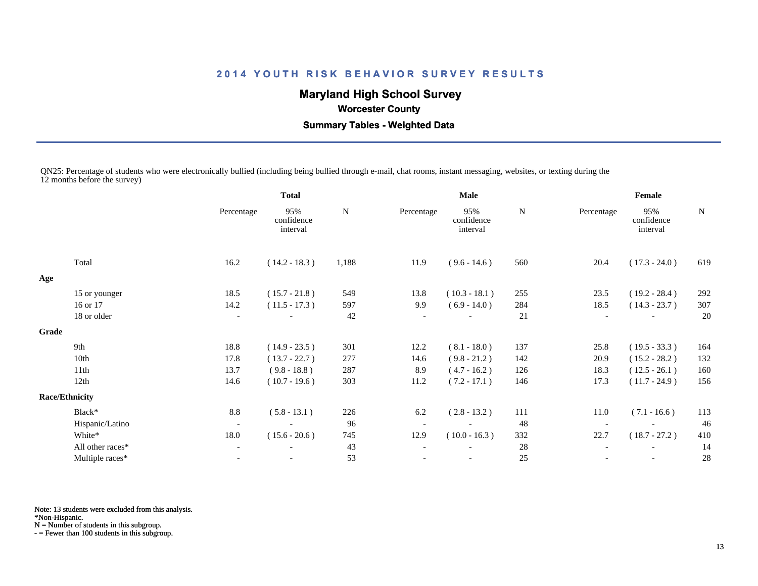# 2014 YOUTH RISK BEHAVIOR SURVEY RESULTS

## Maryland High School Survey

### Worcester County

### Summary Tables - Weighted Data

QN25: Percentage of students who were electronically bullied (including being bullied through e-mail, chat rooms, instant messaging, websites, or texting during the 12 months before the survey)

| | Total | | | Male | | | Female | | |
|---|---|---|---|---|---|---|---|---|---|
| | Percentage | 95% confidence interval | N | Percentage | 95% confidence interval | N | Percentage | 95% confidence interval | N |
| Total | 16.2 | ( 14.2 - 18.3 ) | 1,188 | 11.9 | ( 9.6 - 14.6 ) | 560 | 20.4 | ( 17.3 - 24.0 ) | 619 |
| **Age** | | | | | | | | | |
| 15 or younger | 18.5 | ( 15.7 - 21.8 ) | 549 | 13.8 | ( 10.3 - 18.1 ) | 255 | 23.5 | ( 19.2 - 28.4 ) | 292 |
| 16 or 17 | 14.2 | ( 11.5 - 17.3 ) | 597 | 9.9 | ( 6.9 - 14.0 ) | 284 | 18.5 | ( 14.3 - 23.7 ) | 307 |
| 18 or older | - | - | 42 | - | - | 21 | - | - | 20 |
| **Grade** | | | | | | | | | |
| 9th | 18.8 | ( 14.9 - 23.5 ) | 301 | 12.2 | ( 8.1 - 18.0 ) | 137 | 25.8 | ( 19.5 - 33.3 ) | 164 |
| 10th | 17.8 | ( 13.7 - 22.7 ) | 277 | 14.6 | ( 9.8 - 21.2 ) | 142 | 20.9 | ( 15.2 - 28.2 ) | 132 |
| 11th | 13.7 | ( 9.8 - 18.8 ) | 287 | 8.9 | ( 4.7 - 16.2 ) | 126 | 18.3 | ( 12.5 - 26.1 ) | 160 |
| 12th | 14.6 | ( 10.7 - 19.6 ) | 303 | 11.2 | ( 7.2 - 17.1 ) | 146 | 17.3 | ( 11.7 - 24.9 ) | 156 |
| **Race/Ethnicity** | | | | | | | | | |
| Black* | 8.8 | ( 5.8 - 13.1 ) | 226 | 6.2 | ( 2.8 - 13.2 ) | 111 | 11.0 | ( 7.1 - 16.6 ) | 113 |
| Hispanic/Latino | - | - | 96 | - | - | 48 | - | - | 46 |
| White* | 18.0 | ( 15.6 - 20.6 ) | 745 | 12.9 | ( 10.0 - 16.3 ) | 332 | 22.7 | ( 18.7 - 27.2 ) | 410 |
| All other races* | - | - | 43 | - | - | 28 | - | - | 14 |
| Multiple races* | - | - | 53 | - | - | 25 | - | - | 28 |

Note: 13 students were excluded from this analysis.
*Non-Hispanic.
N = Number of students in this subgroup.
- = Fewer than 100 students in this subgroup.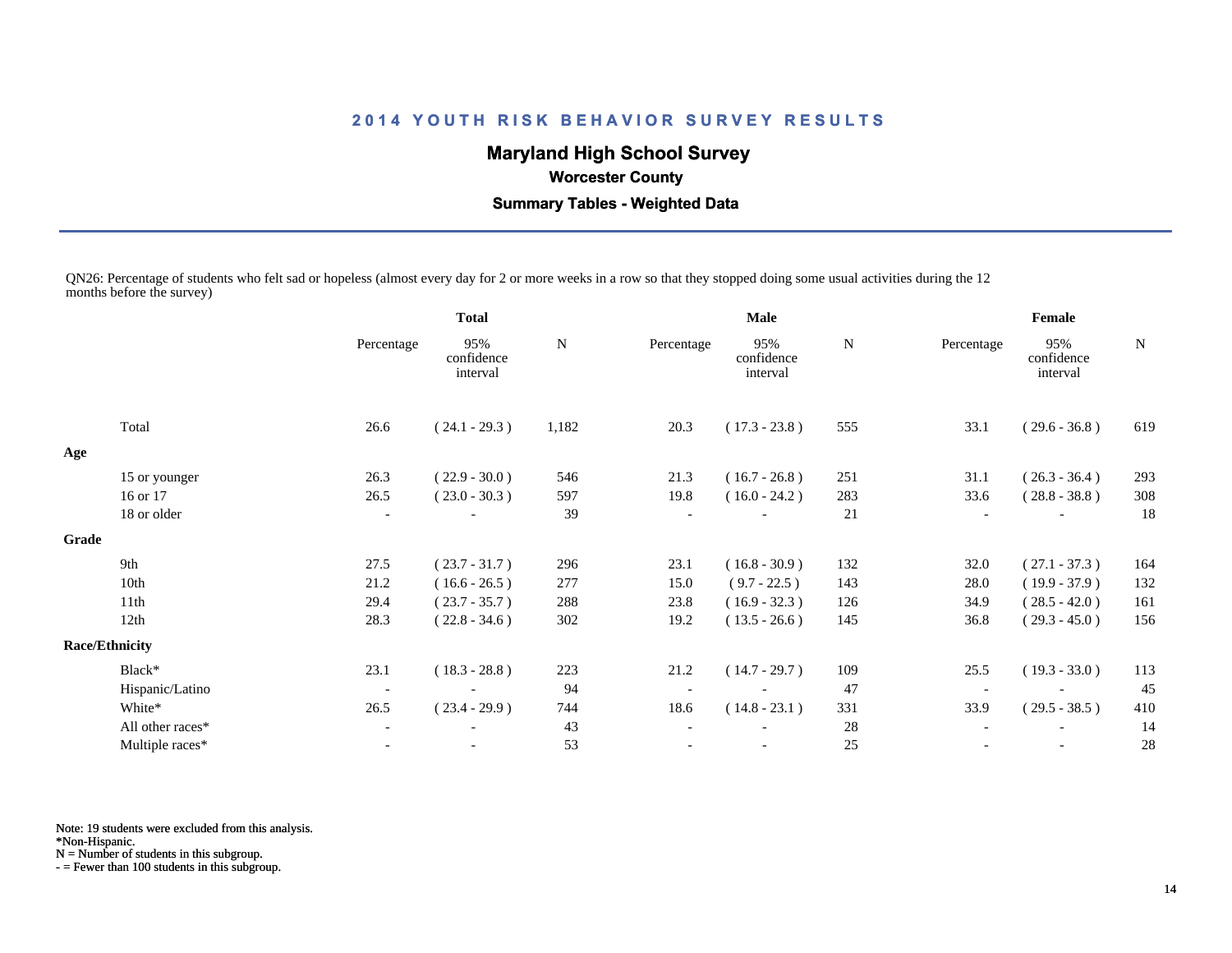# 2014 YOUTH RISK BEHAVIOR SURVEY RESULTS

## Maryland High School Survey

### Worcester County

### Summary Tables - Weighted Data

QN26: Percentage of students who felt sad or hopeless (almost every day for 2 or more weeks in a row so that they stopped doing some usual activities during the 12 months before the survey)

| | Total | | | Male | | | Female | | |
|---|---|---|---|---|---|---|---|---|---|
| | Percentage | 95% confidence interval | N | Percentage | 95% confidence interval | N | Percentage | 95% confidence interval | N |
| Total | 26.6 | ( 24.1 - 29.3 ) | 1,182 | 20.3 | ( 17.3 - 23.8 ) | 555 | 33.1 | ( 29.6 - 36.8 ) | 619 |
| **Age** | | | | | | | | | |
| 15 or younger | 26.3 | ( 22.9 - 30.0 ) | 546 | 21.3 | ( 16.7 - 26.8 ) | 251 | 31.1 | ( 26.3 - 36.4 ) | 293 |
| 16 or 17 | 26.5 | ( 23.0 - 30.3 ) | 597 | 19.8 | ( 16.0 - 24.2 ) | 283 | 33.6 | ( 28.8 - 38.8 ) | 308 |
| 18 or older | - | - | 39 | - | - | 21 | - | - | 18 |
| **Grade** | | | | | | | | | |
| 9th | 27.5 | ( 23.7 - 31.7 ) | 296 | 23.1 | ( 16.8 - 30.9 ) | 132 | 32.0 | ( 27.1 - 37.3 ) | 164 |
| 10th | 21.2 | ( 16.6 - 26.5 ) | 277 | 15.0 | ( 9.7 - 22.5 ) | 143 | 28.0 | ( 19.9 - 37.9 ) | 132 |
| 11th | 29.4 | ( 23.7 - 35.7 ) | 288 | 23.8 | ( 16.9 - 32.3 ) | 126 | 34.9 | ( 28.5 - 42.0 ) | 161 |
| 12th | 28.3 | ( 22.8 - 34.6 ) | 302 | 19.2 | ( 13.5 - 26.6 ) | 145 | 36.8 | ( 29.3 - 45.0 ) | 156 |
| **Race/Ethnicity** | | | | | | | | | |
| Black* | 23.1 | ( 18.3 - 28.8 ) | 223 | 21.2 | ( 14.7 - 29.7 ) | 109 | 25.5 | ( 19.3 - 33.0 ) | 113 |
| Hispanic/Latino | - | - | 94 | - | - | 47 | - | - | 45 |
| White* | 26.5 | ( 23.4 - 29.9 ) | 744 | 18.6 | ( 14.8 - 23.1 ) | 331 | 33.9 | ( 29.5 - 38.5 ) | 410 |
| All other races* | - | - | 43 | - | - | 28 | - | - | 14 |
| Multiple races* | - | - | 53 | - | - | 25 | - | - | 28 |

Note: 19 students were excluded from this analysis.
*Non-Hispanic.
N = Number of students in this subgroup.
- = Fewer than 100 students in this subgroup.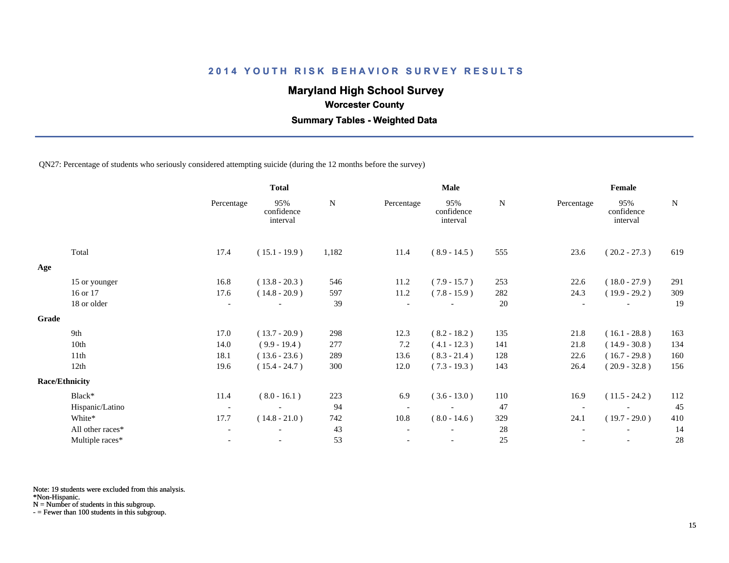## 2014 YOUTH RISK BEHAVIOR SURVEY RESULTS

### Maryland High School Survey

**Worcester County**

**Summary Tables - Weighted Data**

QN27: Percentage of students who seriously considered attempting suicide (during the 12 months before the survey)

| | Total | | | Male | | | Female | | |
|---|---|---|---|---|---|---|---|---|---|
| | Percentage | 95% confidence interval | N | Percentage | 95% confidence interval | N | Percentage | 95% confidence interval | N |
| Total | 17.4 | ( 15.1 - 19.9 ) | 1,182 | 11.4 | ( 8.9 - 14.5 ) | 555 | 23.6 | ( 20.2 - 27.3 ) | 619 |
| **Age** | | | | | | | | | |
| 15 or younger | 16.8 | ( 13.8 - 20.3 ) | 546 | 11.2 | ( 7.9 - 15.7 ) | 253 | 22.6 | ( 18.0 - 27.9 ) | 291 |
| 16 or 17 | 17.6 | ( 14.8 - 20.9 ) | 597 | 11.2 | ( 7.8 - 15.9 ) | 282 | 24.3 | ( 19.9 - 29.2 ) | 309 |
| 18 or older | - | - | 39 | - | - | 20 | - | - | 19 |
| **Grade** | | | | | | | | | |
| 9th | 17.0 | ( 13.7 - 20.9 ) | 298 | 12.3 | ( 8.2 - 18.2 ) | 135 | 21.8 | ( 16.1 - 28.8 ) | 163 |
| 10th | 14.0 | ( 9.9 - 19.4 ) | 277 | 7.2 | ( 4.1 - 12.3 ) | 141 | 21.8 | ( 14.9 - 30.8 ) | 134 |
| 11th | 18.1 | ( 13.6 - 23.6 ) | 289 | 13.6 | ( 8.3 - 21.4 ) | 128 | 22.6 | ( 16.7 - 29.8 ) | 160 |
| 12th | 19.6 | ( 15.4 - 24.7 ) | 300 | 12.0 | ( 7.3 - 19.3 ) | 143 | 26.4 | ( 20.9 - 32.8 ) | 156 |
| **Race/Ethnicity** | | | | | | | | | |
| Black* | 11.4 | ( 8.0 - 16.1 ) | 223 | 6.9 | ( 3.6 - 13.0 ) | 110 | 16.9 | ( 11.5 - 24.2 ) | 112 |
| Hispanic/Latino | - | - | 94 | - | - | 47 | - | - | 45 |
| White* | 17.7 | ( 14.8 - 21.0 ) | 742 | 10.8 | ( 8.0 - 14.6 ) | 329 | 24.1 | ( 19.7 - 29.0 ) | 410 |
| All other races* | - | - | 43 | - | - | 28 | - | - | 14 |
| Multiple races* | - | - | 53 | - | - | 25 | - | - | 28 |

Note: 19 students were excluded from this analysis.
*Non-Hispanic.
N = Number of students in this subgroup.
- = Fewer than 100 students in this subgroup.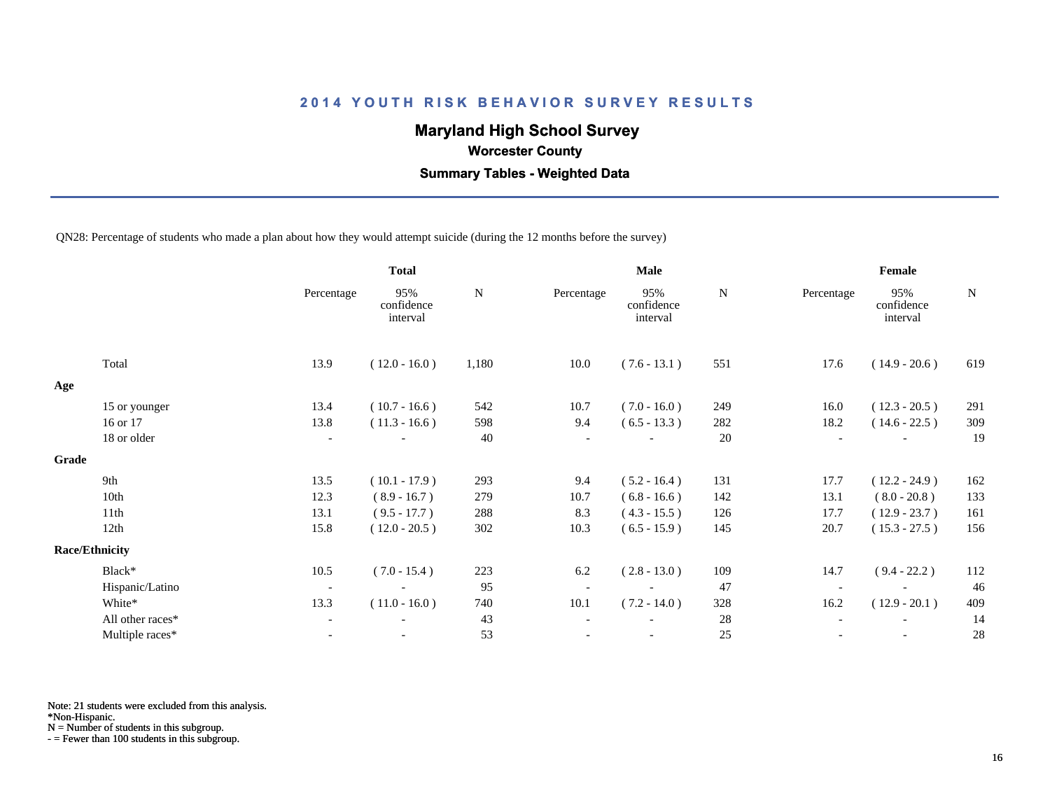# 2014 YOUTH RISK BEHAVIOR SURVEY RESULTS

## Maryland High School Survey

### Worcester County

### Summary Tables - Weighted Data

QN28: Percentage of students who made a plan about how they would attempt suicide (during the 12 months before the survey)

| | Total | | | Male | | | Female | | |
|---|---|---|---|---|---|---|---|---|---|
| | Percentage | 95% confidence interval | N | Percentage | 95% confidence interval | N | Percentage | 95% confidence interval | N |
| Total | 13.9 | ( 12.0 - 16.0 ) | 1,180 | 10.0 | ( 7.6 - 13.1 ) | 551 | 17.6 | ( 14.9 - 20.6 ) | 619 |
| **Age** | | | | | | | | | |
| 15 or younger | 13.4 | ( 10.7 - 16.6 ) | 542 | 10.7 | ( 7.0 - 16.0 ) | 249 | 16.0 | ( 12.3 - 20.5 ) | 291 |
| 16 or 17 | 13.8 | ( 11.3 - 16.6 ) | 598 | 9.4 | ( 6.5 - 13.3 ) | 282 | 18.2 | ( 14.6 - 22.5 ) | 309 |
| 18 or older | - | - | 40 | - | - | 20 | - | - | 19 |
| **Grade** | | | | | | | | | |
| 9th | 13.5 | ( 10.1 - 17.9 ) | 293 | 9.4 | ( 5.2 - 16.4 ) | 131 | 17.7 | ( 12.2 - 24.9 ) | 162 |
| 10th | 12.3 | ( 8.9 - 16.7 ) | 279 | 10.7 | ( 6.8 - 16.6 ) | 142 | 13.1 | ( 8.0 - 20.8 ) | 133 |
| 11th | 13.1 | ( 9.5 - 17.7 ) | 288 | 8.3 | ( 4.3 - 15.5 ) | 126 | 17.7 | ( 12.9 - 23.7 ) | 161 |
| 12th | 15.8 | ( 12.0 - 20.5 ) | 302 | 10.3 | ( 6.5 - 15.9 ) | 145 | 20.7 | ( 15.3 - 27.5 ) | 156 |
| **Race/Ethnicity** | | | | | | | | | |
| Black* | 10.5 | ( 7.0 - 15.4 ) | 223 | 6.2 | ( 2.8 - 13.0 ) | 109 | 14.7 | ( 9.4 - 22.2 ) | 112 |
| Hispanic/Latino | - | - | 95 | - | - | 47 | - | - | 46 |
| White* | 13.3 | ( 11.0 - 16.0 ) | 740 | 10.1 | ( 7.2 - 14.0 ) | 328 | 16.2 | ( 12.9 - 20.1 ) | 409 |
| All other races* | - | - | 43 | - | - | 28 | - | - | 14 |
| Multiple races* | - | - | 53 | - | - | 25 | - | - | 28 |

Note: 21 students were excluded from this analysis.
*Non-Hispanic.
N = Number of students in this subgroup.
- = Fewer than 100 students in this subgroup.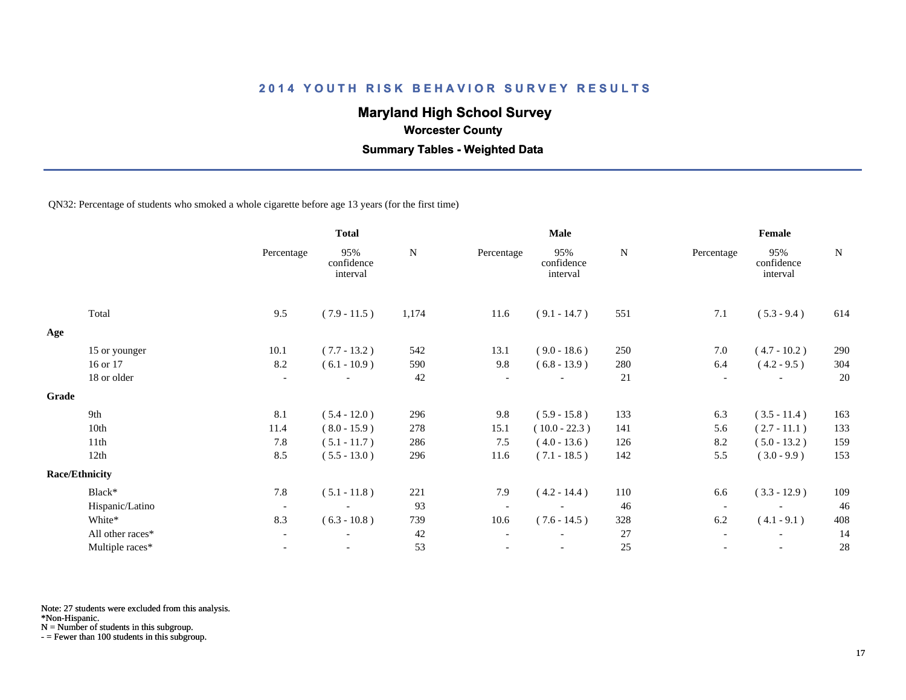# 2014 YOUTH RISK BEHAVIOR SURVEY RESULTS

## Maryland High School Survey

### Worcester County

### Summary Tables - Weighted Data

QN32: Percentage of students who smoked a whole cigarette before age 13 years (for the first time)

| | Total | | | Male | | | Female | | |
|---|---|---|---|---|---|---|---|---|---|
| | Percentage | 95% confidence interval | N | Percentage | 95% confidence interval | N | Percentage | 95% confidence interval | N |
| Total | 9.5 | ( 7.9 - 11.5 ) | 1,174 | 11.6 | ( 9.1 - 14.7 ) | 551 | 7.1 | ( 5.3 - 9.4 ) | 614 |
| **Age** | | | | | | | | | |
| 15 or younger | 10.1 | ( 7.7 - 13.2 ) | 542 | 13.1 | ( 9.0 - 18.6 ) | 250 | 7.0 | ( 4.7 - 10.2 ) | 290 |
| 16 or 17 | 8.2 | ( 6.1 - 10.9 ) | 590 | 9.8 | ( 6.8 - 13.9 ) | 280 | 6.4 | ( 4.2 - 9.5 ) | 304 |
| 18 or older | - | - | 42 | - | - | 21 | - | - | 20 |
| **Grade** | | | | | | | | | |
| 9th | 8.1 | ( 5.4 - 12.0 ) | 296 | 9.8 | ( 5.9 - 15.8 ) | 133 | 6.3 | ( 3.5 - 11.4 ) | 163 |
| 10th | 11.4 | ( 8.0 - 15.9 ) | 278 | 15.1 | ( 10.0 - 22.3 ) | 141 | 5.6 | ( 2.7 - 11.1 ) | 133 |
| 11th | 7.8 | ( 5.1 - 11.7 ) | 286 | 7.5 | ( 4.0 - 13.6 ) | 126 | 8.2 | ( 5.0 - 13.2 ) | 159 |
| 12th | 8.5 | ( 5.5 - 13.0 ) | 296 | 11.6 | ( 7.1 - 18.5 ) | 142 | 5.5 | ( 3.0 - 9.9 ) | 153 |
| **Race/Ethnicity** | | | | | | | | | |
| Black* | 7.8 | ( 5.1 - 11.8 ) | 221 | 7.9 | ( 4.2 - 14.4 ) | 110 | 6.6 | ( 3.3 - 12.9 ) | 109 |
| Hispanic/Latino | - | - | 93 | - | - | 46 | - | - | 46 |
| White* | 8.3 | ( 6.3 - 10.8 ) | 739 | 10.6 | ( 7.6 - 14.5 ) | 328 | 6.2 | ( 4.1 - 9.1 ) | 408 |
| All other races* | - | - | 42 | - | - | 27 | - | - | 14 |
| Multiple races* | - | - | 53 | - | - | 25 | - | - | 28 |

Note: 27 students were excluded from this analysis.
*Non-Hispanic.
N = Number of students in this subgroup.
- = Fewer than 100 students in this subgroup.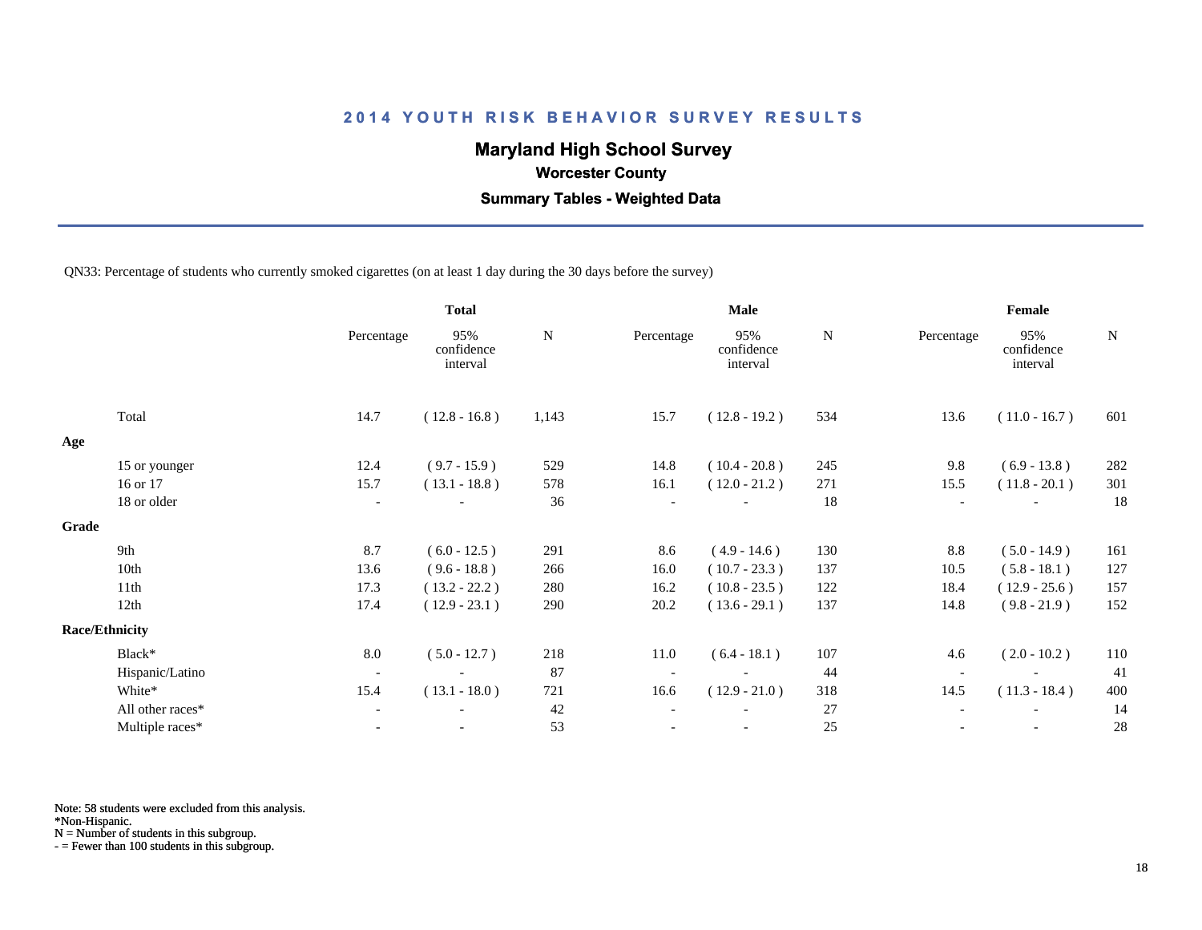## 2014 YOUTH RISK BEHAVIOR SURVEY RESULTS

### Maryland High School Survey

**Worcester County**

**Summary Tables - Weighted Data**

QN33: Percentage of students who currently smoked cigarettes (on at least 1 day during the 30 days before the survey)

| | Total | | | Male | | | Female | | |
|---|---|---|---|---|---|---|---|---|---|
| | Percentage | 95% confidence interval | N | Percentage | 95% confidence interval | N | Percentage | 95% confidence interval | N |
| Total | 14.7 | ( 12.8 - 16.8 ) | 1,143 | 15.7 | ( 12.8 - 19.2 ) | 534 | 13.6 | ( 11.0 - 16.7 ) | 601 |
| **Age** | | | | | | | | | |
| 15 or younger | 12.4 | ( 9.7 - 15.9 ) | 529 | 14.8 | ( 10.4 - 20.8 ) | 245 | 9.8 | ( 6.9 - 13.8 ) | 282 |
| 16 or 17 | 15.7 | ( 13.1 - 18.8 ) | 578 | 16.1 | ( 12.0 - 21.2 ) | 271 | 15.5 | ( 11.8 - 20.1 ) | 301 |
| 18 or older | - | - | 36 | - | - | 18 | - | - | 18 |
| **Grade** | | | | | | | | | |
| 9th | 8.7 | ( 6.0 - 12.5 ) | 291 | 8.6 | ( 4.9 - 14.6 ) | 130 | 8.8 | ( 5.0 - 14.9 ) | 161 |
| 10th | 13.6 | ( 9.6 - 18.8 ) | 266 | 16.0 | ( 10.7 - 23.3 ) | 137 | 10.5 | ( 5.8 - 18.1 ) | 127 |
| 11th | 17.3 | ( 13.2 - 22.2 ) | 280 | 16.2 | ( 10.8 - 23.5 ) | 122 | 18.4 | ( 12.9 - 25.6 ) | 157 |
| 12th | 17.4 | ( 12.9 - 23.1 ) | 290 | 20.2 | ( 13.6 - 29.1 ) | 137 | 14.8 | ( 9.8 - 21.9 ) | 152 |
| **Race/Ethnicity** | | | | | | | | | |
| Black* | 8.0 | ( 5.0 - 12.7 ) | 218 | 11.0 | ( 6.4 - 18.1 ) | 107 | 4.6 | ( 2.0 - 10.2 ) | 110 |
| Hispanic/Latino | - | - | 87 | - | - | 44 | - | - | 41 |
| White* | 15.4 | ( 13.1 - 18.0 ) | 721 | 16.6 | ( 12.9 - 21.0 ) | 318 | 14.5 | ( 11.3 - 18.4 ) | 400 |
| All other races* | - | - | 42 | - | - | 27 | - | - | 14 |
| Multiple races* | - | - | 53 | - | - | 25 | - | - | 28 |

Note: 58 students were excluded from this analysis.
*Non-Hispanic.
N = Number of students in this subgroup.
- = Fewer than 100 students in this subgroup.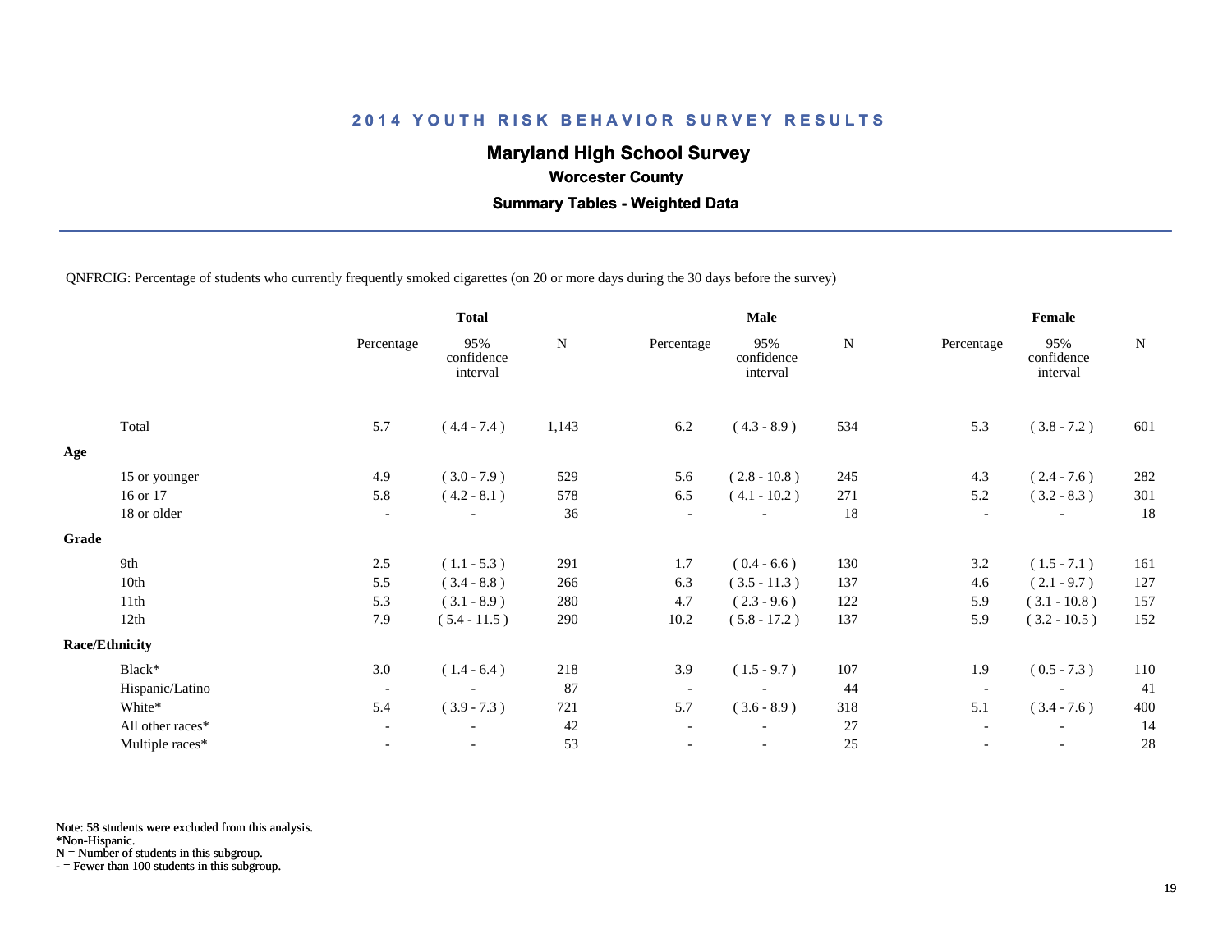# 2014 YOUTH RISK BEHAVIOR SURVEY RESULTS

## Maryland High School Survey

### Worcester County

### Summary Tables - Weighted Data

QNFRCIG: Percentage of students who currently frequently smoked cigarettes (on 20 or more days during the 30 days before the survey)

| | Total | | | Male | | | Female | | |
|---|---|---|---|---|---|---|---|---|---|
| | Percentage | 95% confidence interval | N | Percentage | 95% confidence interval | N | Percentage | 95% confidence interval | N |
| Total | 5.7 | ( 4.4 - 7.4 ) | 1,143 | 6.2 | ( 4.3 - 8.9 ) | 534 | 5.3 | ( 3.8 - 7.2 ) | 601 |
| **Age** | | | | | | | | | |
| 15 or younger | 4.9 | ( 3.0 - 7.9 ) | 529 | 5.6 | ( 2.8 - 10.8 ) | 245 | 4.3 | ( 2.4 - 7.6 ) | 282 |
| 16 or 17 | 5.8 | ( 4.2 - 8.1 ) | 578 | 6.5 | ( 4.1 - 10.2 ) | 271 | 5.2 | ( 3.2 - 8.3 ) | 301 |
| 18 or older | - | - | 36 | - | - | 18 | - | - | 18 |
| **Grade** | | | | | | | | | |
| 9th | 2.5 | ( 1.1 - 5.3 ) | 291 | 1.7 | ( 0.4 - 6.6 ) | 130 | 3.2 | ( 1.5 - 7.1 ) | 161 |
| 10th | 5.5 | ( 3.4 - 8.8 ) | 266 | 6.3 | ( 3.5 - 11.3 ) | 137 | 4.6 | ( 2.1 - 9.7 ) | 127 |
| 11th | 5.3 | ( 3.1 - 8.9 ) | 280 | 4.7 | ( 2.3 - 9.6 ) | 122 | 5.9 | ( 3.1 - 10.8 ) | 157 |
| 12th | 7.9 | ( 5.4 - 11.5 ) | 290 | 10.2 | ( 5.8 - 17.2 ) | 137 | 5.9 | ( 3.2 - 10.5 ) | 152 |
| **Race/Ethnicity** | | | | | | | | | |
| Black* | 3.0 | ( 1.4 - 6.4 ) | 218 | 3.9 | ( 1.5 - 9.7 ) | 107 | 1.9 | ( 0.5 - 7.3 ) | 110 |
| Hispanic/Latino | - | - | 87 | - | - | 44 | - | - | 41 |
| White* | 5.4 | ( 3.9 - 7.3 ) | 721 | 5.7 | ( 3.6 - 8.9 ) | 318 | 5.1 | ( 3.4 - 7.6 ) | 400 |
| All other races* | - | - | 42 | - | - | 27 | - | - | 14 |
| Multiple races* | - | - | 53 | - | - | 25 | - | - | 28 |

Note: 58 students were excluded from this analysis.
*Non-Hispanic.
N = Number of students in this subgroup.
- = Fewer than 100 students in this subgroup.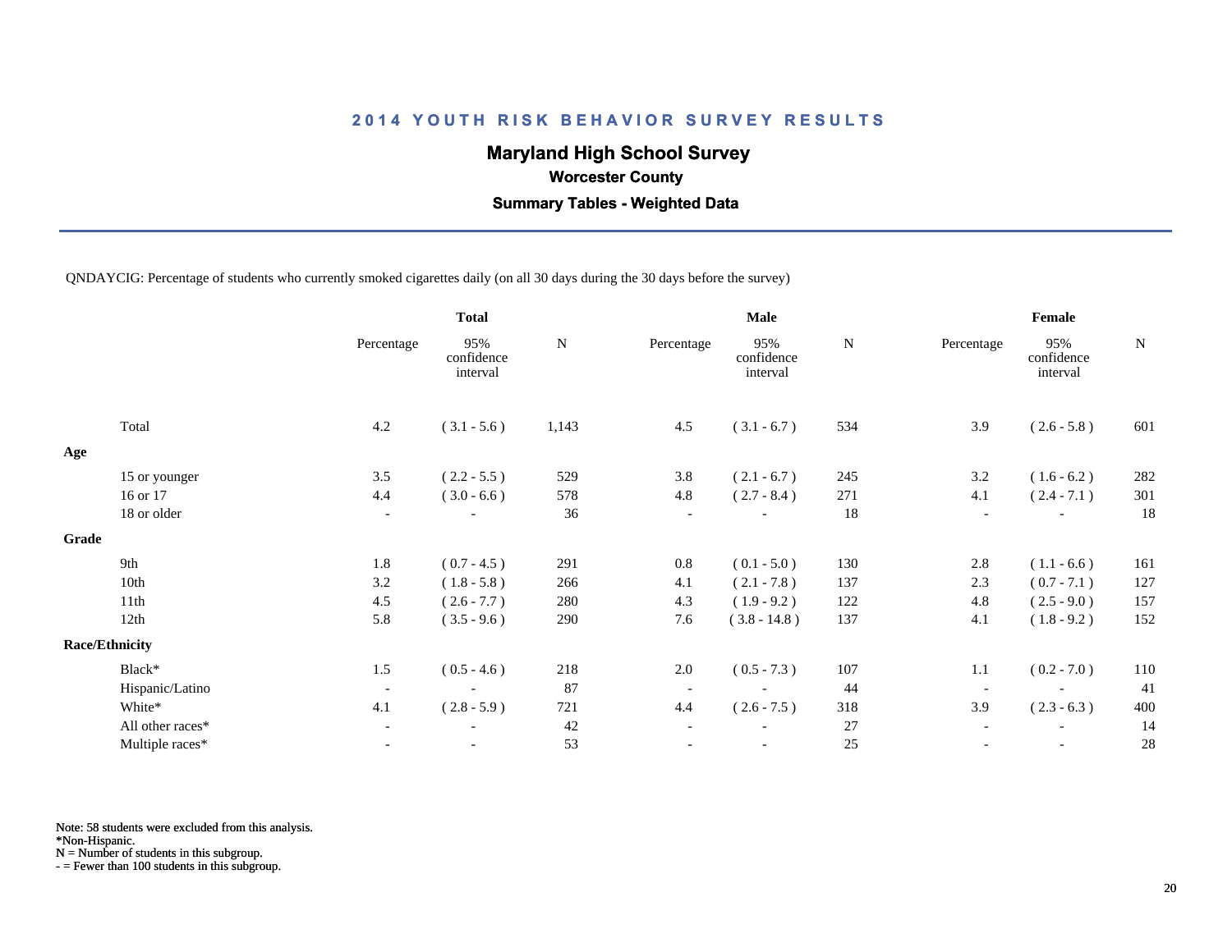# 2014 YOUTH RISK BEHAVIOR SURVEY RESULTS

## Maryland High School Survey

### Worcester County

### Summary Tables - Weighted Data

QNDAYCIG: Percentage of students who currently smoked cigarettes daily (on all 30 days during the 30 days before the survey)

| | Total | | | Male | | | Female | | |
|---|---|---|---|---|---|---|---|---|---|
| | Percentage | 95% confidence interval | N | Percentage | 95% confidence interval | N | Percentage | 95% confidence interval | N |
| Total | 4.2 | ( 3.1 - 5.6 ) | 1,143 | 4.5 | ( 3.1 - 6.7 ) | 534 | 3.9 | ( 2.6 - 5.8 ) | 601 |
| **Age** | | | | | | | | | |
| 15 or younger | 3.5 | ( 2.2 - 5.5 ) | 529 | 3.8 | ( 2.1 - 6.7 ) | 245 | 3.2 | ( 1.6 - 6.2 ) | 282 |
| 16 or 17 | 4.4 | ( 3.0 - 6.6 ) | 578 | 4.8 | ( 2.7 - 8.4 ) | 271 | 4.1 | ( 2.4 - 7.1 ) | 301 |
| 18 or older | - | - | 36 | - | - | 18 | - | - | 18 |
| **Grade** | | | | | | | | | |
| 9th | 1.8 | ( 0.7 - 4.5 ) | 291 | 0.8 | ( 0.1 - 5.0 ) | 130 | 2.8 | ( 1.1 - 6.6 ) | 161 |
| 10th | 3.2 | ( 1.8 - 5.8 ) | 266 | 4.1 | ( 2.1 - 7.8 ) | 137 | 2.3 | ( 0.7 - 7.1 ) | 127 |
| 11th | 4.5 | ( 2.6 - 7.7 ) | 280 | 4.3 | ( 1.9 - 9.2 ) | 122 | 4.8 | ( 2.5 - 9.0 ) | 157 |
| 12th | 5.8 | ( 3.5 - 9.6 ) | 290 | 7.6 | ( 3.8 - 14.8 ) | 137 | 4.1 | ( 1.8 - 9.2 ) | 152 |
| **Race/Ethnicity** | | | | | | | | | |
| Black* | 1.5 | ( 0.5 - 4.6 ) | 218 | 2.0 | ( 0.5 - 7.3 ) | 107 | 1.1 | ( 0.2 - 7.0 ) | 110 |
| Hispanic/Latino | - | - | 87 | - | - | 44 | - | - | 41 |
| White* | 4.1 | ( 2.8 - 5.9 ) | 721 | 4.4 | ( 2.6 - 7.5 ) | 318 | 3.9 | ( 2.3 - 6.3 ) | 400 |
| All other races* | - | - | 42 | - | - | 27 | - | - | 14 |
| Multiple races* | - | - | 53 | - | - | 25 | - | - | 28 |

Note: 58 students were excluded from this analysis.
*Non-Hispanic.
N = Number of students in this subgroup.
- = Fewer than 100 students in this subgroup.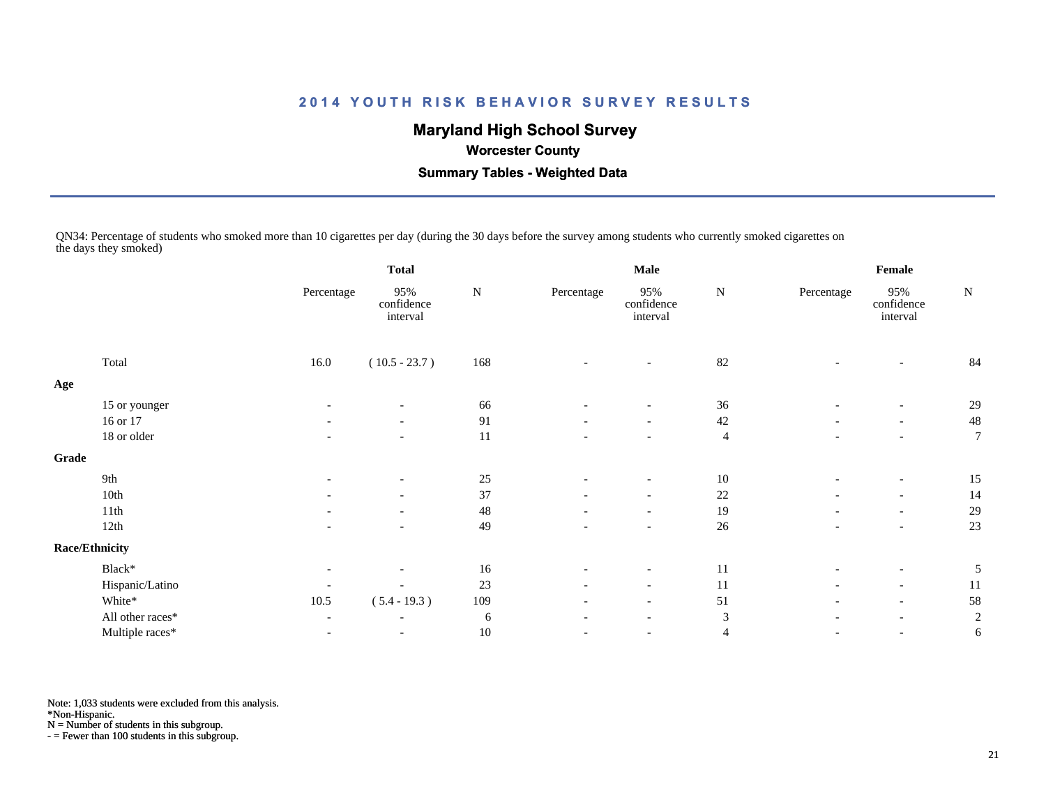# 2014 YOUTH RISK BEHAVIOR SURVEY RESULTS

## Maryland High School Survey

### Worcester County

### Summary Tables - Weighted Data

QN34: Percentage of students who smoked more than 10 cigarettes per day (during the 30 days before the survey among students who currently smoked cigarettes on the days they smoked)

| | Total | | | Male | | | Female | | |
|---|---|---|---|---|---|---|---|---|---|
| | Percentage | 95% confidence interval | N | Percentage | 95% confidence interval | N | Percentage | 95% confidence interval | N |
| Total | 16.0 | ( 10.5 - 23.7 ) | 168 | - | - | 82 | - | - | 84 |
| **Age** | | | | | | | | | |
| 15 or younger | - | - | 66 | - | - | 36 | - | - | 29 |
| 16 or 17 | - | - | 91 | - | - | 42 | - | - | 48 |
| 18 or older | - | - | 11 | - | - | 4 | - | - | 7 |
| **Grade** | | | | | | | | | |
| 9th | - | - | 25 | - | - | 10 | - | - | 15 |
| 10th | - | - | 37 | - | - | 22 | - | - | 14 |
| 11th | - | - | 48 | - | - | 19 | - | - | 29 |
| 12th | - | - | 49 | - | - | 26 | - | - | 23 |
| **Race/Ethnicity** | | | | | | | | | |
| Black* | - | - | 16 | - | - | 11 | - | - | 5 |
| Hispanic/Latino | - | - | 23 | - | - | 11 | - | - | 11 |
| White* | 10.5 | ( 5.4 - 19.3 ) | 109 | - | - | 51 | - | - | 58 |
| All other races* | - | - | 6 | - | - | 3 | - | - | 2 |
| Multiple races* | - | - | 10 | - | - | 4 | - | - | 6 |

Note: 1,033 students were excluded from this analysis.
*Non-Hispanic.
N = Number of students in this subgroup.
- = Fewer than 100 students in this subgroup.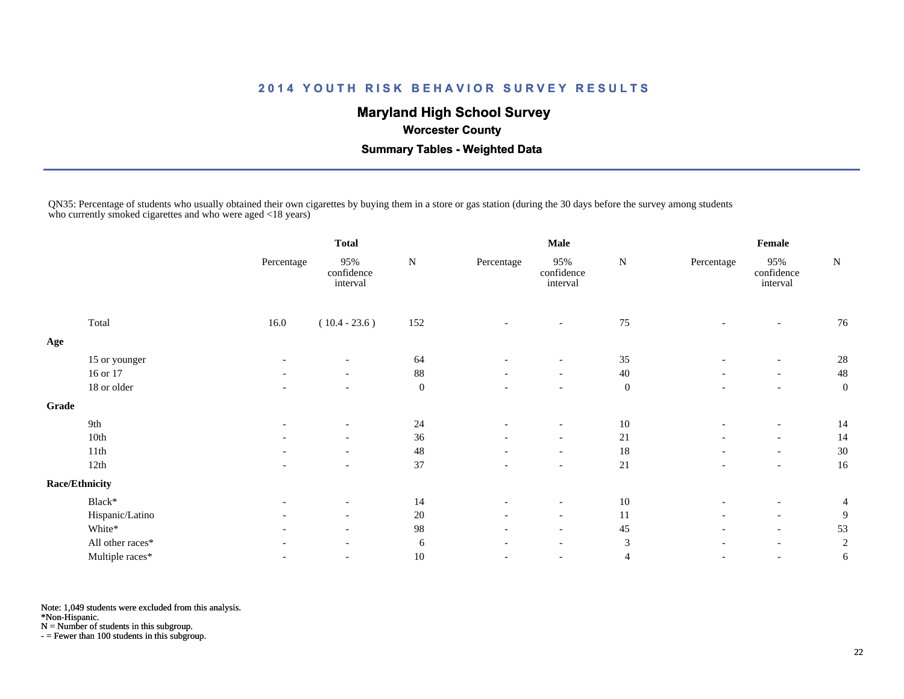# 2014 YOUTH RISK BEHAVIOR SURVEY RESULTS

## Maryland High School Survey

### Worcester County

### Summary Tables - Weighted Data

QN35: Percentage of students who usually obtained their own cigarettes by buying them in a store or gas station (during the 30 days before the survey among students who currently smoked cigarettes and who were aged <18 years)

| | Total | | | Male | | | Female | | |
|---|---|---|---|---|---|---|---|---|---|
| | Percentage | 95% confidence interval | N | Percentage | 95% confidence interval | N | Percentage | 95% confidence interval | N |
| Total | 16.0 | ( 10.4 - 23.6 ) | 152 | - | - | 75 | - | - | 76 |
| **Age** | | | | | | | | | |
| 15 or younger | - | - | 64 | - | - | 35 | - | - | 28 |
| 16 or 17 | - | - | 88 | - | - | 40 | - | - | 48 |
| 18 or older | - | - | 0 | - | - | 0 | - | - | 0 |
| **Grade** | | | | | | | | | |
| 9th | - | - | 24 | - | - | 10 | - | - | 14 |
| 10th | - | - | 36 | - | - | 21 | - | - | 14 |
| 11th | - | - | 48 | - | - | 18 | - | - | 30 |
| 12th | - | - | 37 | - | - | 21 | - | - | 16 |
| **Race/Ethnicity** | | | | | | | | | |
| Black* | - | - | 14 | - | - | 10 | - | - | 4 |
| Hispanic/Latino | - | - | 20 | - | - | 11 | - | - | 9 |
| White* | - | - | 98 | - | - | 45 | - | - | 53 |
| All other races* | - | - | 6 | - | - | 3 | - | - | 2 |
| Multiple races* | - | - | 10 | - | - | 4 | - | - | 6 |

Note: 1,049 students were excluded from this analysis.
*Non-Hispanic.
N = Number of students in this subgroup.
- = Fewer than 100 students in this subgroup.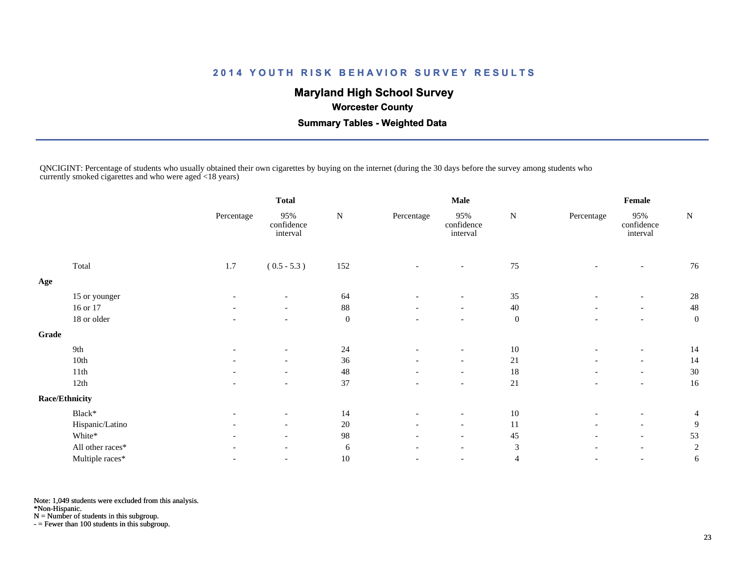# 2014 YOUTH RISK BEHAVIOR SURVEY RESULTS

## Maryland High School Survey

### Worcester County

### Summary Tables - Weighted Data

QNCIGINT: Percentage of students who usually obtained their own cigarettes by buying on the internet (during the 30 days before the survey among students who currently smoked cigarettes and who were aged <18 years)

| | Total | | | Male | | | Female | | |
|---|---|---|---|---|---|---|---|---|---|
| | Percentage | 95% confidence interval | N | Percentage | 95% confidence interval | N | Percentage | 95% confidence interval | N |
| Total | 1.7 | ( 0.5 - 5.3 ) | 152 | - | - | 75 | - | - | 76 |
| **Age** | | | | | | | | | |
| 15 or younger | - | - | 64 | - | - | 35 | - | - | 28 |
| 16 or 17 | - | - | 88 | - | - | 40 | - | - | 48 |
| 18 or older | - | - | 0 | - | - | 0 | - | - | 0 |
| **Grade** | | | | | | | | | |
| 9th | - | - | 24 | - | - | 10 | - | - | 14 |
| 10th | - | - | 36 | - | - | 21 | - | - | 14 |
| 11th | - | - | 48 | - | - | 18 | - | - | 30 |
| 12th | - | - | 37 | - | - | 21 | - | - | 16 |
| **Race/Ethnicity** | | | | | | | | | |
| Black* | - | - | 14 | - | - | 10 | - | - | 4 |
| Hispanic/Latino | - | - | 20 | - | - | 11 | - | - | 9 |
| White* | - | - | 98 | - | - | 45 | - | - | 53 |
| All other races* | - | - | 6 | - | - | 3 | - | - | 2 |
| Multiple races* | - | - | 10 | - | - | 4 | - | - | 6 |

Note: 1,049 students were excluded from this analysis.
*Non-Hispanic.
N = Number of students in this subgroup.
- = Fewer than 100 students in this subgroup.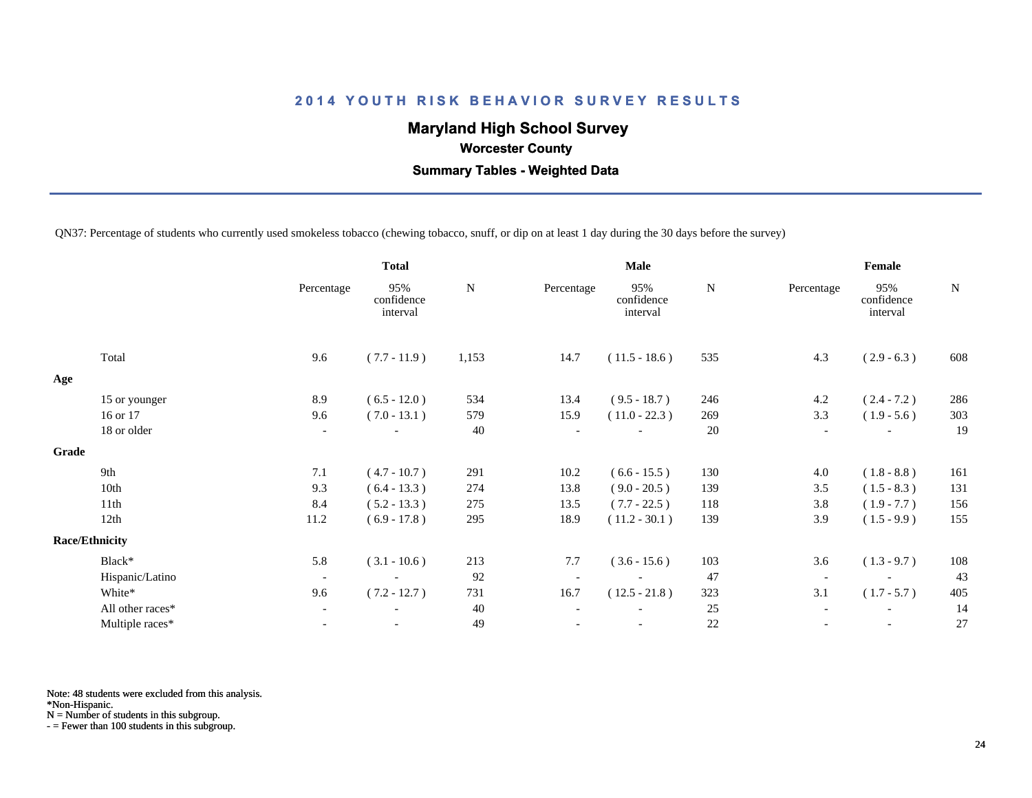# 2014 YOUTH RISK BEHAVIOR SURVEY RESULTS

## Maryland High School Survey

### Worcester County

### Summary Tables - Weighted Data

QN37: Percentage of students who currently used smokeless tobacco (chewing tobacco, snuff, or dip on at least 1 day during the 30 days before the survey)

| | Total | | | Male | | | Female | | |
|---|---|---|---|---|---|---|---|---|---|
| | Percentage | 95% confidence interval | N | Percentage | 95% confidence interval | N | Percentage | 95% confidence interval | N |
| Total | 9.6 | ( 7.7 - 11.9 ) | 1,153 | 14.7 | ( 11.5 - 18.6 ) | 535 | 4.3 | ( 2.9 - 6.3 ) | 608 |
| **Age** | | | | | | | | | |
| 15 or younger | 8.9 | ( 6.5 - 12.0 ) | 534 | 13.4 | ( 9.5 - 18.7 ) | 246 | 4.2 | ( 2.4 - 7.2 ) | 286 |
| 16 or 17 | 9.6 | ( 7.0 - 13.1 ) | 579 | 15.9 | ( 11.0 - 22.3 ) | 269 | 3.3 | ( 1.9 - 5.6 ) | 303 |
| 18 or older | - | - | 40 | - | - | 20 | - | - | 19 |
| **Grade** | | | | | | | | | |
| 9th | 7.1 | ( 4.7 - 10.7 ) | 291 | 10.2 | ( 6.6 - 15.5 ) | 130 | 4.0 | ( 1.8 - 8.8 ) | 161 |
| 10th | 9.3 | ( 6.4 - 13.3 ) | 274 | 13.8 | ( 9.0 - 20.5 ) | 139 | 3.5 | ( 1.5 - 8.3 ) | 131 |
| 11th | 8.4 | ( 5.2 - 13.3 ) | 275 | 13.5 | ( 7.7 - 22.5 ) | 118 | 3.8 | ( 1.9 - 7.7 ) | 156 |
| 12th | 11.2 | ( 6.9 - 17.8 ) | 295 | 18.9 | ( 11.2 - 30.1 ) | 139 | 3.9 | ( 1.5 - 9.9 ) | 155 |
| **Race/Ethnicity** | | | | | | | | | |
| Black* | 5.8 | ( 3.1 - 10.6 ) | 213 | 7.7 | ( 3.6 - 15.6 ) | 103 | 3.6 | ( 1.3 - 9.7 ) | 108 |
| Hispanic/Latino | - | - | 92 | - | - | 47 | - | - | 43 |
| White* | 9.6 | ( 7.2 - 12.7 ) | 731 | 16.7 | ( 12.5 - 21.8 ) | 323 | 3.1 | ( 1.7 - 5.7 ) | 405 |
| All other races* | - | - | 40 | - | - | 25 | - | - | 14 |
| Multiple races* | - | - | 49 | - | - | 22 | - | - | 27 |

Note: 48 students were excluded from this analysis.
*Non-Hispanic.
N = Number of students in this subgroup.
- = Fewer than 100 students in this subgroup.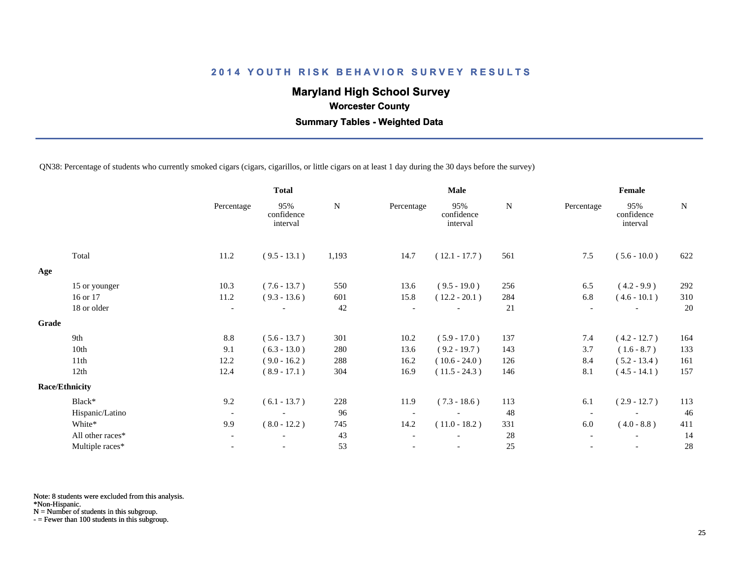# 2014 YOUTH RISK BEHAVIOR SURVEY RESULTS

## Maryland High School Survey

### Worcester County

### Summary Tables - Weighted Data

QN38: Percentage of students who currently smoked cigars (cigars, cigarillos, or little cigars on at least 1 day during the 30 days before the survey)

| | Total | | | Male | | | Female | | |
|---|---|---|---|---|---|---|---|---|---|
| | Percentage | 95% confidence interval | N | Percentage | 95% confidence interval | N | Percentage | 95% confidence interval | N |
| Total | 11.2 | ( 9.5 - 13.1 ) | 1,193 | 14.7 | ( 12.1 - 17.7 ) | 561 | 7.5 | ( 5.6 - 10.0 ) | 622 |
| **Age** | | | | | | | | | |
| 15 or younger | 10.3 | ( 7.6 - 13.7 ) | 550 | 13.6 | ( 9.5 - 19.0 ) | 256 | 6.5 | ( 4.2 - 9.9 ) | 292 |
| 16 or 17 | 11.2 | ( 9.3 - 13.6 ) | 601 | 15.8 | ( 12.2 - 20.1 ) | 284 | 6.8 | ( 4.6 - 10.1 ) | 310 |
| 18 or older | - | - | 42 | - | - | 21 | - | - | 20 |
| **Grade** | | | | | | | | | |
| 9th | 8.8 | ( 5.6 - 13.7 ) | 301 | 10.2 | ( 5.9 - 17.0 ) | 137 | 7.4 | ( 4.2 - 12.7 ) | 164 |
| 10th | 9.1 | ( 6.3 - 13.0 ) | 280 | 13.6 | ( 9.2 - 19.7 ) | 143 | 3.7 | ( 1.6 - 8.7 ) | 133 |
| 11th | 12.2 | ( 9.0 - 16.2 ) | 288 | 16.2 | ( 10.6 - 24.0 ) | 126 | 8.4 | ( 5.2 - 13.4 ) | 161 |
| 12th | 12.4 | ( 8.9 - 17.1 ) | 304 | 16.9 | ( 11.5 - 24.3 ) | 146 | 8.1 | ( 4.5 - 14.1 ) | 157 |
| **Race/Ethnicity** | | | | | | | | | |
| Black* | 9.2 | ( 6.1 - 13.7 ) | 228 | 11.9 | ( 7.3 - 18.6 ) | 113 | 6.1 | ( 2.9 - 12.7 ) | 113 |
| Hispanic/Latino | - | - | 96 | - | - | 48 | - | - | 46 |
| White* | 9.9 | ( 8.0 - 12.2 ) | 745 | 14.2 | ( 11.0 - 18.2 ) | 331 | 6.0 | ( 4.0 - 8.8 ) | 411 |
| All other races* | - | - | 43 | - | - | 28 | - | - | 14 |
| Multiple races* | - | - | 53 | - | - | 25 | - | - | 28 |

Note: 8 students were excluded from this analysis.
*Non-Hispanic.
N = Number of students in this subgroup.
- = Fewer than 100 students in this subgroup.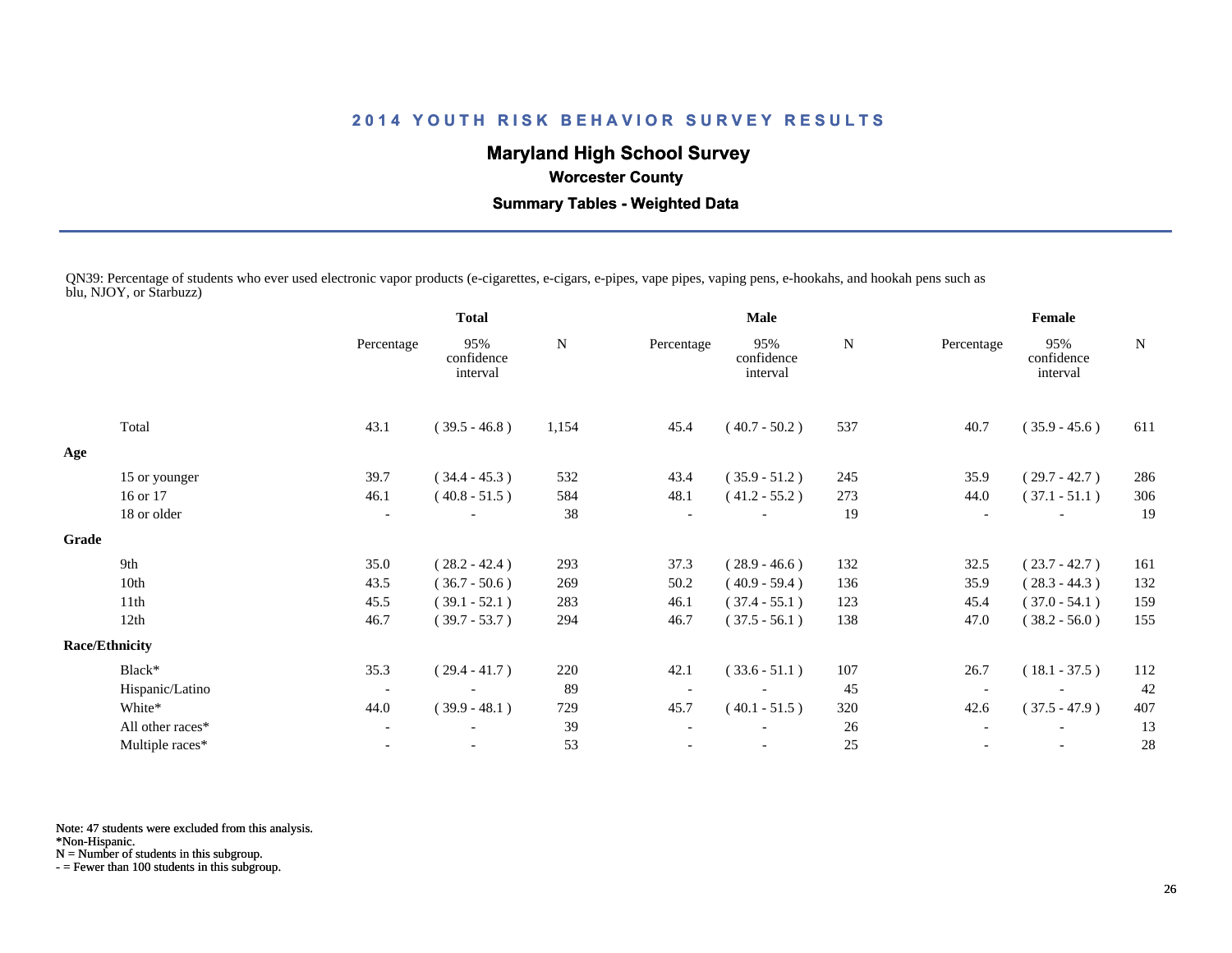# 2014 YOUTH RISK BEHAVIOR SURVEY RESULTS

## Maryland High School Survey

### Worcester County

### Summary Tables - Weighted Data

QN39: Percentage of students who ever used electronic vapor products (e-cigarettes, e-cigars, e-pipes, vape pipes, vaping pens, e-hookahs, and hookah pens such as blu, NJOY, or Starbuzz)

| | Total | | | Male | | | Female | | |
|---|---|---|---|---|---|---|---|---|---|
| | Percentage | 95% confidence interval | N | Percentage | 95% confidence interval | N | Percentage | 95% confidence interval | N |
| Total | 43.1 | ( 39.5 - 46.8 ) | 1,154 | 45.4 | ( 40.7 - 50.2 ) | 537 | 40.7 | ( 35.9 - 45.6 ) | 611 |
| **Age** | | | | | | | | | |
| 15 or younger | 39.7 | ( 34.4 - 45.3 ) | 532 | 43.4 | ( 35.9 - 51.2 ) | 245 | 35.9 | ( 29.7 - 42.7 ) | 286 |
| 16 or 17 | 46.1 | ( 40.8 - 51.5 ) | 584 | 48.1 | ( 41.2 - 55.2 ) | 273 | 44.0 | ( 37.1 - 51.1 ) | 306 |
| 18 or older | - | - | 38 | - | - | 19 | - | - | 19 |
| **Grade** | | | | | | | | | |
| 9th | 35.0 | ( 28.2 - 42.4 ) | 293 | 37.3 | ( 28.9 - 46.6 ) | 132 | 32.5 | ( 23.7 - 42.7 ) | 161 |
| 10th | 43.5 | ( 36.7 - 50.6 ) | 269 | 50.2 | ( 40.9 - 59.4 ) | 136 | 35.9 | ( 28.3 - 44.3 ) | 132 |
| 11th | 45.5 | ( 39.1 - 52.1 ) | 283 | 46.1 | ( 37.4 - 55.1 ) | 123 | 45.4 | ( 37.0 - 54.1 ) | 159 |
| 12th | 46.7 | ( 39.7 - 53.7 ) | 294 | 46.7 | ( 37.5 - 56.1 ) | 138 | 47.0 | ( 38.2 - 56.0 ) | 155 |
| **Race/Ethnicity** | | | | | | | | | |
| Black* | 35.3 | ( 29.4 - 41.7 ) | 220 | 42.1 | ( 33.6 - 51.1 ) | 107 | 26.7 | ( 18.1 - 37.5 ) | 112 |
| Hispanic/Latino | - | - | 89 | - | - | 45 | - | - | 42 |
| White* | 44.0 | ( 39.9 - 48.1 ) | 729 | 45.7 | ( 40.1 - 51.5 ) | 320 | 42.6 | ( 37.5 - 47.9 ) | 407 |
| All other races* | - | - | 39 | - | - | 26 | - | - | 13 |
| Multiple races* | - | - | 53 | - | - | 25 | - | - | 28 |

Note: 47 students were excluded from this analysis.
*Non-Hispanic.
N = Number of students in this subgroup.
- = Fewer than 100 students in this subgroup.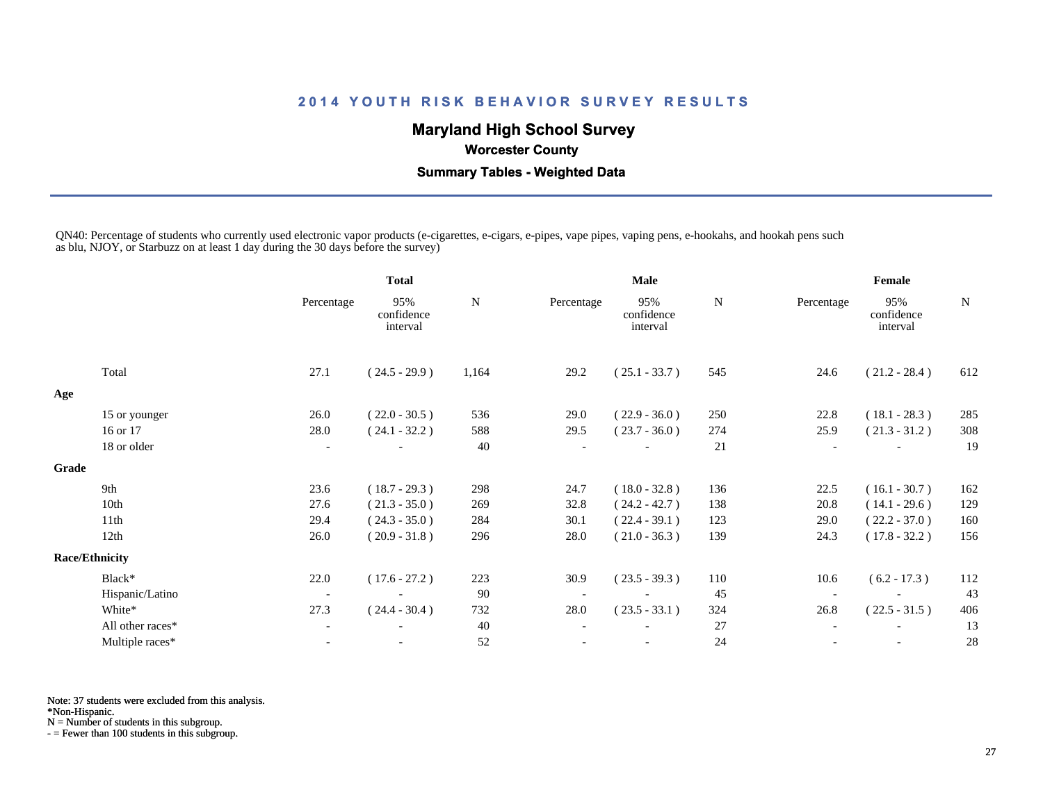# 2014 YOUTH RISK BEHAVIOR SURVEY RESULTS

## Maryland High School Survey

### Worcester County

### Summary Tables - Weighted Data

QN40: Percentage of students who currently used electronic vapor products (e-cigarettes, e-cigars, e-pipes, vape pipes, vaping pens, e-hookahs, and hookah pens such as blu, NJOY, or Starbuzz on at least 1 day during the 30 days before the survey)

| | Total | | | Male | | | Female | | |
|---|---|---|---|---|---|---|---|---|---|
| | Percentage | 95% confidence interval | N | Percentage | 95% confidence interval | N | Percentage | 95% confidence interval | N |
| Total | 27.1 | ( 24.5 - 29.9 ) | 1,164 | 29.2 | ( 25.1 - 33.7 ) | 545 | 24.6 | ( 21.2 - 28.4 ) | 612 |
| **Age** | | | | | | | | | |
| 15 or younger | 26.0 | ( 22.0 - 30.5 ) | 536 | 29.0 | ( 22.9 - 36.0 ) | 250 | 22.8 | ( 18.1 - 28.3 ) | 285 |
| 16 or 17 | 28.0 | ( 24.1 - 32.2 ) | 588 | 29.5 | ( 23.7 - 36.0 ) | 274 | 25.9 | ( 21.3 - 31.2 ) | 308 |
| 18 or older | - | - | 40 | - | - | 21 | - | - | 19 |
| **Grade** | | | | | | | | | |
| 9th | 23.6 | ( 18.7 - 29.3 ) | 298 | 24.7 | ( 18.0 - 32.8 ) | 136 | 22.5 | ( 16.1 - 30.7 ) | 162 |
| 10th | 27.6 | ( 21.3 - 35.0 ) | 269 | 32.8 | ( 24.2 - 42.7 ) | 138 | 20.8 | ( 14.1 - 29.6 ) | 129 |
| 11th | 29.4 | ( 24.3 - 35.0 ) | 284 | 30.1 | ( 22.4 - 39.1 ) | 123 | 29.0 | ( 22.2 - 37.0 ) | 160 |
| 12th | 26.0 | ( 20.9 - 31.8 ) | 296 | 28.0 | ( 21.0 - 36.3 ) | 139 | 24.3 | ( 17.8 - 32.2 ) | 156 |
| **Race/Ethnicity** | | | | | | | | | |
| Black* | 22.0 | ( 17.6 - 27.2 ) | 223 | 30.9 | ( 23.5 - 39.3 ) | 110 | 10.6 | ( 6.2 - 17.3 ) | 112 |
| Hispanic/Latino | - | - | 90 | - | - | 45 | - | - | 43 |
| White* | 27.3 | ( 24.4 - 30.4 ) | 732 | 28.0 | ( 23.5 - 33.1 ) | 324 | 26.8 | ( 22.5 - 31.5 ) | 406 |
| All other races* | - | - | 40 | - | - | 27 | - | - | 13 |
| Multiple races* | - | - | 52 | - | - | 24 | - | - | 28 |

Note: 37 students were excluded from this analysis.
*Non-Hispanic.
N = Number of students in this subgroup.
- = Fewer than 100 students in this subgroup.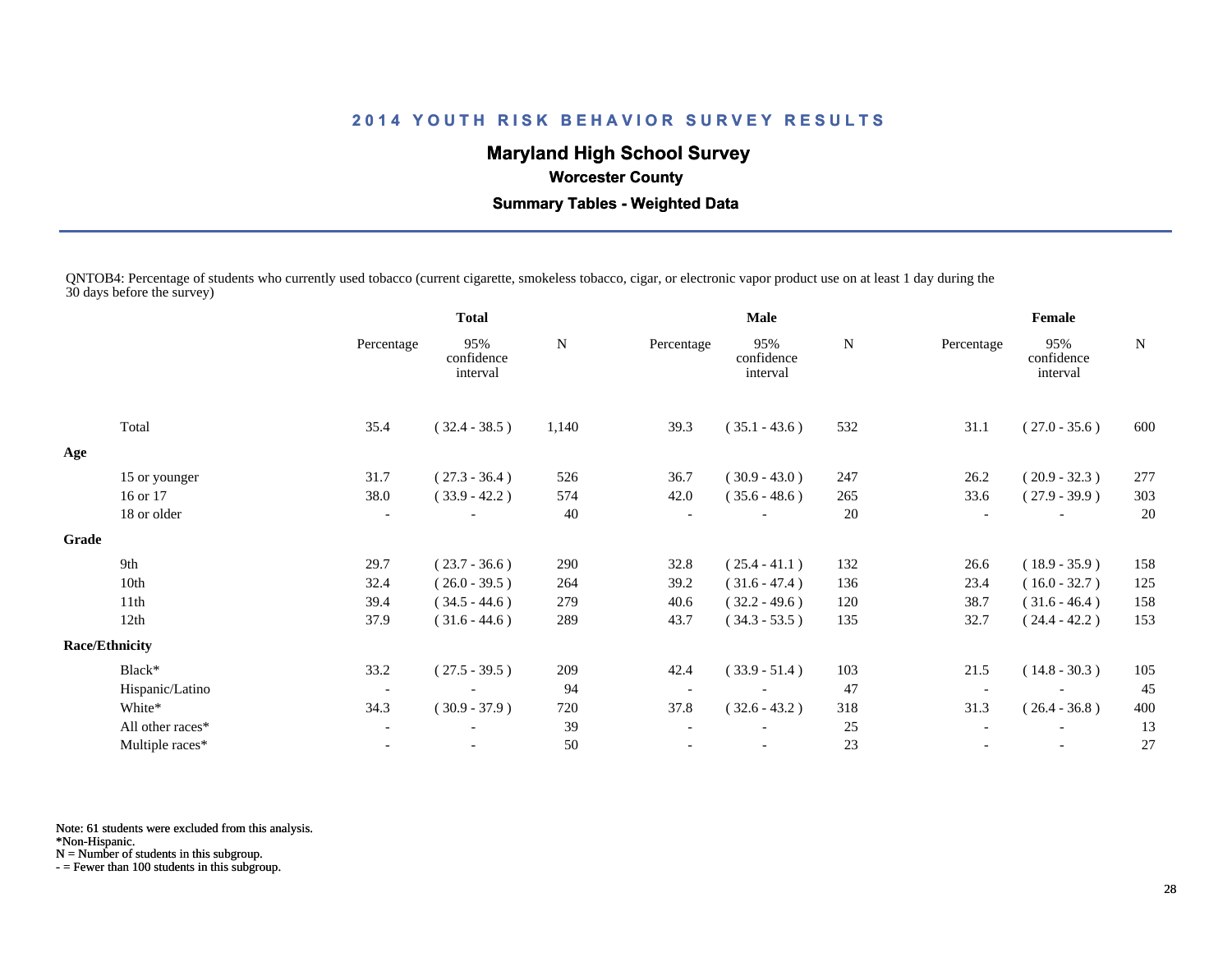# 2014 YOUTH RISK BEHAVIOR SURVEY RESULTS

## Maryland High School Survey

### Worcester County

### Summary Tables - Weighted Data

QNTOB4: Percentage of students who currently used tobacco (current cigarette, smokeless tobacco, cigar, or electronic vapor product use on at least 1 day during the 30 days before the survey)

| | Total | | | Male | | | Female | | |
|---|---|---|---|---|---|---|---|---|---|
| | Percentage | 95% confidence interval | N | Percentage | 95% confidence interval | N | Percentage | 95% confidence interval | N |
| Total | 35.4 | ( 32.4 - 38.5 ) | 1,140 | 39.3 | ( 35.1 - 43.6 ) | 532 | 31.1 | ( 27.0 - 35.6 ) | 600 |
| **Age** | | | | | | | | | |
| 15 or younger | 31.7 | ( 27.3 - 36.4 ) | 526 | 36.7 | ( 30.9 - 43.0 ) | 247 | 26.2 | ( 20.9 - 32.3 ) | 277 |
| 16 or 17 | 38.0 | ( 33.9 - 42.2 ) | 574 | 42.0 | ( 35.6 - 48.6 ) | 265 | 33.6 | ( 27.9 - 39.9 ) | 303 |
| 18 or older | - | - | 40 | - | - | 20 | - | - | 20 |
| **Grade** | | | | | | | | | |
| 9th | 29.7 | ( 23.7 - 36.6 ) | 290 | 32.8 | ( 25.4 - 41.1 ) | 132 | 26.6 | ( 18.9 - 35.9 ) | 158 |
| 10th | 32.4 | ( 26.0 - 39.5 ) | 264 | 39.2 | ( 31.6 - 47.4 ) | 136 | 23.4 | ( 16.0 - 32.7 ) | 125 |
| 11th | 39.4 | ( 34.5 - 44.6 ) | 279 | 40.6 | ( 32.2 - 49.6 ) | 120 | 38.7 | ( 31.6 - 46.4 ) | 158 |
| 12th | 37.9 | ( 31.6 - 44.6 ) | 289 | 43.7 | ( 34.3 - 53.5 ) | 135 | 32.7 | ( 24.4 - 42.2 ) | 153 |
| **Race/Ethnicity** | | | | | | | | | |
| Black* | 33.2 | ( 27.5 - 39.5 ) | 209 | 42.4 | ( 33.9 - 51.4 ) | 103 | 21.5 | ( 14.8 - 30.3 ) | 105 |
| Hispanic/Latino | - | - | 94 | - | - | 47 | - | - | 45 |
| White* | 34.3 | ( 30.9 - 37.9 ) | 720 | 37.8 | ( 32.6 - 43.2 ) | 318 | 31.3 | ( 26.4 - 36.8 ) | 400 |
| All other races* | - | - | 39 | - | - | 25 | - | - | 13 |
| Multiple races* | - | - | 50 | - | - | 23 | - | - | 27 |

Note: 61 students were excluded from this analysis.
*Non-Hispanic.
N = Number of students in this subgroup.
- = Fewer than 100 students in this subgroup.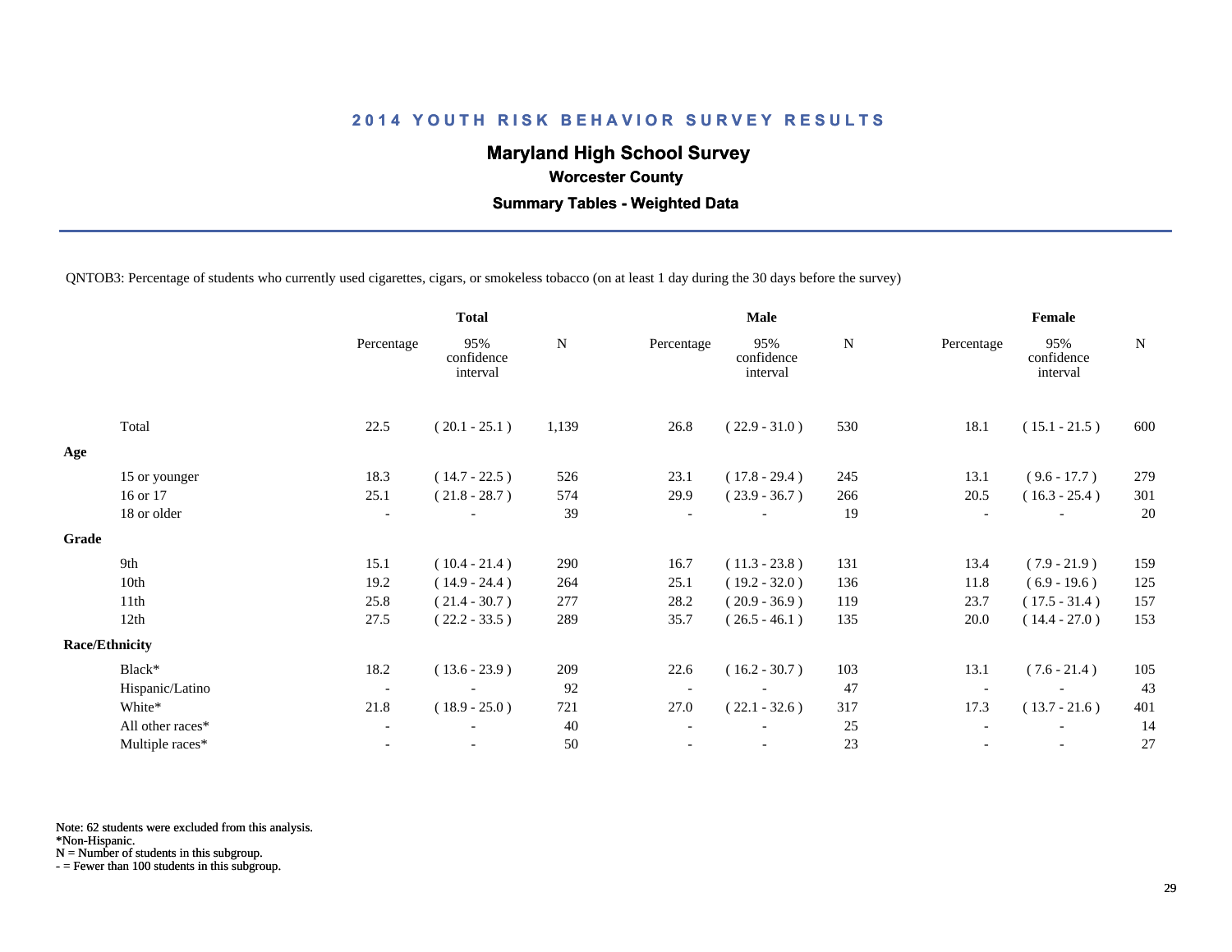## 2014 YOUTH RISK BEHAVIOR SURVEY RESULTS

### Maryland High School Survey

**Worcester County**

**Summary Tables - Weighted Data**

QNTOB3: Percentage of students who currently used cigarettes, cigars, or smokeless tobacco (on at least 1 day during the 30 days before the survey)

| | Total | | | Male | | | Female | | |
|---|---|---|---|---|---|---|---|---|---|
| | Percentage | 95% confidence interval | N | Percentage | 95% confidence interval | N | Percentage | 95% confidence interval | N |
| Total | 22.5 | ( 20.1 - 25.1 ) | 1,139 | 26.8 | ( 22.9 - 31.0 ) | 530 | 18.1 | ( 15.1 - 21.5 ) | 600 |
| **Age** | | | | | | | | | |
| 15 or younger | 18.3 | ( 14.7 - 22.5 ) | 526 | 23.1 | ( 17.8 - 29.4 ) | 245 | 13.1 | ( 9.6 - 17.7 ) | 279 |
| 16 or 17 | 25.1 | ( 21.8 - 28.7 ) | 574 | 29.9 | ( 23.9 - 36.7 ) | 266 | 20.5 | ( 16.3 - 25.4 ) | 301 |
| 18 or older | - | - | 39 | - | - | 19 | - | - | 20 |
| **Grade** | | | | | | | | | |
| 9th | 15.1 | ( 10.4 - 21.4 ) | 290 | 16.7 | ( 11.3 - 23.8 ) | 131 | 13.4 | ( 7.9 - 21.9 ) | 159 |
| 10th | 19.2 | ( 14.9 - 24.4 ) | 264 | 25.1 | ( 19.2 - 32.0 ) | 136 | 11.8 | ( 6.9 - 19.6 ) | 125 |
| 11th | 25.8 | ( 21.4 - 30.7 ) | 277 | 28.2 | ( 20.9 - 36.9 ) | 119 | 23.7 | ( 17.5 - 31.4 ) | 157 |
| 12th | 27.5 | ( 22.2 - 33.5 ) | 289 | 35.7 | ( 26.5 - 46.1 ) | 135 | 20.0 | ( 14.4 - 27.0 ) | 153 |
| **Race/Ethnicity** | | | | | | | | | |
| Black* | 18.2 | ( 13.6 - 23.9 ) | 209 | 22.6 | ( 16.2 - 30.7 ) | 103 | 13.1 | ( 7.6 - 21.4 ) | 105 |
| Hispanic/Latino | - | - | 92 | - | - | 47 | - | - | 43 |
| White* | 21.8 | ( 18.9 - 25.0 ) | 721 | 27.0 | ( 22.1 - 32.6 ) | 317 | 17.3 | ( 13.7 - 21.6 ) | 401 |
| All other races* | - | - | 40 | - | - | 25 | - | - | 14 |
| Multiple races* | - | - | 50 | - | - | 23 | - | - | 27 |

Note: 62 students were excluded from this analysis.
*Non-Hispanic.
N = Number of students in this subgroup.
- = Fewer than 100 students in this subgroup.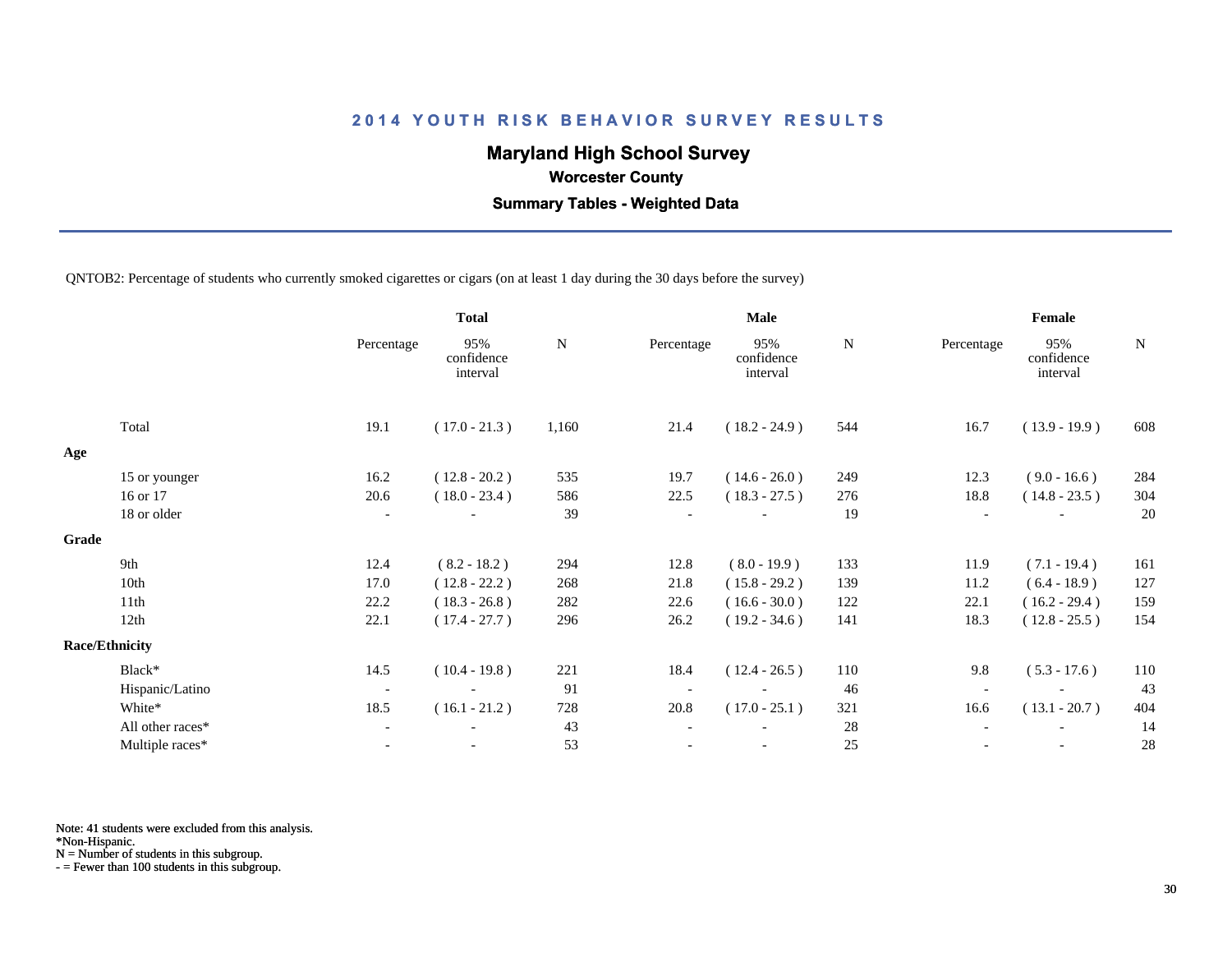# 2014 YOUTH RISK BEHAVIOR SURVEY RESULTS

## Maryland High School Survey

### Worcester County

### Summary Tables - Weighted Data

QNTOB2: Percentage of students who currently smoked cigarettes or cigars (on at least 1 day during the 30 days before the survey)

| | Total | | | Male | | | Female | | |
|---|---|---|---|---|---|---|---|---|---|
| | Percentage | 95% confidence interval | N | Percentage | 95% confidence interval | N | Percentage | 95% confidence interval | N |
| Total | 19.1 | ( 17.0 - 21.3 ) | 1,160 | 21.4 | ( 18.2 - 24.9 ) | 544 | 16.7 | ( 13.9 - 19.9 ) | 608 |
| **Age** | | | | | | | | | |
| 15 or younger | 16.2 | ( 12.8 - 20.2 ) | 535 | 19.7 | ( 14.6 - 26.0 ) | 249 | 12.3 | ( 9.0 - 16.6 ) | 284 |
| 16 or 17 | 20.6 | ( 18.0 - 23.4 ) | 586 | 22.5 | ( 18.3 - 27.5 ) | 276 | 18.8 | ( 14.8 - 23.5 ) | 304 |
| 18 or older | - | - | 39 | - | - | 19 | - | - | 20 |
| **Grade** | | | | | | | | | |
| 9th | 12.4 | ( 8.2 - 18.2 ) | 294 | 12.8 | ( 8.0 - 19.9 ) | 133 | 11.9 | ( 7.1 - 19.4 ) | 161 |
| 10th | 17.0 | ( 12.8 - 22.2 ) | 268 | 21.8 | ( 15.8 - 29.2 ) | 139 | 11.2 | ( 6.4 - 18.9 ) | 127 |
| 11th | 22.2 | ( 18.3 - 26.8 ) | 282 | 22.6 | ( 16.6 - 30.0 ) | 122 | 22.1 | ( 16.2 - 29.4 ) | 159 |
| 12th | 22.1 | ( 17.4 - 27.7 ) | 296 | 26.2 | ( 19.2 - 34.6 ) | 141 | 18.3 | ( 12.8 - 25.5 ) | 154 |
| **Race/Ethnicity** | | | | | | | | | |
| Black* | 14.5 | ( 10.4 - 19.8 ) | 221 | 18.4 | ( 12.4 - 26.5 ) | 110 | 9.8 | ( 5.3 - 17.6 ) | 110 |
| Hispanic/Latino | - | - | 91 | - | - | 46 | - | - | 43 |
| White* | 18.5 | ( 16.1 - 21.2 ) | 728 | 20.8 | ( 17.0 - 25.1 ) | 321 | 16.6 | ( 13.1 - 20.7 ) | 404 |
| All other races* | - | - | 43 | - | - | 28 | - | - | 14 |
| Multiple races* | - | - | 53 | - | - | 25 | - | - | 28 |

Note: 41 students were excluded from this analysis.
*Non-Hispanic.
N = Number of students in this subgroup.
- = Fewer than 100 students in this subgroup.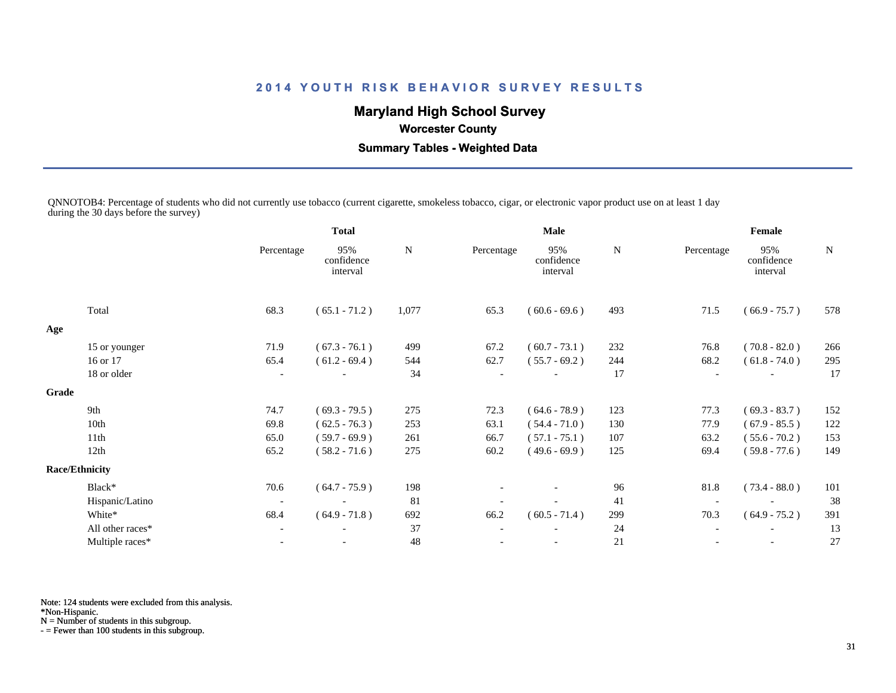# 2014 YOUTH RISK BEHAVIOR SURVEY RESULTS

## Maryland High School Survey

### Worcester County

### Summary Tables - Weighted Data

QNNOTOB4: Percentage of students who did not currently use tobacco (current cigarette, smokeless tobacco, cigar, or electronic vapor product use on at least 1 day during the 30 days before the survey)

| | Total | | | Male | | | Female | | |
|---|---|---|---|---|---|---|---|---|---|
| | Percentage | 95% confidence interval | N | Percentage | 95% confidence interval | N | Percentage | 95% confidence interval | N |
| Total | 68.3 | ( 65.1 - 71.2 ) | 1,077 | 65.3 | ( 60.6 - 69.6 ) | 493 | 71.5 | ( 66.9 - 75.7 ) | 578 |
| **Age** | | | | | | | | | |
| 15 or younger | 71.9 | ( 67.3 - 76.1 ) | 499 | 67.2 | ( 60.7 - 73.1 ) | 232 | 76.8 | ( 70.8 - 82.0 ) | 266 |
| 16 or 17 | 65.4 | ( 61.2 - 69.4 ) | 544 | 62.7 | ( 55.7 - 69.2 ) | 244 | 68.2 | ( 61.8 - 74.0 ) | 295 |
| 18 or older | - | - | 34 | - | - | 17 | - | - | 17 |
| **Grade** | | | | | | | | | |
| 9th | 74.7 | ( 69.3 - 79.5 ) | 275 | 72.3 | ( 64.6 - 78.9 ) | 123 | 77.3 | ( 69.3 - 83.7 ) | 152 |
| 10th | 69.8 | ( 62.5 - 76.3 ) | 253 | 63.1 | ( 54.4 - 71.0 ) | 130 | 77.9 | ( 67.9 - 85.5 ) | 122 |
| 11th | 65.0 | ( 59.7 - 69.9 ) | 261 | 66.7 | ( 57.1 - 75.1 ) | 107 | 63.2 | ( 55.6 - 70.2 ) | 153 |
| 12th | 65.2 | ( 58.2 - 71.6 ) | 275 | 60.2 | ( 49.6 - 69.9 ) | 125 | 69.4 | ( 59.8 - 77.6 ) | 149 |
| **Race/Ethnicity** | | | | | | | | | |
| Black* | 70.6 | ( 64.7 - 75.9 ) | 198 | - | - | 96 | 81.8 | ( 73.4 - 88.0 ) | 101 |
| Hispanic/Latino | - | - | 81 | - | - | 41 | - | - | 38 |
| White* | 68.4 | ( 64.9 - 71.8 ) | 692 | 66.2 | ( 60.5 - 71.4 ) | 299 | 70.3 | ( 64.9 - 75.2 ) | 391 |
| All other races* | - | - | 37 | - | - | 24 | - | - | 13 |
| Multiple races* | - | - | 48 | - | - | 21 | - | - | 27 |

Note: 124 students were excluded from this analysis.
*Non-Hispanic.
N = Number of students in this subgroup.
- = Fewer than 100 students in this subgroup.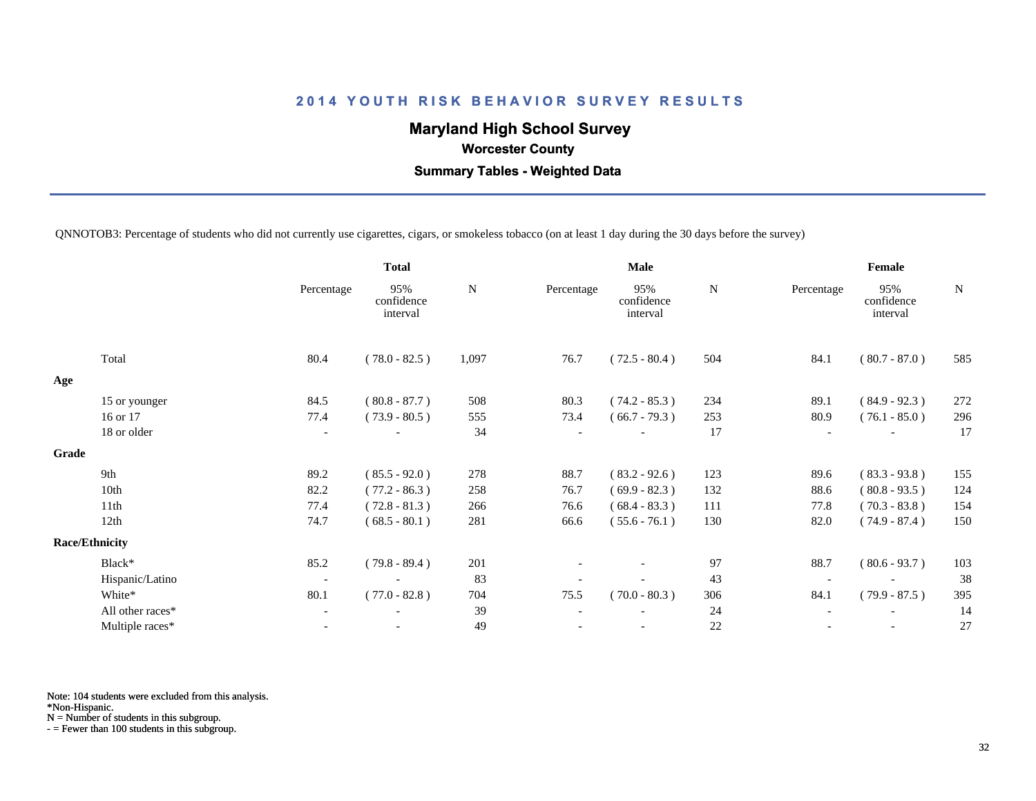# 2014 YOUTH RISK BEHAVIOR SURVEY RESULTS

## Maryland High School Survey

### Worcester County

### Summary Tables - Weighted Data

QNNOTOB3: Percentage of students who did not currently use cigarettes, cigars, or smokeless tobacco (on at least 1 day during the 30 days before the survey)

| | Total | | | Male | | | Female | | |
|---|---|---|---|---|---|---|---|---|---|
| | Percentage | 95% confidence interval | N | Percentage | 95% confidence interval | N | Percentage | 95% confidence interval | N |
| Total | 80.4 | ( 78.0 - 82.5 ) | 1,097 | 76.7 | ( 72.5 - 80.4 ) | 504 | 84.1 | ( 80.7 - 87.0 ) | 585 |
| **Age** | | | | | | | | | |
| 15 or younger | 84.5 | ( 80.8 - 87.7 ) | 508 | 80.3 | ( 74.2 - 85.3 ) | 234 | 89.1 | ( 84.9 - 92.3 ) | 272 |
| 16 or 17 | 77.4 | ( 73.9 - 80.5 ) | 555 | 73.4 | ( 66.7 - 79.3 ) | 253 | 80.9 | ( 76.1 - 85.0 ) | 296 |
| 18 or older | - | - | 34 | - | - | 17 | - | - | 17 |
| **Grade** | | | | | | | | | |
| 9th | 89.2 | ( 85.5 - 92.0 ) | 278 | 88.7 | ( 83.2 - 92.6 ) | 123 | 89.6 | ( 83.3 - 93.8 ) | 155 |
| 10th | 82.2 | ( 77.2 - 86.3 ) | 258 | 76.7 | ( 69.9 - 82.3 ) | 132 | 88.6 | ( 80.8 - 93.5 ) | 124 |
| 11th | 77.4 | ( 72.8 - 81.3 ) | 266 | 76.6 | ( 68.4 - 83.3 ) | 111 | 77.8 | ( 70.3 - 83.8 ) | 154 |
| 12th | 74.7 | ( 68.5 - 80.1 ) | 281 | 66.6 | ( 55.6 - 76.1 ) | 130 | 82.0 | ( 74.9 - 87.4 ) | 150 |
| **Race/Ethnicity** | | | | | | | | | |
| Black* | 85.2 | ( 79.8 - 89.4 ) | 201 | - | - | 97 | 88.7 | ( 80.6 - 93.7 ) | 103 |
| Hispanic/Latino | - | - | 83 | - | - | 43 | - | - | 38 |
| White* | 80.1 | ( 77.0 - 82.8 ) | 704 | 75.5 | ( 70.0 - 80.3 ) | 306 | 84.1 | ( 79.9 - 87.5 ) | 395 |
| All other races* | - | - | 39 | - | - | 24 | - | - | 14 |
| Multiple races* | - | - | 49 | - | - | 22 | - | - | 27 |

Note: 104 students were excluded from this analysis.
*Non-Hispanic.
N = Number of students in this subgroup.
- = Fewer than 100 students in this subgroup.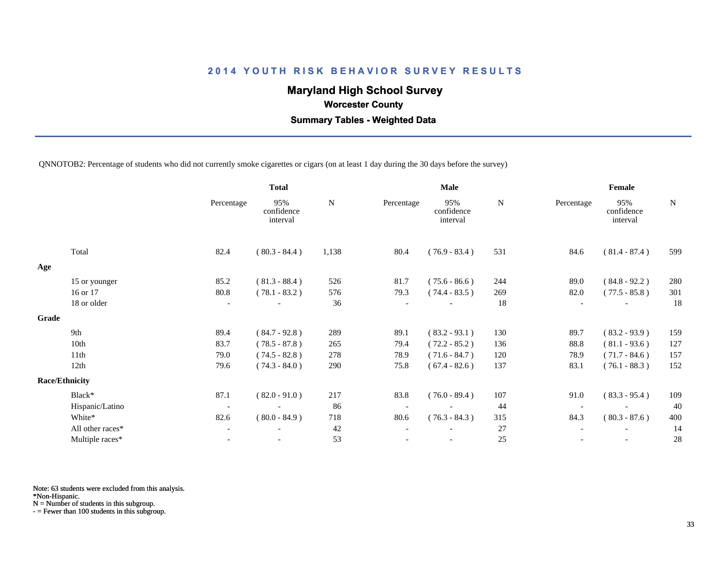## 2014 YOUTH RISK BEHAVIOR SURVEY RESULTS

### Maryland High School Survey

**Worcester County**

**Summary Tables - Weighted Data**

QNNOTOB2: Percentage of students who did not currently smoke cigarettes or cigars (on at least 1 day during the 30 days before the survey)

| | Total | | | Male | | | Female | | |
|---|---|---|---|---|---|---|---|---|---|
| | Percentage | 95% confidence interval | N | Percentage | 95% confidence interval | N | Percentage | 95% confidence interval | N |
| Total | 82.4 | ( 80.3 - 84.4 ) | 1,138 | 80.4 | ( 76.9 - 83.4 ) | 531 | 84.6 | ( 81.4 - 87.4 ) | 599 |
| **Age** | | | | | | | | | |
| 15 or younger | 85.2 | ( 81.3 - 88.4 ) | 526 | 81.7 | ( 75.6 - 86.6 ) | 244 | 89.0 | ( 84.8 - 92.2 ) | 280 |
| 16 or 17 | 80.8 | ( 78.1 - 83.2 ) | 576 | 79.3 | ( 74.4 - 83.5 ) | 269 | 82.0 | ( 77.5 - 85.8 ) | 301 |
| 18 or older | - | - | 36 | - | - | 18 | - | - | 18 |
| **Grade** | | | | | | | | | |
| 9th | 89.4 | ( 84.7 - 92.8 ) | 289 | 89.1 | ( 83.2 - 93.1 ) | 130 | 89.7 | ( 83.2 - 93.9 ) | 159 |
| 10th | 83.7 | ( 78.5 - 87.8 ) | 265 | 79.4 | ( 72.2 - 85.2 ) | 136 | 88.8 | ( 81.1 - 93.6 ) | 127 |
| 11th | 79.0 | ( 74.5 - 82.8 ) | 278 | 78.9 | ( 71.6 - 84.7 ) | 120 | 78.9 | ( 71.7 - 84.6 ) | 157 |
| 12th | 79.6 | ( 74.3 - 84.0 ) | 290 | 75.8 | ( 67.4 - 82.6 ) | 137 | 83.1 | ( 76.1 - 88.3 ) | 152 |
| **Race/Ethnicity** | | | | | | | | | |
| Black* | 87.1 | ( 82.0 - 91.0 ) | 217 | 83.8 | ( 76.0 - 89.4 ) | 107 | 91.0 | ( 83.3 - 95.4 ) | 109 |
| Hispanic/Latino | - | - | 86 | - | - | 44 | - | - | 40 |
| White* | 82.6 | ( 80.0 - 84.9 ) | 718 | 80.6 | ( 76.3 - 84.3 ) | 315 | 84.3 | ( 80.3 - 87.6 ) | 400 |
| All other races* | - | - | 42 | - | - | 27 | - | - | 14 |
| Multiple races* | - | - | 53 | - | - | 25 | - | - | 28 |

Note: 63 students were excluded from this analysis.
*Non-Hispanic.
N = Number of students in this subgroup.
- = Fewer than 100 students in this subgroup.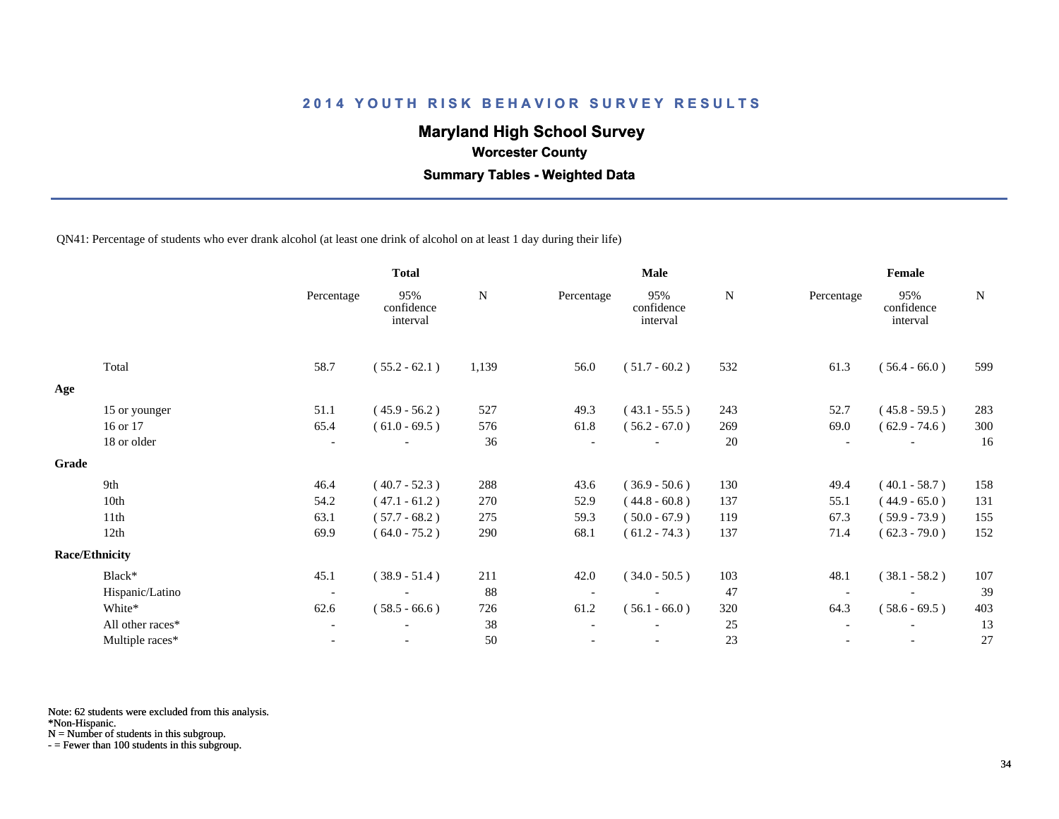# 2014 YOUTH RISK BEHAVIOR SURVEY RESULTS

## Maryland High School Survey

### Worcester County

### Summary Tables - Weighted Data

QN41: Percentage of students who ever drank alcohol (at least one drink of alcohol on at least 1 day during their life)

| | Total | | | Male | | | Female | | |
|---|---|---|---|---|---|---|---|---|---|
| | Percentage | 95% confidence interval | N | Percentage | 95% confidence interval | N | Percentage | 95% confidence interval | N |
| Total | 58.7 | ( 55.2 - 62.1 ) | 1,139 | 56.0 | ( 51.7 - 60.2 ) | 532 | 61.3 | ( 56.4 - 66.0 ) | 599 |
| **Age** | | | | | | | | | |
| 15 or younger | 51.1 | ( 45.9 - 56.2 ) | 527 | 49.3 | ( 43.1 - 55.5 ) | 243 | 52.7 | ( 45.8 - 59.5 ) | 283 |
| 16 or 17 | 65.4 | ( 61.0 - 69.5 ) | 576 | 61.8 | ( 56.2 - 67.0 ) | 269 | 69.0 | ( 62.9 - 74.6 ) | 300 |
| 18 or older | - | - | 36 | - | - | 20 | - | - | 16 |
| **Grade** | | | | | | | | | |
| 9th | 46.4 | ( 40.7 - 52.3 ) | 288 | 43.6 | ( 36.9 - 50.6 ) | 130 | 49.4 | ( 40.1 - 58.7 ) | 158 |
| 10th | 54.2 | ( 47.1 - 61.2 ) | 270 | 52.9 | ( 44.8 - 60.8 ) | 137 | 55.1 | ( 44.9 - 65.0 ) | 131 |
| 11th | 63.1 | ( 57.7 - 68.2 ) | 275 | 59.3 | ( 50.0 - 67.9 ) | 119 | 67.3 | ( 59.9 - 73.9 ) | 155 |
| 12th | 69.9 | ( 64.0 - 75.2 ) | 290 | 68.1 | ( 61.2 - 74.3 ) | 137 | 71.4 | ( 62.3 - 79.0 ) | 152 |
| **Race/Ethnicity** | | | | | | | | | |
| Black* | 45.1 | ( 38.9 - 51.4 ) | 211 | 42.0 | ( 34.0 - 50.5 ) | 103 | 48.1 | ( 38.1 - 58.2 ) | 107 |
| Hispanic/Latino | - | - | 88 | - | - | 47 | - | - | 39 |
| White* | 62.6 | ( 58.5 - 66.6 ) | 726 | 61.2 | ( 56.1 - 66.0 ) | 320 | 64.3 | ( 58.6 - 69.5 ) | 403 |
| All other races* | - | - | 38 | - | - | 25 | - | - | 13 |
| Multiple races* | - | - | 50 | - | - | 23 | - | - | 27 |

Note: 62 students were excluded from this analysis.
*Non-Hispanic.
N = Number of students in this subgroup.
- = Fewer than 100 students in this subgroup.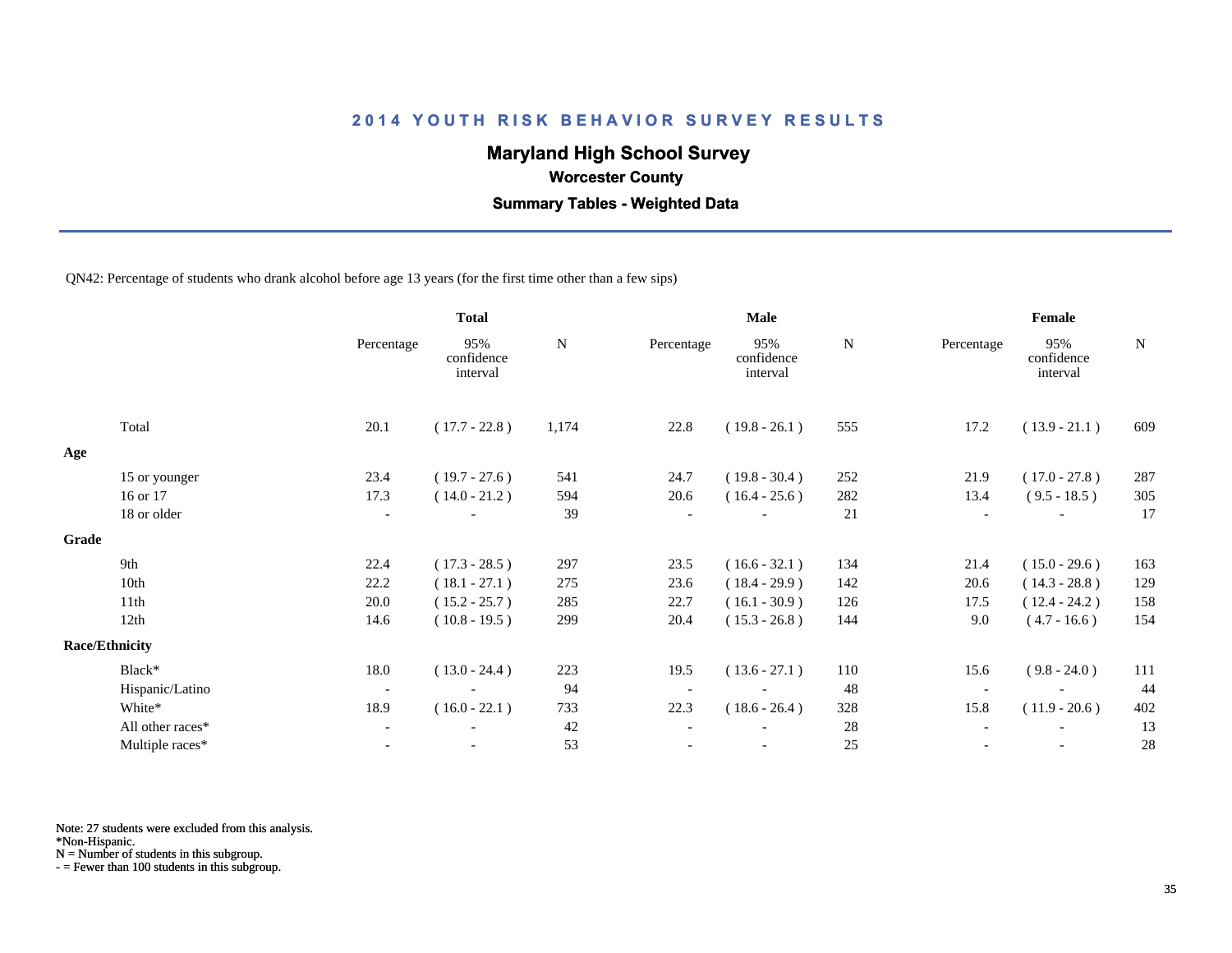# 2014 YOUTH RISK BEHAVIOR SURVEY RESULTS

## Maryland High School Survey

### Worcester County

### Summary Tables - Weighted Data

QN42: Percentage of students who drank alcohol before age 13 years (for the first time other than a few sips)

| | Total | | | Male | | | Female | | |
|---|---|---|---|---|---|---|---|---|---|
| | Percentage | 95% confidence interval | N | Percentage | 95% confidence interval | N | Percentage | 95% confidence interval | N |
| Total | 20.1 | ( 17.7 - 22.8 ) | 1,174 | 22.8 | ( 19.8 - 26.1 ) | 555 | 17.2 | ( 13.9 - 21.1 ) | 609 |
| **Age** | | | | | | | | | |
| 15 or younger | 23.4 | ( 19.7 - 27.6 ) | 541 | 24.7 | ( 19.8 - 30.4 ) | 252 | 21.9 | ( 17.0 - 27.8 ) | 287 |
| 16 or 17 | 17.3 | ( 14.0 - 21.2 ) | 594 | 20.6 | ( 16.4 - 25.6 ) | 282 | 13.4 | ( 9.5 - 18.5 ) | 305 |
| 18 or older | - | - | 39 | - | - | 21 | - | - | 17 |
| **Grade** | | | | | | | | | |
| 9th | 22.4 | ( 17.3 - 28.5 ) | 297 | 23.5 | ( 16.6 - 32.1 ) | 134 | 21.4 | ( 15.0 - 29.6 ) | 163 |
| 10th | 22.2 | ( 18.1 - 27.1 ) | 275 | 23.6 | ( 18.4 - 29.9 ) | 142 | 20.6 | ( 14.3 - 28.8 ) | 129 |
| 11th | 20.0 | ( 15.2 - 25.7 ) | 285 | 22.7 | ( 16.1 - 30.9 ) | 126 | 17.5 | ( 12.4 - 24.2 ) | 158 |
| 12th | 14.6 | ( 10.8 - 19.5 ) | 299 | 20.4 | ( 15.3 - 26.8 ) | 144 | 9.0 | ( 4.7 - 16.6 ) | 154 |
| **Race/Ethnicity** | | | | | | | | | |
| Black* | 18.0 | ( 13.0 - 24.4 ) | 223 | 19.5 | ( 13.6 - 27.1 ) | 110 | 15.6 | ( 9.8 - 24.0 ) | 111 |
| Hispanic/Latino | - | - | 94 | - | - | 48 | - | - | 44 |
| White* | 18.9 | ( 16.0 - 22.1 ) | 733 | 22.3 | ( 18.6 - 26.4 ) | 328 | 15.8 | ( 11.9 - 20.6 ) | 402 |
| All other races* | - | - | 42 | - | - | 28 | - | - | 13 |
| Multiple races* | - | - | 53 | - | - | 25 | - | - | 28 |

Note: 27 students were excluded from this analysis.
*Non-Hispanic.
N = Number of students in this subgroup.
- = Fewer than 100 students in this subgroup.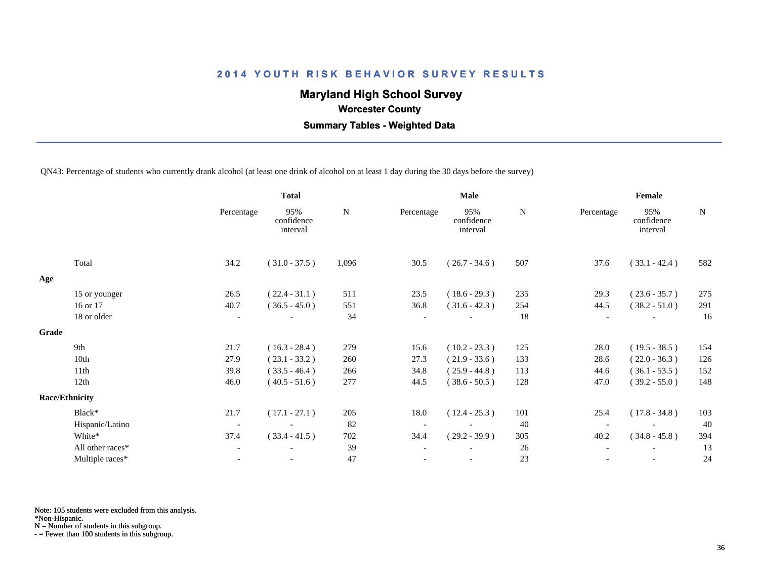## 2014 YOUTH RISK BEHAVIOR SURVEY RESULTS

**Maryland High School Survey**

**Worcester County**

**Summary Tables - Weighted Data**

QN43: Percentage of students who currently drank alcohol (at least one drink of alcohol on at least 1 day during the 30 days before the survey)

| | Total | | | Male | | | Female | | |
|---|---|---|---|---|---|---|---|---|---|
| | Percentage | 95% confidence interval | N | Percentage | 95% confidence interval | N | Percentage | 95% confidence interval | N |
| Total | 34.2 | ( 31.0 - 37.5 ) | 1,096 | 30.5 | ( 26.7 - 34.6 ) | 507 | 37.6 | ( 33.1 - 42.4 ) | 582 |
| **Age** | | | | | | | | | |
| 15 or younger | 26.5 | ( 22.4 - 31.1 ) | 511 | 23.5 | ( 18.6 - 29.3 ) | 235 | 29.3 | ( 23.6 - 35.7 ) | 275 |
| 16 or 17 | 40.7 | ( 36.5 - 45.0 ) | 551 | 36.8 | ( 31.6 - 42.3 ) | 254 | 44.5 | ( 38.2 - 51.0 ) | 291 |
| 18 or older | - | - | 34 | - | - | 18 | - | - | 16 |
| **Grade** | | | | | | | | | |
| 9th | 21.7 | ( 16.3 - 28.4 ) | 279 | 15.6 | ( 10.2 - 23.3 ) | 125 | 28.0 | ( 19.5 - 38.5 ) | 154 |
| 10th | 27.9 | ( 23.1 - 33.2 ) | 260 | 27.3 | ( 21.9 - 33.6 ) | 133 | 28.6 | ( 22.0 - 36.3 ) | 126 |
| 11th | 39.8 | ( 33.5 - 46.4 ) | 266 | 34.8 | ( 25.9 - 44.8 ) | 113 | 44.6 | ( 36.1 - 53.5 ) | 152 |
| 12th | 46.0 | ( 40.5 - 51.6 ) | 277 | 44.5 | ( 38.6 - 50.5 ) | 128 | 47.0 | ( 39.2 - 55.0 ) | 148 |
| **Race/Ethnicity** | | | | | | | | | |
| Black* | 21.7 | ( 17.1 - 27.1 ) | 205 | 18.0 | ( 12.4 - 25.3 ) | 101 | 25.4 | ( 17.8 - 34.8 ) | 103 |
| Hispanic/Latino | - | - | 82 | - | - | 40 | - | - | 40 |
| White* | 37.4 | ( 33.4 - 41.5 ) | 702 | 34.4 | ( 29.2 - 39.9 ) | 305 | 40.2 | ( 34.8 - 45.8 ) | 394 |
| All other races* | - | - | 39 | - | - | 26 | - | - | 13 |
| Multiple races* | - | - | 47 | - | - | 23 | - | - | 24 |

Note: 105 students were excluded from this analysis.
*Non-Hispanic.
N = Number of students in this subgroup.
- = Fewer than 100 students in this subgroup.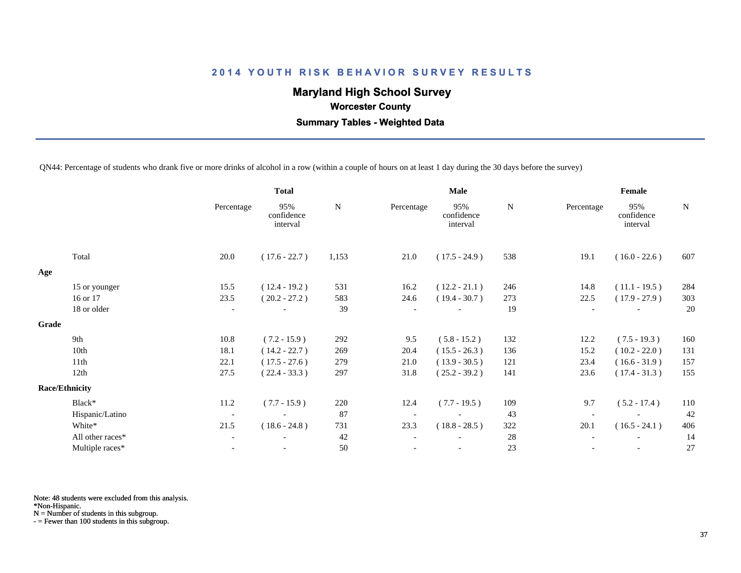# 2014 YOUTH RISK BEHAVIOR SURVEY RESULTS

## Maryland High School Survey

### Worcester County

### Summary Tables - Weighted Data

QN44: Percentage of students who drank five or more drinks of alcohol in a row (within a couple of hours on at least 1 day during the 30 days before the survey)

| | Total | | | Male | | | Female | | |
|---|---|---|---|---|---|---|---|---|---|
| | Percentage | 95% confidence interval | N | Percentage | 95% confidence interval | N | Percentage | 95% confidence interval | N |
| Total | 20.0 | ( 17.6 - 22.7 ) | 1,153 | 21.0 | ( 17.5 - 24.9 ) | 538 | 19.1 | ( 16.0 - 22.6 ) | 607 |
| **Age** | | | | | | | | | |
| 15 or younger | 15.5 | ( 12.4 - 19.2 ) | 531 | 16.2 | ( 12.2 - 21.1 ) | 246 | 14.8 | ( 11.1 - 19.5 ) | 284 |
| 16 or 17 | 23.5 | ( 20.2 - 27.2 ) | 583 | 24.6 | ( 19.4 - 30.7 ) | 273 | 22.5 | ( 17.9 - 27.9 ) | 303 |
| 18 or older | - | - | 39 | - | - | 19 | - | - | 20 |
| **Grade** | | | | | | | | | |
| 9th | 10.8 | ( 7.2 - 15.9 ) | 292 | 9.5 | ( 5.8 - 15.2 ) | 132 | 12.2 | ( 7.5 - 19.3 ) | 160 |
| 10th | 18.1 | ( 14.2 - 22.7 ) | 269 | 20.4 | ( 15.5 - 26.3 ) | 136 | 15.2 | ( 10.2 - 22.0 ) | 131 |
| 11th | 22.1 | ( 17.5 - 27.6 ) | 279 | 21.0 | ( 13.9 - 30.5 ) | 121 | 23.4 | ( 16.6 - 31.9 ) | 157 |
| 12th | 27.5 | ( 22.4 - 33.3 ) | 297 | 31.8 | ( 25.2 - 39.2 ) | 141 | 23.6 | ( 17.4 - 31.3 ) | 155 |
| **Race/Ethnicity** | | | | | | | | | |
| Black* | 11.2 | ( 7.7 - 15.9 ) | 220 | 12.4 | ( 7.7 - 19.5 ) | 109 | 9.7 | ( 5.2 - 17.4 ) | 110 |
| Hispanic/Latino | - | - | 87 | - | - | 43 | - | - | 42 |
| White* | 21.5 | ( 18.6 - 24.8 ) | 731 | 23.3 | ( 18.8 - 28.5 ) | 322 | 20.1 | ( 16.5 - 24.1 ) | 406 |
| All other races* | - | - | 42 | - | - | 28 | - | - | 14 |
| Multiple races* | - | - | 50 | - | - | 23 | - | - | 27 |

Note: 48 students were excluded from this analysis.
*Non-Hispanic.
N = Number of students in this subgroup.
- = Fewer than 100 students in this subgroup.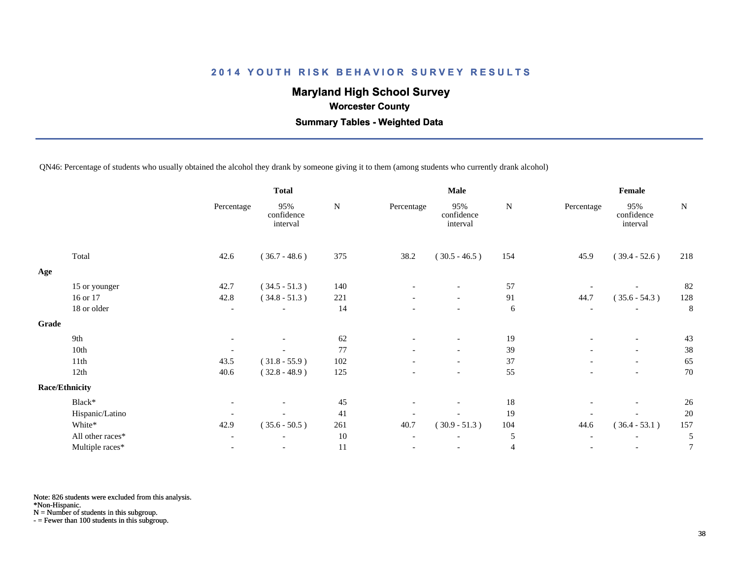## 2014 YOUTH RISK BEHAVIOR SURVEY RESULTS

**Maryland High School Survey**

**Worcester County**

**Summary Tables - Weighted Data**

QN46: Percentage of students who usually obtained the alcohol they drank by someone giving it to them (among students who currently drank alcohol)

| | Total | | | Male | | | Female | | |
|---|---|---|---|---|---|---|---|---|---|
| | Percentage | 95% confidence interval | N | Percentage | 95% confidence interval | N | Percentage | 95% confidence interval | N |
| Total | 42.6 | ( 36.7 - 48.6 ) | 375 | 38.2 | ( 30.5 - 46.5 ) | 154 | 45.9 | ( 39.4 - 52.6 ) | 218 |
| **Age** | | | | | | | | | |
| 15 or younger | 42.7 | ( 34.5 - 51.3 ) | 140 | - | - | 57 | - | - | 82 |
| 16 or 17 | 42.8 | ( 34.8 - 51.3 ) | 221 | - | - | 91 | 44.7 | ( 35.6 - 54.3 ) | 128 |
| 18 or older | - | - | 14 | - | - | 6 | - | - | 8 |
| **Grade** | | | | | | | | | |
| 9th | - | - | 62 | - | - | 19 | - | - | 43 |
| 10th | - | - | 77 | - | - | 39 | - | - | 38 |
| 11th | 43.5 | ( 31.8 - 55.9 ) | 102 | - | - | 37 | - | - | 65 |
| 12th | 40.6 | ( 32.8 - 48.9 ) | 125 | - | - | 55 | - | - | 70 |
| **Race/Ethnicity** | | | | | | | | | |
| Black* | - | - | 45 | - | - | 18 | - | - | 26 |
| Hispanic/Latino | - | - | 41 | - | - | 19 | - | - | 20 |
| White* | 42.9 | ( 35.6 - 50.5 ) | 261 | 40.7 | ( 30.9 - 51.3 ) | 104 | 44.6 | ( 36.4 - 53.1 ) | 157 |
| All other races* | - | - | 10 | - | - | 5 | - | - | 5 |
| Multiple races* | - | - | 11 | - | - | 4 | - | - | 7 |

Note: 826 students were excluded from this analysis.
*Non-Hispanic.
N = Number of students in this subgroup.
- = Fewer than 100 students in this subgroup.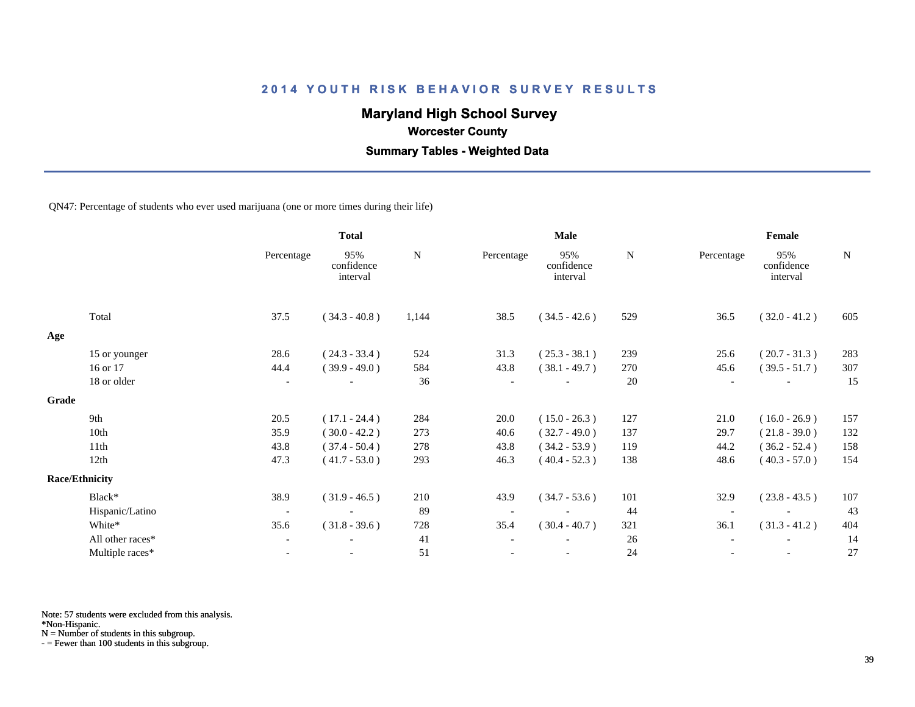# 2014 YOUTH RISK BEHAVIOR SURVEY RESULTS

## Maryland High School Survey

### Worcester County

### Summary Tables - Weighted Data

QN47: Percentage of students who ever used marijuana (one or more times during their life)

| | Total | | | Male | | | Female | | |
|---|---|---|---|---|---|---|---|---|---|
| | Percentage | 95% confidence interval | N | Percentage | 95% confidence interval | N | Percentage | 95% confidence interval | N |
| Total | 37.5 | ( 34.3 - 40.8 ) | 1,144 | 38.5 | ( 34.5 - 42.6 ) | 529 | 36.5 | ( 32.0 - 41.2 ) | 605 |
| **Age** | | | | | | | | | |
| 15 or younger | 28.6 | ( 24.3 - 33.4 ) | 524 | 31.3 | ( 25.3 - 38.1 ) | 239 | 25.6 | ( 20.7 - 31.3 ) | 283 |
| 16 or 17 | 44.4 | ( 39.9 - 49.0 ) | 584 | 43.8 | ( 38.1 - 49.7 ) | 270 | 45.6 | ( 39.5 - 51.7 ) | 307 |
| 18 or older | - | - | 36 | - | - | 20 | - | - | 15 |
| **Grade** | | | | | | | | | |
| 9th | 20.5 | ( 17.1 - 24.4 ) | 284 | 20.0 | ( 15.0 - 26.3 ) | 127 | 21.0 | ( 16.0 - 26.9 ) | 157 |
| 10th | 35.9 | ( 30.0 - 42.2 ) | 273 | 40.6 | ( 32.7 - 49.0 ) | 137 | 29.7 | ( 21.8 - 39.0 ) | 132 |
| 11th | 43.8 | ( 37.4 - 50.4 ) | 278 | 43.8 | ( 34.2 - 53.9 ) | 119 | 44.2 | ( 36.2 - 52.4 ) | 158 |
| 12th | 47.3 | ( 41.7 - 53.0 ) | 293 | 46.3 | ( 40.4 - 52.3 ) | 138 | 48.6 | ( 40.3 - 57.0 ) | 154 |
| **Race/Ethnicity** | | | | | | | | | |
| Black* | 38.9 | ( 31.9 - 46.5 ) | 210 | 43.9 | ( 34.7 - 53.6 ) | 101 | 32.9 | ( 23.8 - 43.5 ) | 107 |
| Hispanic/Latino | - | - | 89 | - | - | 44 | - | - | 43 |
| White* | 35.6 | ( 31.8 - 39.6 ) | 728 | 35.4 | ( 30.4 - 40.7 ) | 321 | 36.1 | ( 31.3 - 41.2 ) | 404 |
| All other races* | - | - | 41 | - | - | 26 | - | - | 14 |
| Multiple races* | - | - | 51 | - | - | 24 | - | - | 27 |

Note: 57 students were excluded from this analysis.
*Non-Hispanic.
N = Number of students in this subgroup.
- = Fewer than 100 students in this subgroup.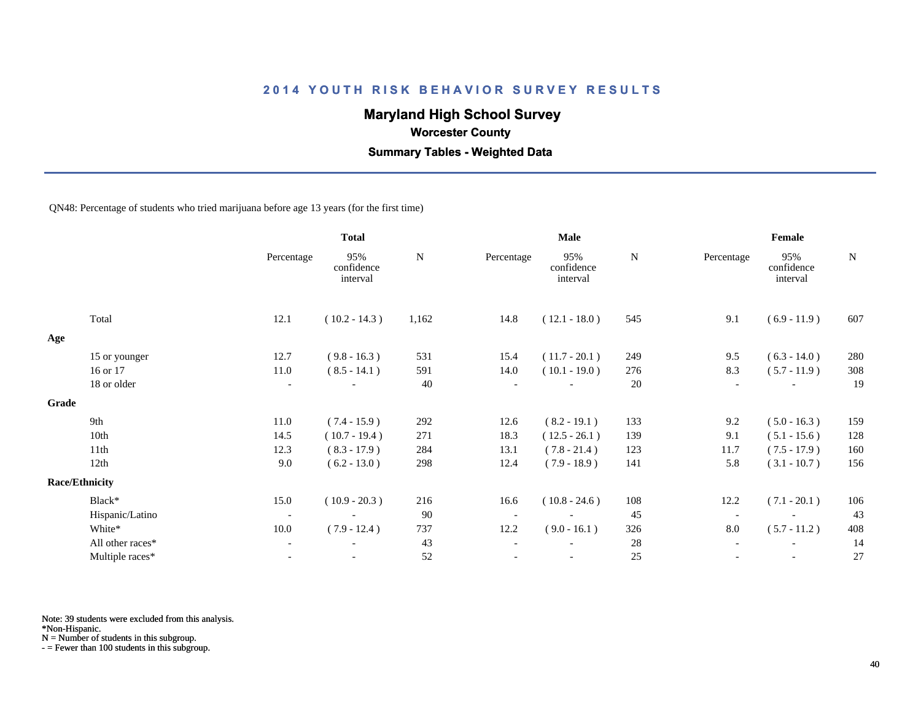# 2014 YOUTH RISK BEHAVIOR SURVEY RESULTS

## Maryland High School Survey

### Worcester County

### Summary Tables - Weighted Data

QN48: Percentage of students who tried marijuana before age 13 years (for the first time)

| | Total | | | Male | | | Female | | |
|---|---|---|---|---|---|---|---|---|---|
| | Percentage | 95% confidence interval | N | Percentage | 95% confidence interval | N | Percentage | 95% confidence interval | N |
| Total | 12.1 | ( 10.2 - 14.3 ) | 1,162 | 14.8 | ( 12.1 - 18.0 ) | 545 | 9.1 | ( 6.9 - 11.9 ) | 607 |
| **Age** | | | | | | | | | |
| 15 or younger | 12.7 | ( 9.8 - 16.3 ) | 531 | 15.4 | ( 11.7 - 20.1 ) | 249 | 9.5 | ( 6.3 - 14.0 ) | 280 |
| 16 or 17 | 11.0 | ( 8.5 - 14.1 ) | 591 | 14.0 | ( 10.1 - 19.0 ) | 276 | 8.3 | ( 5.7 - 11.9 ) | 308 |
| 18 or older | - | - | 40 | - | - | 20 | - | - | 19 |
| **Grade** | | | | | | | | | |
| 9th | 11.0 | ( 7.4 - 15.9 ) | 292 | 12.6 | ( 8.2 - 19.1 ) | 133 | 9.2 | ( 5.0 - 16.3 ) | 159 |
| 10th | 14.5 | ( 10.7 - 19.4 ) | 271 | 18.3 | ( 12.5 - 26.1 ) | 139 | 9.1 | ( 5.1 - 15.6 ) | 128 |
| 11th | 12.3 | ( 8.3 - 17.9 ) | 284 | 13.1 | ( 7.8 - 21.4 ) | 123 | 11.7 | ( 7.5 - 17.9 ) | 160 |
| 12th | 9.0 | ( 6.2 - 13.0 ) | 298 | 12.4 | ( 7.9 - 18.9 ) | 141 | 5.8 | ( 3.1 - 10.7 ) | 156 |
| **Race/Ethnicity** | | | | | | | | | |
| Black* | 15.0 | ( 10.9 - 20.3 ) | 216 | 16.6 | ( 10.8 - 24.6 ) | 108 | 12.2 | ( 7.1 - 20.1 ) | 106 |
| Hispanic/Latino | - | - | 90 | - | - | 45 | - | - | 43 |
| White* | 10.0 | ( 7.9 - 12.4 ) | 737 | 12.2 | ( 9.0 - 16.1 ) | 326 | 8.0 | ( 5.7 - 11.2 ) | 408 |
| All other races* | - | - | 43 | - | - | 28 | - | - | 14 |
| Multiple races* | - | - | 52 | - | - | 25 | - | - | 27 |

Note: 39 students were excluded from this analysis.
*Non-Hispanic.
N = Number of students in this subgroup.
- = Fewer than 100 students in this subgroup.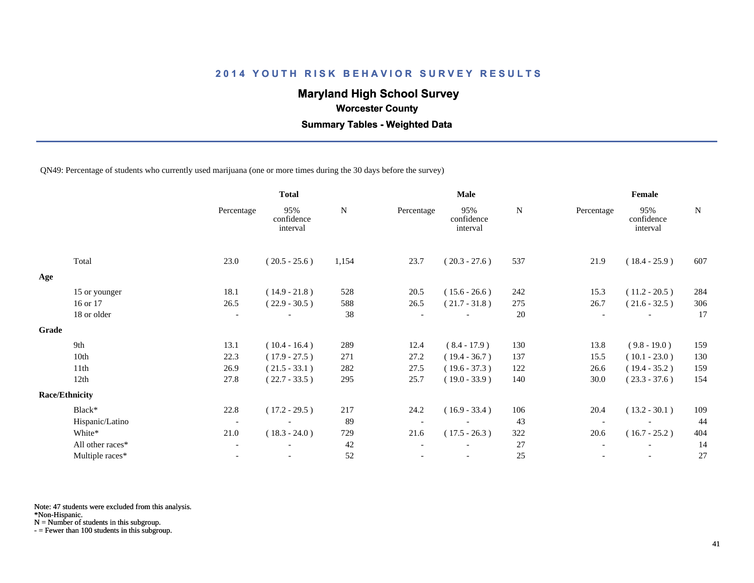# 2014 YOUTH RISK BEHAVIOR SURVEY RESULTS

## Maryland High School Survey

### Worcester County

### Summary Tables - Weighted Data

QN49: Percentage of students who currently used marijuana (one or more times during the 30 days before the survey)

| | Total | | | Male | | | Female | | |
|---|---|---|---|---|---|---|---|---|---|
| | Percentage | 95% confidence interval | N | Percentage | 95% confidence interval | N | Percentage | 95% confidence interval | N |
| Total | 23.0 | ( 20.5 - 25.6 ) | 1,154 | 23.7 | ( 20.3 - 27.6 ) | 537 | 21.9 | ( 18.4 - 25.9 ) | 607 |
| **Age** | | | | | | | | | |
| 15 or younger | 18.1 | ( 14.9 - 21.8 ) | 528 | 20.5 | ( 15.6 - 26.6 ) | 242 | 15.3 | ( 11.2 - 20.5 ) | 284 |
| 16 or 17 | 26.5 | ( 22.9 - 30.5 ) | 588 | 26.5 | ( 21.7 - 31.8 ) | 275 | 26.7 | ( 21.6 - 32.5 ) | 306 |
| 18 or older | - | - | 38 | - | - | 20 | - | - | 17 |
| **Grade** | | | | | | | | | |
| 9th | 13.1 | ( 10.4 - 16.4 ) | 289 | 12.4 | ( 8.4 - 17.9 ) | 130 | 13.8 | ( 9.8 - 19.0 ) | 159 |
| 10th | 22.3 | ( 17.9 - 27.5 ) | 271 | 27.2 | ( 19.4 - 36.7 ) | 137 | 15.5 | ( 10.1 - 23.0 ) | 130 |
| 11th | 26.9 | ( 21.5 - 33.1 ) | 282 | 27.5 | ( 19.6 - 37.3 ) | 122 | 26.6 | ( 19.4 - 35.2 ) | 159 |
| 12th | 27.8 | ( 22.7 - 33.5 ) | 295 | 25.7 | ( 19.0 - 33.9 ) | 140 | 30.0 | ( 23.3 - 37.6 ) | 154 |
| **Race/Ethnicity** | | | | | | | | | |
| Black* | 22.8 | ( 17.2 - 29.5 ) | 217 | 24.2 | ( 16.9 - 33.4 ) | 106 | 20.4 | ( 13.2 - 30.1 ) | 109 |
| Hispanic/Latino | - | - | 89 | - | - | 43 | - | - | 44 |
| White* | 21.0 | ( 18.3 - 24.0 ) | 729 | 21.6 | ( 17.5 - 26.3 ) | 322 | 20.6 | ( 16.7 - 25.2 ) | 404 |
| All other races* | - | - | 42 | - | - | 27 | - | - | 14 |
| Multiple races* | - | - | 52 | - | - | 25 | - | - | 27 |

Note: 47 students were excluded from this analysis.
*Non-Hispanic.
N = Number of students in this subgroup.
- = Fewer than 100 students in this subgroup.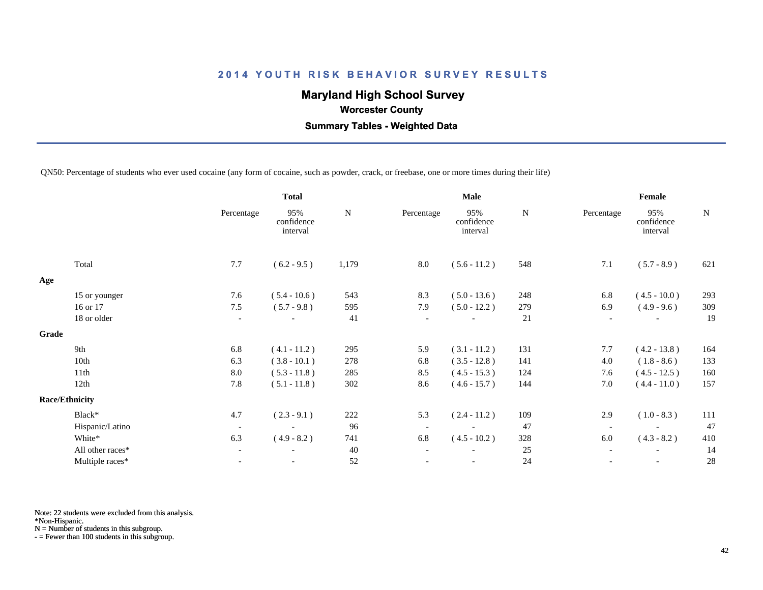# 2014 YOUTH RISK BEHAVIOR SURVEY RESULTS

## Maryland High School Survey

### Worcester County

### Summary Tables - Weighted Data

QN50: Percentage of students who ever used cocaine (any form of cocaine, such as powder, crack, or freebase, one or more times during their life)

| | Total | | | Male | | | Female | | |
|---|---|---|---|---|---|---|---|---|---|
| | Percentage | 95% confidence interval | N | Percentage | 95% confidence interval | N | Percentage | 95% confidence interval | N |
| Total | 7.7 | ( 6.2 - 9.5 ) | 1,179 | 8.0 | ( 5.6 - 11.2 ) | 548 | 7.1 | ( 5.7 - 8.9 ) | 621 |
| **Age** | | | | | | | | | |
| 15 or younger | 7.6 | ( 5.4 - 10.6 ) | 543 | 8.3 | ( 5.0 - 13.6 ) | 248 | 6.8 | ( 4.5 - 10.0 ) | 293 |
| 16 or 17 | 7.5 | ( 5.7 - 9.8 ) | 595 | 7.9 | ( 5.0 - 12.2 ) | 279 | 6.9 | ( 4.9 - 9.6 ) | 309 |
| 18 or older | - | - | 41 | - | - | 21 | - | - | 19 |
| **Grade** | | | | | | | | | |
| 9th | 6.8 | ( 4.1 - 11.2 ) | 295 | 5.9 | ( 3.1 - 11.2 ) | 131 | 7.7 | ( 4.2 - 13.8 ) | 164 |
| 10th | 6.3 | ( 3.8 - 10.1 ) | 278 | 6.8 | ( 3.5 - 12.8 ) | 141 | 4.0 | ( 1.8 - 8.6 ) | 133 |
| 11th | 8.0 | ( 5.3 - 11.8 ) | 285 | 8.5 | ( 4.5 - 15.3 ) | 124 | 7.6 | ( 4.5 - 12.5 ) | 160 |
| 12th | 7.8 | ( 5.1 - 11.8 ) | 302 | 8.6 | ( 4.6 - 15.7 ) | 144 | 7.0 | ( 4.4 - 11.0 ) | 157 |
| **Race/Ethnicity** | | | | | | | | | |
| Black* | 4.7 | ( 2.3 - 9.1 ) | 222 | 5.3 | ( 2.4 - 11.2 ) | 109 | 2.9 | ( 1.0 - 8.3 ) | 111 |
| Hispanic/Latino | - | - | 96 | - | - | 47 | - | - | 47 |
| White* | 6.3 | ( 4.9 - 8.2 ) | 741 | 6.8 | ( 4.5 - 10.2 ) | 328 | 6.0 | ( 4.3 - 8.2 ) | 410 |
| All other races* | - | - | 40 | - | - | 25 | - | - | 14 |
| Multiple races* | - | - | 52 | - | - | 24 | - | - | 28 |

Note: 22 students were excluded from this analysis.
*Non-Hispanic.
N = Number of students in this subgroup.
- = Fewer than 100 students in this subgroup.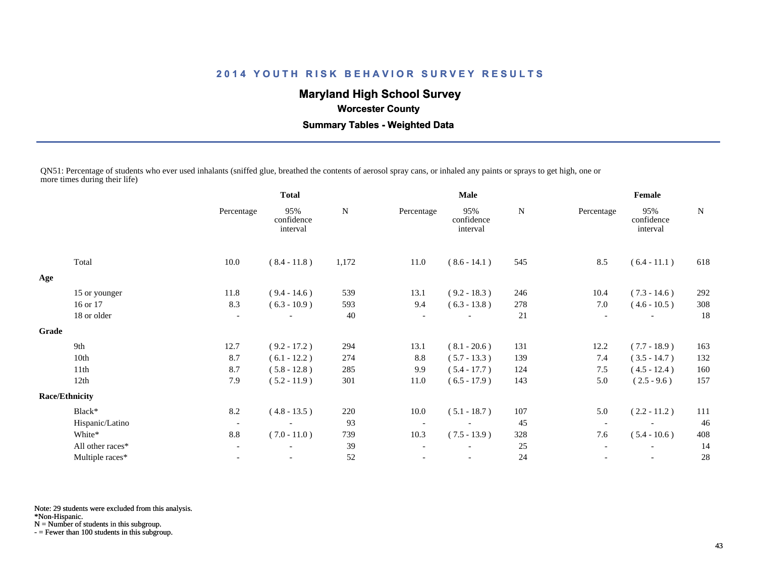## 2014 YOUTH RISK BEHAVIOR SURVEY RESULTS

### Maryland High School Survey

**Worcester County**

**Summary Tables - Weighted Data**

QN51: Percentage of students who ever used inhalants (sniffed glue, breathed the contents of aerosol spray cans, or inhaled any paints or sprays to get high, one or more times during their life)

| | Total | | | Male | | | Female | | |
|---|---|---|---|---|---|---|---|---|---|
| | Percentage | 95% confidence interval | N | Percentage | 95% confidence interval | N | Percentage | 95% confidence interval | N |
| Total | 10.0 | ( 8.4 - 11.8 ) | 1,172 | 11.0 | ( 8.6 - 14.1 ) | 545 | 8.5 | ( 6.4 - 11.1 ) | 618 |
| **Age** | | | | | | | | | |
| 15 or younger | 11.8 | ( 9.4 - 14.6 ) | 539 | 13.1 | ( 9.2 - 18.3 ) | 246 | 10.4 | ( 7.3 - 14.6 ) | 292 |
| 16 or 17 | 8.3 | ( 6.3 - 10.9 ) | 593 | 9.4 | ( 6.3 - 13.8 ) | 278 | 7.0 | ( 4.6 - 10.5 ) | 308 |
| 18 or older | - | - | 40 | - | - | 21 | - | - | 18 |
| **Grade** | | | | | | | | | |
| 9th | 12.7 | ( 9.2 - 17.2 ) | 294 | 13.1 | ( 8.1 - 20.6 ) | 131 | 12.2 | ( 7.7 - 18.9 ) | 163 |
| 10th | 8.7 | ( 6.1 - 12.2 ) | 274 | 8.8 | ( 5.7 - 13.3 ) | 139 | 7.4 | ( 3.5 - 14.7 ) | 132 |
| 11th | 8.7 | ( 5.8 - 12.8 ) | 285 | 9.9 | ( 5.4 - 17.7 ) | 124 | 7.5 | ( 4.5 - 12.4 ) | 160 |
| 12th | 7.9 | ( 5.2 - 11.9 ) | 301 | 11.0 | ( 6.5 - 17.9 ) | 143 | 5.0 | ( 2.5 - 9.6 ) | 157 |
| **Race/Ethnicity** | | | | | | | | | |
| Black* | 8.2 | ( 4.8 - 13.5 ) | 220 | 10.0 | ( 5.1 - 18.7 ) | 107 | 5.0 | ( 2.2 - 11.2 ) | 111 |
| Hispanic/Latino | - | - | 93 | - | - | 45 | - | - | 46 |
| White* | 8.8 | ( 7.0 - 11.0 ) | 739 | 10.3 | ( 7.5 - 13.9 ) | 328 | 7.6 | ( 5.4 - 10.6 ) | 408 |
| All other races* | - | - | 39 | - | - | 25 | - | - | 14 |
| Multiple races* | - | - | 52 | - | - | 24 | - | - | 28 |

Note: 29 students were excluded from this analysis.
*Non-Hispanic.
N = Number of students in this subgroup.
- = Fewer than 100 students in this subgroup.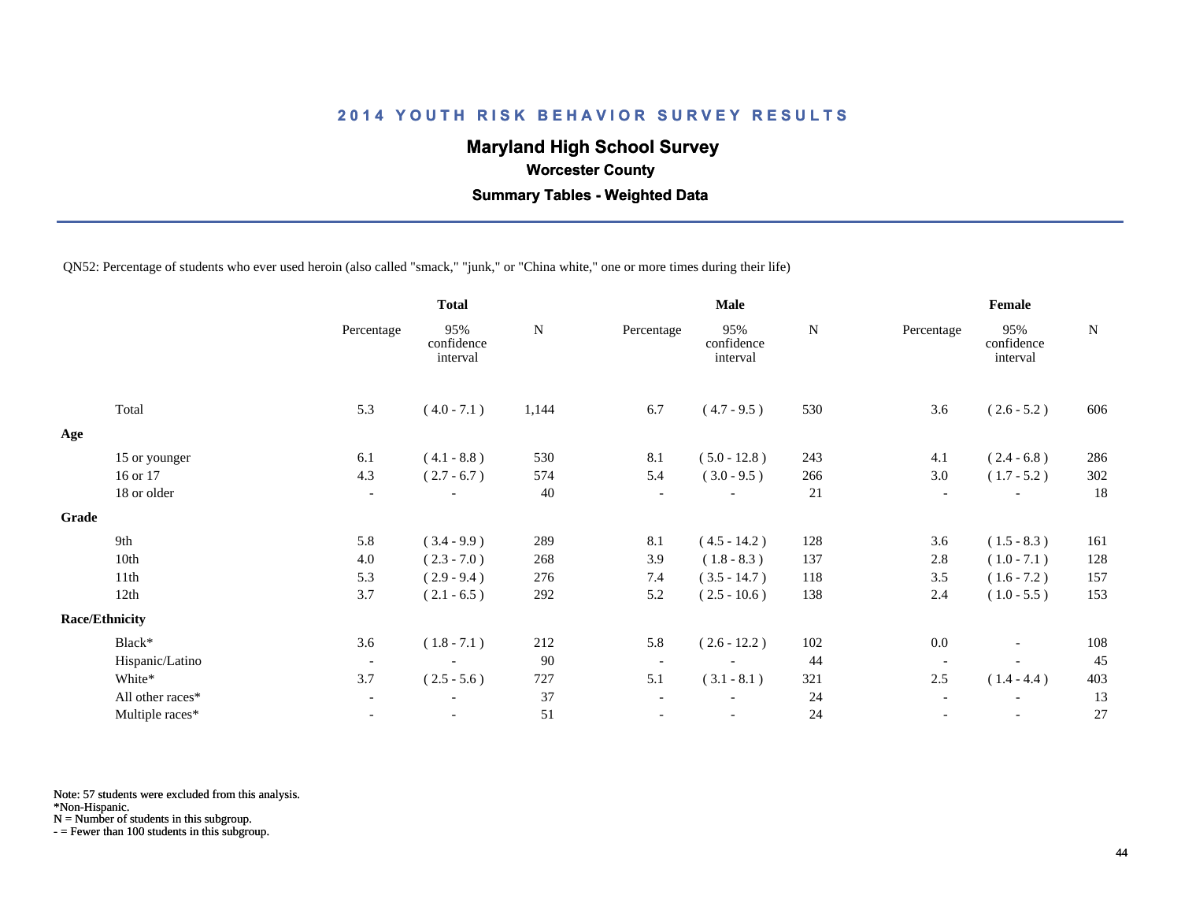## 2014 YOUTH RISK BEHAVIOR SURVEY RESULTS

### Maryland High School Survey

**Worcester County**

**Summary Tables - Weighted Data**

QN52: Percentage of students who ever used heroin (also called "smack," "junk," or "China white," one or more times during their life)

| | Total | | | Male | | | Female | | |
|---|---|---|---|---|---|---|---|---|---|
| | Percentage | 95% confidence interval | N | Percentage | 95% confidence interval | N | Percentage | 95% confidence interval | N |
| Total | 5.3 | ( 4.0 - 7.1 ) | 1,144 | 6.7 | ( 4.7 - 9.5 ) | 530 | 3.6 | ( 2.6 - 5.2 ) | 606 |
| **Age** | | | | | | | | | |
| 15 or younger | 6.1 | ( 4.1 - 8.8 ) | 530 | 8.1 | ( 5.0 - 12.8 ) | 243 | 4.1 | ( 2.4 - 6.8 ) | 286 |
| 16 or 17 | 4.3 | ( 2.7 - 6.7 ) | 574 | 5.4 | ( 3.0 - 9.5 ) | 266 | 3.0 | ( 1.7 - 5.2 ) | 302 |
| 18 or older | - | - | 40 | - | - | 21 | - | - | 18 |
| **Grade** | | | | | | | | | |
| 9th | 5.8 | ( 3.4 - 9.9 ) | 289 | 8.1 | ( 4.5 - 14.2 ) | 128 | 3.6 | ( 1.5 - 8.3 ) | 161 |
| 10th | 4.0 | ( 2.3 - 7.0 ) | 268 | 3.9 | ( 1.8 - 8.3 ) | 137 | 2.8 | ( 1.0 - 7.1 ) | 128 |
| 11th | 5.3 | ( 2.9 - 9.4 ) | 276 | 7.4 | ( 3.5 - 14.7 ) | 118 | 3.5 | ( 1.6 - 7.2 ) | 157 |
| 12th | 3.7 | ( 2.1 - 6.5 ) | 292 | 5.2 | ( 2.5 - 10.6 ) | 138 | 2.4 | ( 1.0 - 5.5 ) | 153 |
| **Race/Ethnicity** | | | | | | | | | |
| Black* | 3.6 | ( 1.8 - 7.1 ) | 212 | 5.8 | ( 2.6 - 12.2 ) | 102 | 0.0 | - | 108 |
| Hispanic/Latino | - | - | 90 | - | - | 44 | - | - | 45 |
| White* | 3.7 | ( 2.5 - 5.6 ) | 727 | 5.1 | ( 3.1 - 8.1 ) | 321 | 2.5 | ( 1.4 - 4.4 ) | 403 |
| All other races* | - | - | 37 | - | - | 24 | - | - | 13 |
| Multiple races* | - | - | 51 | - | - | 24 | - | - | 27 |

Note: 57 students were excluded from this analysis.
*Non-Hispanic.
N = Number of students in this subgroup.
- = Fewer than 100 students in this subgroup.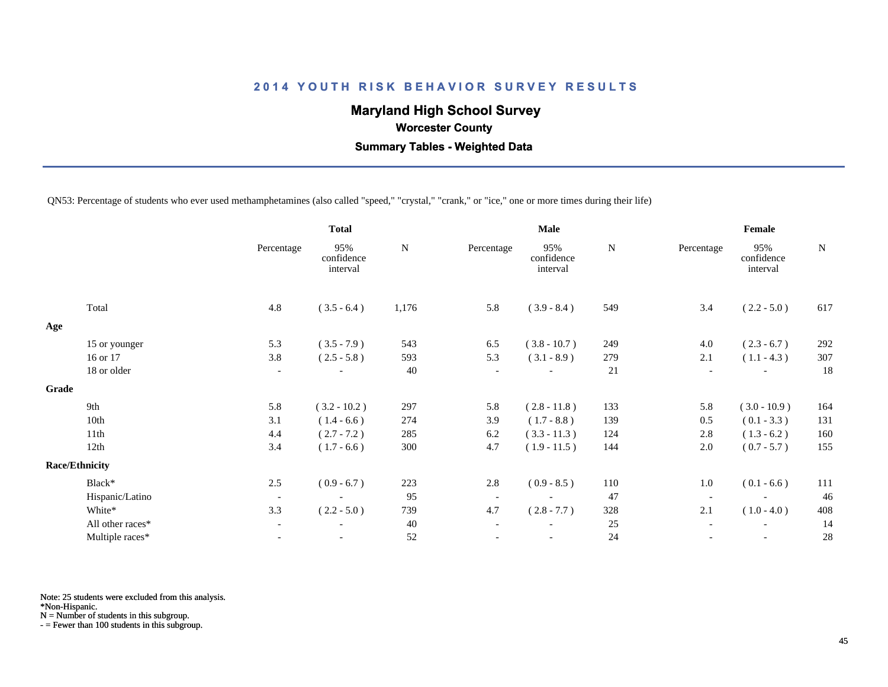## 2014 YOUTH RISK BEHAVIOR SURVEY RESULTS

### Maryland High School Survey

**Worcester County**

**Summary Tables - Weighted Data**

QN53: Percentage of students who ever used methamphetamines (also called "speed," "crystal," "crank," or "ice," one or more times during their life)

| | Total | | | Male | | | Female | | |
|---|---|---|---|---|---|---|---|---|---|
| | Percentage | 95% confidence interval | N | Percentage | 95% confidence interval | N | Percentage | 95% confidence interval | N |
| Total | 4.8 | ( 3.5 - 6.4 ) | 1,176 | 5.8 | ( 3.9 - 8.4 ) | 549 | 3.4 | ( 2.2 - 5.0 ) | 617 |
| **Age** | | | | | | | | | |
| 15 or younger | 5.3 | ( 3.5 - 7.9 ) | 543 | 6.5 | ( 3.8 - 10.7 ) | 249 | 4.0 | ( 2.3 - 6.7 ) | 292 |
| 16 or 17 | 3.8 | ( 2.5 - 5.8 ) | 593 | 5.3 | ( 3.1 - 8.9 ) | 279 | 2.1 | ( 1.1 - 4.3 ) | 307 |
| 18 or older | - | - | 40 | - | - | 21 | - | - | 18 |
| **Grade** | | | | | | | | | |
| 9th | 5.8 | ( 3.2 - 10.2 ) | 297 | 5.8 | ( 2.8 - 11.8 ) | 133 | 5.8 | ( 3.0 - 10.9 ) | 164 |
| 10th | 3.1 | ( 1.4 - 6.6 ) | 274 | 3.9 | ( 1.7 - 8.8 ) | 139 | 0.5 | ( 0.1 - 3.3 ) | 131 |
| 11th | 4.4 | ( 2.7 - 7.2 ) | 285 | 6.2 | ( 3.3 - 11.3 ) | 124 | 2.8 | ( 1.3 - 6.2 ) | 160 |
| 12th | 3.4 | ( 1.7 - 6.6 ) | 300 | 4.7 | ( 1.9 - 11.5 ) | 144 | 2.0 | ( 0.7 - 5.7 ) | 155 |
| **Race/Ethnicity** | | | | | | | | | |
| Black* | 2.5 | ( 0.9 - 6.7 ) | 223 | 2.8 | ( 0.9 - 8.5 ) | 110 | 1.0 | ( 0.1 - 6.6 ) | 111 |
| Hispanic/Latino | - | - | 95 | - | - | 47 | - | - | 46 |
| White* | 3.3 | ( 2.2 - 5.0 ) | 739 | 4.7 | ( 2.8 - 7.7 ) | 328 | 2.1 | ( 1.0 - 4.0 ) | 408 |
| All other races* | - | - | 40 | - | - | 25 | - | - | 14 |
| Multiple races* | - | - | 52 | - | - | 24 | - | - | 28 |

Note: 25 students were excluded from this analysis.
*Non-Hispanic.
N = Number of students in this subgroup.
- = Fewer than 100 students in this subgroup.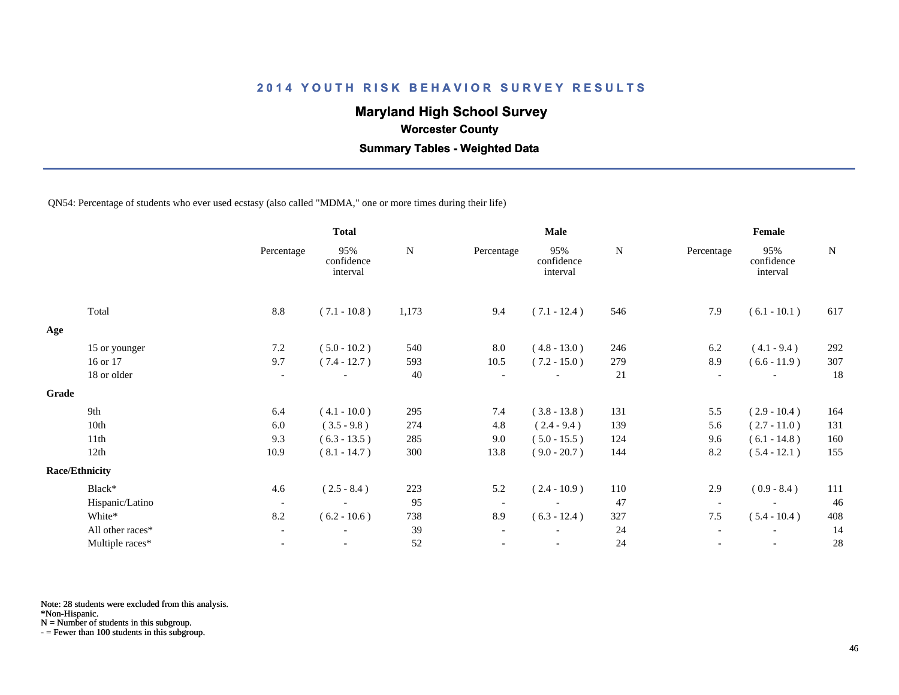## 2014 YOUTH RISK BEHAVIOR SURVEY RESULTS

### Maryland High School Survey

**Worcester County**

**Summary Tables - Weighted Data**

QN54: Percentage of students who ever used ecstasy (also called "MDMA," one or more times during their life)

| | Total | | | Male | | | Female | | |
|---|---|---|---|---|---|---|---|---|---|
| | Percentage | 95% confidence interval | N | Percentage | 95% confidence interval | N | Percentage | 95% confidence interval | N |
| Total | 8.8 | ( 7.1 - 10.8 ) | 1,173 | 9.4 | ( 7.1 - 12.4 ) | 546 | 7.9 | ( 6.1 - 10.1 ) | 617 |
| **Age** | | | | | | | | | |
| 15 or younger | 7.2 | ( 5.0 - 10.2 ) | 540 | 8.0 | ( 4.8 - 13.0 ) | 246 | 6.2 | ( 4.1 - 9.4 ) | 292 |
| 16 or 17 | 9.7 | ( 7.4 - 12.7 ) | 593 | 10.5 | ( 7.2 - 15.0 ) | 279 | 8.9 | ( 6.6 - 11.9 ) | 307 |
| 18 or older | - | - | 40 | - | - | 21 | - | - | 18 |
| **Grade** | | | | | | | | | |
| 9th | 6.4 | ( 4.1 - 10.0 ) | 295 | 7.4 | ( 3.8 - 13.8 ) | 131 | 5.5 | ( 2.9 - 10.4 ) | 164 |
| 10th | 6.0 | ( 3.5 - 9.8 ) | 274 | 4.8 | ( 2.4 - 9.4 ) | 139 | 5.6 | ( 2.7 - 11.0 ) | 131 |
| 11th | 9.3 | ( 6.3 - 13.5 ) | 285 | 9.0 | ( 5.0 - 15.5 ) | 124 | 9.6 | ( 6.1 - 14.8 ) | 160 |
| 12th | 10.9 | ( 8.1 - 14.7 ) | 300 | 13.8 | ( 9.0 - 20.7 ) | 144 | 8.2 | ( 5.4 - 12.1 ) | 155 |
| **Race/Ethnicity** | | | | | | | | | |
| Black* | 4.6 | ( 2.5 - 8.4 ) | 223 | 5.2 | ( 2.4 - 10.9 ) | 110 | 2.9 | ( 0.9 - 8.4 ) | 111 |
| Hispanic/Latino | - | - | 95 | - | - | 47 | - | - | 46 |
| White* | 8.2 | ( 6.2 - 10.6 ) | 738 | 8.9 | ( 6.3 - 12.4 ) | 327 | 7.5 | ( 5.4 - 10.4 ) | 408 |
| All other races* | - | - | 39 | - | - | 24 | - | - | 14 |
| Multiple races* | - | - | 52 | - | - | 24 | - | - | 28 |

Note: 28 students were excluded from this analysis.
*Non-Hispanic.
N = Number of students in this subgroup.
- = Fewer than 100 students in this subgroup.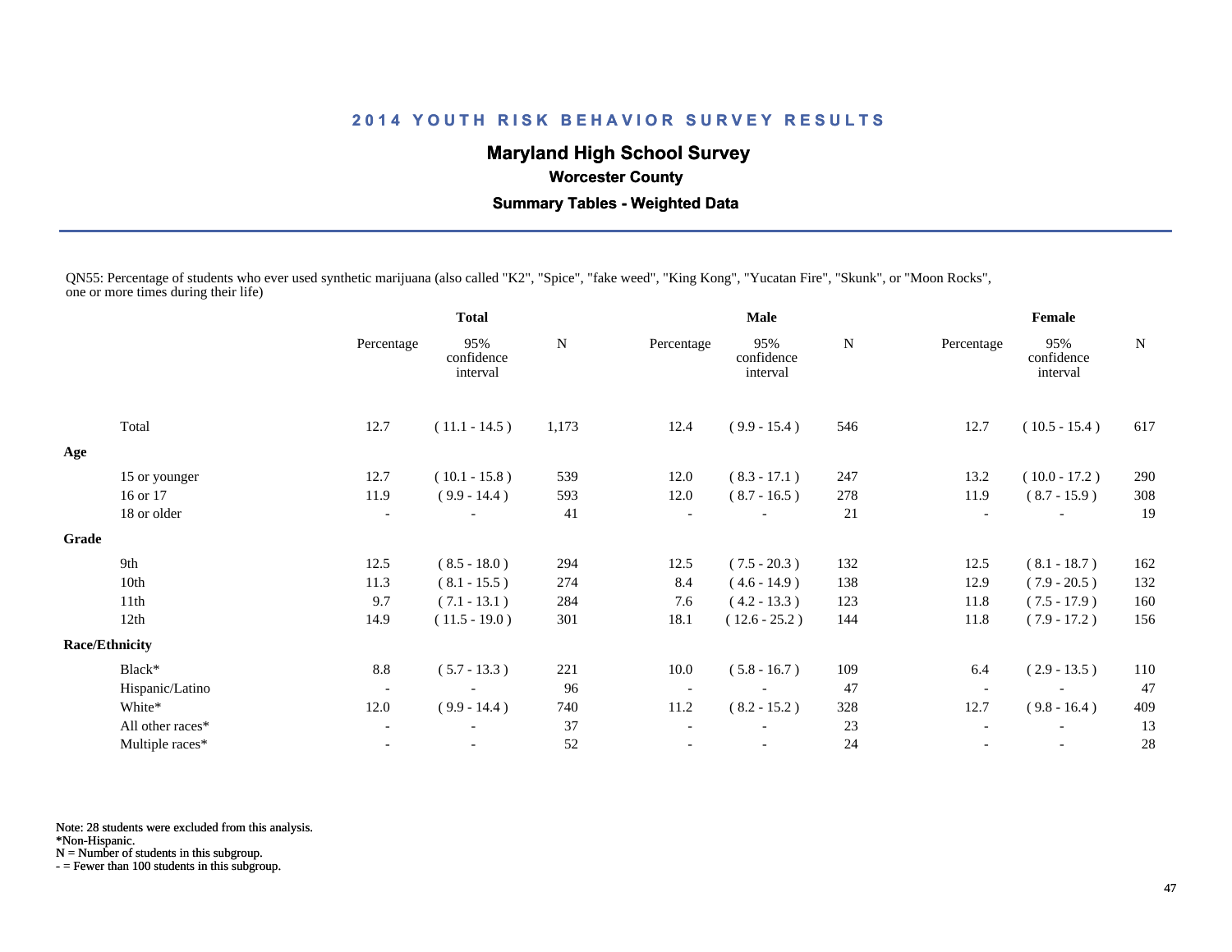# 2014 YOUTH RISK BEHAVIOR SURVEY RESULTS

## Maryland High School Survey

### Worcester County

### Summary Tables - Weighted Data

QN55: Percentage of students who ever used synthetic marijuana (also called "K2", "Spice", "fake weed", "King Kong", "Yucatan Fire", "Skunk", or "Moon Rocks", one or more times during their life)

| | Total | | | Male | | | Female | | |
|---|---|---|---|---|---|---|---|---|---|
| | Percentage | 95% confidence interval | N | Percentage | 95% confidence interval | N | Percentage | 95% confidence interval | N |
| Total | 12.7 | ( 11.1 - 14.5 ) | 1,173 | 12.4 | ( 9.9 - 15.4 ) | 546 | 12.7 | ( 10.5 - 15.4 ) | 617 |
| **Age** | | | | | | | | | |
| 15 or younger | 12.7 | ( 10.1 - 15.8 ) | 539 | 12.0 | ( 8.3 - 17.1 ) | 247 | 13.2 | ( 10.0 - 17.2 ) | 290 |
| 16 or 17 | 11.9 | ( 9.9 - 14.4 ) | 593 | 12.0 | ( 8.7 - 16.5 ) | 278 | 11.9 | ( 8.7 - 15.9 ) | 308 |
| 18 or older | - | - | 41 | - | - | 21 | - | - | 19 |
| **Grade** | | | | | | | | | |
| 9th | 12.5 | ( 8.5 - 18.0 ) | 294 | 12.5 | ( 7.5 - 20.3 ) | 132 | 12.5 | ( 8.1 - 18.7 ) | 162 |
| 10th | 11.3 | ( 8.1 - 15.5 ) | 274 | 8.4 | ( 4.6 - 14.9 ) | 138 | 12.9 | ( 7.9 - 20.5 ) | 132 |
| 11th | 9.7 | ( 7.1 - 13.1 ) | 284 | 7.6 | ( 4.2 - 13.3 ) | 123 | 11.8 | ( 7.5 - 17.9 ) | 160 |
| 12th | 14.9 | ( 11.5 - 19.0 ) | 301 | 18.1 | ( 12.6 - 25.2 ) | 144 | 11.8 | ( 7.9 - 17.2 ) | 156 |
| **Race/Ethnicity** | | | | | | | | | |
| Black* | 8.8 | ( 5.7 - 13.3 ) | 221 | 10.0 | ( 5.8 - 16.7 ) | 109 | 6.4 | ( 2.9 - 13.5 ) | 110 |
| Hispanic/Latino | - | - | 96 | - | - | 47 | - | - | 47 |
| White* | 12.0 | ( 9.9 - 14.4 ) | 740 | 11.2 | ( 8.2 - 15.2 ) | 328 | 12.7 | ( 9.8 - 16.4 ) | 409 |
| All other races* | - | - | 37 | - | - | 23 | - | - | 13 |
| Multiple races* | - | - | 52 | - | - | 24 | - | - | 28 |

Note: 28 students were excluded from this analysis.
*Non-Hispanic.
N = Number of students in this subgroup.
- = Fewer than 100 students in this subgroup.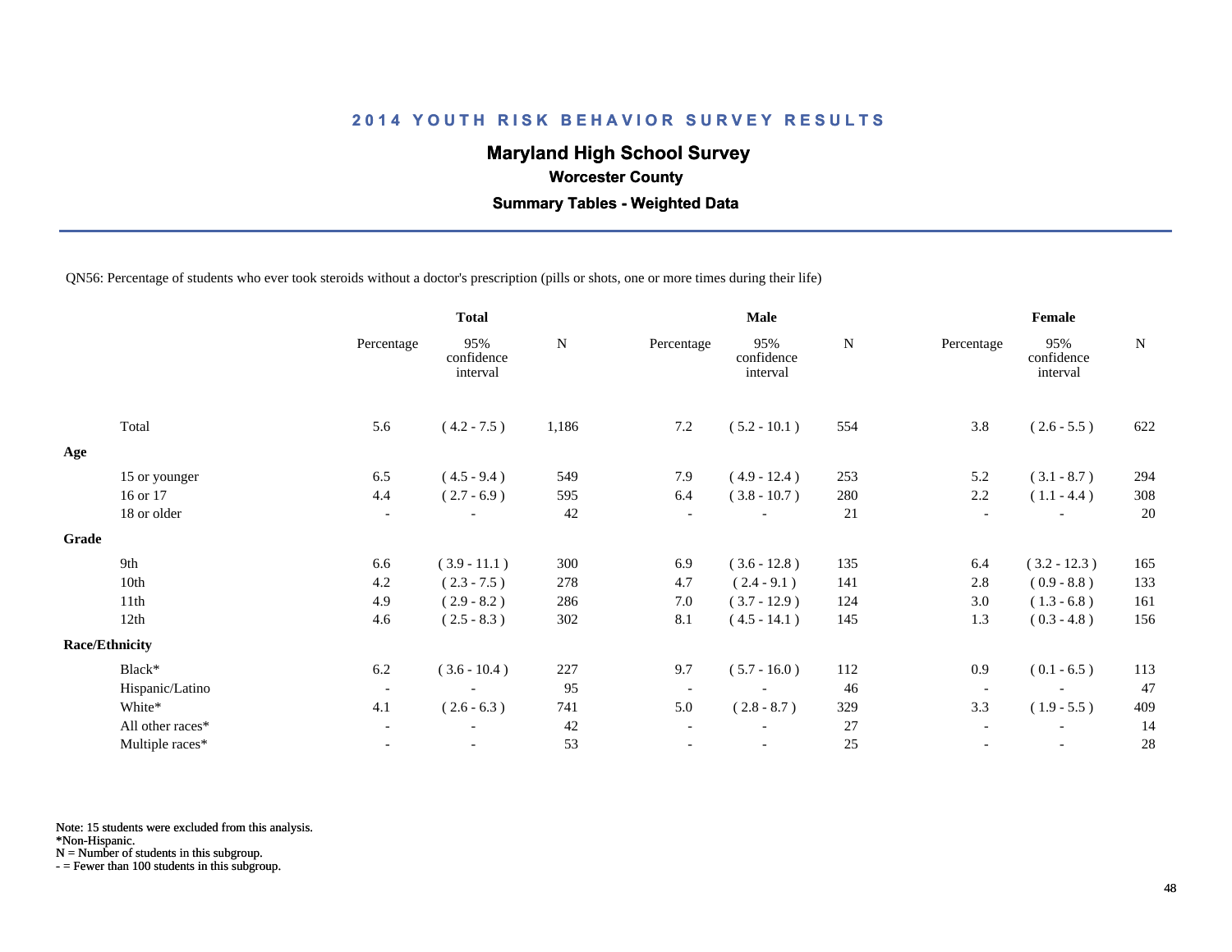# 2014 YOUTH RISK BEHAVIOR SURVEY RESULTS

## Maryland High School Survey

### Worcester County

### Summary Tables - Weighted Data

QN56: Percentage of students who ever took steroids without a doctor's prescription (pills or shots, one or more times during their life)

| | Total | | | Male | | | Female | | |
|---|---|---|---|---|---|---|---|---|---|
| | Percentage | 95% confidence interval | N | Percentage | 95% confidence interval | N | Percentage | 95% confidence interval | N |
| Total | 5.6 | ( 4.2 - 7.5 ) | 1,186 | 7.2 | ( 5.2 - 10.1 ) | 554 | 3.8 | ( 2.6 - 5.5 ) | 622 |
| **Age** | | | | | | | | | |
| 15 or younger | 6.5 | ( 4.5 - 9.4 ) | 549 | 7.9 | ( 4.9 - 12.4 ) | 253 | 5.2 | ( 3.1 - 8.7 ) | 294 |
| 16 or 17 | 4.4 | ( 2.7 - 6.9 ) | 595 | 6.4 | ( 3.8 - 10.7 ) | 280 | 2.2 | ( 1.1 - 4.4 ) | 308 |
| 18 or older | - | - | 42 | - | - | 21 | - | - | 20 |
| **Grade** | | | | | | | | | |
| 9th | 6.6 | ( 3.9 - 11.1 ) | 300 | 6.9 | ( 3.6 - 12.8 ) | 135 | 6.4 | ( 3.2 - 12.3 ) | 165 |
| 10th | 4.2 | ( 2.3 - 7.5 ) | 278 | 4.7 | ( 2.4 - 9.1 ) | 141 | 2.8 | ( 0.9 - 8.8 ) | 133 |
| 11th | 4.9 | ( 2.9 - 8.2 ) | 286 | 7.0 | ( 3.7 - 12.9 ) | 124 | 3.0 | ( 1.3 - 6.8 ) | 161 |
| 12th | 4.6 | ( 2.5 - 8.3 ) | 302 | 8.1 | ( 4.5 - 14.1 ) | 145 | 1.3 | ( 0.3 - 4.8 ) | 156 |
| **Race/Ethnicity** | | | | | | | | | |
| Black* | 6.2 | ( 3.6 - 10.4 ) | 227 | 9.7 | ( 5.7 - 16.0 ) | 112 | 0.9 | ( 0.1 - 6.5 ) | 113 |
| Hispanic/Latino | - | - | 95 | - | - | 46 | - | - | 47 |
| White* | 4.1 | ( 2.6 - 6.3 ) | 741 | 5.0 | ( 2.8 - 8.7 ) | 329 | 3.3 | ( 1.9 - 5.5 ) | 409 |
| All other races* | - | - | 42 | - | - | 27 | - | - | 14 |
| Multiple races* | - | - | 53 | - | - | 25 | - | - | 28 |

Note: 15 students were excluded from this analysis.
*Non-Hispanic.
N = Number of students in this subgroup.
- = Fewer than 100 students in this subgroup.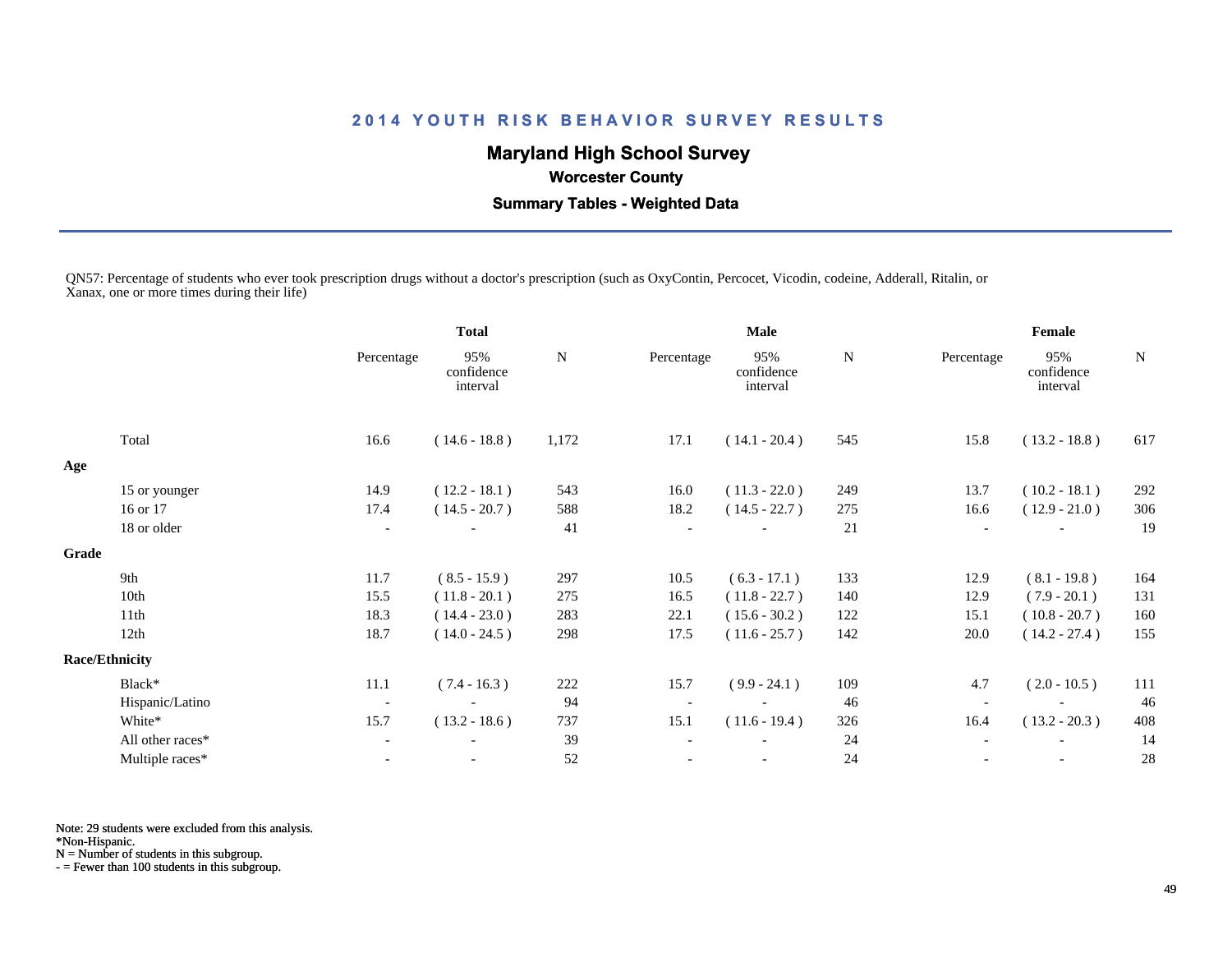## 2014 YOUTH RISK BEHAVIOR SURVEY RESULTS

### Maryland High School Survey

**Worcester County**

**Summary Tables - Weighted Data**

QN57: Percentage of students who ever took prescription drugs without a doctor's prescription (such as OxyContin, Percocet, Vicodin, codeine, Adderall, Ritalin, or Xanax, one or more times during their life)

| | Total | | | Male | | | Female | | |
|---|---|---|---|---|---|---|---|---|---|
| | Percentage | 95% confidence interval | N | Percentage | 95% confidence interval | N | Percentage | 95% confidence interval | N |
| Total | 16.6 | ( 14.6 - 18.8 ) | 1,172 | 17.1 | ( 14.1 - 20.4 ) | 545 | 15.8 | ( 13.2 - 18.8 ) | 617 |
| **Age** | | | | | | | | | |
| 15 or younger | 14.9 | ( 12.2 - 18.1 ) | 543 | 16.0 | ( 11.3 - 22.0 ) | 249 | 13.7 | ( 10.2 - 18.1 ) | 292 |
| 16 or 17 | 17.4 | ( 14.5 - 20.7 ) | 588 | 18.2 | ( 14.5 - 22.7 ) | 275 | 16.6 | ( 12.9 - 21.0 ) | 306 |
| 18 or older | - | - | 41 | - | - | 21 | - | - | 19 |
| **Grade** | | | | | | | | | |
| 9th | 11.7 | ( 8.5 - 15.9 ) | 297 | 10.5 | ( 6.3 - 17.1 ) | 133 | 12.9 | ( 8.1 - 19.8 ) | 164 |
| 10th | 15.5 | ( 11.8 - 20.1 ) | 275 | 16.5 | ( 11.8 - 22.7 ) | 140 | 12.9 | ( 7.9 - 20.1 ) | 131 |
| 11th | 18.3 | ( 14.4 - 23.0 ) | 283 | 22.1 | ( 15.6 - 30.2 ) | 122 | 15.1 | ( 10.8 - 20.7 ) | 160 |
| 12th | 18.7 | ( 14.0 - 24.5 ) | 298 | 17.5 | ( 11.6 - 25.7 ) | 142 | 20.0 | ( 14.2 - 27.4 ) | 155 |
| **Race/Ethnicity** | | | | | | | | | |
| Black* | 11.1 | ( 7.4 - 16.3 ) | 222 | 15.7 | ( 9.9 - 24.1 ) | 109 | 4.7 | ( 2.0 - 10.5 ) | 111 |
| Hispanic/Latino | - | - | 94 | - | - | 46 | - | - | 46 |
| White* | 15.7 | ( 13.2 - 18.6 ) | 737 | 15.1 | ( 11.6 - 19.4 ) | 326 | 16.4 | ( 13.2 - 20.3 ) | 408 |
| All other races* | - | - | 39 | - | - | 24 | - | - | 14 |
| Multiple races* | - | - | 52 | - | - | 24 | - | - | 28 |

Note: 29 students were excluded from this analysis.
*Non-Hispanic.
N = Number of students in this subgroup.
- = Fewer than 100 students in this subgroup.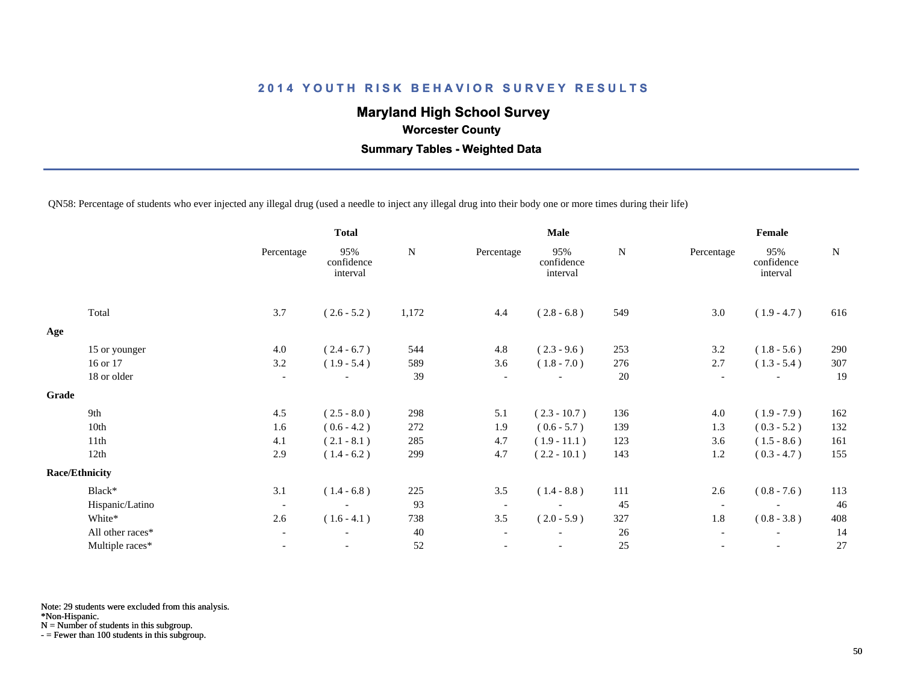## 2014 YOUTH RISK BEHAVIOR SURVEY RESULTS

### Maryland High School Survey

**Worcester County**

**Summary Tables - Weighted Data**

QN58: Percentage of students who ever injected any illegal drug (used a needle to inject any illegal drug into their body one or more times during their life)

| | Total | | | Male | | | Female | | |
|---|---|---|---|---|---|---|---|---|---|
| | Percentage | 95% confidence interval | N | Percentage | 95% confidence interval | N | Percentage | 95% confidence interval | N |
| Total | 3.7 | ( 2.6 - 5.2 ) | 1,172 | 4.4 | ( 2.8 - 6.8 ) | 549 | 3.0 | ( 1.9 - 4.7 ) | 616 |
| **Age** | | | | | | | | | |
| 15 or younger | 4.0 | ( 2.4 - 6.7 ) | 544 | 4.8 | ( 2.3 - 9.6 ) | 253 | 3.2 | ( 1.8 - 5.6 ) | 290 |
| 16 or 17 | 3.2 | ( 1.9 - 5.4 ) | 589 | 3.6 | ( 1.8 - 7.0 ) | 276 | 2.7 | ( 1.3 - 5.4 ) | 307 |
| 18 or older | - | - | 39 | - | - | 20 | - | - | 19 |
| **Grade** | | | | | | | | | |
| 9th | 4.5 | ( 2.5 - 8.0 ) | 298 | 5.1 | ( 2.3 - 10.7 ) | 136 | 4.0 | ( 1.9 - 7.9 ) | 162 |
| 10th | 1.6 | ( 0.6 - 4.2 ) | 272 | 1.9 | ( 0.6 - 5.7 ) | 139 | 1.3 | ( 0.3 - 5.2 ) | 132 |
| 11th | 4.1 | ( 2.1 - 8.1 ) | 285 | 4.7 | ( 1.9 - 11.1 ) | 123 | 3.6 | ( 1.5 - 8.6 ) | 161 |
| 12th | 2.9 | ( 1.4 - 6.2 ) | 299 | 4.7 | ( 2.2 - 10.1 ) | 143 | 1.2 | ( 0.3 - 4.7 ) | 155 |
| **Race/Ethnicity** | | | | | | | | | |
| Black* | 3.1 | ( 1.4 - 6.8 ) | 225 | 3.5 | ( 1.4 - 8.8 ) | 111 | 2.6 | ( 0.8 - 7.6 ) | 113 |
| Hispanic/Latino | - | - | 93 | - | - | 45 | - | - | 46 |
| White* | 2.6 | ( 1.6 - 4.1 ) | 738 | 3.5 | ( 2.0 - 5.9 ) | 327 | 1.8 | ( 0.8 - 3.8 ) | 408 |
| All other races* | - | - | 40 | - | - | 26 | - | - | 14 |
| Multiple races* | - | - | 52 | - | - | 25 | - | - | 27 |

Note: 29 students were excluded from this analysis.
*Non-Hispanic.
N = Number of students in this subgroup.
- = Fewer than 100 students in this subgroup.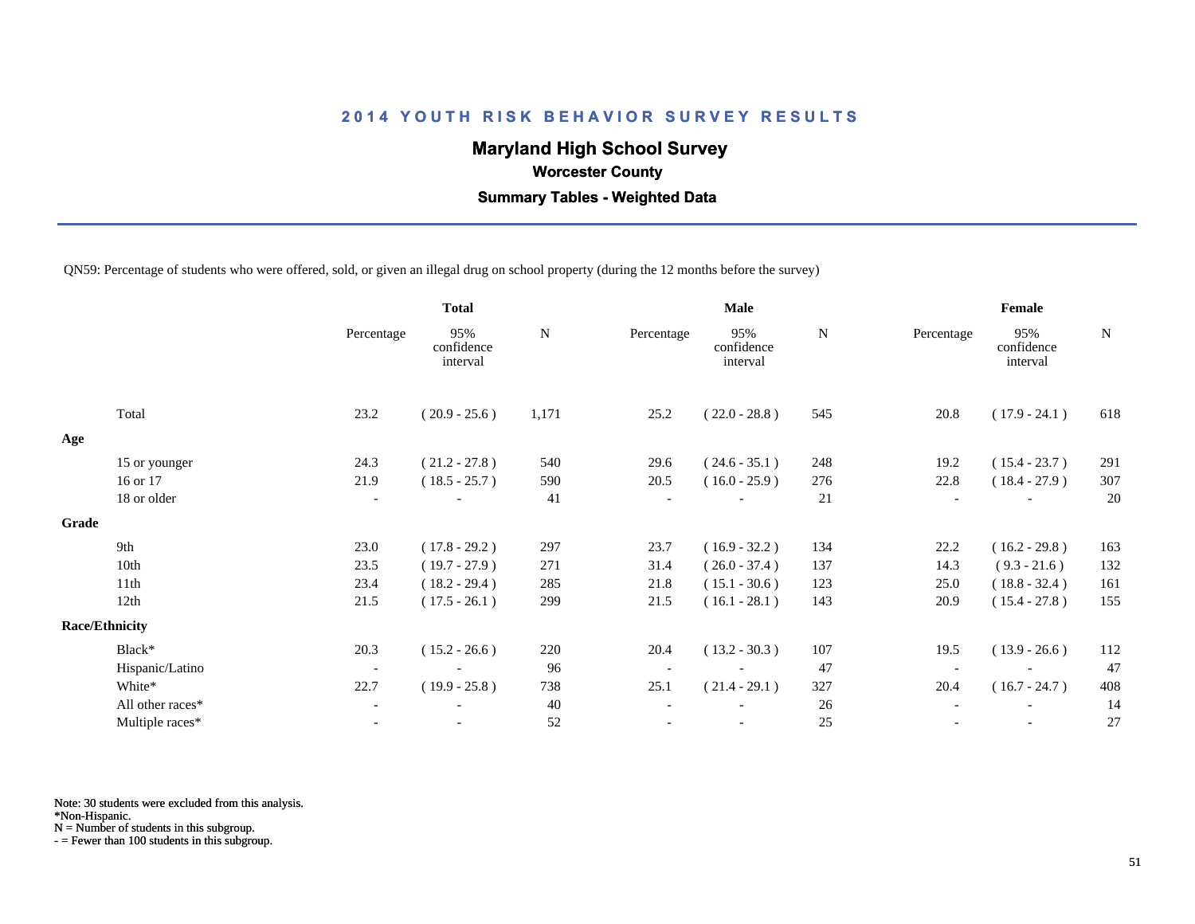## 2014 YOUTH RISK BEHAVIOR SURVEY RESULTS

**Maryland High School Survey**

**Worcester County**

**Summary Tables - Weighted Data**

QN59: Percentage of students who were offered, sold, or given an illegal drug on school property (during the 12 months before the survey)

| | Total | | | Male | | | Female | | |
|---|---|---|---|---|---|---|---|---|---|
| | Percentage | 95% confidence interval | N | Percentage | 95% confidence interval | N | Percentage | 95% confidence interval | N |
| Total | 23.2 | ( 20.9 - 25.6 ) | 1,171 | 25.2 | ( 22.0 - 28.8 ) | 545 | 20.8 | ( 17.9 - 24.1 ) | 618 |
| **Age** | | | | | | | | | |
| 15 or younger | 24.3 | ( 21.2 - 27.8 ) | 540 | 29.6 | ( 24.6 - 35.1 ) | 248 | 19.2 | ( 15.4 - 23.7 ) | 291 |
| 16 or 17 | 21.9 | ( 18.5 - 25.7 ) | 590 | 20.5 | ( 16.0 - 25.9 ) | 276 | 22.8 | ( 18.4 - 27.9 ) | 307 |
| 18 or older | - | - | 41 | - | - | 21 | - | - | 20 |
| **Grade** | | | | | | | | | |
| 9th | 23.0 | ( 17.8 - 29.2 ) | 297 | 23.7 | ( 16.9 - 32.2 ) | 134 | 22.2 | ( 16.2 - 29.8 ) | 163 |
| 10th | 23.5 | ( 19.7 - 27.9 ) | 271 | 31.4 | ( 26.0 - 37.4 ) | 137 | 14.3 | ( 9.3 - 21.6 ) | 132 |
| 11th | 23.4 | ( 18.2 - 29.4 ) | 285 | 21.8 | ( 15.1 - 30.6 ) | 123 | 25.0 | ( 18.8 - 32.4 ) | 161 |
| 12th | 21.5 | ( 17.5 - 26.1 ) | 299 | 21.5 | ( 16.1 - 28.1 ) | 143 | 20.9 | ( 15.4 - 27.8 ) | 155 |
| **Race/Ethnicity** | | | | | | | | | |
| Black* | 20.3 | ( 15.2 - 26.6 ) | 220 | 20.4 | ( 13.2 - 30.3 ) | 107 | 19.5 | ( 13.9 - 26.6 ) | 112 |
| Hispanic/Latino | - | - | 96 | - | - | 47 | - | - | 47 |
| White* | 22.7 | ( 19.9 - 25.8 ) | 738 | 25.1 | ( 21.4 - 29.1 ) | 327 | 20.4 | ( 16.7 - 24.7 ) | 408 |
| All other races* | - | - | 40 | - | - | 26 | - | - | 14 |
| Multiple races* | - | - | 52 | - | - | 25 | - | - | 27 |

Note: 30 students were excluded from this analysis.
*Non-Hispanic.
N = Number of students in this subgroup.
- = Fewer than 100 students in this subgroup.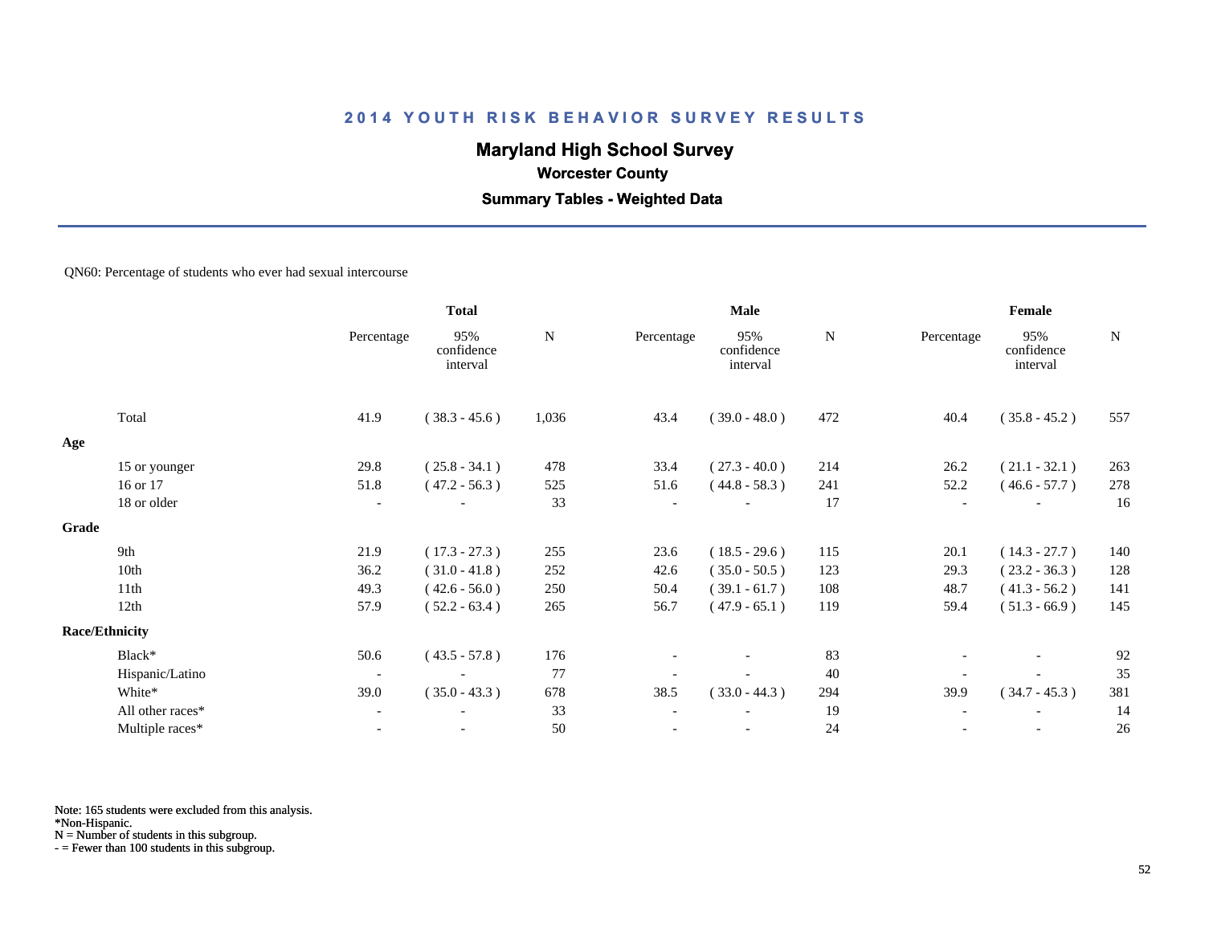# 2014 YOUTH RISK BEHAVIOR SURVEY RESULTS

## Maryland High School Survey

### Worcester County

### Summary Tables - Weighted Data

QN60: Percentage of students who ever had sexual intercourse

| | Total | | | Male | | | Female | | |
|---|---|---|---|---|---|---|---|---|---|
| | Percentage | 95% confidence interval | N | Percentage | 95% confidence interval | N | Percentage | 95% confidence interval | N |
| Total | 41.9 | ( 38.3 - 45.6 ) | 1,036 | 43.4 | ( 39.0 - 48.0 ) | 472 | 40.4 | ( 35.8 - 45.2 ) | 557 |
| **Age** | | | | | | | | | |
| 15 or younger | 29.8 | ( 25.8 - 34.1 ) | 478 | 33.4 | ( 27.3 - 40.0 ) | 214 | 26.2 | ( 21.1 - 32.1 ) | 263 |
| 16 or 17 | 51.8 | ( 47.2 - 56.3 ) | 525 | 51.6 | ( 44.8 - 58.3 ) | 241 | 52.2 | ( 46.6 - 57.7 ) | 278 |
| 18 or older | - | - | 33 | - | - | 17 | - | - | 16 |
| **Grade** | | | | | | | | | |
| 9th | 21.9 | ( 17.3 - 27.3 ) | 255 | 23.6 | ( 18.5 - 29.6 ) | 115 | 20.1 | ( 14.3 - 27.7 ) | 140 |
| 10th | 36.2 | ( 31.0 - 41.8 ) | 252 | 42.6 | ( 35.0 - 50.5 ) | 123 | 29.3 | ( 23.2 - 36.3 ) | 128 |
| 11th | 49.3 | ( 42.6 - 56.0 ) | 250 | 50.4 | ( 39.1 - 61.7 ) | 108 | 48.7 | ( 41.3 - 56.2 ) | 141 |
| 12th | 57.9 | ( 52.2 - 63.4 ) | 265 | 56.7 | ( 47.9 - 65.1 ) | 119 | 59.4 | ( 51.3 - 66.9 ) | 145 |
| **Race/Ethnicity** | | | | | | | | | |
| Black* | 50.6 | ( 43.5 - 57.8 ) | 176 | - | - | 83 | - | - | 92 |
| Hispanic/Latino | - | - | 77 | - | - | 40 | - | - | 35 |
| White* | 39.0 | ( 35.0 - 43.3 ) | 678 | 38.5 | ( 33.0 - 44.3 ) | 294 | 39.9 | ( 34.7 - 45.3 ) | 381 |
| All other races* | - | - | 33 | - | - | 19 | - | - | 14 |
| Multiple races* | - | - | 50 | - | - | 24 | - | - | 26 |

Note: 165 students were excluded from this analysis.
*Non-Hispanic.
N = Number of students in this subgroup.
- = Fewer than 100 students in this subgroup.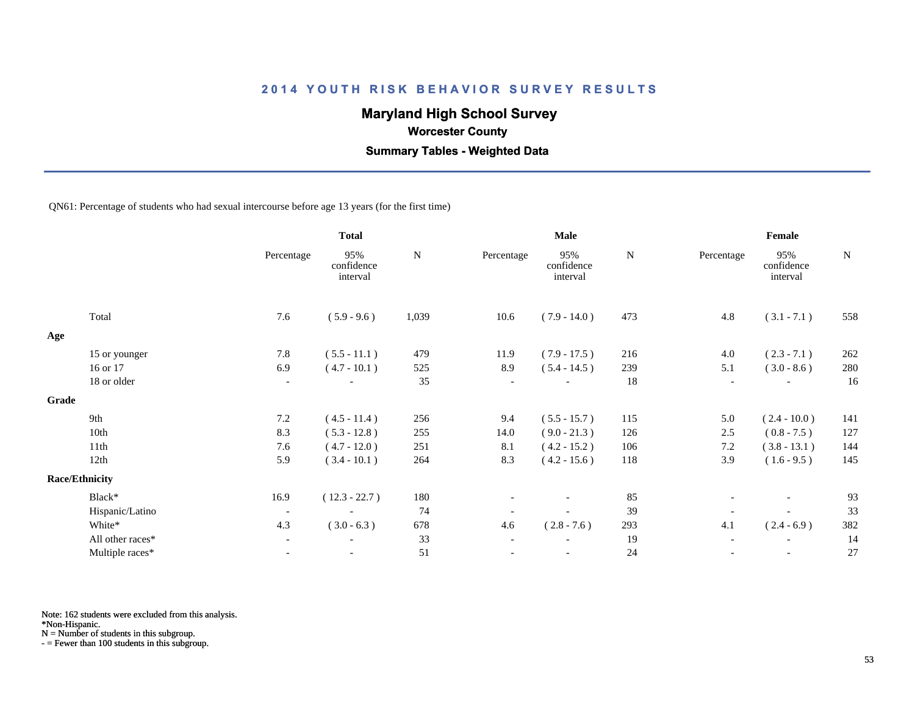# 2014 YOUTH RISK BEHAVIOR SURVEY RESULTS

## Maryland High School Survey

### Worcester County

### Summary Tables - Weighted Data

QN61: Percentage of students who had sexual intercourse before age 13 years (for the first time)

| | Total | | | Male | | | Female | | |
|---|---|---|---|---|---|---|---|---|---|
| | Percentage | 95% confidence interval | N | Percentage | 95% confidence interval | N | Percentage | 95% confidence interval | N |
| Total | 7.6 | ( 5.9 - 9.6 ) | 1,039 | 10.6 | ( 7.9 - 14.0 ) | 473 | 4.8 | ( 3.1 - 7.1 ) | 558 |
| **Age** | | | | | | | | | |
| 15 or younger | 7.8 | ( 5.5 - 11.1 ) | 479 | 11.9 | ( 7.9 - 17.5 ) | 216 | 4.0 | ( 2.3 - 7.1 ) | 262 |
| 16 or 17 | 6.9 | ( 4.7 - 10.1 ) | 525 | 8.9 | ( 5.4 - 14.5 ) | 239 | 5.1 | ( 3.0 - 8.6 ) | 280 |
| 18 or older | - | - | 35 | - | - | 18 | - | - | 16 |
| **Grade** | | | | | | | | | |
| 9th | 7.2 | ( 4.5 - 11.4 ) | 256 | 9.4 | ( 5.5 - 15.7 ) | 115 | 5.0 | ( 2.4 - 10.0 ) | 141 |
| 10th | 8.3 | ( 5.3 - 12.8 ) | 255 | 14.0 | ( 9.0 - 21.3 ) | 126 | 2.5 | ( 0.8 - 7.5 ) | 127 |
| 11th | 7.6 | ( 4.7 - 12.0 ) | 251 | 8.1 | ( 4.2 - 15.2 ) | 106 | 7.2 | ( 3.8 - 13.1 ) | 144 |
| 12th | 5.9 | ( 3.4 - 10.1 ) | 264 | 8.3 | ( 4.2 - 15.6 ) | 118 | 3.9 | ( 1.6 - 9.5 ) | 145 |
| **Race/Ethnicity** | | | | | | | | | |
| Black* | 16.9 | ( 12.3 - 22.7 ) | 180 | - | - | 85 | - | - | 93 |
| Hispanic/Latino | - | - | 74 | - | - | 39 | - | - | 33 |
| White* | 4.3 | ( 3.0 - 6.3 ) | 678 | 4.6 | ( 2.8 - 7.6 ) | 293 | 4.1 | ( 2.4 - 6.9 ) | 382 |
| All other races* | - | - | 33 | - | - | 19 | - | - | 14 |
| Multiple races* | - | - | 51 | - | - | 24 | - | - | 27 |

Note: 162 students were excluded from this analysis.
*Non-Hispanic.
N = Number of students in this subgroup.
- = Fewer than 100 students in this subgroup.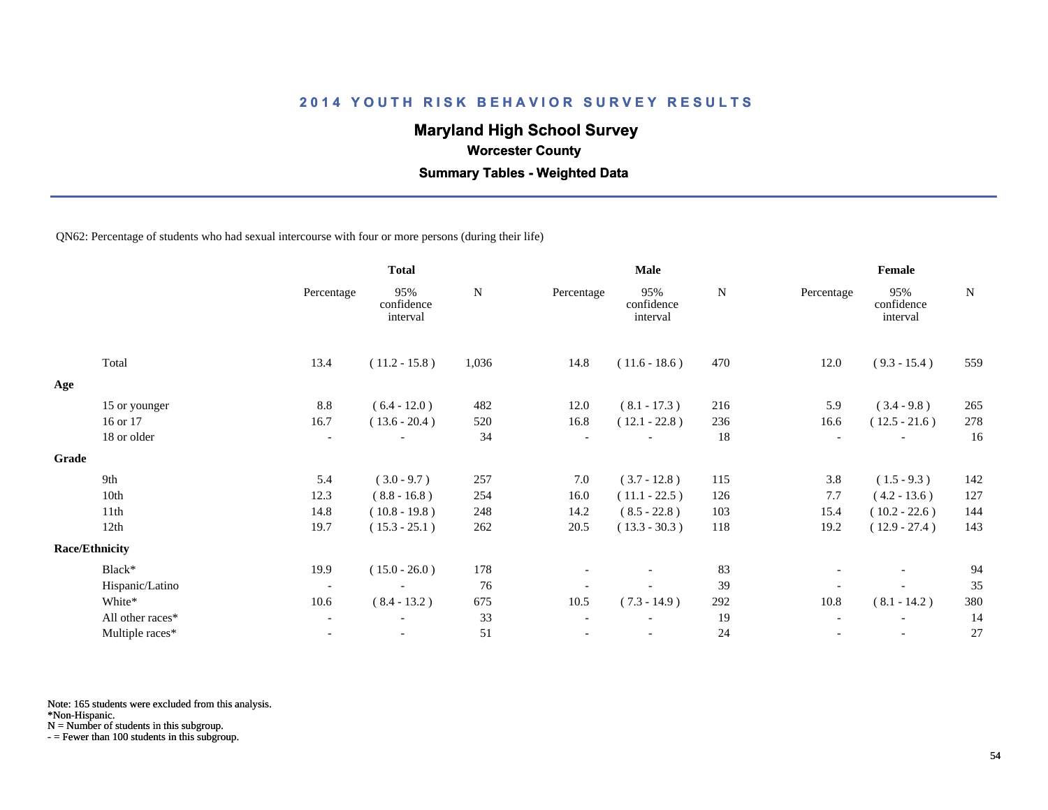## 2014 YOUTH RISK BEHAVIOR SURVEY RESULTS

### Maryland High School Survey

**Worcester County**

**Summary Tables - Weighted Data**

QN62: Percentage of students who had sexual intercourse with four or more persons (during their life)

| | Total | | | Male | | | Female | | |
|---|---|---|---|---|---|---|---|---|---|
| | Percentage | 95% confidence interval | N | Percentage | 95% confidence interval | N | Percentage | 95% confidence interval | N |
| Total | 13.4 | ( 11.2 - 15.8 ) | 1,036 | 14.8 | ( 11.6 - 18.6 ) | 470 | 12.0 | ( 9.3 - 15.4 ) | 559 |
| **Age** | | | | | | | | | |
| 15 or younger | 8.8 | ( 6.4 - 12.0 ) | 482 | 12.0 | ( 8.1 - 17.3 ) | 216 | 5.9 | ( 3.4 - 9.8 ) | 265 |
| 16 or 17 | 16.7 | ( 13.6 - 20.4 ) | 520 | 16.8 | ( 12.1 - 22.8 ) | 236 | 16.6 | ( 12.5 - 21.6 ) | 278 |
| 18 or older | - | - | 34 | - | - | 18 | - | - | 16 |
| **Grade** | | | | | | | | | |
| 9th | 5.4 | ( 3.0 - 9.7 ) | 257 | 7.0 | ( 3.7 - 12.8 ) | 115 | 3.8 | ( 1.5 - 9.3 ) | 142 |
| 10th | 12.3 | ( 8.8 - 16.8 ) | 254 | 16.0 | ( 11.1 - 22.5 ) | 126 | 7.7 | ( 4.2 - 13.6 ) | 127 |
| 11th | 14.8 | ( 10.8 - 19.8 ) | 248 | 14.2 | ( 8.5 - 22.8 ) | 103 | 15.4 | ( 10.2 - 22.6 ) | 144 |
| 12th | 19.7 | ( 15.3 - 25.1 ) | 262 | 20.5 | ( 13.3 - 30.3 ) | 118 | 19.2 | ( 12.9 - 27.4 ) | 143 |
| **Race/Ethnicity** | | | | | | | | | |
| Black* | 19.9 | ( 15.0 - 26.0 ) | 178 | - | - | 83 | - | - | 94 |
| Hispanic/Latino | - | - | 76 | - | - | 39 | - | - | 35 |
| White* | 10.6 | ( 8.4 - 13.2 ) | 675 | 10.5 | ( 7.3 - 14.9 ) | 292 | 10.8 | ( 8.1 - 14.2 ) | 380 |
| All other races* | - | - | 33 | - | - | 19 | - | - | 14 |
| Multiple races* | - | - | 51 | - | - | 24 | - | - | 27 |

Note: 165 students were excluded from this analysis.
*Non-Hispanic.
N = Number of students in this subgroup.
- = Fewer than 100 students in this subgroup.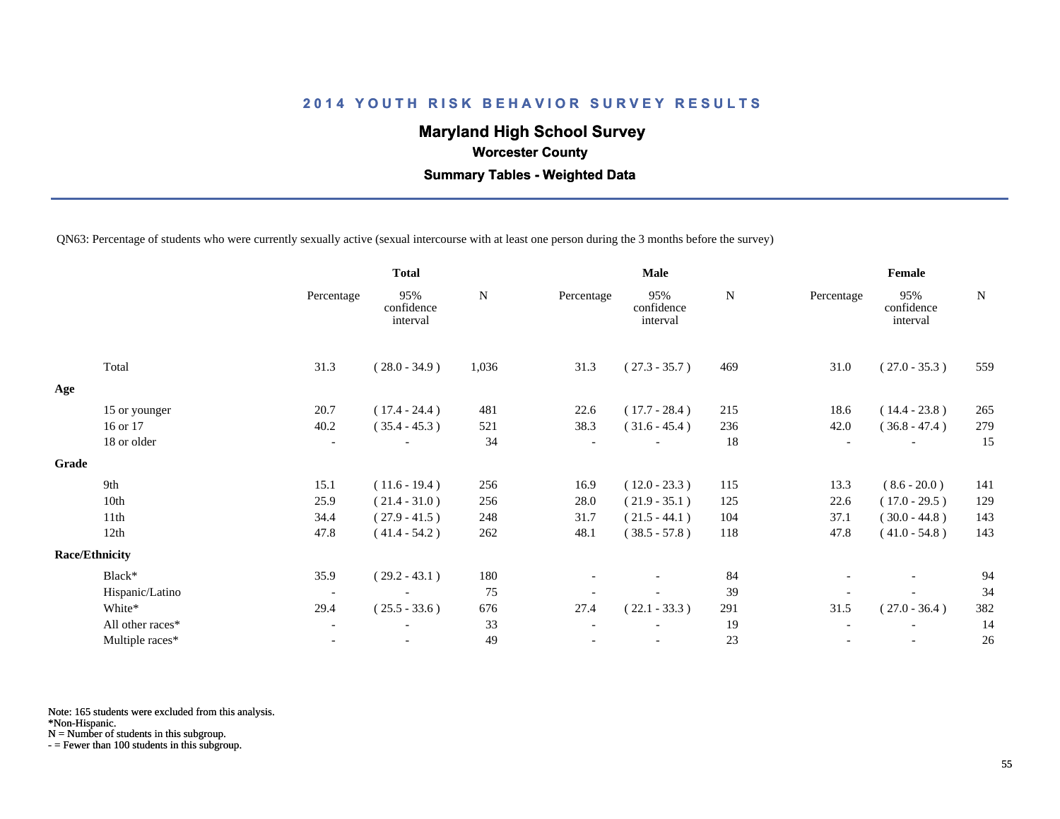# 2014 YOUTH RISK BEHAVIOR SURVEY RESULTS

## Maryland High School Survey

### Worcester County

### Summary Tables - Weighted Data

QN63: Percentage of students who were currently sexually active (sexual intercourse with at least one person during the 3 months before the survey)

| | Total | | | Male | | | Female | | |
|---|---|---|---|---|---|---|---|---|---|
| | Percentage | 95% confidence interval | N | Percentage | 95% confidence interval | N | Percentage | 95% confidence interval | N |
| Total | 31.3 | ( 28.0 - 34.9 ) | 1,036 | 31.3 | ( 27.3 - 35.7 ) | 469 | 31.0 | ( 27.0 - 35.3 ) | 559 |
| **Age** | | | | | | | | | |
| 15 or younger | 20.7 | ( 17.4 - 24.4 ) | 481 | 22.6 | ( 17.7 - 28.4 ) | 215 | 18.6 | ( 14.4 - 23.8 ) | 265 |
| 16 or 17 | 40.2 | ( 35.4 - 45.3 ) | 521 | 38.3 | ( 31.6 - 45.4 ) | 236 | 42.0 | ( 36.8 - 47.4 ) | 279 |
| 18 or older | - | - | 34 | - | - | 18 | - | - | 15 |
| **Grade** | | | | | | | | | |
| 9th | 15.1 | ( 11.6 - 19.4 ) | 256 | 16.9 | ( 12.0 - 23.3 ) | 115 | 13.3 | ( 8.6 - 20.0 ) | 141 |
| 10th | 25.9 | ( 21.4 - 31.0 ) | 256 | 28.0 | ( 21.9 - 35.1 ) | 125 | 22.6 | ( 17.0 - 29.5 ) | 129 |
| 11th | 34.4 | ( 27.9 - 41.5 ) | 248 | 31.7 | ( 21.5 - 44.1 ) | 104 | 37.1 | ( 30.0 - 44.8 ) | 143 |
| 12th | 47.8 | ( 41.4 - 54.2 ) | 262 | 48.1 | ( 38.5 - 57.8 ) | 118 | 47.8 | ( 41.0 - 54.8 ) | 143 |
| **Race/Ethnicity** | | | | | | | | | |
| Black* | 35.9 | ( 29.2 - 43.1 ) | 180 | - | - | 84 | - | - | 94 |
| Hispanic/Latino | - | - | 75 | - | - | 39 | - | - | 34 |
| White* | 29.4 | ( 25.5 - 33.6 ) | 676 | 27.4 | ( 22.1 - 33.3 ) | 291 | 31.5 | ( 27.0 - 36.4 ) | 382 |
| All other races* | - | - | 33 | - | - | 19 | - | - | 14 |
| Multiple races* | - | - | 49 | - | - | 23 | - | - | 26 |

Note: 165 students were excluded from this analysis.
*Non-Hispanic.
N = Number of students in this subgroup.
- = Fewer than 100 students in this subgroup.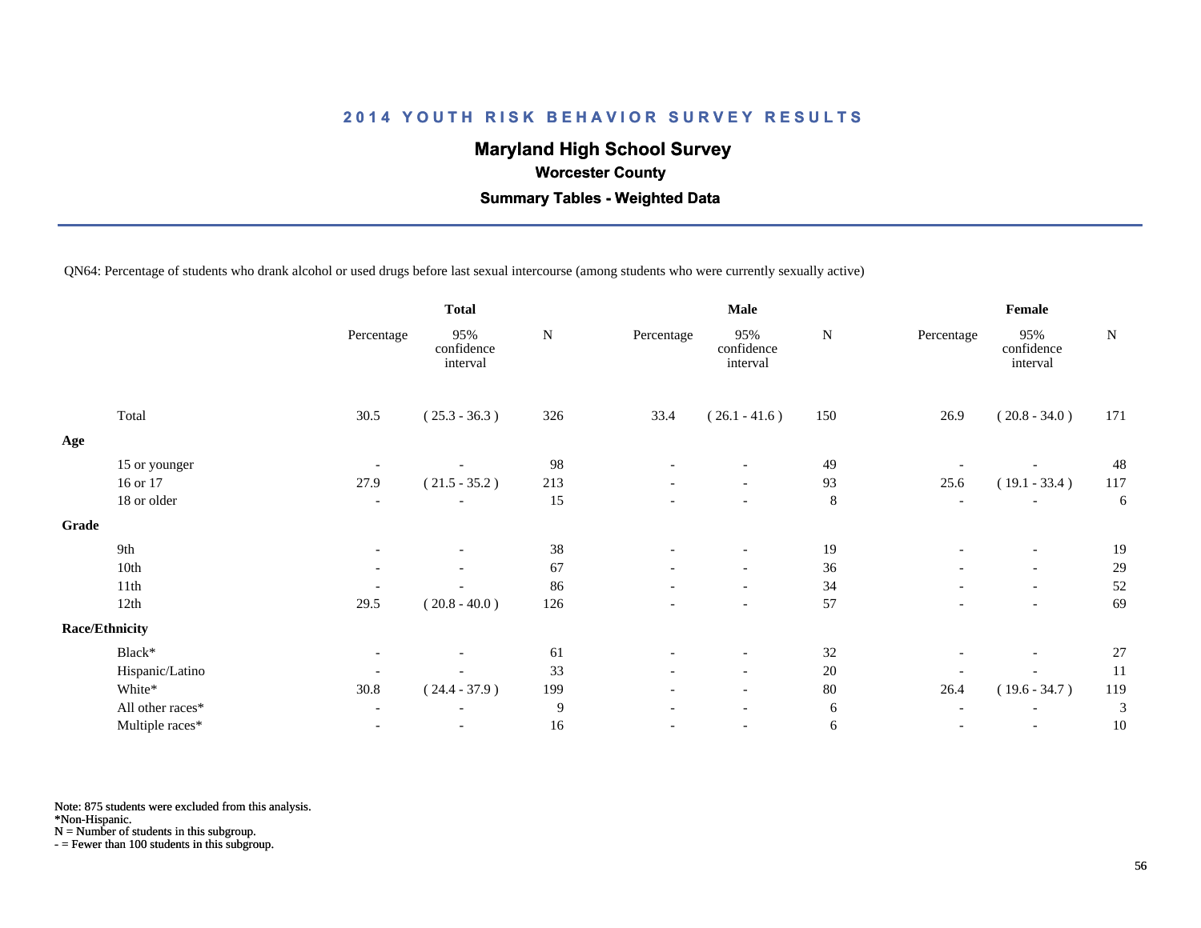# 2014 YOUTH RISK BEHAVIOR SURVEY RESULTS

## Maryland High School Survey

### Worcester County

### Summary Tables - Weighted Data

QN64: Percentage of students who drank alcohol or used drugs before last sexual intercourse (among students who were currently sexually active)

| | Total | | | Male | | | Female | | |
|---|---|---|---|---|---|---|---|---|---|
| | Percentage | 95% confidence interval | N | Percentage | 95% confidence interval | N | Percentage | 95% confidence interval | N |
| Total | 30.5 | ( 25.3 - 36.3 ) | 326 | 33.4 | ( 26.1 - 41.6 ) | 150 | 26.9 | ( 20.8 - 34.0 ) | 171 |
| **Age** | | | | | | | | | |
| 15 or younger | - | - | 98 | - | - | 49 | - | - | 48 |
| 16 or 17 | 27.9 | ( 21.5 - 35.2 ) | 213 | - | - | 93 | 25.6 | ( 19.1 - 33.4 ) | 117 |
| 18 or older | - | - | 15 | - | - | 8 | - | - | 6 |
| **Grade** | | | | | | | | | |
| 9th | - | - | 38 | - | - | 19 | - | - | 19 |
| 10th | - | - | 67 | - | - | 36 | - | - | 29 |
| 11th | - | - | 86 | - | - | 34 | - | - | 52 |
| 12th | 29.5 | ( 20.8 - 40.0 ) | 126 | - | - | 57 | - | - | 69 |
| **Race/Ethnicity** | | | | | | | | | |
| Black* | - | - | 61 | - | - | 32 | - | - | 27 |
| Hispanic/Latino | - | - | 33 | - | - | 20 | - | - | 11 |
| White* | 30.8 | ( 24.4 - 37.9 ) | 199 | - | - | 80 | 26.4 | ( 19.6 - 34.7 ) | 119 |
| All other races* | - | - | 9 | - | - | 6 | - | - | 3 |
| Multiple races* | - | - | 16 | - | - | 6 | - | - | 10 |

Note: 875 students were excluded from this analysis.
*Non-Hispanic.
N = Number of students in this subgroup.
- = Fewer than 100 students in this subgroup.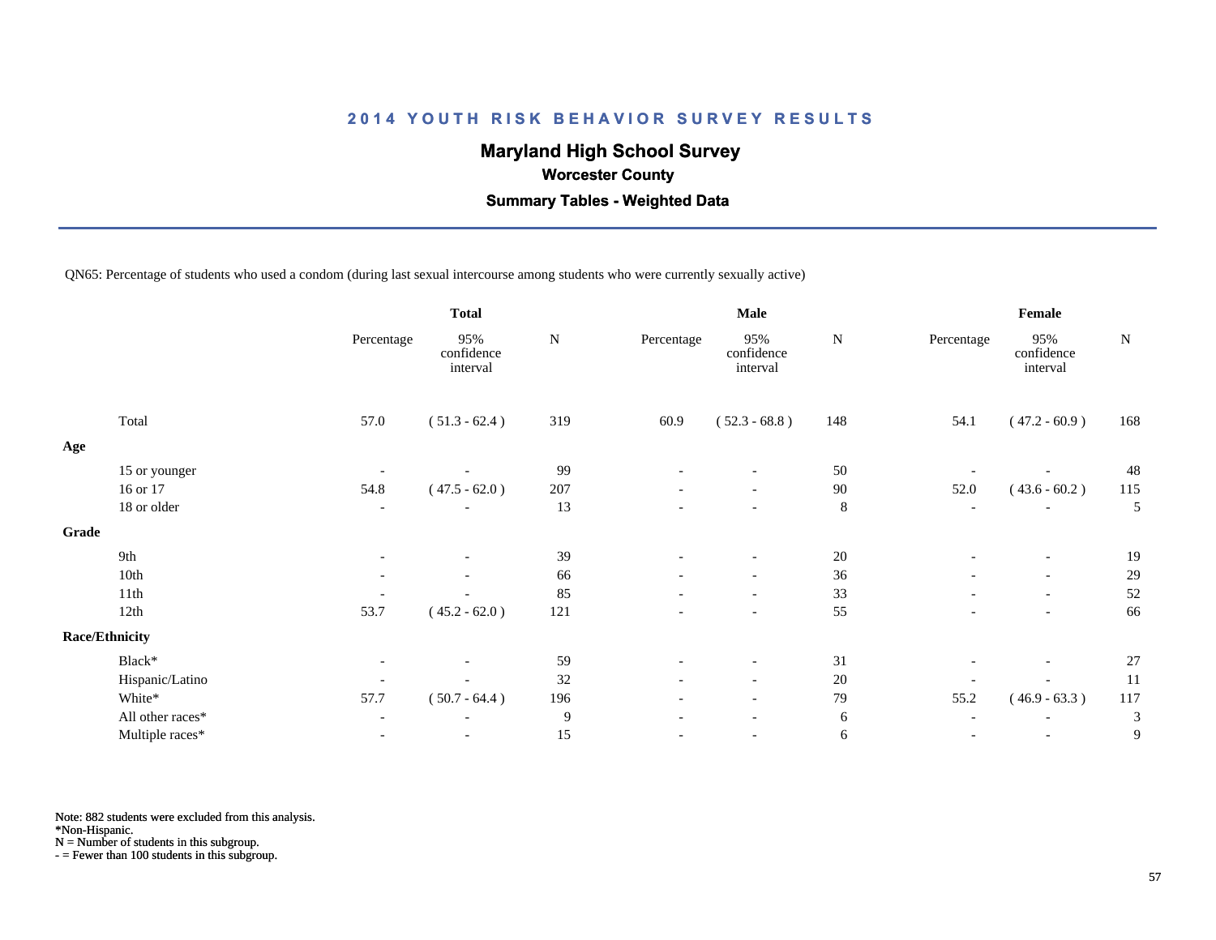# 2014 YOUTH RISK BEHAVIOR SURVEY RESULTS

## Maryland High School Survey

### Worcester County

### Summary Tables - Weighted Data

QN65: Percentage of students who used a condom (during last sexual intercourse among students who were currently sexually active)

| | Total | | | Male | | | Female | | |
|---|---|---|---|---|---|---|---|---|---|
| | Percentage | 95% confidence interval | N | Percentage | 95% confidence interval | N | Percentage | 95% confidence interval | N |
| Total | 57.0 | ( 51.3 - 62.4 ) | 319 | 60.9 | ( 52.3 - 68.8 ) | 148 | 54.1 | ( 47.2 - 60.9 ) | 168 |
| **Age** | | | | | | | | | |
| 15 or younger | - | - | 99 | - | - | 50 | - | - | 48 |
| 16 or 17 | 54.8 | ( 47.5 - 62.0 ) | 207 | - | - | 90 | 52.0 | ( 43.6 - 60.2 ) | 115 |
| 18 or older | - | - | 13 | - | - | 8 | - | - | 5 |
| **Grade** | | | | | | | | | |
| 9th | - | - | 39 | - | - | 20 | - | - | 19 |
| 10th | - | - | 66 | - | - | 36 | - | - | 29 |
| 11th | - | - | 85 | - | - | 33 | - | - | 52 |
| 12th | 53.7 | ( 45.2 - 62.0 ) | 121 | - | - | 55 | - | - | 66 |
| **Race/Ethnicity** | | | | | | | | | |
| Black* | - | - | 59 | - | - | 31 | - | - | 27 |
| Hispanic/Latino | - | - | 32 | - | - | 20 | - | - | 11 |
| White* | 57.7 | ( 50.7 - 64.4 ) | 196 | - | - | 79 | 55.2 | ( 46.9 - 63.3 ) | 117 |
| All other races* | - | - | 9 | - | - | 6 | - | - | 3 |
| Multiple races* | - | - | 15 | - | - | 6 | - | - | 9 |

Note: 882 students were excluded from this analysis.
*Non-Hispanic.
N = Number of students in this subgroup.
- = Fewer than 100 students in this subgroup.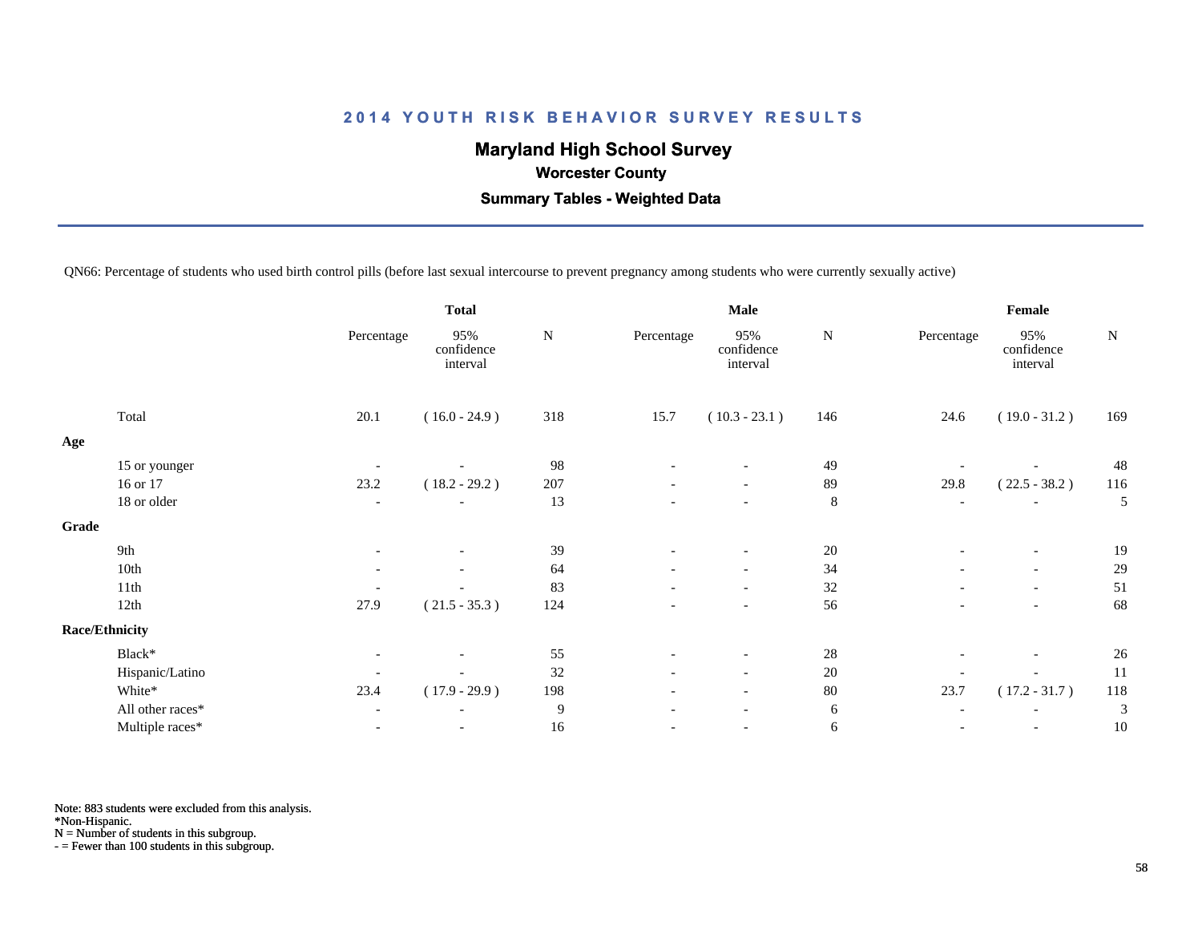# 2014 YOUTH RISK BEHAVIOR SURVEY RESULTS

## Maryland High School Survey

### Worcester County

### Summary Tables - Weighted Data

QN66: Percentage of students who used birth control pills (before last sexual intercourse to prevent pregnancy among students who were currently sexually active)

| | Total | | | Male | | | Female | | |
|---|---|---|---|---|---|---|---|---|---|
| | Percentage | 95% confidence interval | N | Percentage | 95% confidence interval | N | Percentage | 95% confidence interval | N |
| Total | 20.1 | ( 16.0 - 24.9 ) | 318 | 15.7 | ( 10.3 - 23.1 ) | 146 | 24.6 | ( 19.0 - 31.2 ) | 169 |
| **Age** | | | | | | | | | |
| 15 or younger | - | - | 98 | - | - | 49 | - | - | 48 |
| 16 or 17 | 23.2 | ( 18.2 - 29.2 ) | 207 | - | - | 89 | 29.8 | ( 22.5 - 38.2 ) | 116 |
| 18 or older | - | - | 13 | - | - | 8 | - | - | 5 |
| **Grade** | | | | | | | | | |
| 9th | - | - | 39 | - | - | 20 | - | - | 19 |
| 10th | - | - | 64 | - | - | 34 | - | - | 29 |
| 11th | - | - | 83 | - | - | 32 | - | - | 51 |
| 12th | 27.9 | ( 21.5 - 35.3 ) | 124 | - | - | 56 | - | - | 68 |
| **Race/Ethnicity** | | | | | | | | | |
| Black* | - | - | 55 | - | - | 28 | - | - | 26 |
| Hispanic/Latino | - | - | 32 | - | - | 20 | - | - | 11 |
| White* | 23.4 | ( 17.9 - 29.9 ) | 198 | - | - | 80 | 23.7 | ( 17.2 - 31.7 ) | 118 |
| All other races* | - | - | 9 | - | - | 6 | - | - | 3 |
| Multiple races* | - | - | 16 | - | - | 6 | - | - | 10 |

Note: 883 students were excluded from this analysis.
*Non-Hispanic.
N = Number of students in this subgroup.
- = Fewer than 100 students in this subgroup.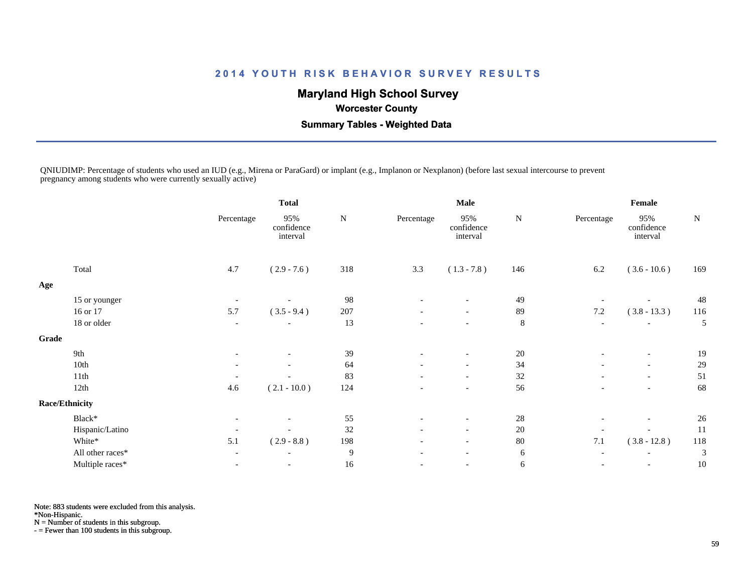## 2014 YOUTH RISK BEHAVIOR SURVEY RESULTS

**Maryland High School Survey**

**Worcester County**

**Summary Tables - Weighted Data**

QNIUDIMP: Percentage of students who used an IUD (e.g., Mirena or ParaGard) or implant (e.g., Implanon or Nexplanon) (before last sexual intercourse to prevent pregnancy among students who were currently sexually active)

| | Total | | | Male | | | Female | | |
|---|---|---|---|---|---|---|---|---|---|
| | Percentage | 95% confidence interval | N | Percentage | 95% confidence interval | N | Percentage | 95% confidence interval | N |
| Total | 4.7 | ( 2.9 - 7.6 ) | 318 | 3.3 | ( 1.3 - 7.8 ) | 146 | 6.2 | ( 3.6 - 10.6 ) | 169 |
| **Age** | | | | | | | | | |
| 15 or younger | - | - | 98 | - | - | 49 | - | - | 48 |
| 16 or 17 | 5.7 | ( 3.5 - 9.4 ) | 207 | - | - | 89 | 7.2 | ( 3.8 - 13.3 ) | 116 |
| 18 or older | - | - | 13 | - | - | 8 | - | - | 5 |
| **Grade** | | | | | | | | | |
| 9th | - | - | 39 | - | - | 20 | - | - | 19 |
| 10th | - | - | 64 | - | - | 34 | - | - | 29 |
| 11th | - | - | 83 | - | - | 32 | - | - | 51 |
| 12th | 4.6 | ( 2.1 - 10.0 ) | 124 | - | - | 56 | - | - | 68 |
| **Race/Ethnicity** | | | | | | | | | |
| Black* | - | - | 55 | - | - | 28 | - | - | 26 |
| Hispanic/Latino | - | - | 32 | - | - | 20 | - | - | 11 |
| White* | 5.1 | ( 2.9 - 8.8 ) | 198 | - | - | 80 | 7.1 | ( 3.8 - 12.8 ) | 118 |
| All other races* | - | - | 9 | - | - | 6 | - | - | 3 |
| Multiple races* | - | - | 16 | - | - | 6 | - | - | 10 |

Note: 883 students were excluded from this analysis.
*Non-Hispanic.
N = Number of students in this subgroup.
- = Fewer than 100 students in this subgroup.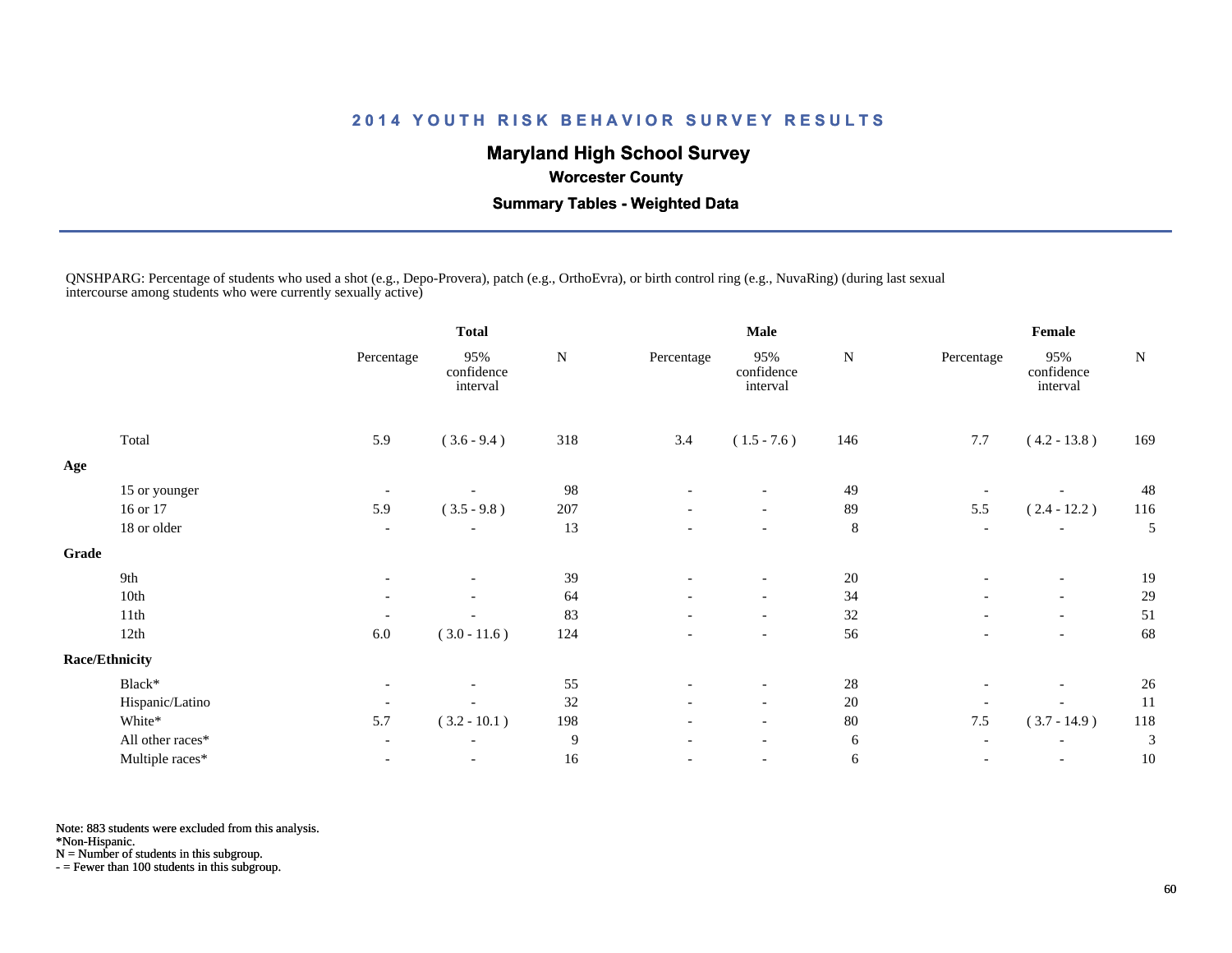# 2014 YOUTH RISK BEHAVIOR SURVEY RESULTS

## Maryland High School Survey

### Worcester County

### Summary Tables - Weighted Data

QNSHPARG: Percentage of students who used a shot (e.g., Depo-Provera), patch (e.g., OrthoEvra), or birth control ring (e.g., NuvaRing) (during last sexual intercourse among students who were currently sexually active)

| | Total | | | Male | | | Female | | |
|---|---|---|---|---|---|---|---|---|---|
| | Percentage | 95% confidence interval | N | Percentage | 95% confidence interval | N | Percentage | 95% confidence interval | N |
| Total | 5.9 | ( 3.6 - 9.4 ) | 318 | 3.4 | ( 1.5 - 7.6 ) | 146 | 7.7 | ( 4.2 - 13.8 ) | 169 |
| **Age** | | | | | | | | | |
| 15 or younger | - | - | 98 | - | - | 49 | - | - | 48 |
| 16 or 17 | 5.9 | ( 3.5 - 9.8 ) | 207 | - | - | 89 | 5.5 | ( 2.4 - 12.2 ) | 116 |
| 18 or older | - | - | 13 | - | - | 8 | - | - | 5 |
| **Grade** | | | | | | | | | |
| 9th | - | - | 39 | - | - | 20 | - | - | 19 |
| 10th | - | - | 64 | - | - | 34 | - | - | 29 |
| 11th | - | - | 83 | - | - | 32 | - | - | 51 |
| 12th | 6.0 | ( 3.0 - 11.6 ) | 124 | - | - | 56 | - | - | 68 |
| **Race/Ethnicity** | | | | | | | | | |
| Black* | - | - | 55 | - | - | 28 | - | - | 26 |
| Hispanic/Latino | - | - | 32 | - | - | 20 | - | - | 11 |
| White* | 5.7 | ( 3.2 - 10.1 ) | 198 | - | - | 80 | 7.5 | ( 3.7 - 14.9 ) | 118 |
| All other races* | - | - | 9 | - | - | 6 | - | - | 3 |
| Multiple races* | - | - | 16 | - | - | 6 | - | - | 10 |

Note: 883 students were excluded from this analysis.
*Non-Hispanic.
N = Number of students in this subgroup.
- = Fewer than 100 students in this subgroup.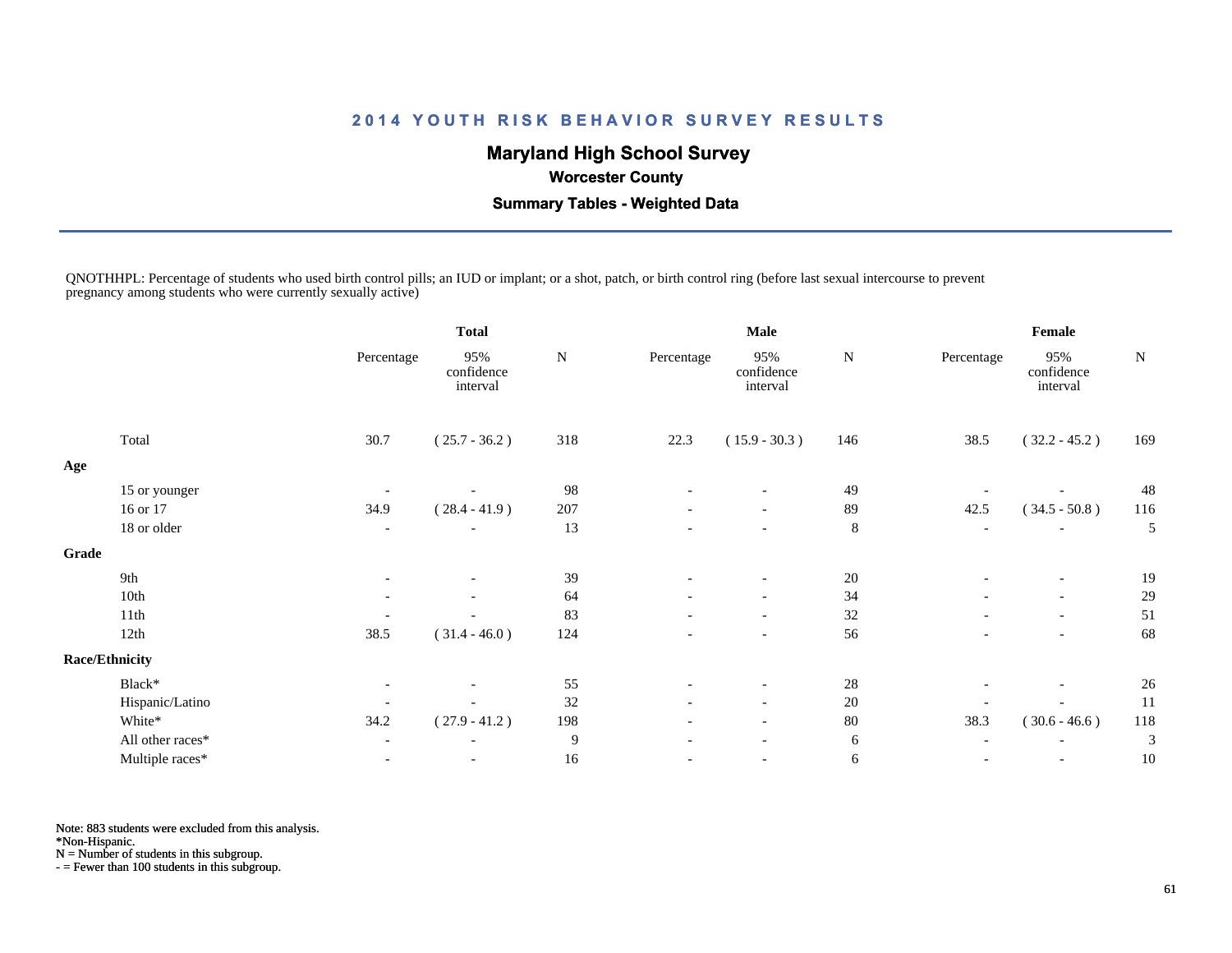# 2014 YOUTH RISK BEHAVIOR SURVEY RESULTS

## Maryland High School Survey

### Worcester County

### Summary Tables - Weighted Data

QNOTHHPL: Percentage of students who used birth control pills; an IUD or implant; or a shot, patch, or birth control ring (before last sexual intercourse to prevent pregnancy among students who were currently sexually active)

| | Total | | | Male | | | Female | | |
|---|---|---|---|---|---|---|---|---|---|
| | Percentage | 95% confidence interval | N | Percentage | 95% confidence interval | N | Percentage | 95% confidence interval | N |
| Total | 30.7 | ( 25.7 - 36.2 ) | 318 | 22.3 | ( 15.9 - 30.3 ) | 146 | 38.5 | ( 32.2 - 45.2 ) | 169 |
| **Age** | | | | | | | | | |
| 15 or younger | - | - | 98 | - | - | 49 | - | - | 48 |
| 16 or 17 | 34.9 | ( 28.4 - 41.9 ) | 207 | - | - | 89 | 42.5 | ( 34.5 - 50.8 ) | 116 |
| 18 or older | - | - | 13 | - | - | 8 | - | - | 5 |
| **Grade** | | | | | | | | | |
| 9th | - | - | 39 | - | - | 20 | - | - | 19 |
| 10th | - | - | 64 | - | - | 34 | - | - | 29 |
| 11th | - | - | 83 | - | - | 32 | - | - | 51 |
| 12th | 38.5 | ( 31.4 - 46.0 ) | 124 | - | - | 56 | - | - | 68 |
| **Race/Ethnicity** | | | | | | | | | |
| Black* | - | - | 55 | - | - | 28 | - | - | 26 |
| Hispanic/Latino | - | - | 32 | - | - | 20 | - | - | 11 |
| White* | 34.2 | ( 27.9 - 41.2 ) | 198 | - | - | 80 | 38.3 | ( 30.6 - 46.6 ) | 118 |
| All other races* | - | - | 9 | - | - | 6 | - | - | 3 |
| Multiple races* | - | - | 16 | - | - | 6 | - | - | 10 |

Note: 883 students were excluded from this analysis.
*Non-Hispanic.
N = Number of students in this subgroup.
- = Fewer than 100 students in this subgroup.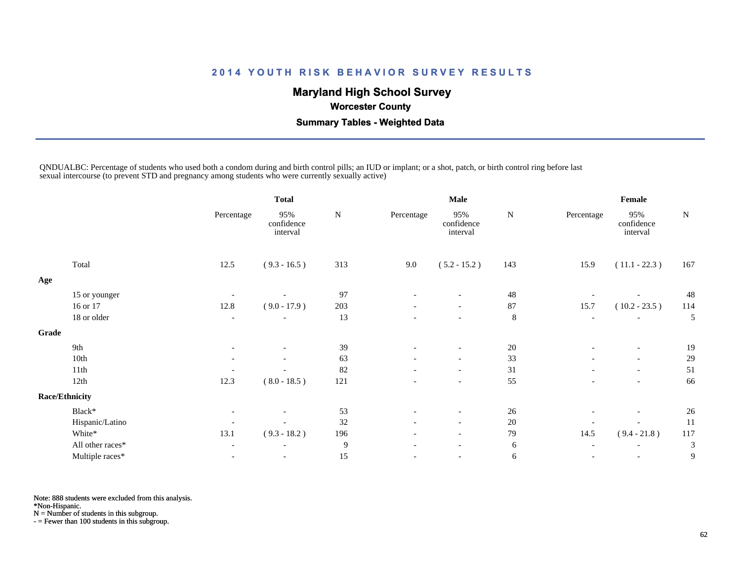## 2014 YOUTH RISK BEHAVIOR SURVEY RESULTS

**Maryland High School Survey**

**Worcester County**

**Summary Tables - Weighted Data**

QNDUALBC: Percentage of students who used both a condom during and birth control pills; an IUD or implant; or a shot, patch, or birth control ring before last sexual intercourse (to prevent STD and pregnancy among students who were currently sexually active)

| | Total | | | Male | | | Female | | |
|---|---|---|---|---|---|---|---|---|---|
| | Percentage | 95% confidence interval | N | Percentage | 95% confidence interval | N | Percentage | 95% confidence interval | N |
| Total | 12.5 | ( 9.3 - 16.5 ) | 313 | 9.0 | ( 5.2 - 15.2 ) | 143 | 15.9 | ( 11.1 - 22.3 ) | 167 |
| **Age** | | | | | | | | | |
| 15 or younger | - | - | 97 | - | - | 48 | - | - | 48 |
| 16 or 17 | 12.8 | ( 9.0 - 17.9 ) | 203 | - | - | 87 | 15.7 | ( 10.2 - 23.5 ) | 114 |
| 18 or older | - | - | 13 | - | - | 8 | - | - | 5 |
| **Grade** | | | | | | | | | |
| 9th | - | - | 39 | - | - | 20 | - | - | 19 |
| 10th | - | - | 63 | - | - | 33 | - | - | 29 |
| 11th | - | - | 82 | - | - | 31 | - | - | 51 |
| 12th | 12.3 | ( 8.0 - 18.5 ) | 121 | - | - | 55 | - | - | 66 |
| **Race/Ethnicity** | | | | | | | | | |
| Black* | - | - | 53 | - | - | 26 | - | - | 26 |
| Hispanic/Latino | - | - | 32 | - | - | 20 | - | - | 11 |
| White* | 13.1 | ( 9.3 - 18.2 ) | 196 | - | - | 79 | 14.5 | ( 9.4 - 21.8 ) | 117 |
| All other races* | - | - | 9 | - | - | 6 | - | - | 3 |
| Multiple races* | - | - | 15 | - | - | 6 | - | - | 9 |

Note: 888 students were excluded from this analysis.
*Non-Hispanic.
N = Number of students in this subgroup.
- = Fewer than 100 students in this subgroup.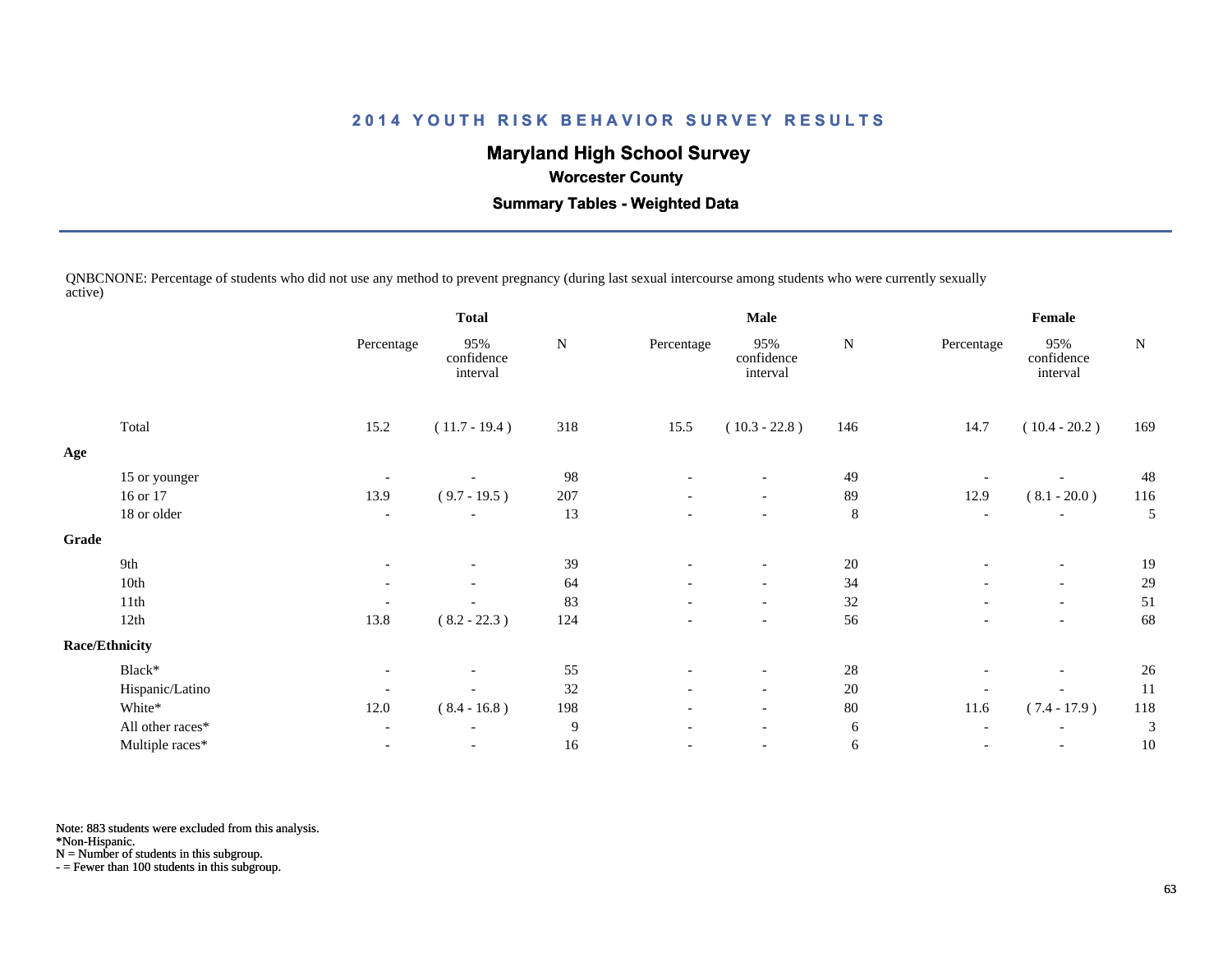# 2014 YOUTH RISK BEHAVIOR SURVEY RESULTS

## Maryland High School Survey

### Worcester County

### Summary Tables - Weighted Data

QNBCNONE: Percentage of students who did not use any method to prevent pregnancy (during last sexual intercourse among students who were currently sexually active)

| | Total | | | Male | | | Female | | |
|---|---|---|---|---|---|---|---|---|---|
| | Percentage | 95% confidence interval | N | Percentage | 95% confidence interval | N | Percentage | 95% confidence interval | N |
| Total | 15.2 | ( 11.7 - 19.4 ) | 318 | 15.5 | ( 10.3 - 22.8 ) | 146 | 14.7 | ( 10.4 - 20.2 ) | 169 |
| **Age** | | | | | | | | | |
| 15 or younger | - | - | 98 | - | - | 49 | - | - | 48 |
| 16 or 17 | 13.9 | ( 9.7 - 19.5 ) | 207 | - | - | 89 | 12.9 | ( 8.1 - 20.0 ) | 116 |
| 18 or older | - | - | 13 | - | - | 8 | - | - | 5 |
| **Grade** | | | | | | | | | |
| 9th | - | - | 39 | - | - | 20 | - | - | 19 |
| 10th | - | - | 64 | - | - | 34 | - | - | 29 |
| 11th | - | - | 83 | - | - | 32 | - | - | 51 |
| 12th | 13.8 | ( 8.2 - 22.3 ) | 124 | - | - | 56 | - | - | 68 |
| **Race/Ethnicity** | | | | | | | | | |
| Black* | - | - | 55 | - | - | 28 | - | - | 26 |
| Hispanic/Latino | - | - | 32 | - | - | 20 | - | - | 11 |
| White* | 12.0 | ( 8.4 - 16.8 ) | 198 | - | - | 80 | 11.6 | ( 7.4 - 17.9 ) | 118 |
| All other races* | - | - | 9 | - | - | 6 | - | - | 3 |
| Multiple races* | - | - | 16 | - | - | 6 | - | - | 10 |

Note: 883 students were excluded from this analysis.
*Non-Hispanic.
N = Number of students in this subgroup.
- = Fewer than 100 students in this subgroup.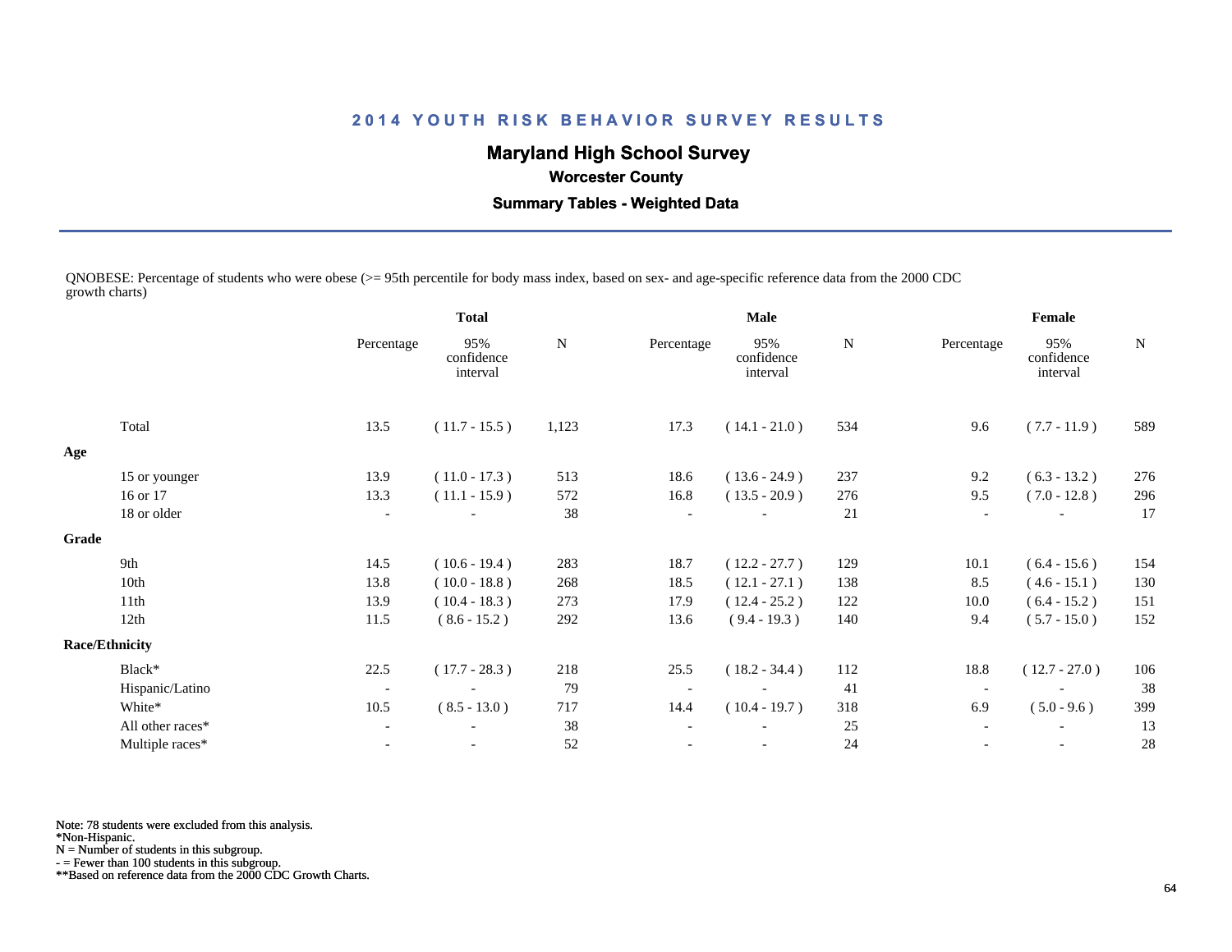# 2014 YOUTH RISK BEHAVIOR SURVEY RESULTS

## Maryland High School Survey

### Worcester County

### Summary Tables - Weighted Data

QNOBESE: Percentage of students who were obese (>= 95th percentile for body mass index, based on sex- and age-specific reference data from the 2000 CDC growth charts)

| | Total | | | Male | | | Female | | |
|---|---|---|---|---|---|---|---|---|---|
| | Percentage | 95% confidence interval | N | Percentage | 95% confidence interval | N | Percentage | 95% confidence interval | N |
| Total | 13.5 | ( 11.7 - 15.5 ) | 1,123 | 17.3 | ( 14.1 - 21.0 ) | 534 | 9.6 | ( 7.7 - 11.9 ) | 589 |
| **Age** | | | | | | | | | |
| 15 or younger | 13.9 | ( 11.0 - 17.3 ) | 513 | 18.6 | ( 13.6 - 24.9 ) | 237 | 9.2 | ( 6.3 - 13.2 ) | 276 |
| 16 or 17 | 13.3 | ( 11.1 - 15.9 ) | 572 | 16.8 | ( 13.5 - 20.9 ) | 276 | 9.5 | ( 7.0 - 12.8 ) | 296 |
| 18 or older | - | - | 38 | - | - | 21 | - | - | 17 |
| **Grade** | | | | | | | | | |
| 9th | 14.5 | ( 10.6 - 19.4 ) | 283 | 18.7 | ( 12.2 - 27.7 ) | 129 | 10.1 | ( 6.4 - 15.6 ) | 154 |
| 10th | 13.8 | ( 10.0 - 18.8 ) | 268 | 18.5 | ( 12.1 - 27.1 ) | 138 | 8.5 | ( 4.6 - 15.1 ) | 130 |
| 11th | 13.9 | ( 10.4 - 18.3 ) | 273 | 17.9 | ( 12.4 - 25.2 ) | 122 | 10.0 | ( 6.4 - 15.2 ) | 151 |
| 12th | 11.5 | ( 8.6 - 15.2 ) | 292 | 13.6 | ( 9.4 - 19.3 ) | 140 | 9.4 | ( 5.7 - 15.0 ) | 152 |
| **Race/Ethnicity** | | | | | | | | | |
| Black* | 22.5 | ( 17.7 - 28.3 ) | 218 | 25.5 | ( 18.2 - 34.4 ) | 112 | 18.8 | ( 12.7 - 27.0 ) | 106 |
| Hispanic/Latino | - | - | 79 | - | - | 41 | - | - | 38 |
| White* | 10.5 | ( 8.5 - 13.0 ) | 717 | 14.4 | ( 10.4 - 19.7 ) | 318 | 6.9 | ( 5.0 - 9.6 ) | 399 |
| All other races* | - | - | 38 | - | - | 25 | - | - | 13 |
| Multiple races* | - | - | 52 | - | - | 24 | - | - | 28 |

Note: 78 students were excluded from this analysis.
*Non-Hispanic.
N = Number of students in this subgroup.
- = Fewer than 100 students in this subgroup.
**Based on reference data from the 2000 CDC Growth Charts.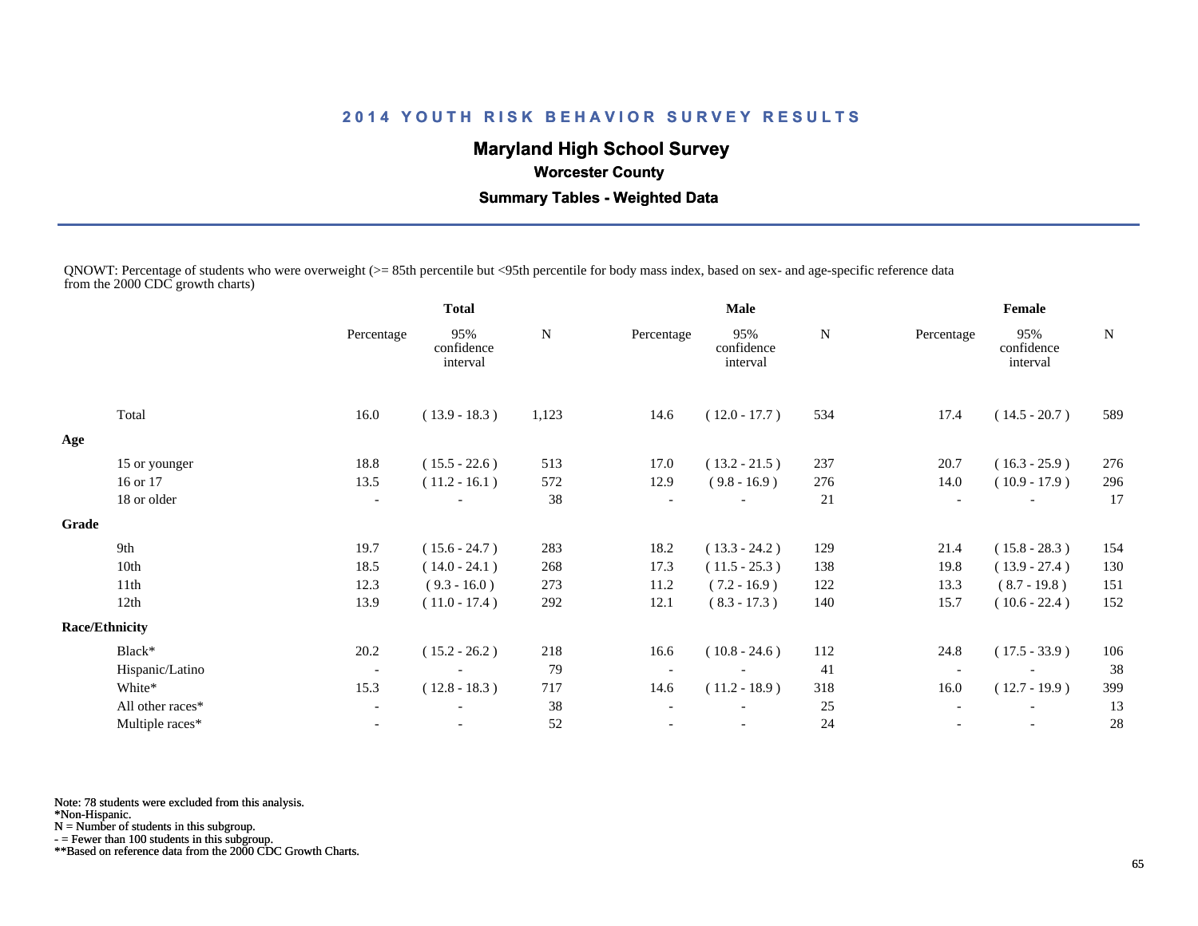# 2014 YOUTH RISK BEHAVIOR SURVEY RESULTS

## Maryland High School Survey

### Worcester County

### Summary Tables - Weighted Data

QNOWT: Percentage of students who were overweight (>= 85th percentile but <95th percentile for body mass index, based on sex- and age-specific reference data from the 2000 CDC growth charts)

| | Total | | | Male | | | Female | | |
|---|---|---|---|---|---|---|---|---|---|
| | Percentage | 95% confidence interval | N | Percentage | 95% confidence interval | N | Percentage | 95% confidence interval | N |
| Total | 16.0 | ( 13.9 - 18.3 ) | 1,123 | 14.6 | ( 12.0 - 17.7 ) | 534 | 17.4 | ( 14.5 - 20.7 ) | 589 |
| **Age** | | | | | | | | | |
| 15 or younger | 18.8 | ( 15.5 - 22.6 ) | 513 | 17.0 | ( 13.2 - 21.5 ) | 237 | 20.7 | ( 16.3 - 25.9 ) | 276 |
| 16 or 17 | 13.5 | ( 11.2 - 16.1 ) | 572 | 12.9 | ( 9.8 - 16.9 ) | 276 | 14.0 | ( 10.9 - 17.9 ) | 296 |
| 18 or older | - | - | 38 | - | - | 21 | - | - | 17 |
| **Grade** | | | | | | | | | |
| 9th | 19.7 | ( 15.6 - 24.7 ) | 283 | 18.2 | ( 13.3 - 24.2 ) | 129 | 21.4 | ( 15.8 - 28.3 ) | 154 |
| 10th | 18.5 | ( 14.0 - 24.1 ) | 268 | 17.3 | ( 11.5 - 25.3 ) | 138 | 19.8 | ( 13.9 - 27.4 ) | 130 |
| 11th | 12.3 | ( 9.3 - 16.0 ) | 273 | 11.2 | ( 7.2 - 16.9 ) | 122 | 13.3 | ( 8.7 - 19.8 ) | 151 |
| 12th | 13.9 | ( 11.0 - 17.4 ) | 292 | 12.1 | ( 8.3 - 17.3 ) | 140 | 15.7 | ( 10.6 - 22.4 ) | 152 |
| **Race/Ethnicity** | | | | | | | | | |
| Black* | 20.2 | ( 15.2 - 26.2 ) | 218 | 16.6 | ( 10.8 - 24.6 ) | 112 | 24.8 | ( 17.5 - 33.9 ) | 106 |
| Hispanic/Latino | - | - | 79 | - | - | 41 | - | - | 38 |
| White* | 15.3 | ( 12.8 - 18.3 ) | 717 | 14.6 | ( 11.2 - 18.9 ) | 318 | 16.0 | ( 12.7 - 19.9 ) | 399 |
| All other races* | - | - | 38 | - | - | 25 | - | - | 13 |
| Multiple races* | - | - | 52 | - | - | 24 | - | - | 28 |

Note: 78 students were excluded from this analysis.
*Non-Hispanic.
N = Number of students in this subgroup.
- = Fewer than 100 students in this subgroup.
**Based on reference data from the 2000 CDC Growth Charts.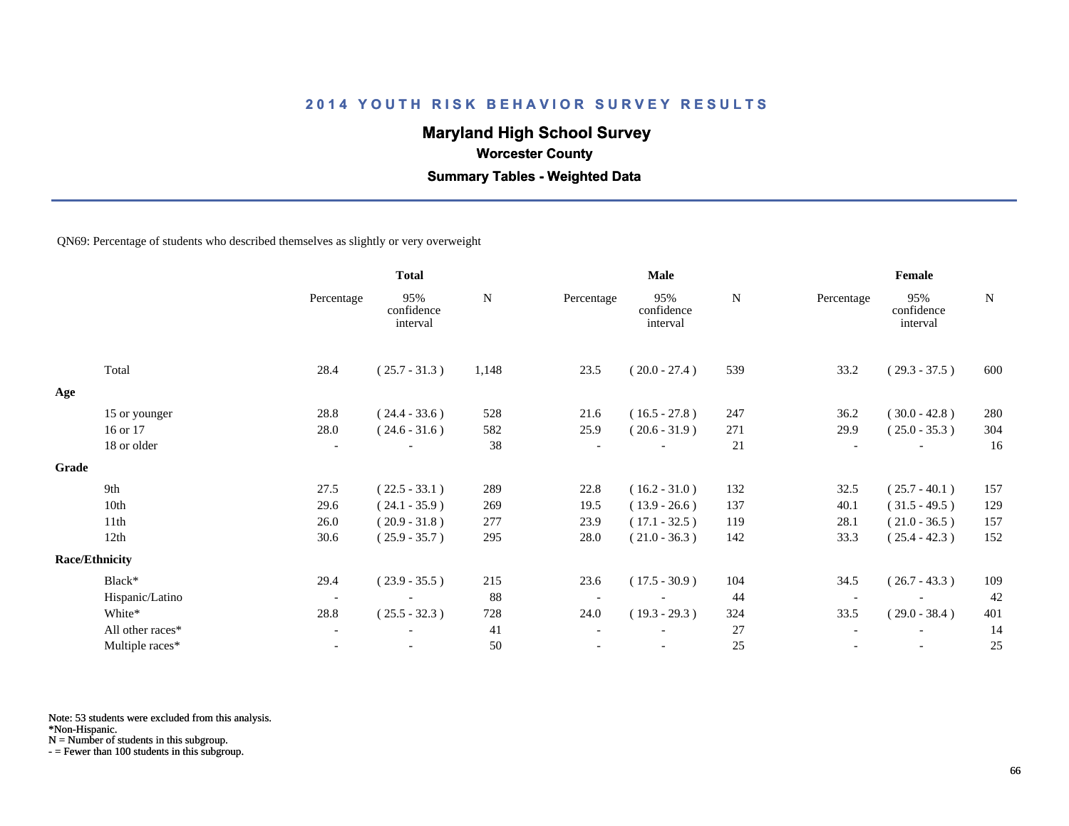# 2014 YOUTH RISK BEHAVIOR SURVEY RESULTS

## Maryland High School Survey

### Worcester County

### Summary Tables - Weighted Data

QN69: Percentage of students who described themselves as slightly or very overweight

| | Total | | | Male | | | Female | | |
|---|---|---|---|---|---|---|---|---|---|
| | Percentage | 95% confidence interval | N | Percentage | 95% confidence interval | N | Percentage | 95% confidence interval | N |
| Total | 28.4 | ( 25.7 - 31.3 ) | 1,148 | 23.5 | ( 20.0 - 27.4 ) | 539 | 33.2 | ( 29.3 - 37.5 ) | 600 |
| **Age** | | | | | | | | | |
| 15 or younger | 28.8 | ( 24.4 - 33.6 ) | 528 | 21.6 | ( 16.5 - 27.8 ) | 247 | 36.2 | ( 30.0 - 42.8 ) | 280 |
| 16 or 17 | 28.0 | ( 24.6 - 31.6 ) | 582 | 25.9 | ( 20.6 - 31.9 ) | 271 | 29.9 | ( 25.0 - 35.3 ) | 304 |
| 18 or older | - | - | 38 | - | - | 21 | - | - | 16 |
| **Grade** | | | | | | | | | |
| 9th | 27.5 | ( 22.5 - 33.1 ) | 289 | 22.8 | ( 16.2 - 31.0 ) | 132 | 32.5 | ( 25.7 - 40.1 ) | 157 |
| 10th | 29.6 | ( 24.1 - 35.9 ) | 269 | 19.5 | ( 13.9 - 26.6 ) | 137 | 40.1 | ( 31.5 - 49.5 ) | 129 |
| 11th | 26.0 | ( 20.9 - 31.8 ) | 277 | 23.9 | ( 17.1 - 32.5 ) | 119 | 28.1 | ( 21.0 - 36.5 ) | 157 |
| 12th | 30.6 | ( 25.9 - 35.7 ) | 295 | 28.0 | ( 21.0 - 36.3 ) | 142 | 33.3 | ( 25.4 - 42.3 ) | 152 |
| **Race/Ethnicity** | | | | | | | | | |
| Black* | 29.4 | ( 23.9 - 35.5 ) | 215 | 23.6 | ( 17.5 - 30.9 ) | 104 | 34.5 | ( 26.7 - 43.3 ) | 109 |
| Hispanic/Latino | - | - | 88 | - | - | 44 | - | - | 42 |
| White* | 28.8 | ( 25.5 - 32.3 ) | 728 | 24.0 | ( 19.3 - 29.3 ) | 324 | 33.5 | ( 29.0 - 38.4 ) | 401 |
| All other races* | - | - | 41 | - | - | 27 | - | - | 14 |
| Multiple races* | - | - | 50 | - | - | 25 | - | - | 25 |

Note: 53 students were excluded from this analysis.
*Non-Hispanic.
N = Number of students in this subgroup.
- = Fewer than 100 students in this subgroup.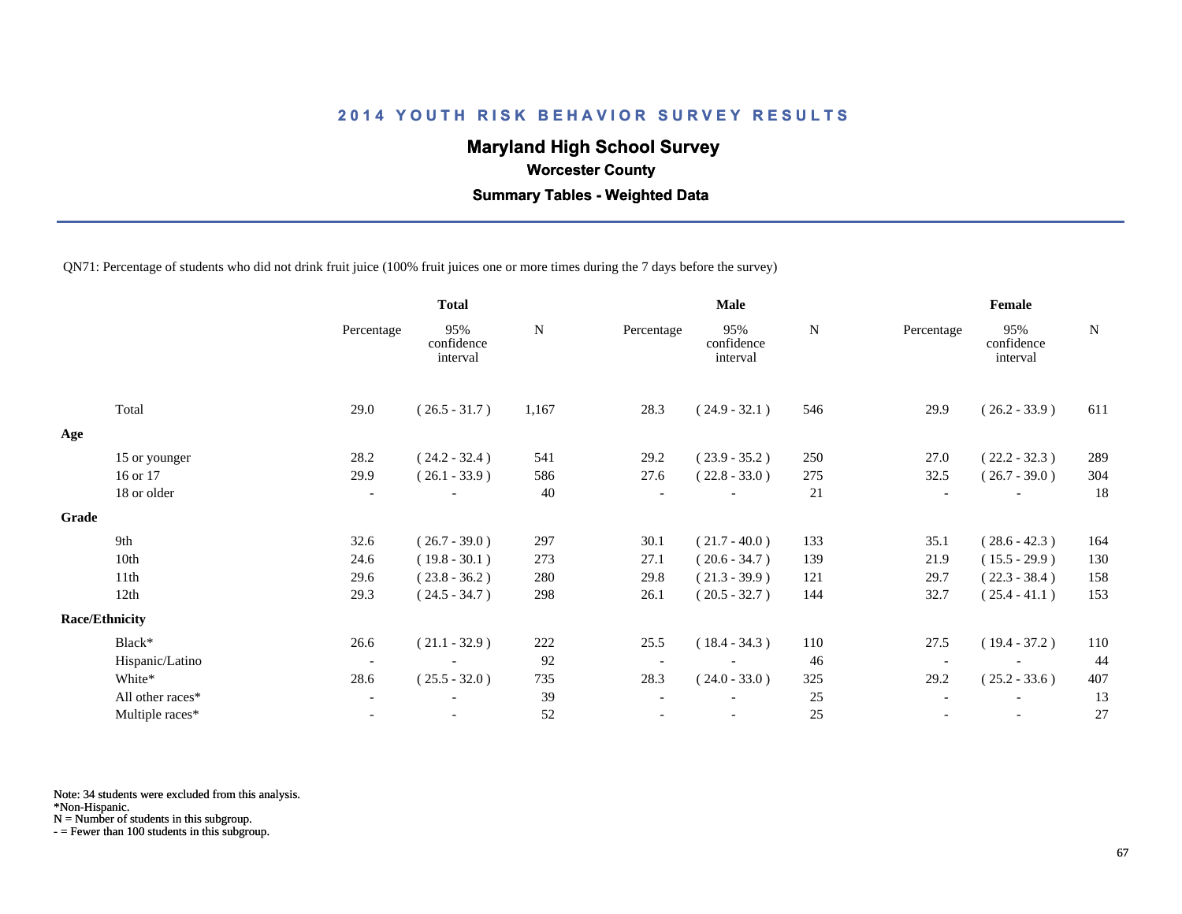# 2014 YOUTH RISK BEHAVIOR SURVEY RESULTS

## Maryland High School Survey

### Worcester County

### Summary Tables - Weighted Data

QN71: Percentage of students who did not drink fruit juice (100% fruit juices one or more times during the 7 days before the survey)

| | Total | | | Male | | | Female | | |
|---|---|---|---|---|---|---|---|---|---|
| | Percentage | 95% confidence interval | N | Percentage | 95% confidence interval | N | Percentage | 95% confidence interval | N |
| Total | 29.0 | ( 26.5 - 31.7 ) | 1,167 | 28.3 | ( 24.9 - 32.1 ) | 546 | 29.9 | ( 26.2 - 33.9 ) | 611 |
| **Age** | | | | | | | | | |
| 15 or younger | 28.2 | ( 24.2 - 32.4 ) | 541 | 29.2 | ( 23.9 - 35.2 ) | 250 | 27.0 | ( 22.2 - 32.3 ) | 289 |
| 16 or 17 | 29.9 | ( 26.1 - 33.9 ) | 586 | 27.6 | ( 22.8 - 33.0 ) | 275 | 32.5 | ( 26.7 - 39.0 ) | 304 |
| 18 or older | - | - | 40 | - | - | 21 | - | - | 18 |
| **Grade** | | | | | | | | | |
| 9th | 32.6 | ( 26.7 - 39.0 ) | 297 | 30.1 | ( 21.7 - 40.0 ) | 133 | 35.1 | ( 28.6 - 42.3 ) | 164 |
| 10th | 24.6 | ( 19.8 - 30.1 ) | 273 | 27.1 | ( 20.6 - 34.7 ) | 139 | 21.9 | ( 15.5 - 29.9 ) | 130 |
| 11th | 29.6 | ( 23.8 - 36.2 ) | 280 | 29.8 | ( 21.3 - 39.9 ) | 121 | 29.7 | ( 22.3 - 38.4 ) | 158 |
| 12th | 29.3 | ( 24.5 - 34.7 ) | 298 | 26.1 | ( 20.5 - 32.7 ) | 144 | 32.7 | ( 25.4 - 41.1 ) | 153 |
| **Race/Ethnicity** | | | | | | | | | |
| Black* | 26.6 | ( 21.1 - 32.9 ) | 222 | 25.5 | ( 18.4 - 34.3 ) | 110 | 27.5 | ( 19.4 - 37.2 ) | 110 |
| Hispanic/Latino | - | - | 92 | - | - | 46 | - | - | 44 |
| White* | 28.6 | ( 25.5 - 32.0 ) | 735 | 28.3 | ( 24.0 - 33.0 ) | 325 | 29.2 | ( 25.2 - 33.6 ) | 407 |
| All other races* | - | - | 39 | - | - | 25 | - | - | 13 |
| Multiple races* | - | - | 52 | - | - | 25 | - | - | 27 |

Note: 34 students were excluded from this analysis.
*Non-Hispanic.
N = Number of students in this subgroup.
- = Fewer than 100 students in this subgroup.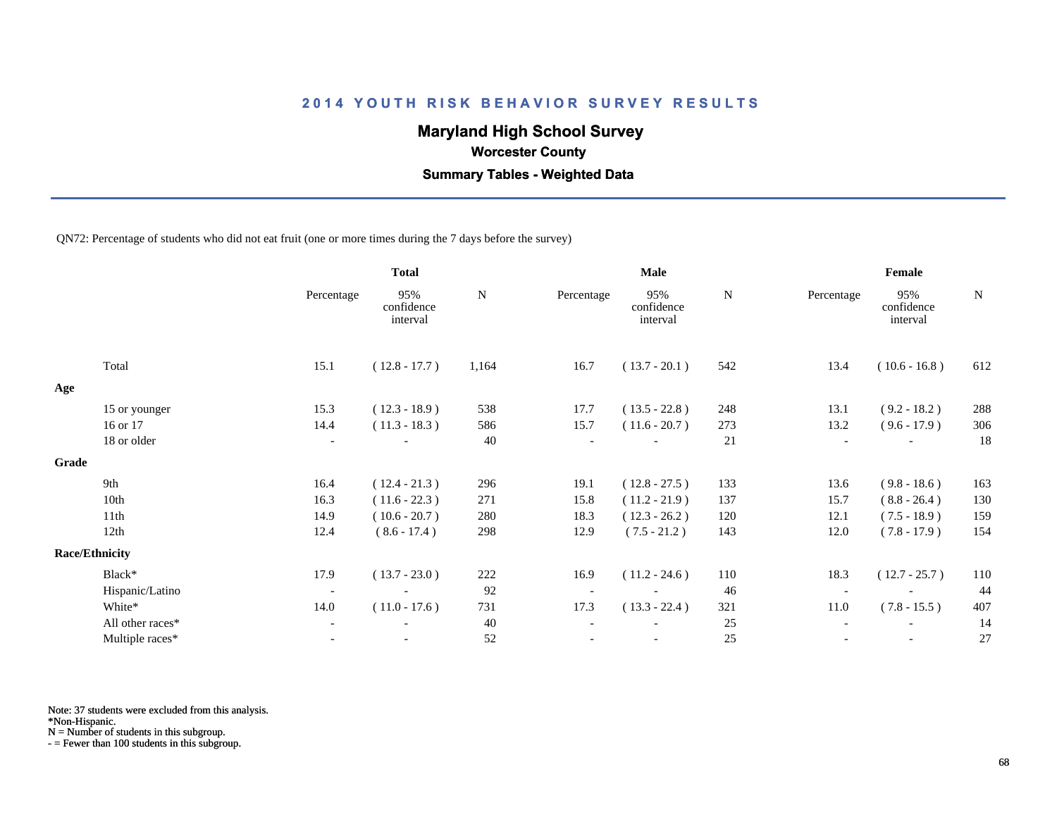# 2014 YOUTH RISK BEHAVIOR SURVEY RESULTS

## Maryland High School Survey

### Worcester County

### Summary Tables - Weighted Data

QN72: Percentage of students who did not eat fruit (one or more times during the 7 days before the survey)

| | Total | | | Male | | | Female | | |
|---|---|---|---|---|---|---|---|---|---|
| | Percentage | 95% confidence interval | N | Percentage | 95% confidence interval | N | Percentage | 95% confidence interval | N |
| Total | 15.1 | ( 12.8 - 17.7 ) | 1,164 | 16.7 | ( 13.7 - 20.1 ) | 542 | 13.4 | ( 10.6 - 16.8 ) | 612 |
| **Age** | | | | | | | | | |
| 15 or younger | 15.3 | ( 12.3 - 18.9 ) | 538 | 17.7 | ( 13.5 - 22.8 ) | 248 | 13.1 | ( 9.2 - 18.2 ) | 288 |
| 16 or 17 | 14.4 | ( 11.3 - 18.3 ) | 586 | 15.7 | ( 11.6 - 20.7 ) | 273 | 13.2 | ( 9.6 - 17.9 ) | 306 |
| 18 or older | - | - | 40 | - | - | 21 | - | - | 18 |
| **Grade** | | | | | | | | | |
| 9th | 16.4 | ( 12.4 - 21.3 ) | 296 | 19.1 | ( 12.8 - 27.5 ) | 133 | 13.6 | ( 9.8 - 18.6 ) | 163 |
| 10th | 16.3 | ( 11.6 - 22.3 ) | 271 | 15.8 | ( 11.2 - 21.9 ) | 137 | 15.7 | ( 8.8 - 26.4 ) | 130 |
| 11th | 14.9 | ( 10.6 - 20.7 ) | 280 | 18.3 | ( 12.3 - 26.2 ) | 120 | 12.1 | ( 7.5 - 18.9 ) | 159 |
| 12th | 12.4 | ( 8.6 - 17.4 ) | 298 | 12.9 | ( 7.5 - 21.2 ) | 143 | 12.0 | ( 7.8 - 17.9 ) | 154 |
| **Race/Ethnicity** | | | | | | | | | |
| Black* | 17.9 | ( 13.7 - 23.0 ) | 222 | 16.9 | ( 11.2 - 24.6 ) | 110 | 18.3 | ( 12.7 - 25.7 ) | 110 |
| Hispanic/Latino | - | - | 92 | - | - | 46 | - | - | 44 |
| White* | 14.0 | ( 11.0 - 17.6 ) | 731 | 17.3 | ( 13.3 - 22.4 ) | 321 | 11.0 | ( 7.8 - 15.5 ) | 407 |
| All other races* | - | - | 40 | - | - | 25 | - | - | 14 |
| Multiple races* | - | - | 52 | - | - | 25 | - | - | 27 |

Note: 37 students were excluded from this analysis.
*Non-Hispanic.
N = Number of students in this subgroup.
- = Fewer than 100 students in this subgroup.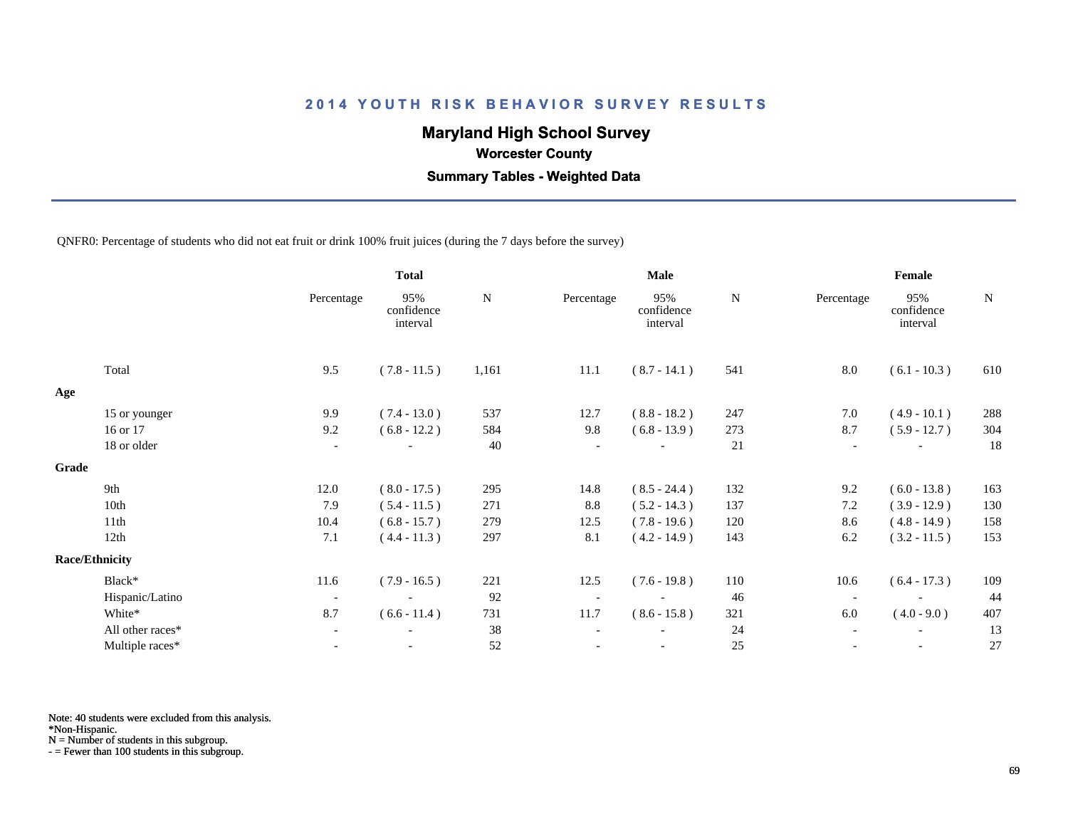## 2014 YOUTH RISK BEHAVIOR SURVEY RESULTS

### Maryland High School Survey

**Worcester County**

**Summary Tables - Weighted Data**

QNFR0: Percentage of students who did not eat fruit or drink 100% fruit juices (during the 7 days before the survey)

| | Total | | | Male | | | Female | | |
|---|---|---|---|---|---|---|---|---|---|
| | Percentage | 95% confidence interval | N | Percentage | 95% confidence interval | N | Percentage | 95% confidence interval | N |
| Total | 9.5 | ( 7.8 - 11.5 ) | 1,161 | 11.1 | ( 8.7 - 14.1 ) | 541 | 8.0 | ( 6.1 - 10.3 ) | 610 |
| **Age** | | | | | | | | | |
| 15 or younger | 9.9 | ( 7.4 - 13.0 ) | 537 | 12.7 | ( 8.8 - 18.2 ) | 247 | 7.0 | ( 4.9 - 10.1 ) | 288 |
| 16 or 17 | 9.2 | ( 6.8 - 12.2 ) | 584 | 9.8 | ( 6.8 - 13.9 ) | 273 | 8.7 | ( 5.9 - 12.7 ) | 304 |
| 18 or older | - | - | 40 | - | - | 21 | - | - | 18 |
| **Grade** | | | | | | | | | |
| 9th | 12.0 | ( 8.0 - 17.5 ) | 295 | 14.8 | ( 8.5 - 24.4 ) | 132 | 9.2 | ( 6.0 - 13.8 ) | 163 |
| 10th | 7.9 | ( 5.4 - 11.5 ) | 271 | 8.8 | ( 5.2 - 14.3 ) | 137 | 7.2 | ( 3.9 - 12.9 ) | 130 |
| 11th | 10.4 | ( 6.8 - 15.7 ) | 279 | 12.5 | ( 7.8 - 19.6 ) | 120 | 8.6 | ( 4.8 - 14.9 ) | 158 |
| 12th | 7.1 | ( 4.4 - 11.3 ) | 297 | 8.1 | ( 4.2 - 14.9 ) | 143 | 6.2 | ( 3.2 - 11.5 ) | 153 |
| **Race/Ethnicity** | | | | | | | | | |
| Black* | 11.6 | ( 7.9 - 16.5 ) | 221 | 12.5 | ( 7.6 - 19.8 ) | 110 | 10.6 | ( 6.4 - 17.3 ) | 109 |
| Hispanic/Latino | - | - | 92 | - | - | 46 | - | - | 44 |
| White* | 8.7 | ( 6.6 - 11.4 ) | 731 | 11.7 | ( 8.6 - 15.8 ) | 321 | 6.0 | ( 4.0 - 9.0 ) | 407 |
| All other races* | - | - | 38 | - | - | 24 | - | - | 13 |
| Multiple races* | - | - | 52 | - | - | 25 | - | - | 27 |

Note: 40 students were excluded from this analysis.
*Non-Hispanic.
N = Number of students in this subgroup.
- = Fewer than 100 students in this subgroup.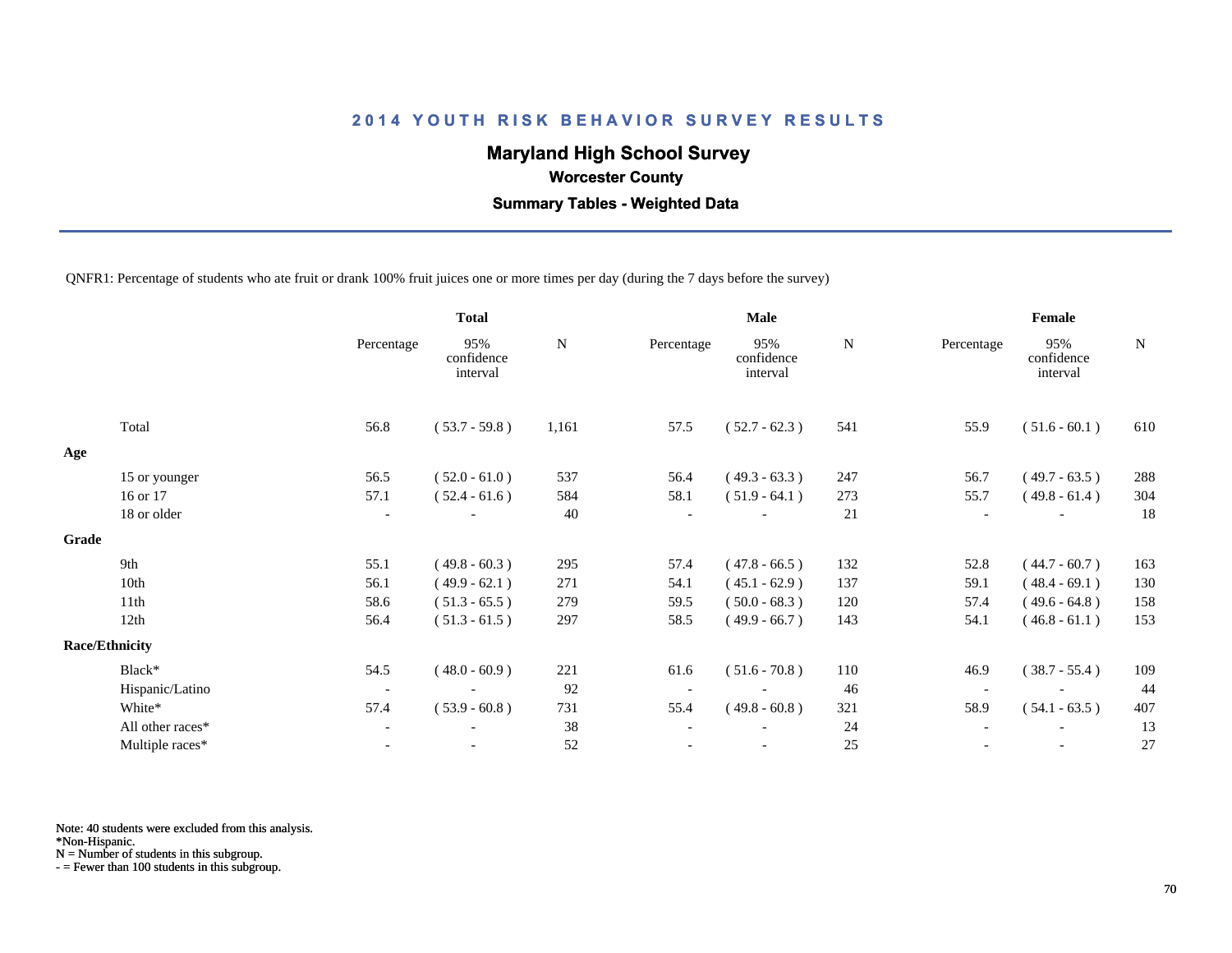# 2014 YOUTH RISK BEHAVIOR SURVEY RESULTS

## Maryland High School Survey

### Worcester County

### Summary Tables - Weighted Data

QNFR1: Percentage of students who ate fruit or drank 100% fruit juices one or more times per day (during the 7 days before the survey)

| | Total | | | Male | | | Female | | |
|---|---|---|---|---|---|---|---|---|---|
| | Percentage | 95% confidence interval | N | Percentage | 95% confidence interval | N | Percentage | 95% confidence interval | N |
| Total | 56.8 | ( 53.7 - 59.8 ) | 1,161 | 57.5 | ( 52.7 - 62.3 ) | 541 | 55.9 | ( 51.6 - 60.1 ) | 610 |
| **Age** | | | | | | | | | |
| 15 or younger | 56.5 | ( 52.0 - 61.0 ) | 537 | 56.4 | ( 49.3 - 63.3 ) | 247 | 56.7 | ( 49.7 - 63.5 ) | 288 |
| 16 or 17 | 57.1 | ( 52.4 - 61.6 ) | 584 | 58.1 | ( 51.9 - 64.1 ) | 273 | 55.7 | ( 49.8 - 61.4 ) | 304 |
| 18 or older | - | - | 40 | - | - | 21 | - | - | 18 |
| **Grade** | | | | | | | | | |
| 9th | 55.1 | ( 49.8 - 60.3 ) | 295 | 57.4 | ( 47.8 - 66.5 ) | 132 | 52.8 | ( 44.7 - 60.7 ) | 163 |
| 10th | 56.1 | ( 49.9 - 62.1 ) | 271 | 54.1 | ( 45.1 - 62.9 ) | 137 | 59.1 | ( 48.4 - 69.1 ) | 130 |
| 11th | 58.6 | ( 51.3 - 65.5 ) | 279 | 59.5 | ( 50.0 - 68.3 ) | 120 | 57.4 | ( 49.6 - 64.8 ) | 158 |
| 12th | 56.4 | ( 51.3 - 61.5 ) | 297 | 58.5 | ( 49.9 - 66.7 ) | 143 | 54.1 | ( 46.8 - 61.1 ) | 153 |
| **Race/Ethnicity** | | | | | | | | | |
| Black* | 54.5 | ( 48.0 - 60.9 ) | 221 | 61.6 | ( 51.6 - 70.8 ) | 110 | 46.9 | ( 38.7 - 55.4 ) | 109 |
| Hispanic/Latino | - | - | 92 | - | - | 46 | - | - | 44 |
| White* | 57.4 | ( 53.9 - 60.8 ) | 731 | 55.4 | ( 49.8 - 60.8 ) | 321 | 58.9 | ( 54.1 - 63.5 ) | 407 |
| All other races* | - | - | 38 | - | - | 24 | - | - | 13 |
| Multiple races* | - | - | 52 | - | - | 25 | - | - | 27 |

Note: 40 students were excluded from this analysis.
*Non-Hispanic.
N = Number of students in this subgroup.
- = Fewer than 100 students in this subgroup.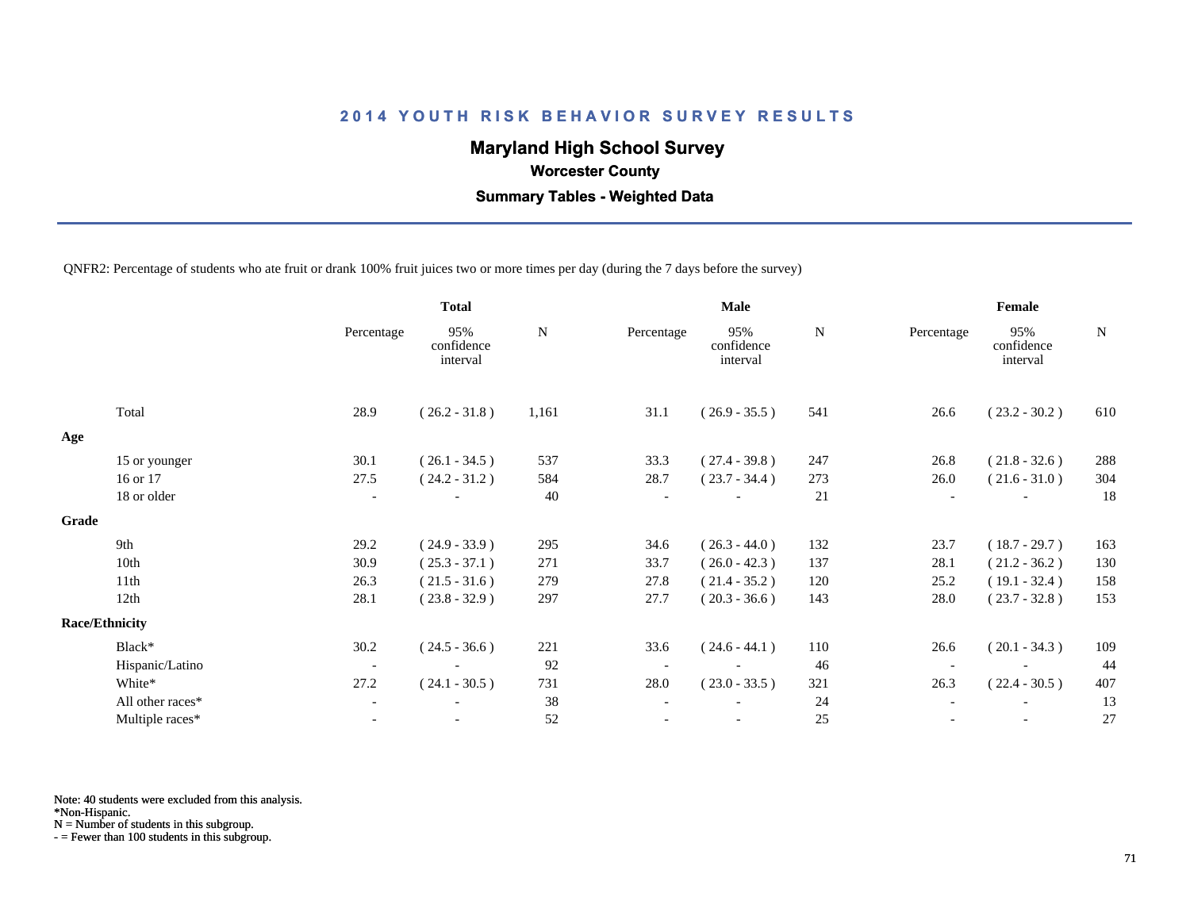# 2014 YOUTH RISK BEHAVIOR SURVEY RESULTS

## Maryland High School Survey

### Worcester County

### Summary Tables - Weighted Data

QNFR2: Percentage of students who ate fruit or drank 100% fruit juices two or more times per day (during the 7 days before the survey)

| | Total | | | Male | | | Female | | |
|---|---|---|---|---|---|---|---|---|---|
| | Percentage | 95% confidence interval | N | Percentage | 95% confidence interval | N | Percentage | 95% confidence interval | N |
| Total | 28.9 | ( 26.2 - 31.8 ) | 1,161 | 31.1 | ( 26.9 - 35.5 ) | 541 | 26.6 | ( 23.2 - 30.2 ) | 610 |
| **Age** | | | | | | | | | |
| 15 or younger | 30.1 | ( 26.1 - 34.5 ) | 537 | 33.3 | ( 27.4 - 39.8 ) | 247 | 26.8 | ( 21.8 - 32.6 ) | 288 |
| 16 or 17 | 27.5 | ( 24.2 - 31.2 ) | 584 | 28.7 | ( 23.7 - 34.4 ) | 273 | 26.0 | ( 21.6 - 31.0 ) | 304 |
| 18 or older | - | - | 40 | - | - | 21 | - | - | 18 |
| **Grade** | | | | | | | | | |
| 9th | 29.2 | ( 24.9 - 33.9 ) | 295 | 34.6 | ( 26.3 - 44.0 ) | 132 | 23.7 | ( 18.7 - 29.7 ) | 163 |
| 10th | 30.9 | ( 25.3 - 37.1 ) | 271 | 33.7 | ( 26.0 - 42.3 ) | 137 | 28.1 | ( 21.2 - 36.2 ) | 130 |
| 11th | 26.3 | ( 21.5 - 31.6 ) | 279 | 27.8 | ( 21.4 - 35.2 ) | 120 | 25.2 | ( 19.1 - 32.4 ) | 158 |
| 12th | 28.1 | ( 23.8 - 32.9 ) | 297 | 27.7 | ( 20.3 - 36.6 ) | 143 | 28.0 | ( 23.7 - 32.8 ) | 153 |
| **Race/Ethnicity** | | | | | | | | | |
| Black* | 30.2 | ( 24.5 - 36.6 ) | 221 | 33.6 | ( 24.6 - 44.1 ) | 110 | 26.6 | ( 20.1 - 34.3 ) | 109 |
| Hispanic/Latino | - | - | 92 | - | - | 46 | - | - | 44 |
| White* | 27.2 | ( 24.1 - 30.5 ) | 731 | 28.0 | ( 23.0 - 33.5 ) | 321 | 26.3 | ( 22.4 - 30.5 ) | 407 |
| All other races* | - | - | 38 | - | - | 24 | - | - | 13 |
| Multiple races* | - | - | 52 | - | - | 25 | - | - | 27 |

Note: 40 students were excluded from this analysis.
*Non-Hispanic.
N = Number of students in this subgroup.
- = Fewer than 100 students in this subgroup.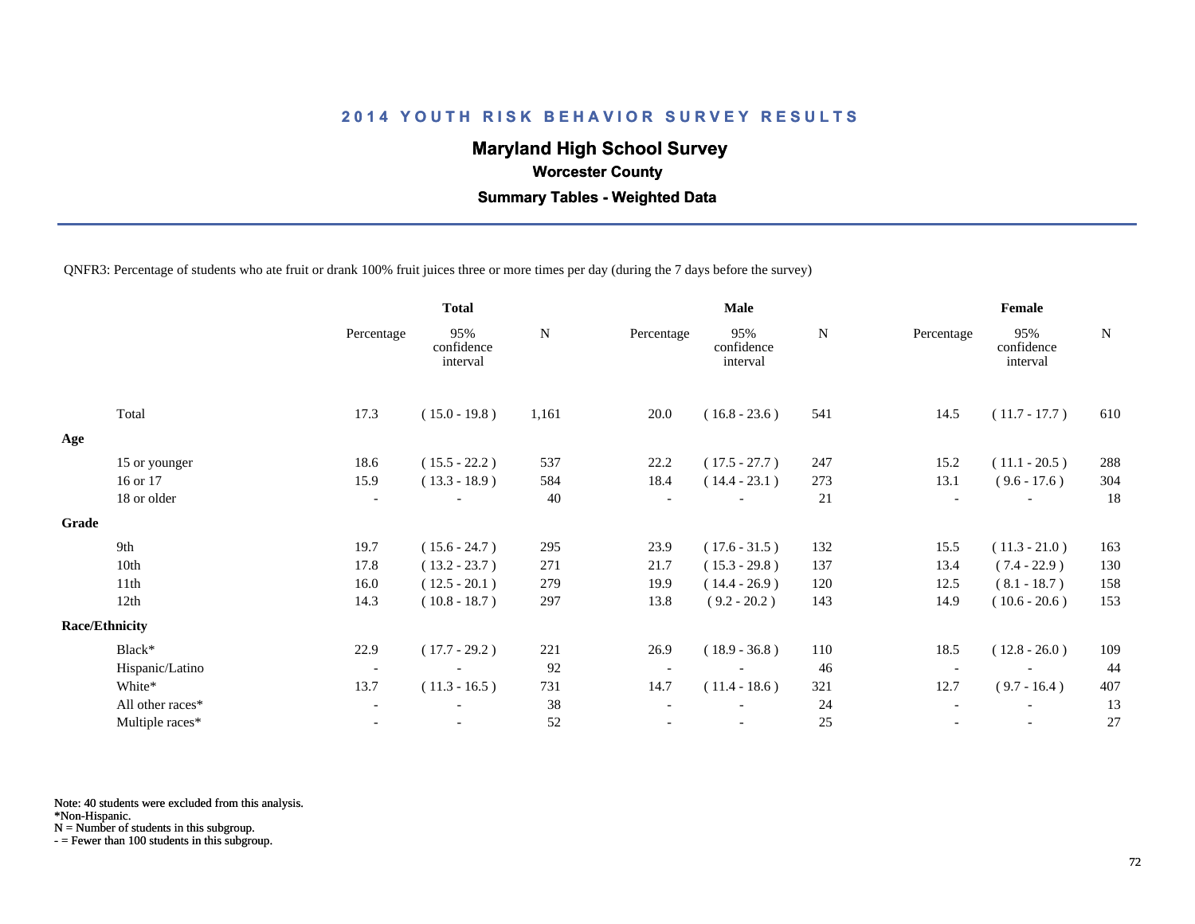## 2014 YOUTH RISK BEHAVIOR SURVEY RESULTS

### Maryland High School Survey

**Worcester County**

**Summary Tables - Weighted Data**

QNFR3: Percentage of students who ate fruit or drank 100% fruit juices three or more times per day (during the 7 days before the survey)

| | Total | | | Male | | | Female | | |
|---|---|---|---|---|---|---|---|---|---|
| | Percentage | 95% confidence interval | N | Percentage | 95% confidence interval | N | Percentage | 95% confidence interval | N |
| Total | 17.3 | ( 15.0 - 19.8 ) | 1,161 | 20.0 | ( 16.8 - 23.6 ) | 541 | 14.5 | ( 11.7 - 17.7 ) | 610 |
| **Age** | | | | | | | | | |
| 15 or younger | 18.6 | ( 15.5 - 22.2 ) | 537 | 22.2 | ( 17.5 - 27.7 ) | 247 | 15.2 | ( 11.1 - 20.5 ) | 288 |
| 16 or 17 | 15.9 | ( 13.3 - 18.9 ) | 584 | 18.4 | ( 14.4 - 23.1 ) | 273 | 13.1 | ( 9.6 - 17.6 ) | 304 |
| 18 or older | - | - | 40 | - | - | 21 | - | - | 18 |
| **Grade** | | | | | | | | | |
| 9th | 19.7 | ( 15.6 - 24.7 ) | 295 | 23.9 | ( 17.6 - 31.5 ) | 132 | 15.5 | ( 11.3 - 21.0 ) | 163 |
| 10th | 17.8 | ( 13.2 - 23.7 ) | 271 | 21.7 | ( 15.3 - 29.8 ) | 137 | 13.4 | ( 7.4 - 22.9 ) | 130 |
| 11th | 16.0 | ( 12.5 - 20.1 ) | 279 | 19.9 | ( 14.4 - 26.9 ) | 120 | 12.5 | ( 8.1 - 18.7 ) | 158 |
| 12th | 14.3 | ( 10.8 - 18.7 ) | 297 | 13.8 | ( 9.2 - 20.2 ) | 143 | 14.9 | ( 10.6 - 20.6 ) | 153 |
| **Race/Ethnicity** | | | | | | | | | |
| Black* | 22.9 | ( 17.7 - 29.2 ) | 221 | 26.9 | ( 18.9 - 36.8 ) | 110 | 18.5 | ( 12.8 - 26.0 ) | 109 |
| Hispanic/Latino | - | - | 92 | - | - | 46 | - | - | 44 |
| White* | 13.7 | ( 11.3 - 16.5 ) | 731 | 14.7 | ( 11.4 - 18.6 ) | 321 | 12.7 | ( 9.7 - 16.4 ) | 407 |
| All other races* | - | - | 38 | - | - | 24 | - | - | 13 |
| Multiple races* | - | - | 52 | - | - | 25 | - | - | 27 |

Note: 40 students were excluded from this analysis.
*Non-Hispanic.
N = Number of students in this subgroup.
- = Fewer than 100 students in this subgroup.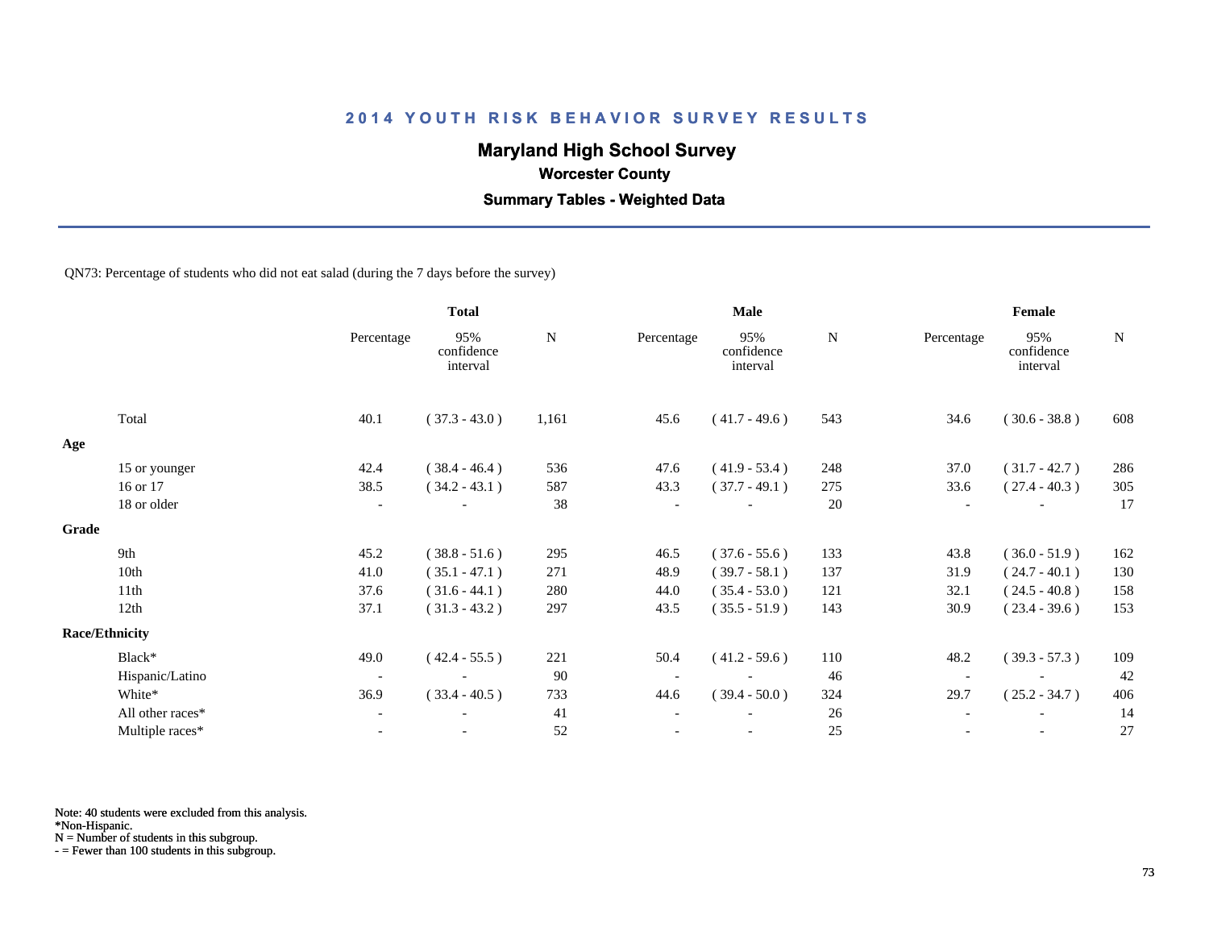## 2014 YOUTH RISK BEHAVIOR SURVEY RESULTS

### Maryland High School Survey

**Worcester County**

**Summary Tables - Weighted Data**

QN73: Percentage of students who did not eat salad (during the 7 days before the survey)

| | Total | | | Male | | | Female | | |
|---|---|---|---|---|---|---|---|---|---|
| | Percentage | 95% confidence interval | N | Percentage | 95% confidence interval | N | Percentage | 95% confidence interval | N |
| Total | 40.1 | ( 37.3 - 43.0 ) | 1,161 | 45.6 | ( 41.7 - 49.6 ) | 543 | 34.6 | ( 30.6 - 38.8 ) | 608 |
| **Age** | | | | | | | | | |
| 15 or younger | 42.4 | ( 38.4 - 46.4 ) | 536 | 47.6 | ( 41.9 - 53.4 ) | 248 | 37.0 | ( 31.7 - 42.7 ) | 286 |
| 16 or 17 | 38.5 | ( 34.2 - 43.1 ) | 587 | 43.3 | ( 37.7 - 49.1 ) | 275 | 33.6 | ( 27.4 - 40.3 ) | 305 |
| 18 or older | - | - | 38 | - | - | 20 | - | - | 17 |
| **Grade** | | | | | | | | | |
| 9th | 45.2 | ( 38.8 - 51.6 ) | 295 | 46.5 | ( 37.6 - 55.6 ) | 133 | 43.8 | ( 36.0 - 51.9 ) | 162 |
| 10th | 41.0 | ( 35.1 - 47.1 ) | 271 | 48.9 | ( 39.7 - 58.1 ) | 137 | 31.9 | ( 24.7 - 40.1 ) | 130 |
| 11th | 37.6 | ( 31.6 - 44.1 ) | 280 | 44.0 | ( 35.4 - 53.0 ) | 121 | 32.1 | ( 24.5 - 40.8 ) | 158 |
| 12th | 37.1 | ( 31.3 - 43.2 ) | 297 | 43.5 | ( 35.5 - 51.9 ) | 143 | 30.9 | ( 23.4 - 39.6 ) | 153 |
| **Race/Ethnicity** | | | | | | | | | |
| Black* | 49.0 | ( 42.4 - 55.5 ) | 221 | 50.4 | ( 41.2 - 59.6 ) | 110 | 48.2 | ( 39.3 - 57.3 ) | 109 |
| Hispanic/Latino | - | - | 90 | - | - | 46 | - | - | 42 |
| White* | 36.9 | ( 33.4 - 40.5 ) | 733 | 44.6 | ( 39.4 - 50.0 ) | 324 | 29.7 | ( 25.2 - 34.7 ) | 406 |
| All other races* | - | - | 41 | - | - | 26 | - | - | 14 |
| Multiple races* | - | - | 52 | - | - | 25 | - | - | 27 |

Note: 40 students were excluded from this analysis.
*Non-Hispanic.
N = Number of students in this subgroup.
- = Fewer than 100 students in this subgroup.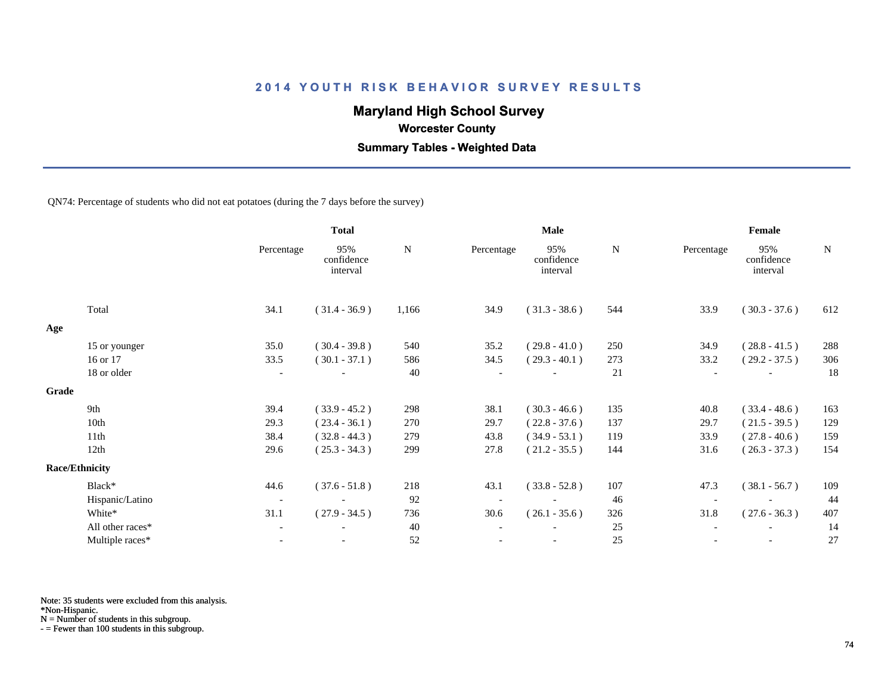# 2014 YOUTH RISK BEHAVIOR SURVEY RESULTS

## Maryland High School Survey

### Worcester County

### Summary Tables - Weighted Data

QN74: Percentage of students who did not eat potatoes (during the 7 days before the survey)

| | Total | | | Male | | | Female | | |
|---|---|---|---|---|---|---|---|---|---|
| | Percentage | 95% confidence interval | N | Percentage | 95% confidence interval | N | Percentage | 95% confidence interval | N |
| Total | 34.1 | ( 31.4 - 36.9 ) | 1,166 | 34.9 | ( 31.3 - 38.6 ) | 544 | 33.9 | ( 30.3 - 37.6 ) | 612 |
| **Age** | | | | | | | | | |
| 15 or younger | 35.0 | ( 30.4 - 39.8 ) | 540 | 35.2 | ( 29.8 - 41.0 ) | 250 | 34.9 | ( 28.8 - 41.5 ) | 288 |
| 16 or 17 | 33.5 | ( 30.1 - 37.1 ) | 586 | 34.5 | ( 29.3 - 40.1 ) | 273 | 33.2 | ( 29.2 - 37.5 ) | 306 |
| 18 or older | - | - | 40 | - | - | 21 | - | - | 18 |
| **Grade** | | | | | | | | | |
| 9th | 39.4 | ( 33.9 - 45.2 ) | 298 | 38.1 | ( 30.3 - 46.6 ) | 135 | 40.8 | ( 33.4 - 48.6 ) | 163 |
| 10th | 29.3 | ( 23.4 - 36.1 ) | 270 | 29.7 | ( 22.8 - 37.6 ) | 137 | 29.7 | ( 21.5 - 39.5 ) | 129 |
| 11th | 38.4 | ( 32.8 - 44.3 ) | 279 | 43.8 | ( 34.9 - 53.1 ) | 119 | 33.9 | ( 27.8 - 40.6 ) | 159 |
| 12th | 29.6 | ( 25.3 - 34.3 ) | 299 | 27.8 | ( 21.2 - 35.5 ) | 144 | 31.6 | ( 26.3 - 37.3 ) | 154 |
| **Race/Ethnicity** | | | | | | | | | |
| Black* | 44.6 | ( 37.6 - 51.8 ) | 218 | 43.1 | ( 33.8 - 52.8 ) | 107 | 47.3 | ( 38.1 - 56.7 ) | 109 |
| Hispanic/Latino | - | - | 92 | - | - | 46 | - | - | 44 |
| White* | 31.1 | ( 27.9 - 34.5 ) | 736 | 30.6 | ( 26.1 - 35.6 ) | 326 | 31.8 | ( 27.6 - 36.3 ) | 407 |
| All other races* | - | - | 40 | - | - | 25 | - | - | 14 |
| Multiple races* | - | - | 52 | - | - | 25 | - | - | 27 |

Note: 35 students were excluded from this analysis.
*Non-Hispanic.
N = Number of students in this subgroup.
- = Fewer than 100 students in this subgroup.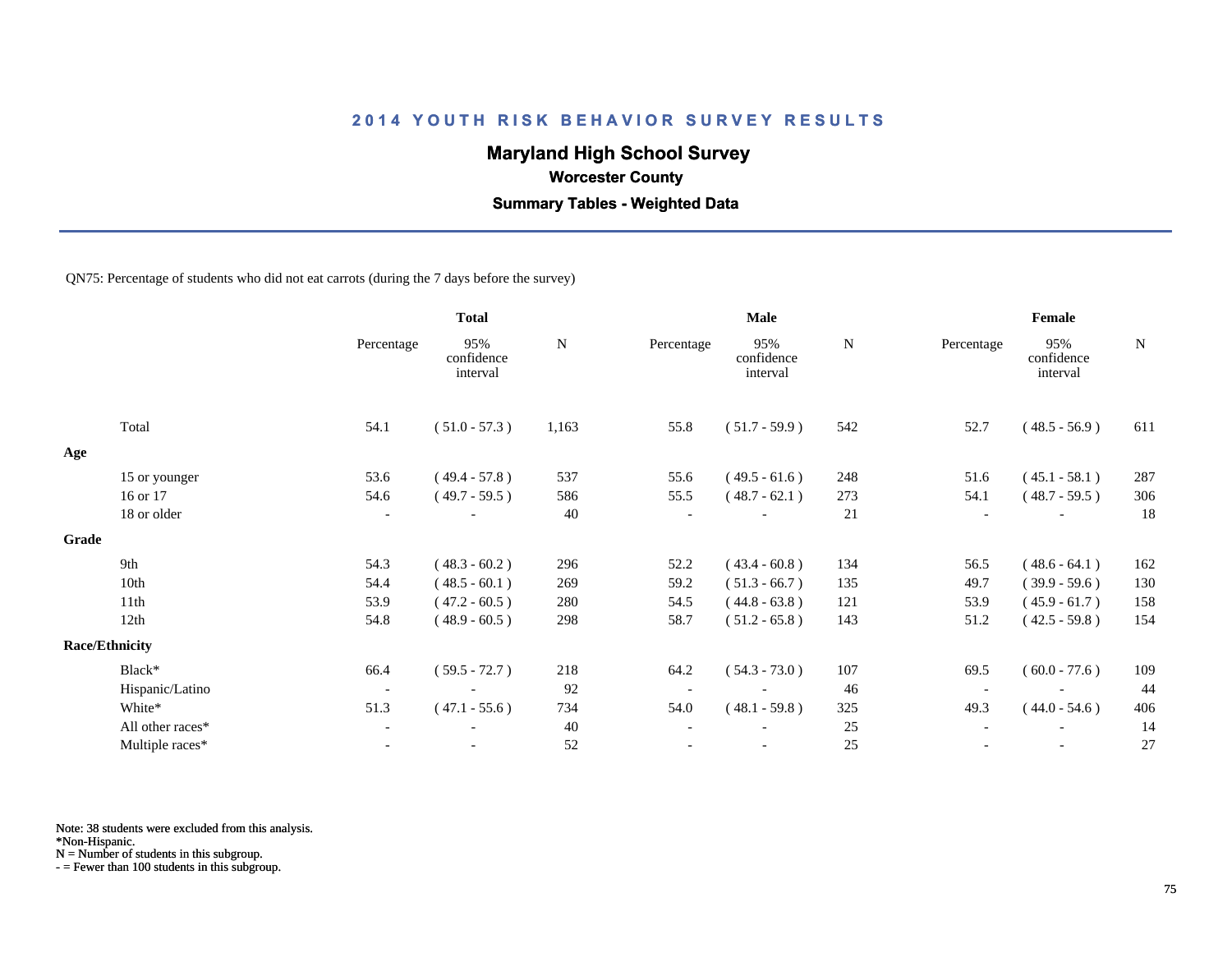# 2014 YOUTH RISK BEHAVIOR SURVEY RESULTS

## Maryland High School Survey

### Worcester County

### Summary Tables - Weighted Data

QN75: Percentage of students who did not eat carrots (during the 7 days before the survey)

| | Total | | | Male | | | Female | | |
|---|---|---|---|---|---|---|---|---|---|
| | Percentage | 95% confidence interval | N | Percentage | 95% confidence interval | N | Percentage | 95% confidence interval | N |
| Total | 54.1 | ( 51.0 - 57.3 ) | 1,163 | 55.8 | ( 51.7 - 59.9 ) | 542 | 52.7 | ( 48.5 - 56.9 ) | 611 |
| **Age** | | | | | | | | | |
| 15 or younger | 53.6 | ( 49.4 - 57.8 ) | 537 | 55.6 | ( 49.5 - 61.6 ) | 248 | 51.6 | ( 45.1 - 58.1 ) | 287 |
| 16 or 17 | 54.6 | ( 49.7 - 59.5 ) | 586 | 55.5 | ( 48.7 - 62.1 ) | 273 | 54.1 | ( 48.7 - 59.5 ) | 306 |
| 18 or older | - | - | 40 | - | - | 21 | - | - | 18 |
| **Grade** | | | | | | | | | |
| 9th | 54.3 | ( 48.3 - 60.2 ) | 296 | 52.2 | ( 43.4 - 60.8 ) | 134 | 56.5 | ( 48.6 - 64.1 ) | 162 |
| 10th | 54.4 | ( 48.5 - 60.1 ) | 269 | 59.2 | ( 51.3 - 66.7 ) | 135 | 49.7 | ( 39.9 - 59.6 ) | 130 |
| 11th | 53.9 | ( 47.2 - 60.5 ) | 280 | 54.5 | ( 44.8 - 63.8 ) | 121 | 53.9 | ( 45.9 - 61.7 ) | 158 |
| 12th | 54.8 | ( 48.9 - 60.5 ) | 298 | 58.7 | ( 51.2 - 65.8 ) | 143 | 51.2 | ( 42.5 - 59.8 ) | 154 |
| **Race/Ethnicity** | | | | | | | | | |
| Black* | 66.4 | ( 59.5 - 72.7 ) | 218 | 64.2 | ( 54.3 - 73.0 ) | 107 | 69.5 | ( 60.0 - 77.6 ) | 109 |
| Hispanic/Latino | - | - | 92 | - | - | 46 | - | - | 44 |
| White* | 51.3 | ( 47.1 - 55.6 ) | 734 | 54.0 | ( 48.1 - 59.8 ) | 325 | 49.3 | ( 44.0 - 54.6 ) | 406 |
| All other races* | - | - | 40 | - | - | 25 | - | - | 14 |
| Multiple races* | - | - | 52 | - | - | 25 | - | - | 27 |

Note: 38 students were excluded from this analysis.
*Non-Hispanic.
N = Number of students in this subgroup.
- = Fewer than 100 students in this subgroup.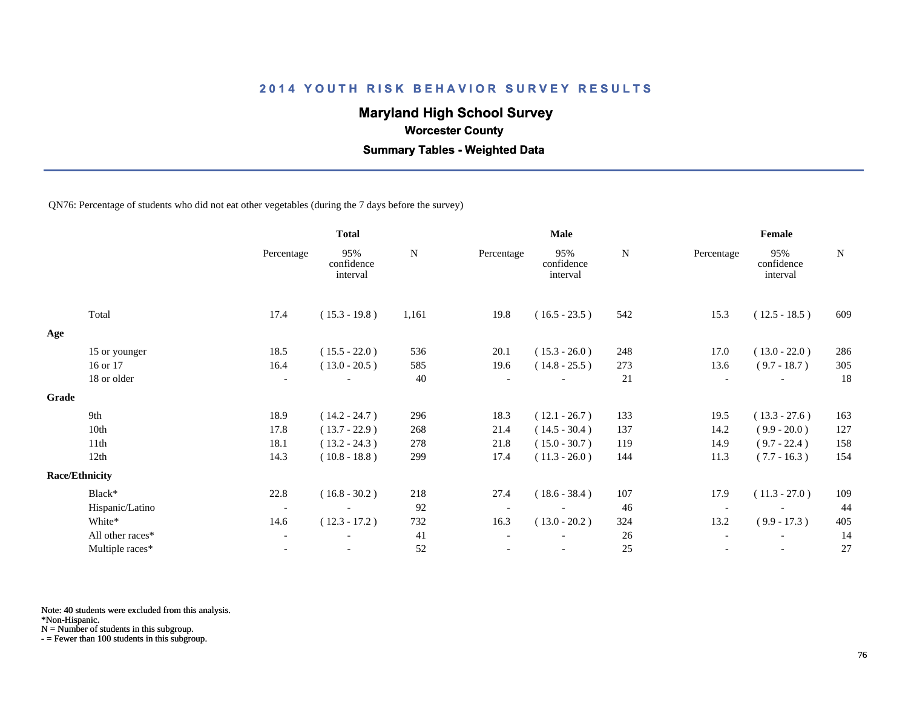# 2014 YOUTH RISK BEHAVIOR SURVEY RESULTS

## Maryland High School Survey

### Worcester County

### Summary Tables - Weighted Data

QN76: Percentage of students who did not eat other vegetables (during the 7 days before the survey)

| | Total | | | Male | | | Female | | |
|---|---|---|---|---|---|---|---|---|---|
| | Percentage | 95% confidence interval | N | Percentage | 95% confidence interval | N | Percentage | 95% confidence interval | N |
| Total | 17.4 | ( 15.3 - 19.8 ) | 1,161 | 19.8 | ( 16.5 - 23.5 ) | 542 | 15.3 | ( 12.5 - 18.5 ) | 609 |
| **Age** | | | | | | | | | |
| 15 or younger | 18.5 | ( 15.5 - 22.0 ) | 536 | 20.1 | ( 15.3 - 26.0 ) | 248 | 17.0 | ( 13.0 - 22.0 ) | 286 |
| 16 or 17 | 16.4 | ( 13.0 - 20.5 ) | 585 | 19.6 | ( 14.8 - 25.5 ) | 273 | 13.6 | ( 9.7 - 18.7 ) | 305 |
| 18 or older | - | - | 40 | - | - | 21 | - | - | 18 |
| **Grade** | | | | | | | | | |
| 9th | 18.9 | ( 14.2 - 24.7 ) | 296 | 18.3 | ( 12.1 - 26.7 ) | 133 | 19.5 | ( 13.3 - 27.6 ) | 163 |
| 10th | 17.8 | ( 13.7 - 22.9 ) | 268 | 21.4 | ( 14.5 - 30.4 ) | 137 | 14.2 | ( 9.9 - 20.0 ) | 127 |
| 11th | 18.1 | ( 13.2 - 24.3 ) | 278 | 21.8 | ( 15.0 - 30.7 ) | 119 | 14.9 | ( 9.7 - 22.4 ) | 158 |
| 12th | 14.3 | ( 10.8 - 18.8 ) | 299 | 17.4 | ( 11.3 - 26.0 ) | 144 | 11.3 | ( 7.7 - 16.3 ) | 154 |
| **Race/Ethnicity** | | | | | | | | | |
| Black* | 22.8 | ( 16.8 - 30.2 ) | 218 | 27.4 | ( 18.6 - 38.4 ) | 107 | 17.9 | ( 11.3 - 27.0 ) | 109 |
| Hispanic/Latino | - | - | 92 | - | - | 46 | - | - | 44 |
| White* | 14.6 | ( 12.3 - 17.2 ) | 732 | 16.3 | ( 13.0 - 20.2 ) | 324 | 13.2 | ( 9.9 - 17.3 ) | 405 |
| All other races* | - | - | 41 | - | - | 26 | - | - | 14 |
| Multiple races* | - | - | 52 | - | - | 25 | - | - | 27 |

Note: 40 students were excluded from this analysis.
*Non-Hispanic.
N = Number of students in this subgroup.
- = Fewer than 100 students in this subgroup.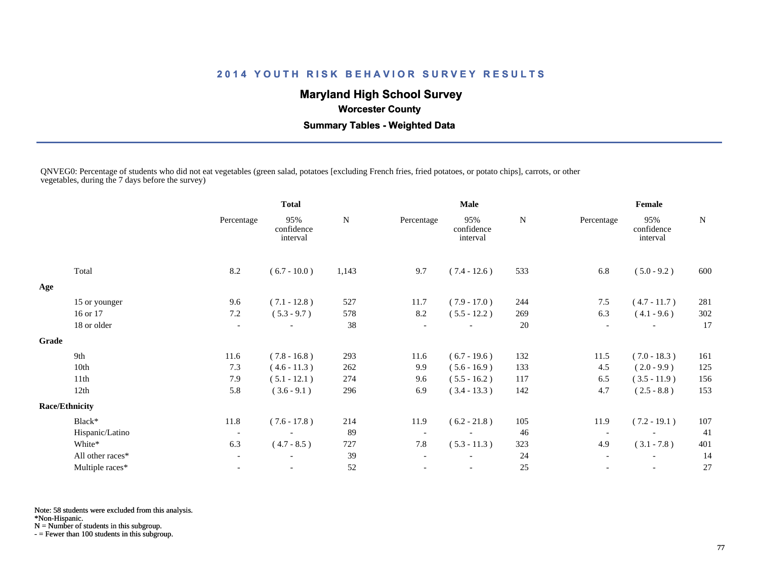# 2014 YOUTH RISK BEHAVIOR SURVEY RESULTS

## Maryland High School Survey

### Worcester County

### Summary Tables - Weighted Data

QNVEG0: Percentage of students who did not eat vegetables (green salad, potatoes [excluding French fries, fried potatoes, or potato chips], carrots, or other vegetables, during the 7 days before the survey)

| | Total | | | Male | | | Female | | |
|---|---|---|---|---|---|---|---|---|---|
| | Percentage | 95% confidence interval | N | Percentage | 95% confidence interval | N | Percentage | 95% confidence interval | N |
| Total | 8.2 | ( 6.7 - 10.0 ) | 1,143 | 9.7 | ( 7.4 - 12.6 ) | 533 | 6.8 | ( 5.0 - 9.2 ) | 600 |
| **Age** | | | | | | | | | |
| 15 or younger | 9.6 | ( 7.1 - 12.8 ) | 527 | 11.7 | ( 7.9 - 17.0 ) | 244 | 7.5 | ( 4.7 - 11.7 ) | 281 |
| 16 or 17 | 7.2 | ( 5.3 - 9.7 ) | 578 | 8.2 | ( 5.5 - 12.2 ) | 269 | 6.3 | ( 4.1 - 9.6 ) | 302 |
| 18 or older | - | - | 38 | - | - | 20 | - | - | 17 |
| **Grade** | | | | | | | | | |
| 9th | 11.6 | ( 7.8 - 16.8 ) | 293 | 11.6 | ( 6.7 - 19.6 ) | 132 | 11.5 | ( 7.0 - 18.3 ) | 161 |
| 10th | 7.3 | ( 4.6 - 11.3 ) | 262 | 9.9 | ( 5.6 - 16.9 ) | 133 | 4.5 | ( 2.0 - 9.9 ) | 125 |
| 11th | 7.9 | ( 5.1 - 12.1 ) | 274 | 9.6 | ( 5.5 - 16.2 ) | 117 | 6.5 | ( 3.5 - 11.9 ) | 156 |
| 12th | 5.8 | ( 3.6 - 9.1 ) | 296 | 6.9 | ( 3.4 - 13.3 ) | 142 | 4.7 | ( 2.5 - 8.8 ) | 153 |
| **Race/Ethnicity** | | | | | | | | | |
| Black* | 11.8 | ( 7.6 - 17.8 ) | 214 | 11.9 | ( 6.2 - 21.8 ) | 105 | 11.9 | ( 7.2 - 19.1 ) | 107 |
| Hispanic/Latino | - | - | 89 | - | - | 46 | - | - | 41 |
| White* | 6.3 | ( 4.7 - 8.5 ) | 727 | 7.8 | ( 5.3 - 11.3 ) | 323 | 4.9 | ( 3.1 - 7.8 ) | 401 |
| All other races* | - | - | 39 | - | - | 24 | - | - | 14 |
| Multiple races* | - | - | 52 | - | - | 25 | - | - | 27 |

Note: 58 students were excluded from this analysis.
*Non-Hispanic.
N = Number of students in this subgroup.
- = Fewer than 100 students in this subgroup.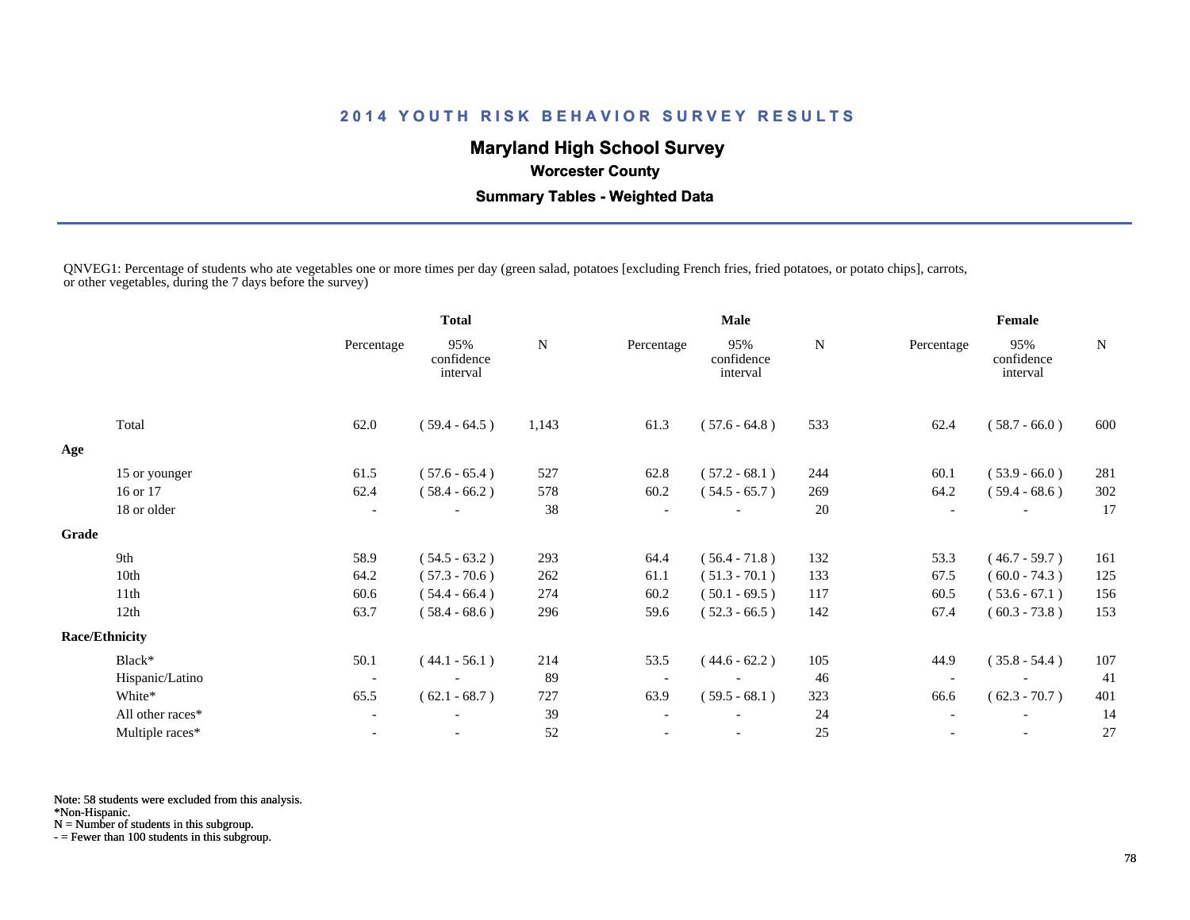**2014 YOUTH RISK BEHAVIOR SURVEY RESULTS**

**Maryland High School Survey**

**Worcester County**

**Summary Tables - Weighted Data**

QNVEG1: Percentage of students who ate vegetables one or more times per day (green salad, potatoes [excluding French fries, fried potatoes, or potato chips], carrots, or other vegetables, during the 7 days before the survey)

| | Total | | | Male | | | Female | | |
|---|---|---|---|---|---|---|---|---|---|
| | Percentage | 95% confidence interval | N | Percentage | 95% confidence interval | N | Percentage | 95% confidence interval | N |
| Total | 62.0 | ( 59.4 - 64.5 ) | 1,143 | 61.3 | ( 57.6 - 64.8 ) | 533 | 62.4 | ( 58.7 - 66.0 ) | 600 |
| **Age** | | | | | | | | | |
| 15 or younger | 61.5 | ( 57.6 - 65.4 ) | 527 | 62.8 | ( 57.2 - 68.1 ) | 244 | 60.1 | ( 53.9 - 66.0 ) | 281 |
| 16 or 17 | 62.4 | ( 58.4 - 66.2 ) | 578 | 60.2 | ( 54.5 - 65.7 ) | 269 | 64.2 | ( 59.4 - 68.6 ) | 302 |
| 18 or older | - | - | 38 | - | - | 20 | - | - | 17 |
| **Grade** | | | | | | | | | |
| 9th | 58.9 | ( 54.5 - 63.2 ) | 293 | 64.4 | ( 56.4 - 71.8 ) | 132 | 53.3 | ( 46.7 - 59.7 ) | 161 |
| 10th | 64.2 | ( 57.3 - 70.6 ) | 262 | 61.1 | ( 51.3 - 70.1 ) | 133 | 67.5 | ( 60.0 - 74.3 ) | 125 |
| 11th | 60.6 | ( 54.4 - 66.4 ) | 274 | 60.2 | ( 50.1 - 69.5 ) | 117 | 60.5 | ( 53.6 - 67.1 ) | 156 |
| 12th | 63.7 | ( 58.4 - 68.6 ) | 296 | 59.6 | ( 52.3 - 66.5 ) | 142 | 67.4 | ( 60.3 - 73.8 ) | 153 |
| **Race/Ethnicity** | | | | | | | | | |
| Black* | 50.1 | ( 44.1 - 56.1 ) | 214 | 53.5 | ( 44.6 - 62.2 ) | 105 | 44.9 | ( 35.8 - 54.4 ) | 107 |
| Hispanic/Latino | - | - | 89 | - | - | 46 | - | - | 41 |
| White* | 65.5 | ( 62.1 - 68.7 ) | 727 | 63.9 | ( 59.5 - 68.1 ) | 323 | 66.6 | ( 62.3 - 70.7 ) | 401 |
| All other races* | - | - | 39 | - | - | 24 | - | - | 14 |
| Multiple races* | - | - | 52 | - | - | 25 | - | - | 27 |

Note: 58 students were excluded from this analysis.
*Non-Hispanic.
N = Number of students in this subgroup.
- = Fewer than 100 students in this subgroup.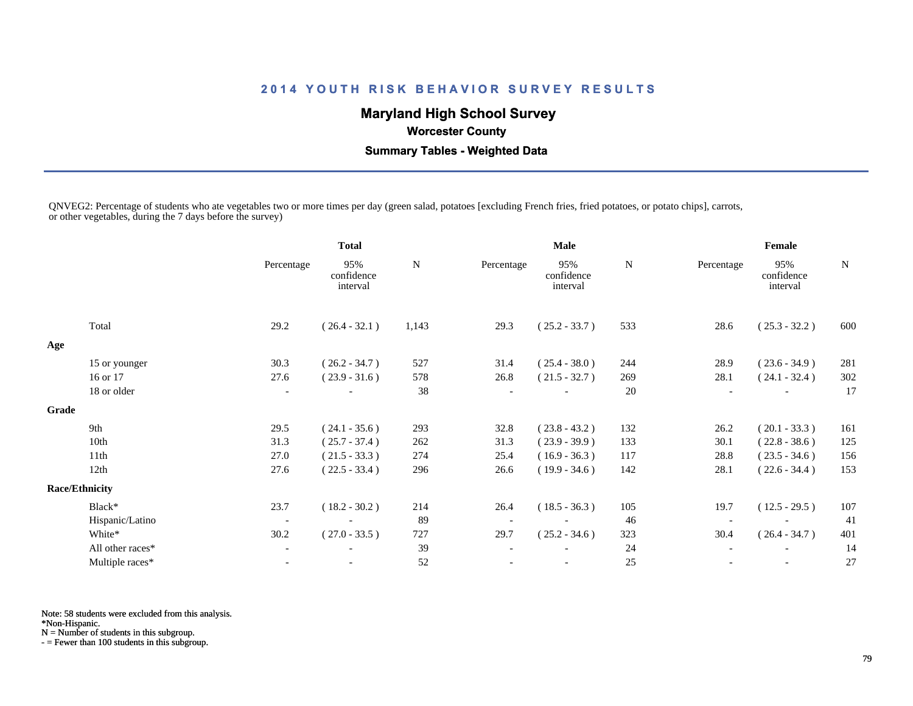## 2014 YOUTH RISK BEHAVIOR SURVEY RESULTS

**Maryland High School Survey**

**Worcester County**

**Summary Tables - Weighted Data**

QNVEG2: Percentage of students who ate vegetables two or more times per day (green salad, potatoes [excluding French fries, fried potatoes, or potato chips], carrots, or other vegetables, during the 7 days before the survey)

| | Total | | | Male | | | Female | | |
|---|---|---|---|---|---|---|---|---|---|
| | Percentage | 95% confidence interval | N | Percentage | 95% confidence interval | N | Percentage | 95% confidence interval | N |
| Total | 29.2 | ( 26.4 - 32.1 ) | 1,143 | 29.3 | ( 25.2 - 33.7 ) | 533 | 28.6 | ( 25.3 - 32.2 ) | 600 |
| **Age** | | | | | | | | | |
| 15 or younger | 30.3 | ( 26.2 - 34.7 ) | 527 | 31.4 | ( 25.4 - 38.0 ) | 244 | 28.9 | ( 23.6 - 34.9 ) | 281 |
| 16 or 17 | 27.6 | ( 23.9 - 31.6 ) | 578 | 26.8 | ( 21.5 - 32.7 ) | 269 | 28.1 | ( 24.1 - 32.4 ) | 302 |
| 18 or older | - | - | 38 | - | - | 20 | - | - | 17 |
| **Grade** | | | | | | | | | |
| 9th | 29.5 | ( 24.1 - 35.6 ) | 293 | 32.8 | ( 23.8 - 43.2 ) | 132 | 26.2 | ( 20.1 - 33.3 ) | 161 |
| 10th | 31.3 | ( 25.7 - 37.4 ) | 262 | 31.3 | ( 23.9 - 39.9 ) | 133 | 30.1 | ( 22.8 - 38.6 ) | 125 |
| 11th | 27.0 | ( 21.5 - 33.3 ) | 274 | 25.4 | ( 16.9 - 36.3 ) | 117 | 28.8 | ( 23.5 - 34.6 ) | 156 |
| 12th | 27.6 | ( 22.5 - 33.4 ) | 296 | 26.6 | ( 19.9 - 34.6 ) | 142 | 28.1 | ( 22.6 - 34.4 ) | 153 |
| **Race/Ethnicity** | | | | | | | | | |
| Black* | 23.7 | ( 18.2 - 30.2 ) | 214 | 26.4 | ( 18.5 - 36.3 ) | 105 | 19.7 | ( 12.5 - 29.5 ) | 107 |
| Hispanic/Latino | - | - | 89 | - | - | 46 | - | - | 41 |
| White* | 30.2 | ( 27.0 - 33.5 ) | 727 | 29.7 | ( 25.2 - 34.6 ) | 323 | 30.4 | ( 26.4 - 34.7 ) | 401 |
| All other races* | - | - | 39 | - | - | 24 | - | - | 14 |
| Multiple races* | - | - | 52 | - | - | 25 | - | - | 27 |

Note: 58 students were excluded from this analysis.
*Non-Hispanic.
N = Number of students in this subgroup.
- = Fewer than 100 students in this subgroup.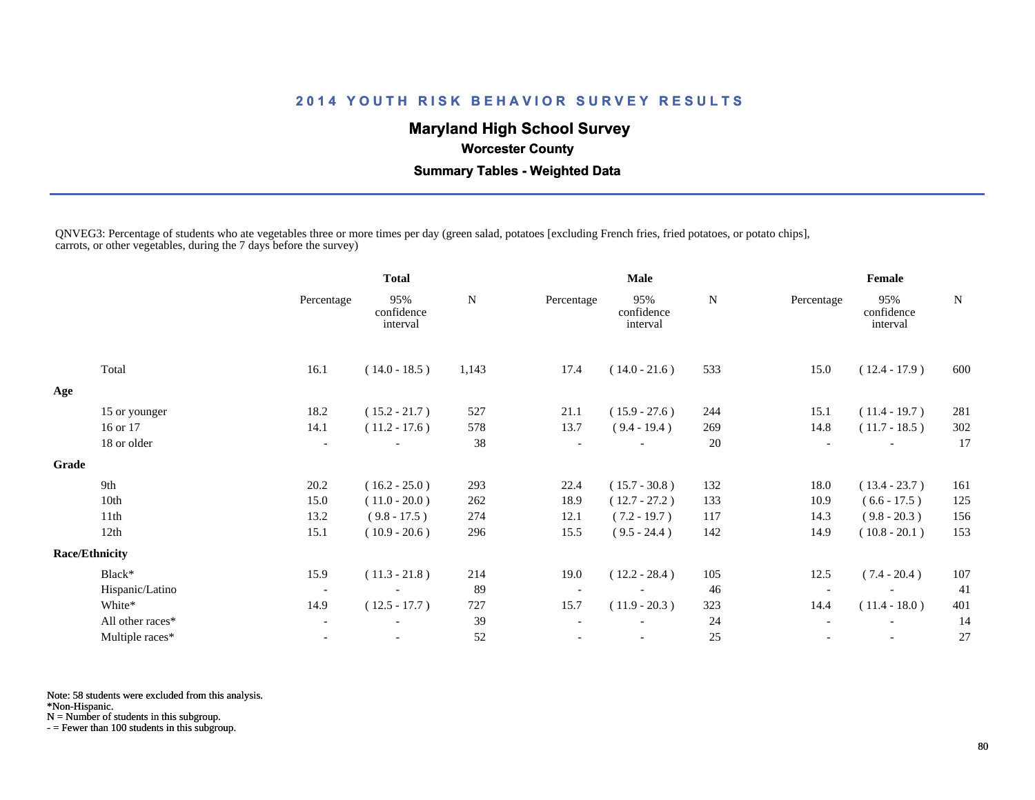## 2014 YOUTH RISK BEHAVIOR SURVEY RESULTS

### Maryland High School Survey

**Worcester County**

**Summary Tables - Weighted Data**

QNVEG3: Percentage of students who ate vegetables three or more times per day (green salad, potatoes [excluding French fries, fried potatoes, or potato chips], carrots, or other vegetables, during the 7 days before the survey)

| | Total | | | Male | | | Female | | |
|---|---|---|---|---|---|---|---|---|---|
| | Percentage | 95% confidence interval | N | Percentage | 95% confidence interval | N | Percentage | 95% confidence interval | N |
| Total | 16.1 | ( 14.0 - 18.5 ) | 1,143 | 17.4 | ( 14.0 - 21.6 ) | 533 | 15.0 | ( 12.4 - 17.9 ) | 600 |
| **Age** | | | | | | | | | |
| 15 or younger | 18.2 | ( 15.2 - 21.7 ) | 527 | 21.1 | ( 15.9 - 27.6 ) | 244 | 15.1 | ( 11.4 - 19.7 ) | 281 |
| 16 or 17 | 14.1 | ( 11.2 - 17.6 ) | 578 | 13.7 | ( 9.4 - 19.4 ) | 269 | 14.8 | ( 11.7 - 18.5 ) | 302 |
| 18 or older | - | - | 38 | - | - | 20 | - | - | 17 |
| **Grade** | | | | | | | | | |
| 9th | 20.2 | ( 16.2 - 25.0 ) | 293 | 22.4 | ( 15.7 - 30.8 ) | 132 | 18.0 | ( 13.4 - 23.7 ) | 161 |
| 10th | 15.0 | ( 11.0 - 20.0 ) | 262 | 18.9 | ( 12.7 - 27.2 ) | 133 | 10.9 | ( 6.6 - 17.5 ) | 125 |
| 11th | 13.2 | ( 9.8 - 17.5 ) | 274 | 12.1 | ( 7.2 - 19.7 ) | 117 | 14.3 | ( 9.8 - 20.3 ) | 156 |
| 12th | 15.1 | ( 10.9 - 20.6 ) | 296 | 15.5 | ( 9.5 - 24.4 ) | 142 | 14.9 | ( 10.8 - 20.1 ) | 153 |
| **Race/Ethnicity** | | | | | | | | | |
| Black* | 15.9 | ( 11.3 - 21.8 ) | 214 | 19.0 | ( 12.2 - 28.4 ) | 105 | 12.5 | ( 7.4 - 20.4 ) | 107 |
| Hispanic/Latino | - | - | 89 | - | - | 46 | - | - | 41 |
| White* | 14.9 | ( 12.5 - 17.7 ) | 727 | 15.7 | ( 11.9 - 20.3 ) | 323 | 14.4 | ( 11.4 - 18.0 ) | 401 |
| All other races* | - | - | 39 | - | - | 24 | - | - | 14 |
| Multiple races* | - | - | 52 | - | - | 25 | - | - | 27 |

Note: 58 students were excluded from this analysis.
*Non-Hispanic.
N = Number of students in this subgroup.
- = Fewer than 100 students in this subgroup.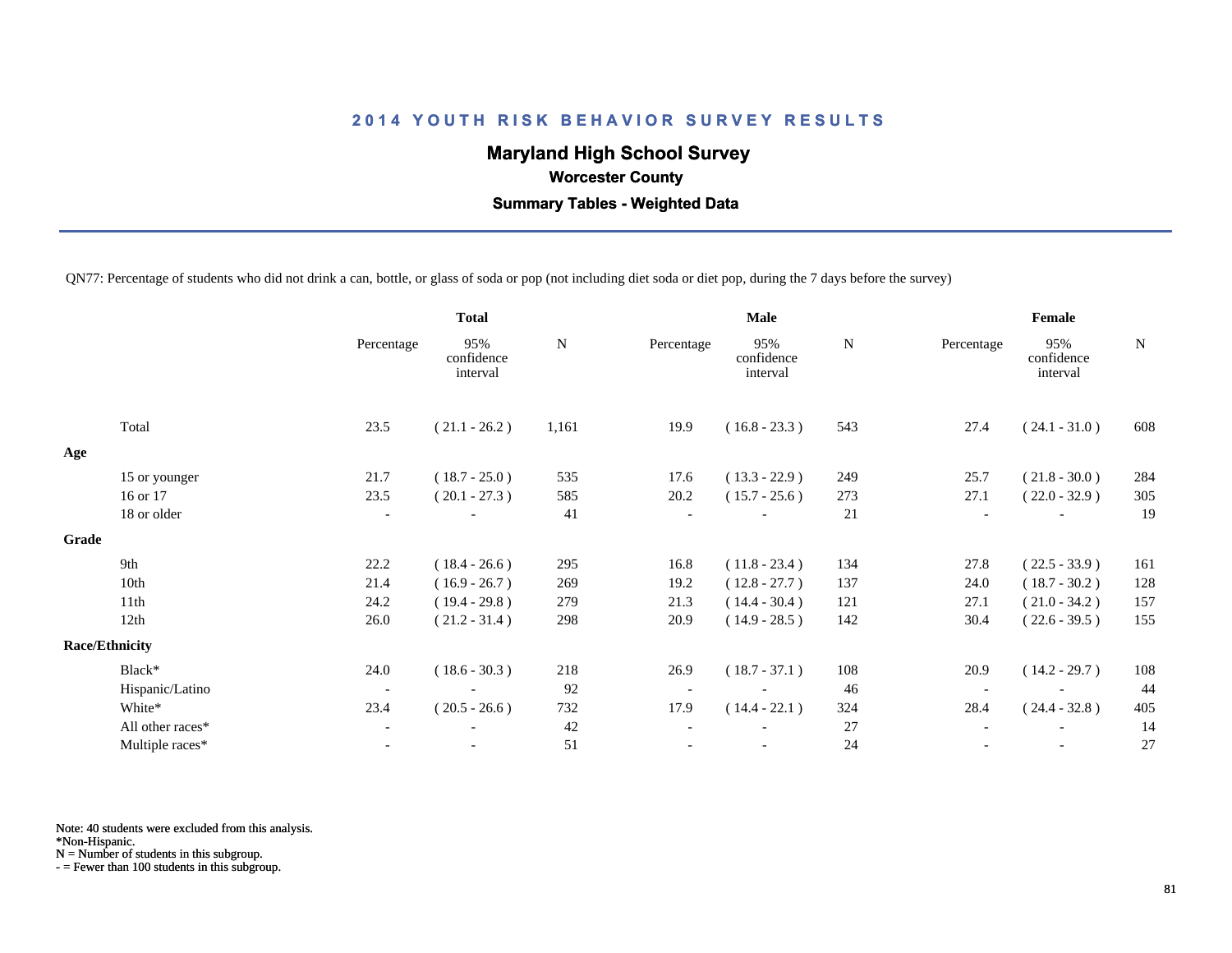# 2014 YOUTH RISK BEHAVIOR SURVEY RESULTS

## Maryland High School Survey

### Worcester County

### Summary Tables - Weighted Data

QN77: Percentage of students who did not drink a can, bottle, or glass of soda or pop (not including diet soda or diet pop, during the 7 days before the survey)

| | Total | | | Male | | | Female | | |
|---|---|---|---|---|---|---|---|---|---|
| | Percentage | 95% confidence interval | N | Percentage | 95% confidence interval | N | Percentage | 95% confidence interval | N |
| Total | 23.5 | ( 21.1 - 26.2 ) | 1,161 | 19.9 | ( 16.8 - 23.3 ) | 543 | 27.4 | ( 24.1 - 31.0 ) | 608 |
| **Age** | | | | | | | | | |
| 15 or younger | 21.7 | ( 18.7 - 25.0 ) | 535 | 17.6 | ( 13.3 - 22.9 ) | 249 | 25.7 | ( 21.8 - 30.0 ) | 284 |
| 16 or 17 | 23.5 | ( 20.1 - 27.3 ) | 585 | 20.2 | ( 15.7 - 25.6 ) | 273 | 27.1 | ( 22.0 - 32.9 ) | 305 |
| 18 or older | - | - | 41 | - | - | 21 | - | - | 19 |
| **Grade** | | | | | | | | | |
| 9th | 22.2 | ( 18.4 - 26.6 ) | 295 | 16.8 | ( 11.8 - 23.4 ) | 134 | 27.8 | ( 22.5 - 33.9 ) | 161 |
| 10th | 21.4 | ( 16.9 - 26.7 ) | 269 | 19.2 | ( 12.8 - 27.7 ) | 137 | 24.0 | ( 18.7 - 30.2 ) | 128 |
| 11th | 24.2 | ( 19.4 - 29.8 ) | 279 | 21.3 | ( 14.4 - 30.4 ) | 121 | 27.1 | ( 21.0 - 34.2 ) | 157 |
| 12th | 26.0 | ( 21.2 - 31.4 ) | 298 | 20.9 | ( 14.9 - 28.5 ) | 142 | 30.4 | ( 22.6 - 39.5 ) | 155 |
| **Race/Ethnicity** | | | | | | | | | |
| Black* | 24.0 | ( 18.6 - 30.3 ) | 218 | 26.9 | ( 18.7 - 37.1 ) | 108 | 20.9 | ( 14.2 - 29.7 ) | 108 |
| Hispanic/Latino | - | - | 92 | - | - | 46 | - | - | 44 |
| White* | 23.4 | ( 20.5 - 26.6 ) | 732 | 17.9 | ( 14.4 - 22.1 ) | 324 | 28.4 | ( 24.4 - 32.8 ) | 405 |
| All other races* | - | - | 42 | - | - | 27 | - | - | 14 |
| Multiple races* | - | - | 51 | - | - | 24 | - | - | 27 |

Note: 40 students were excluded from this analysis.
*Non-Hispanic.
N = Number of students in this subgroup.
- = Fewer than 100 students in this subgroup.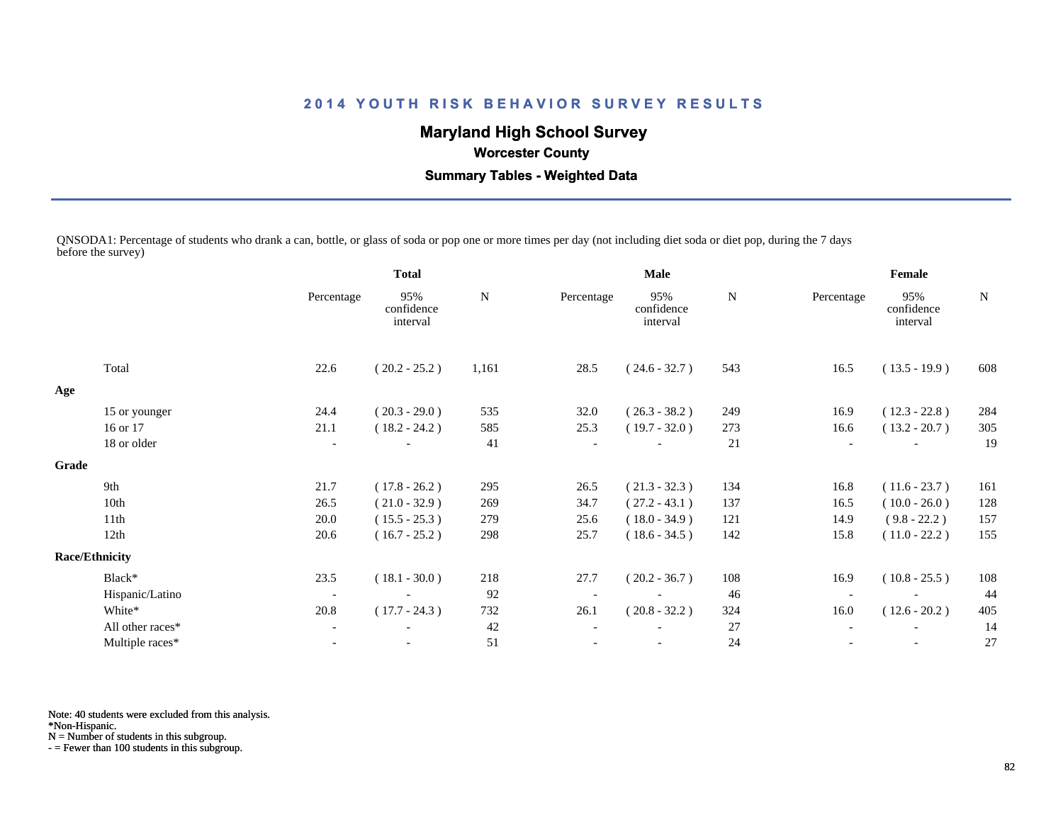# 2014 YOUTH RISK BEHAVIOR SURVEY RESULTS

## Maryland High School Survey

### Worcester County

### Summary Tables - Weighted Data

QNSODA1: Percentage of students who drank a can, bottle, or glass of soda or pop one or more times per day (not including diet soda or diet pop, during the 7 days before the survey)

| | Total | | | Male | | | Female | | |
|---|---|---|---|---|---|---|---|---|---|
| | Percentage | 95% confidence interval | N | Percentage | 95% confidence interval | N | Percentage | 95% confidence interval | N |
| Total | 22.6 | ( 20.2 - 25.2 ) | 1,161 | 28.5 | ( 24.6 - 32.7 ) | 543 | 16.5 | ( 13.5 - 19.9 ) | 608 |
| **Age** | | | | | | | | | |
| 15 or younger | 24.4 | ( 20.3 - 29.0 ) | 535 | 32.0 | ( 26.3 - 38.2 ) | 249 | 16.9 | ( 12.3 - 22.8 ) | 284 |
| 16 or 17 | 21.1 | ( 18.2 - 24.2 ) | 585 | 25.3 | ( 19.7 - 32.0 ) | 273 | 16.6 | ( 13.2 - 20.7 ) | 305 |
| 18 or older | - | - | 41 | - | - | 21 | - | - | 19 |
| **Grade** | | | | | | | | | |
| 9th | 21.7 | ( 17.8 - 26.2 ) | 295 | 26.5 | ( 21.3 - 32.3 ) | 134 | 16.8 | ( 11.6 - 23.7 ) | 161 |
| 10th | 26.5 | ( 21.0 - 32.9 ) | 269 | 34.7 | ( 27.2 - 43.1 ) | 137 | 16.5 | ( 10.0 - 26.0 ) | 128 |
| 11th | 20.0 | ( 15.5 - 25.3 ) | 279 | 25.6 | ( 18.0 - 34.9 ) | 121 | 14.9 | ( 9.8 - 22.2 ) | 157 |
| 12th | 20.6 | ( 16.7 - 25.2 ) | 298 | 25.7 | ( 18.6 - 34.5 ) | 142 | 15.8 | ( 11.0 - 22.2 ) | 155 |
| **Race/Ethnicity** | | | | | | | | | |
| Black* | 23.5 | ( 18.1 - 30.0 ) | 218 | 27.7 | ( 20.2 - 36.7 ) | 108 | 16.9 | ( 10.8 - 25.5 ) | 108 |
| Hispanic/Latino | - | - | 92 | - | - | 46 | - | - | 44 |
| White* | 20.8 | ( 17.7 - 24.3 ) | 732 | 26.1 | ( 20.8 - 32.2 ) | 324 | 16.0 | ( 12.6 - 20.2 ) | 405 |
| All other races* | - | - | 42 | - | - | 27 | - | - | 14 |
| Multiple races* | - | - | 51 | - | - | 24 | - | - | 27 |

Note: 40 students were excluded from this analysis.
*Non-Hispanic.
N = Number of students in this subgroup.
- = Fewer than 100 students in this subgroup.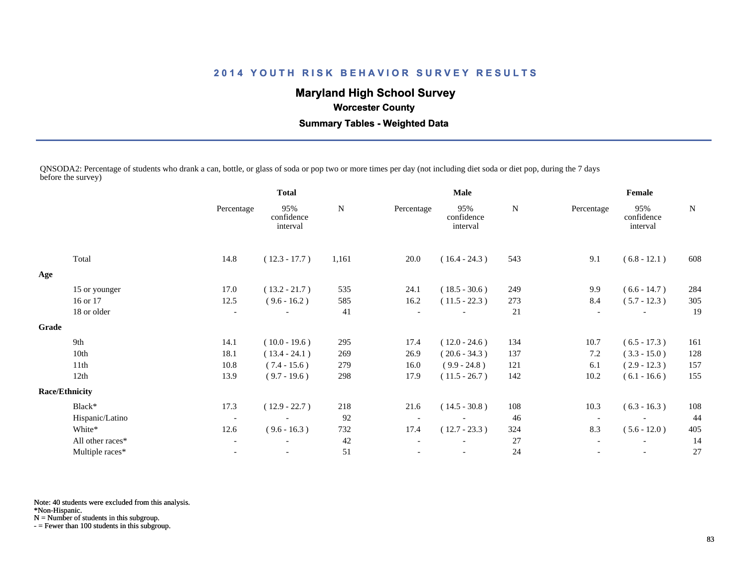## 2014 YOUTH RISK BEHAVIOR SURVEY RESULTS

### Maryland High School Survey

**Worcester County**

**Summary Tables - Weighted Data**

QNSODA2: Percentage of students who drank a can, bottle, or glass of soda or pop two or more times per day (not including diet soda or diet pop, during the 7 days before the survey)

| | Total | | | Male | | | Female | | |
|---|---|---|---|---|---|---|---|---|---|
| | Percentage | 95% confidence interval | N | Percentage | 95% confidence interval | N | Percentage | 95% confidence interval | N |
| Total | 14.8 | ( 12.3 - 17.7 ) | 1,161 | 20.0 | ( 16.4 - 24.3 ) | 543 | 9.1 | ( 6.8 - 12.1 ) | 608 |
| **Age** | | | | | | | | | |
| 15 or younger | 17.0 | ( 13.2 - 21.7 ) | 535 | 24.1 | ( 18.5 - 30.6 ) | 249 | 9.9 | ( 6.6 - 14.7 ) | 284 |
| 16 or 17 | 12.5 | ( 9.6 - 16.2 ) | 585 | 16.2 | ( 11.5 - 22.3 ) | 273 | 8.4 | ( 5.7 - 12.3 ) | 305 |
| 18 or older | - | - | 41 | - | - | 21 | - | - | 19 |
| **Grade** | | | | | | | | | |
| 9th | 14.1 | ( 10.0 - 19.6 ) | 295 | 17.4 | ( 12.0 - 24.6 ) | 134 | 10.7 | ( 6.5 - 17.3 ) | 161 |
| 10th | 18.1 | ( 13.4 - 24.1 ) | 269 | 26.9 | ( 20.6 - 34.3 ) | 137 | 7.2 | ( 3.3 - 15.0 ) | 128 |
| 11th | 10.8 | ( 7.4 - 15.6 ) | 279 | 16.0 | ( 9.9 - 24.8 ) | 121 | 6.1 | ( 2.9 - 12.3 ) | 157 |
| 12th | 13.9 | ( 9.7 - 19.6 ) | 298 | 17.9 | ( 11.5 - 26.7 ) | 142 | 10.2 | ( 6.1 - 16.6 ) | 155 |
| **Race/Ethnicity** | | | | | | | | | |
| Black* | 17.3 | ( 12.9 - 22.7 ) | 218 | 21.6 | ( 14.5 - 30.8 ) | 108 | 10.3 | ( 6.3 - 16.3 ) | 108 |
| Hispanic/Latino | - | - | 92 | - | - | 46 | - | - | 44 |
| White* | 12.6 | ( 9.6 - 16.3 ) | 732 | 17.4 | ( 12.7 - 23.3 ) | 324 | 8.3 | ( 5.6 - 12.0 ) | 405 |
| All other races* | - | - | 42 | - | - | 27 | - | - | 14 |
| Multiple races* | - | - | 51 | - | - | 24 | - | - | 27 |

Note: 40 students were excluded from this analysis.
*Non-Hispanic.
N = Number of students in this subgroup.
- = Fewer than 100 students in this subgroup.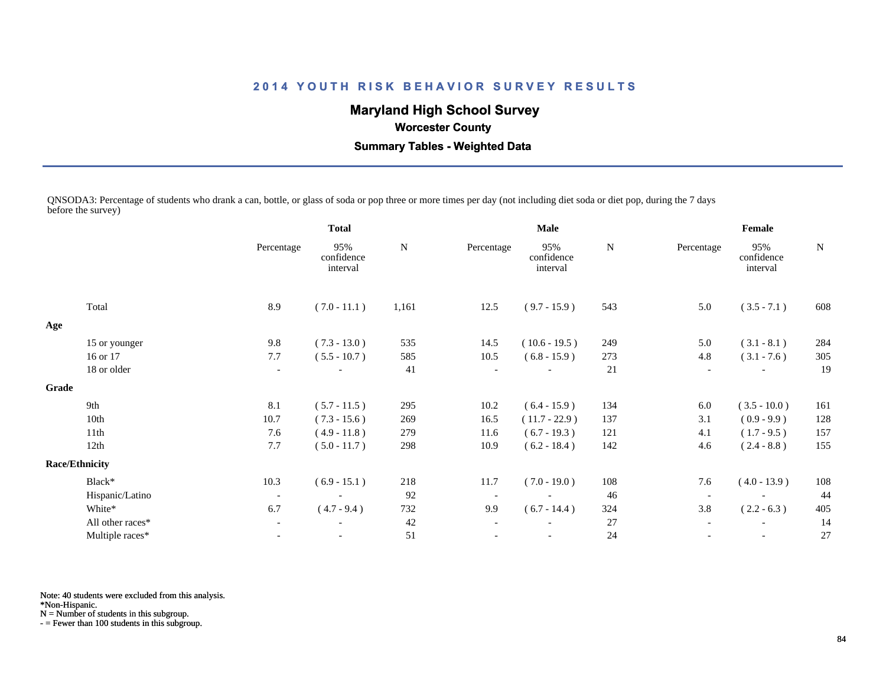# 2014 YOUTH RISK BEHAVIOR SURVEY RESULTS

## Maryland High School Survey

### Worcester County

### Summary Tables - Weighted Data

QNSODA3: Percentage of students who drank a can, bottle, or glass of soda or pop three or more times per day (not including diet soda or diet pop, during the 7 days before the survey)

| | Total | | | Male | | | Female | | |
|---|---|---|---|---|---|---|---|---|---|
| | Percentage | 95% confidence interval | N | Percentage | 95% confidence interval | N | Percentage | 95% confidence interval | N |
| Total | 8.9 | ( 7.0 - 11.1 ) | 1,161 | 12.5 | ( 9.7 - 15.9 ) | 543 | 5.0 | ( 3.5 - 7.1 ) | 608 |
| **Age** | | | | | | | | | |
| 15 or younger | 9.8 | ( 7.3 - 13.0 ) | 535 | 14.5 | ( 10.6 - 19.5 ) | 249 | 5.0 | ( 3.1 - 8.1 ) | 284 |
| 16 or 17 | 7.7 | ( 5.5 - 10.7 ) | 585 | 10.5 | ( 6.8 - 15.9 ) | 273 | 4.8 | ( 3.1 - 7.6 ) | 305 |
| 18 or older | - | - | 41 | - | - | 21 | - | - | 19 |
| **Grade** | | | | | | | | | |
| 9th | 8.1 | ( 5.7 - 11.5 ) | 295 | 10.2 | ( 6.4 - 15.9 ) | 134 | 6.0 | ( 3.5 - 10.0 ) | 161 |
| 10th | 10.7 | ( 7.3 - 15.6 ) | 269 | 16.5 | ( 11.7 - 22.9 ) | 137 | 3.1 | ( 0.9 - 9.9 ) | 128 |
| 11th | 7.6 | ( 4.9 - 11.8 ) | 279 | 11.6 | ( 6.7 - 19.3 ) | 121 | 4.1 | ( 1.7 - 9.5 ) | 157 |
| 12th | 7.7 | ( 5.0 - 11.7 ) | 298 | 10.9 | ( 6.2 - 18.4 ) | 142 | 4.6 | ( 2.4 - 8.8 ) | 155 |
| **Race/Ethnicity** | | | | | | | | | |
| Black* | 10.3 | ( 6.9 - 15.1 ) | 218 | 11.7 | ( 7.0 - 19.0 ) | 108 | 7.6 | ( 4.0 - 13.9 ) | 108 |
| Hispanic/Latino | - | - | 92 | - | - | 46 | - | - | 44 |
| White* | 6.7 | ( 4.7 - 9.4 ) | 732 | 9.9 | ( 6.7 - 14.4 ) | 324 | 3.8 | ( 2.2 - 6.3 ) | 405 |
| All other races* | - | - | 42 | - | - | 27 | - | - | 14 |
| Multiple races* | - | - | 51 | - | - | 24 | - | - | 27 |

Note: 40 students were excluded from this analysis.
*Non-Hispanic.
N = Number of students in this subgroup.
- = Fewer than 100 students in this subgroup.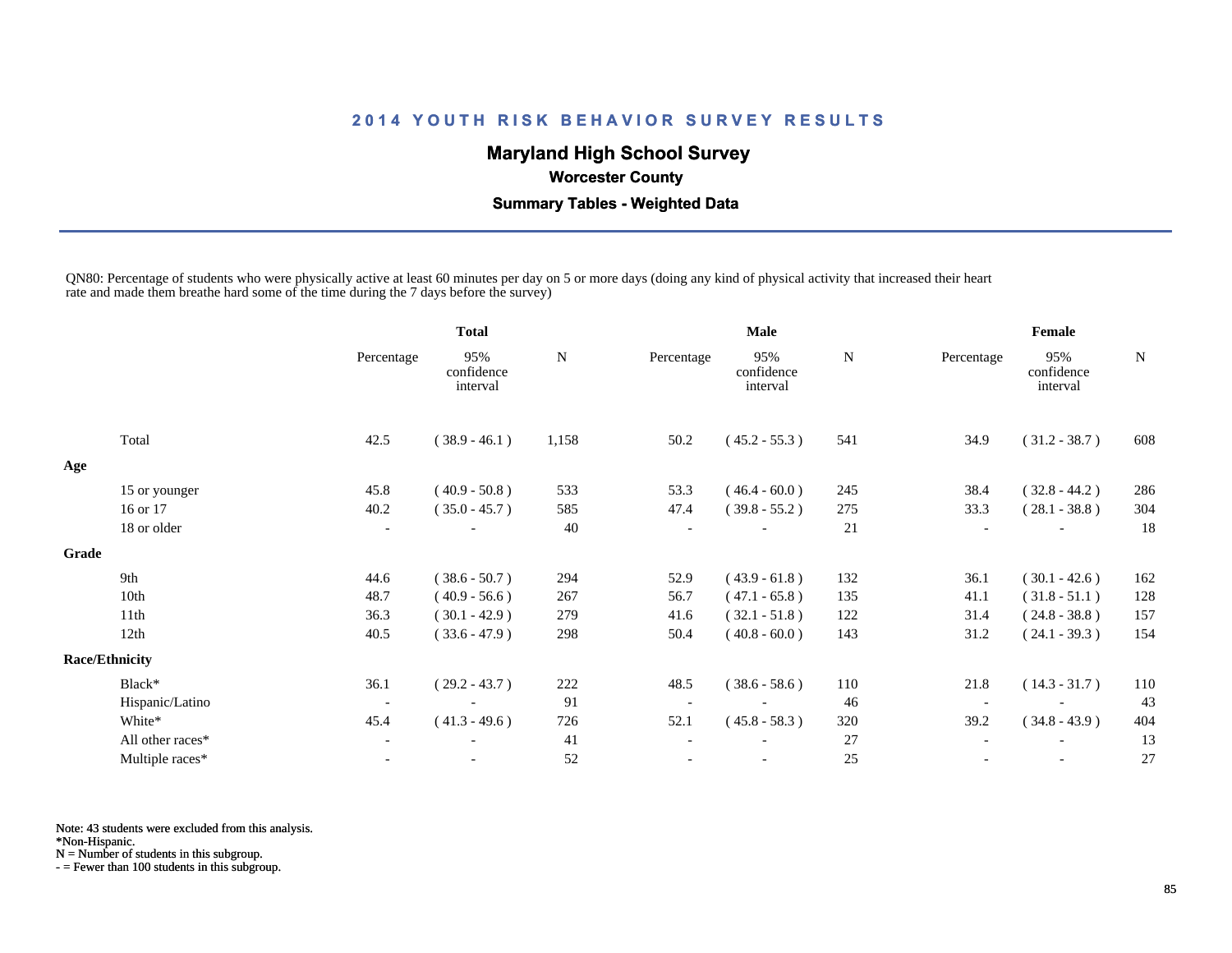## 2014 YOUTH RISK BEHAVIOR SURVEY RESULTS

### Maryland High School Survey

**Worcester County**

**Summary Tables - Weighted Data**

QN80: Percentage of students who were physically active at least 60 minutes per day on 5 or more days (doing any kind of physical activity that increased their heart rate and made them breathe hard some of the time during the 7 days before the survey)

| | Total | | | Male | | | Female | | |
|---|---|---|---|---|---|---|---|---|---|
| | Percentage | 95% confidence interval | N | Percentage | 95% confidence interval | N | Percentage | 95% confidence interval | N |
| Total | 42.5 | ( 38.9 - 46.1 ) | 1,158 | 50.2 | ( 45.2 - 55.3 ) | 541 | 34.9 | ( 31.2 - 38.7 ) | 608 |
| **Age** | | | | | | | | | |
| 15 or younger | 45.8 | ( 40.9 - 50.8 ) | 533 | 53.3 | ( 46.4 - 60.0 ) | 245 | 38.4 | ( 32.8 - 44.2 ) | 286 |
| 16 or 17 | 40.2 | ( 35.0 - 45.7 ) | 585 | 47.4 | ( 39.8 - 55.2 ) | 275 | 33.3 | ( 28.1 - 38.8 ) | 304 |
| 18 or older | - | - | 40 | - | - | 21 | - | - | 18 |
| **Grade** | | | | | | | | | |
| 9th | 44.6 | ( 38.6 - 50.7 ) | 294 | 52.9 | ( 43.9 - 61.8 ) | 132 | 36.1 | ( 30.1 - 42.6 ) | 162 |
| 10th | 48.7 | ( 40.9 - 56.6 ) | 267 | 56.7 | ( 47.1 - 65.8 ) | 135 | 41.1 | ( 31.8 - 51.1 ) | 128 |
| 11th | 36.3 | ( 30.1 - 42.9 ) | 279 | 41.6 | ( 32.1 - 51.8 ) | 122 | 31.4 | ( 24.8 - 38.8 ) | 157 |
| 12th | 40.5 | ( 33.6 - 47.9 ) | 298 | 50.4 | ( 40.8 - 60.0 ) | 143 | 31.2 | ( 24.1 - 39.3 ) | 154 |
| **Race/Ethnicity** | | | | | | | | | |
| Black* | 36.1 | ( 29.2 - 43.7 ) | 222 | 48.5 | ( 38.6 - 58.6 ) | 110 | 21.8 | ( 14.3 - 31.7 ) | 110 |
| Hispanic/Latino | - | - | 91 | - | - | 46 | - | - | 43 |
| White* | 45.4 | ( 41.3 - 49.6 ) | 726 | 52.1 | ( 45.8 - 58.3 ) | 320 | 39.2 | ( 34.8 - 43.9 ) | 404 |
| All other races* | - | - | 41 | - | - | 27 | - | - | 13 |
| Multiple races* | - | - | 52 | - | - | 25 | - | - | 27 |

Note: 43 students were excluded from this analysis.
*Non-Hispanic.
N = Number of students in this subgroup.
- = Fewer than 100 students in this subgroup.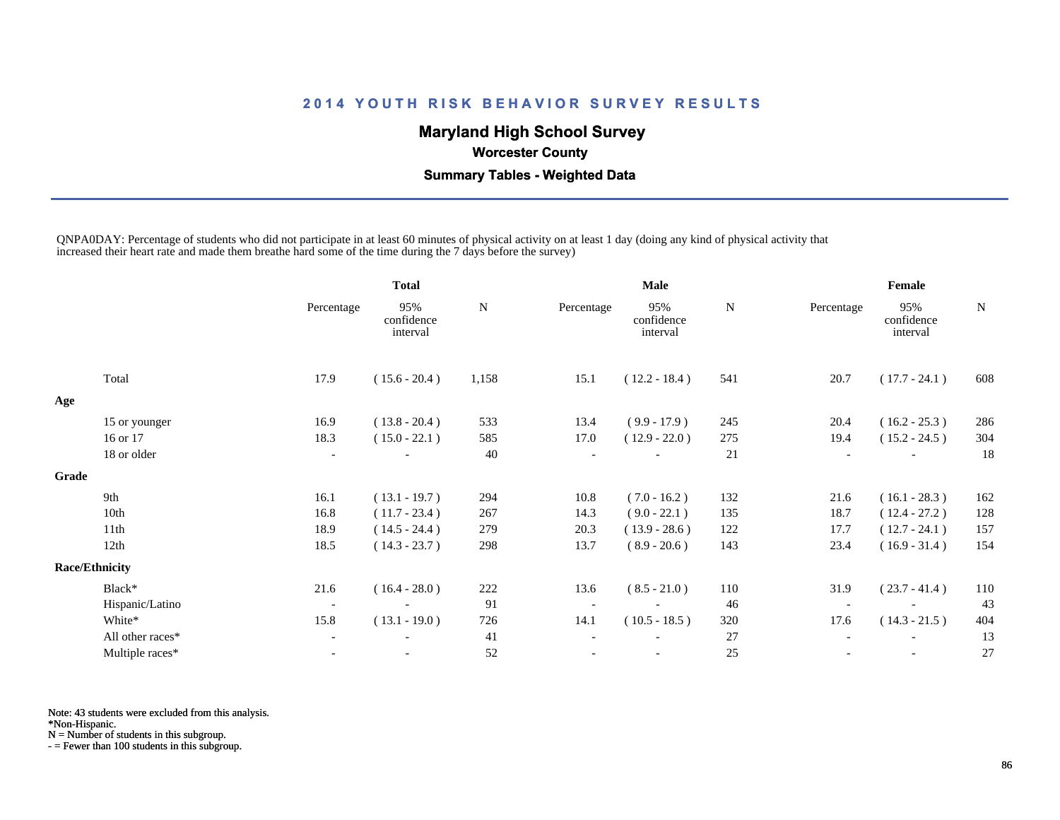# 2014 YOUTH RISK BEHAVIOR SURVEY RESULTS

## Maryland High School Survey

### Worcester County

### Summary Tables - Weighted Data

QNPA0DAY: Percentage of students who did not participate in at least 60 minutes of physical activity on at least 1 day (doing any kind of physical activity that increased their heart rate and made them breathe hard some of the time during the 7 days before the survey)

| | Total | | | Male | | | Female | | |
|---|---|---|---|---|---|---|---|---|---|
| | Percentage | 95% confidence interval | N | Percentage | 95% confidence interval | N | Percentage | 95% confidence interval | N |
| Total | 17.9 | ( 15.6 - 20.4 ) | 1,158 | 15.1 | ( 12.2 - 18.4 ) | 541 | 20.7 | ( 17.7 - 24.1 ) | 608 |
| **Age** | | | | | | | | | |
| 15 or younger | 16.9 | ( 13.8 - 20.4 ) | 533 | 13.4 | ( 9.9 - 17.9 ) | 245 | 20.4 | ( 16.2 - 25.3 ) | 286 |
| 16 or 17 | 18.3 | ( 15.0 - 22.1 ) | 585 | 17.0 | ( 12.9 - 22.0 ) | 275 | 19.4 | ( 15.2 - 24.5 ) | 304 |
| 18 or older | - | - | 40 | - | - | 21 | - | - | 18 |
| **Grade** | | | | | | | | | |
| 9th | 16.1 | ( 13.1 - 19.7 ) | 294 | 10.8 | ( 7.0 - 16.2 ) | 132 | 21.6 | ( 16.1 - 28.3 ) | 162 |
| 10th | 16.8 | ( 11.7 - 23.4 ) | 267 | 14.3 | ( 9.0 - 22.1 ) | 135 | 18.7 | ( 12.4 - 27.2 ) | 128 |
| 11th | 18.9 | ( 14.5 - 24.4 ) | 279 | 20.3 | ( 13.9 - 28.6 ) | 122 | 17.7 | ( 12.7 - 24.1 ) | 157 |
| 12th | 18.5 | ( 14.3 - 23.7 ) | 298 | 13.7 | ( 8.9 - 20.6 ) | 143 | 23.4 | ( 16.9 - 31.4 ) | 154 |
| **Race/Ethnicity** | | | | | | | | | |
| Black* | 21.6 | ( 16.4 - 28.0 ) | 222 | 13.6 | ( 8.5 - 21.0 ) | 110 | 31.9 | ( 23.7 - 41.4 ) | 110 |
| Hispanic/Latino | - | - | 91 | - | - | 46 | - | - | 43 |
| White* | 15.8 | ( 13.1 - 19.0 ) | 726 | 14.1 | ( 10.5 - 18.5 ) | 320 | 17.6 | ( 14.3 - 21.5 ) | 404 |
| All other races* | - | - | 41 | - | - | 27 | - | - | 13 |
| Multiple races* | - | - | 52 | - | - | 25 | - | - | 27 |

Note: 43 students were excluded from this analysis.
*Non-Hispanic.
N = Number of students in this subgroup.
- = Fewer than 100 students in this subgroup.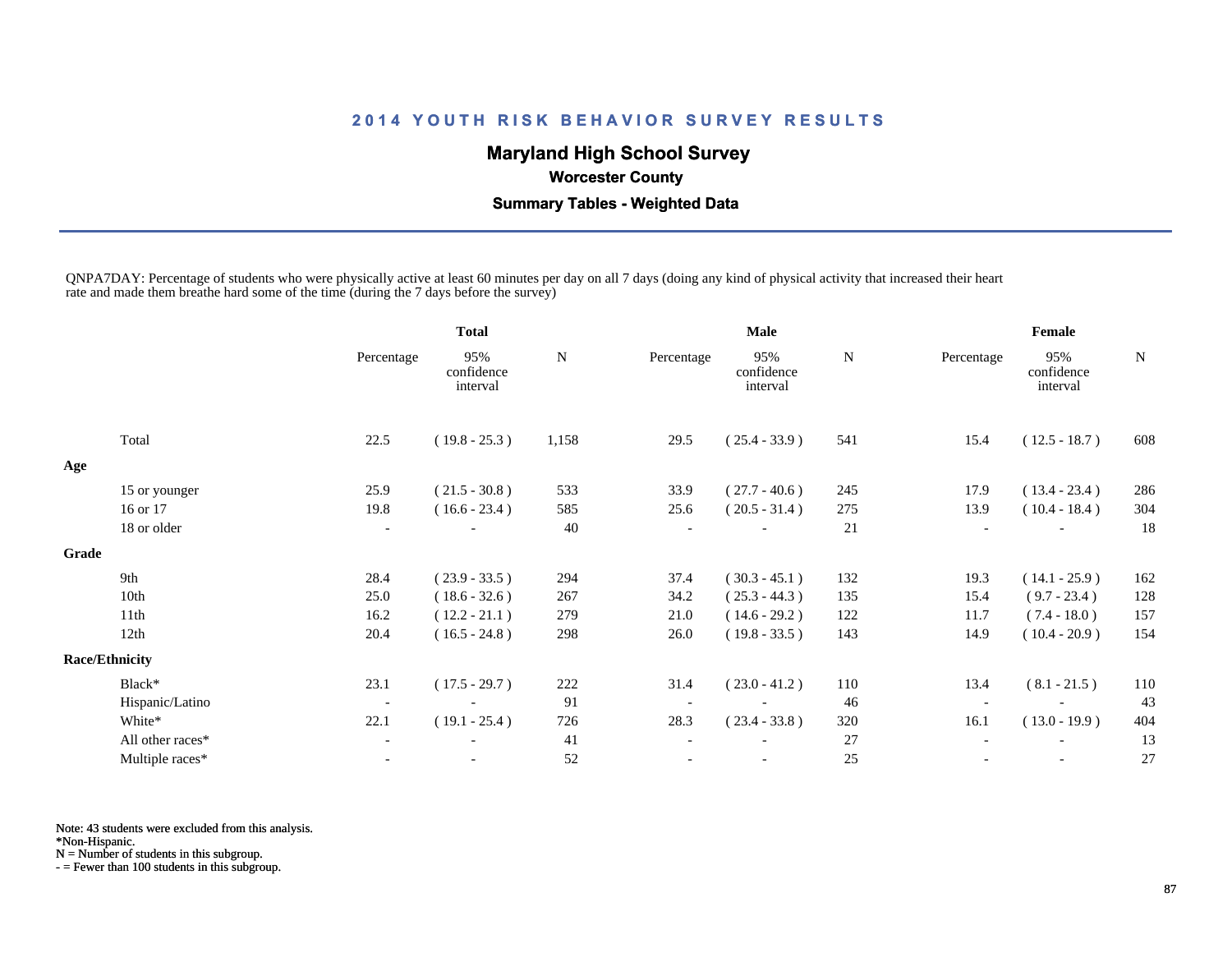# 2014 YOUTH RISK BEHAVIOR SURVEY RESULTS

## Maryland High School Survey

### Worcester County

### Summary Tables - Weighted Data

QNPA7DAY: Percentage of students who were physically active at least 60 minutes per day on all 7 days (doing any kind of physical activity that increased their heart rate and made them breathe hard some of the time (during the 7 days before the survey)

| | Total | | | Male | | | Female | | |
|---|---|---|---|---|---|---|---|---|---|
| | Percentage | 95% confidence interval | N | Percentage | 95% confidence interval | N | Percentage | 95% confidence interval | N |
| Total | 22.5 | ( 19.8 - 25.3 ) | 1,158 | 29.5 | ( 25.4 - 33.9 ) | 541 | 15.4 | ( 12.5 - 18.7 ) | 608 |
| **Age** | | | | | | | | | |
| 15 or younger | 25.9 | ( 21.5 - 30.8 ) | 533 | 33.9 | ( 27.7 - 40.6 ) | 245 | 17.9 | ( 13.4 - 23.4 ) | 286 |
| 16 or 17 | 19.8 | ( 16.6 - 23.4 ) | 585 | 25.6 | ( 20.5 - 31.4 ) | 275 | 13.9 | ( 10.4 - 18.4 ) | 304 |
| 18 or older | - | - | 40 | - | - | 21 | - | - | 18 |
| **Grade** | | | | | | | | | |
| 9th | 28.4 | ( 23.9 - 33.5 ) | 294 | 37.4 | ( 30.3 - 45.1 ) | 132 | 19.3 | ( 14.1 - 25.9 ) | 162 |
| 10th | 25.0 | ( 18.6 - 32.6 ) | 267 | 34.2 | ( 25.3 - 44.3 ) | 135 | 15.4 | ( 9.7 - 23.4 ) | 128 |
| 11th | 16.2 | ( 12.2 - 21.1 ) | 279 | 21.0 | ( 14.6 - 29.2 ) | 122 | 11.7 | ( 7.4 - 18.0 ) | 157 |
| 12th | 20.4 | ( 16.5 - 24.8 ) | 298 | 26.0 | ( 19.8 - 33.5 ) | 143 | 14.9 | ( 10.4 - 20.9 ) | 154 |
| **Race/Ethnicity** | | | | | | | | | |
| Black* | 23.1 | ( 17.5 - 29.7 ) | 222 | 31.4 | ( 23.0 - 41.2 ) | 110 | 13.4 | ( 8.1 - 21.5 ) | 110 |
| Hispanic/Latino | - | - | 91 | - | - | 46 | - | - | 43 |
| White* | 22.1 | ( 19.1 - 25.4 ) | 726 | 28.3 | ( 23.4 - 33.8 ) | 320 | 16.1 | ( 13.0 - 19.9 ) | 404 |
| All other races* | - | - | 41 | - | - | 27 | - | - | 13 |
| Multiple races* | - | - | 52 | - | - | 25 | - | - | 27 |

Note: 43 students were excluded from this analysis.
*Non-Hispanic.
N = Number of students in this subgroup.
- = Fewer than 100 students in this subgroup.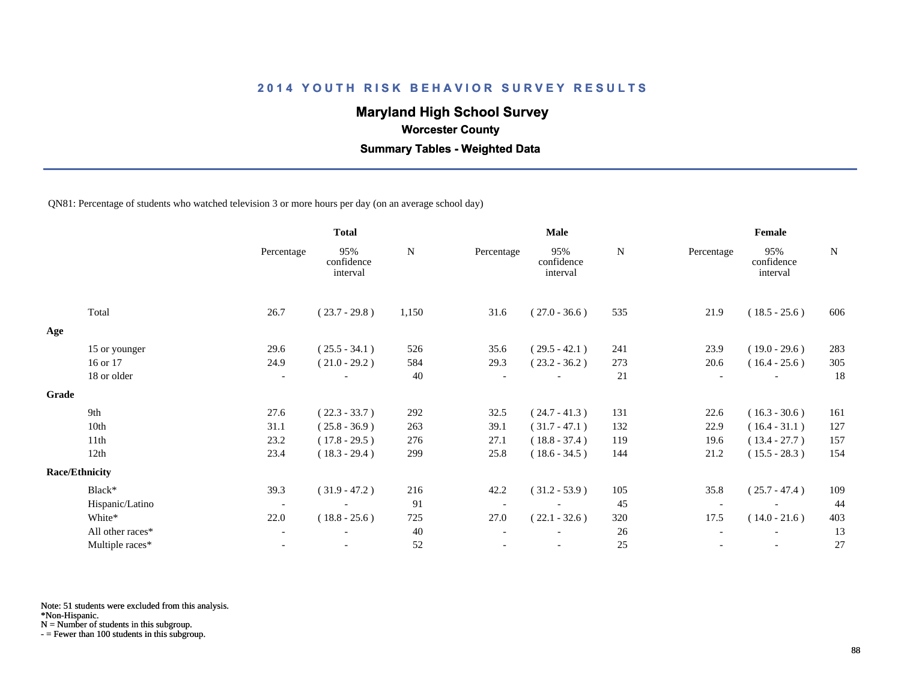# 2014 YOUTH RISK BEHAVIOR SURVEY RESULTS

## Maryland High School Survey

### Worcester County

### Summary Tables - Weighted Data

QN81: Percentage of students who watched television 3 or more hours per day (on an average school day)

| | Total | | | Male | | | Female | | |
|---|---|---|---|---|---|---|---|---|---|
| | Percentage | 95% confidence interval | N | Percentage | 95% confidence interval | N | Percentage | 95% confidence interval | N |
| Total | 26.7 | ( 23.7 - 29.8 ) | 1,150 | 31.6 | ( 27.0 - 36.6 ) | 535 | 21.9 | ( 18.5 - 25.6 ) | 606 |
| **Age** | | | | | | | | | |
| 15 or younger | 29.6 | ( 25.5 - 34.1 ) | 526 | 35.6 | ( 29.5 - 42.1 ) | 241 | 23.9 | ( 19.0 - 29.6 ) | 283 |
| 16 or 17 | 24.9 | ( 21.0 - 29.2 ) | 584 | 29.3 | ( 23.2 - 36.2 ) | 273 | 20.6 | ( 16.4 - 25.6 ) | 305 |
| 18 or older | - | - | 40 | - | - | 21 | - | - | 18 |
| **Grade** | | | | | | | | | |
| 9th | 27.6 | ( 22.3 - 33.7 ) | 292 | 32.5 | ( 24.7 - 41.3 ) | 131 | 22.6 | ( 16.3 - 30.6 ) | 161 |
| 10th | 31.1 | ( 25.8 - 36.9 ) | 263 | 39.1 | ( 31.7 - 47.1 ) | 132 | 22.9 | ( 16.4 - 31.1 ) | 127 |
| 11th | 23.2 | ( 17.8 - 29.5 ) | 276 | 27.1 | ( 18.8 - 37.4 ) | 119 | 19.6 | ( 13.4 - 27.7 ) | 157 |
| 12th | 23.4 | ( 18.3 - 29.4 ) | 299 | 25.8 | ( 18.6 - 34.5 ) | 144 | 21.2 | ( 15.5 - 28.3 ) | 154 |
| **Race/Ethnicity** | | | | | | | | | |
| Black* | 39.3 | ( 31.9 - 47.2 ) | 216 | 42.2 | ( 31.2 - 53.9 ) | 105 | 35.8 | ( 25.7 - 47.4 ) | 109 |
| Hispanic/Latino | - | - | 91 | - | - | 45 | - | - | 44 |
| White* | 22.0 | ( 18.8 - 25.6 ) | 725 | 27.0 | ( 22.1 - 32.6 ) | 320 | 17.5 | ( 14.0 - 21.6 ) | 403 |
| All other races* | - | - | 40 | - | - | 26 | - | - | 13 |
| Multiple races* | - | - | 52 | - | - | 25 | - | - | 27 |

Note: 51 students were excluded from this analysis.
*Non-Hispanic.
N = Number of students in this subgroup.
- = Fewer than 100 students in this subgroup.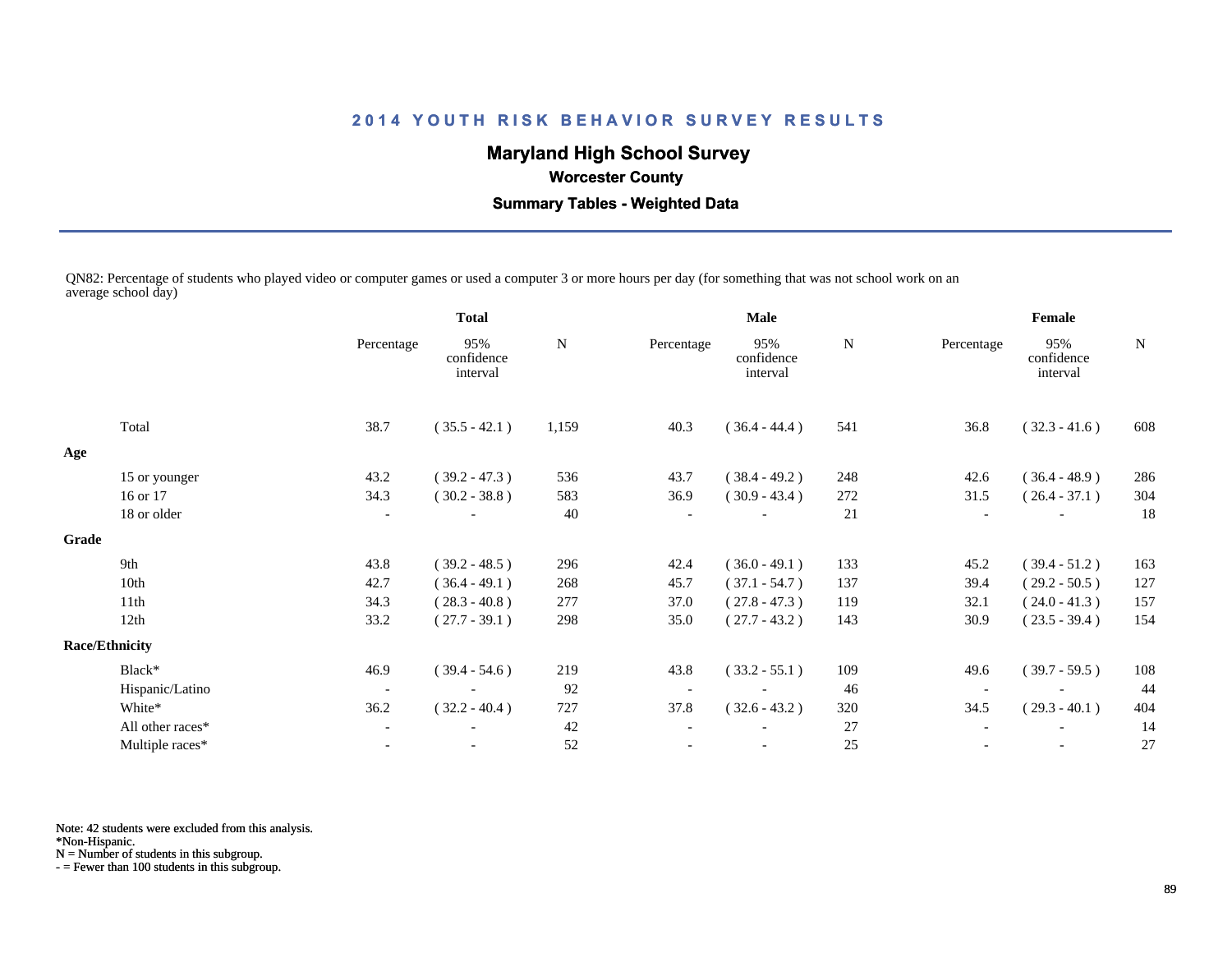## 2014 YOUTH RISK BEHAVIOR SURVEY RESULTS

### Maryland High School Survey

**Worcester County**

**Summary Tables - Weighted Data**

QN82: Percentage of students who played video or computer games or used a computer 3 or more hours per day (for something that was not school work on an average school day)

| | Total | | | Male | | | Female | | |
|---|---|---|---|---|---|---|---|---|---|
| | Percentage | 95% confidence interval | N | Percentage | 95% confidence interval | N | Percentage | 95% confidence interval | N |
| Total | 38.7 | ( 35.5 - 42.1 ) | 1,159 | 40.3 | ( 36.4 - 44.4 ) | 541 | 36.8 | ( 32.3 - 41.6 ) | 608 |
| **Age** | | | | | | | | | |
| 15 or younger | 43.2 | ( 39.2 - 47.3 ) | 536 | 43.7 | ( 38.4 - 49.2 ) | 248 | 42.6 | ( 36.4 - 48.9 ) | 286 |
| 16 or 17 | 34.3 | ( 30.2 - 38.8 ) | 583 | 36.9 | ( 30.9 - 43.4 ) | 272 | 31.5 | ( 26.4 - 37.1 ) | 304 |
| 18 or older | - | - | 40 | - | - | 21 | - | - | 18 |
| **Grade** | | | | | | | | | |
| 9th | 43.8 | ( 39.2 - 48.5 ) | 296 | 42.4 | ( 36.0 - 49.1 ) | 133 | 45.2 | ( 39.4 - 51.2 ) | 163 |
| 10th | 42.7 | ( 36.4 - 49.1 ) | 268 | 45.7 | ( 37.1 - 54.7 ) | 137 | 39.4 | ( 29.2 - 50.5 ) | 127 |
| 11th | 34.3 | ( 28.3 - 40.8 ) | 277 | 37.0 | ( 27.8 - 47.3 ) | 119 | 32.1 | ( 24.0 - 41.3 ) | 157 |
| 12th | 33.2 | ( 27.7 - 39.1 ) | 298 | 35.0 | ( 27.7 - 43.2 ) | 143 | 30.9 | ( 23.5 - 39.4 ) | 154 |
| **Race/Ethnicity** | | | | | | | | | |
| Black* | 46.9 | ( 39.4 - 54.6 ) | 219 | 43.8 | ( 33.2 - 55.1 ) | 109 | 49.6 | ( 39.7 - 59.5 ) | 108 |
| Hispanic/Latino | - | - | 92 | - | - | 46 | - | - | 44 |
| White* | 36.2 | ( 32.2 - 40.4 ) | 727 | 37.8 | ( 32.6 - 43.2 ) | 320 | 34.5 | ( 29.3 - 40.1 ) | 404 |
| All other races* | - | - | 42 | - | - | 27 | - | - | 14 |
| Multiple races* | - | - | 52 | - | - | 25 | - | - | 27 |

Note: 42 students were excluded from this analysis.
*Non-Hispanic.
N = Number of students in this subgroup.
- = Fewer than 100 students in this subgroup.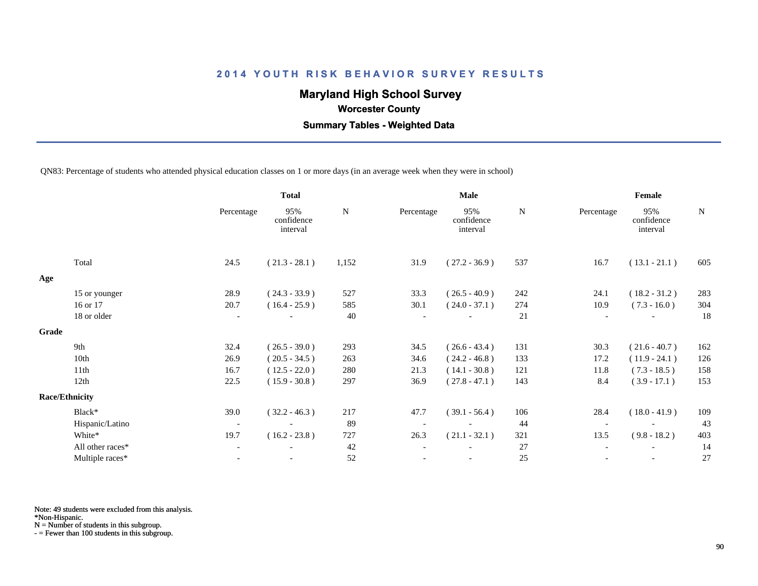## 2014 YOUTH RISK BEHAVIOR SURVEY RESULTS

### Maryland High School Survey

**Worcester County**

**Summary Tables - Weighted Data**

QN83: Percentage of students who attended physical education classes on 1 or more days (in an average week when they were in school)

| | Total | | | Male | | | Female | | |
|---|---|---|---|---|---|---|---|---|---|
| | Percentage | 95% confidence interval | N | Percentage | 95% confidence interval | N | Percentage | 95% confidence interval | N |
| Total | 24.5 | ( 21.3 - 28.1 ) | 1,152 | 31.9 | ( 27.2 - 36.9 ) | 537 | 16.7 | ( 13.1 - 21.1 ) | 605 |
| **Age** | | | | | | | | | |
| 15 or younger | 28.9 | ( 24.3 - 33.9 ) | 527 | 33.3 | ( 26.5 - 40.9 ) | 242 | 24.1 | ( 18.2 - 31.2 ) | 283 |
| 16 or 17 | 20.7 | ( 16.4 - 25.9 ) | 585 | 30.1 | ( 24.0 - 37.1 ) | 274 | 10.9 | ( 7.3 - 16.0 ) | 304 |
| 18 or older | - | - | 40 | - | - | 21 | - | - | 18 |
| **Grade** | | | | | | | | | |
| 9th | 32.4 | ( 26.5 - 39.0 ) | 293 | 34.5 | ( 26.6 - 43.4 ) | 131 | 30.3 | ( 21.6 - 40.7 ) | 162 |
| 10th | 26.9 | ( 20.5 - 34.5 ) | 263 | 34.6 | ( 24.2 - 46.8 ) | 133 | 17.2 | ( 11.9 - 24.1 ) | 126 |
| 11th | 16.7 | ( 12.5 - 22.0 ) | 280 | 21.3 | ( 14.1 - 30.8 ) | 121 | 11.8 | ( 7.3 - 18.5 ) | 158 |
| 12th | 22.5 | ( 15.9 - 30.8 ) | 297 | 36.9 | ( 27.8 - 47.1 ) | 143 | 8.4 | ( 3.9 - 17.1 ) | 153 |
| **Race/Ethnicity** | | | | | | | | | |
| Black* | 39.0 | ( 32.2 - 46.3 ) | 217 | 47.7 | ( 39.1 - 56.4 ) | 106 | 28.4 | ( 18.0 - 41.9 ) | 109 |
| Hispanic/Latino | - | - | 89 | - | - | 44 | - | - | 43 |
| White* | 19.7 | ( 16.2 - 23.8 ) | 727 | 26.3 | ( 21.1 - 32.1 ) | 321 | 13.5 | ( 9.8 - 18.2 ) | 403 |
| All other races* | - | - | 42 | - | - | 27 | - | - | 14 |
| Multiple races* | - | - | 52 | - | - | 25 | - | - | 27 |

Note: 49 students were excluded from this analysis.
*Non-Hispanic.
N = Number of students in this subgroup.
- = Fewer than 100 students in this subgroup.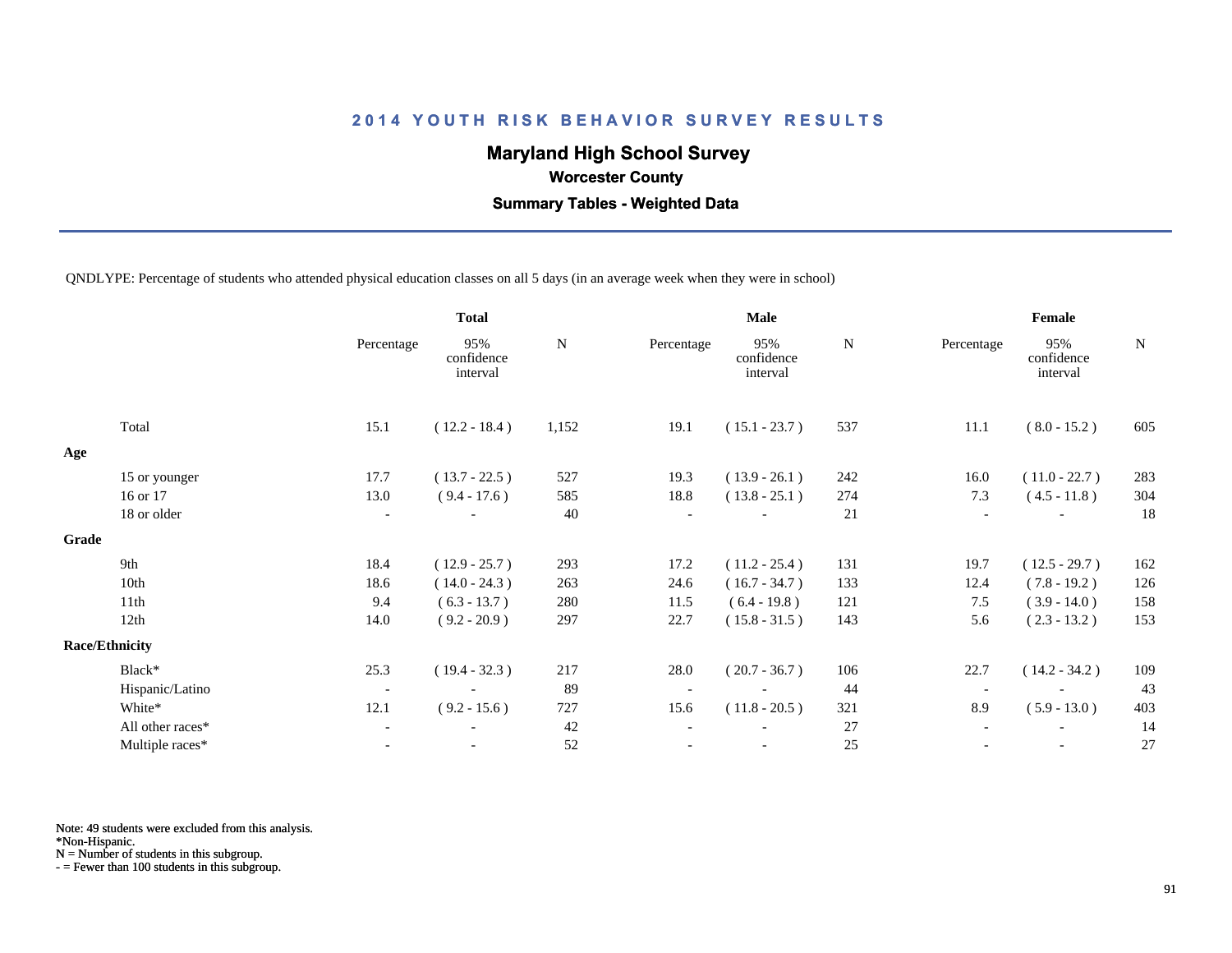## 2014 YOUTH RISK BEHAVIOR SURVEY RESULTS

### Maryland High School Survey

**Worcester County**

**Summary Tables - Weighted Data**

QNDLYPE: Percentage of students who attended physical education classes on all 5 days (in an average week when they were in school)

| | Total | | | Male | | | Female | | |
|---|---|---|---|---|---|---|---|---|---|
| | Percentage | 95% confidence interval | N | Percentage | 95% confidence interval | N | Percentage | 95% confidence interval | N |
| Total | 15.1 | ( 12.2 - 18.4 ) | 1,152 | 19.1 | ( 15.1 - 23.7 ) | 537 | 11.1 | ( 8.0 - 15.2 ) | 605 |
| **Age** | | | | | | | | | |
| 15 or younger | 17.7 | ( 13.7 - 22.5 ) | 527 | 19.3 | ( 13.9 - 26.1 ) | 242 | 16.0 | ( 11.0 - 22.7 ) | 283 |
| 16 or 17 | 13.0 | ( 9.4 - 17.6 ) | 585 | 18.8 | ( 13.8 - 25.1 ) | 274 | 7.3 | ( 4.5 - 11.8 ) | 304 |
| 18 or older | - | - | 40 | - | - | 21 | - | - | 18 |
| **Grade** | | | | | | | | | |
| 9th | 18.4 | ( 12.9 - 25.7 ) | 293 | 17.2 | ( 11.2 - 25.4 ) | 131 | 19.7 | ( 12.5 - 29.7 ) | 162 |
| 10th | 18.6 | ( 14.0 - 24.3 ) | 263 | 24.6 | ( 16.7 - 34.7 ) | 133 | 12.4 | ( 7.8 - 19.2 ) | 126 |
| 11th | 9.4 | ( 6.3 - 13.7 ) | 280 | 11.5 | ( 6.4 - 19.8 ) | 121 | 7.5 | ( 3.9 - 14.0 ) | 158 |
| 12th | 14.0 | ( 9.2 - 20.9 ) | 297 | 22.7 | ( 15.8 - 31.5 ) | 143 | 5.6 | ( 2.3 - 13.2 ) | 153 |
| **Race/Ethnicity** | | | | | | | | | |
| Black* | 25.3 | ( 19.4 - 32.3 ) | 217 | 28.0 | ( 20.7 - 36.7 ) | 106 | 22.7 | ( 14.2 - 34.2 ) | 109 |
| Hispanic/Latino | - | - | 89 | - | - | 44 | - | - | 43 |
| White* | 12.1 | ( 9.2 - 15.6 ) | 727 | 15.6 | ( 11.8 - 20.5 ) | 321 | 8.9 | ( 5.9 - 13.0 ) | 403 |
| All other races* | - | - | 42 | - | - | 27 | - | - | 14 |
| Multiple races* | - | - | 52 | - | - | 25 | - | - | 27 |

Note: 49 students were excluded from this analysis.
*Non-Hispanic.
N = Number of students in this subgroup.
- = Fewer than 100 students in this subgroup.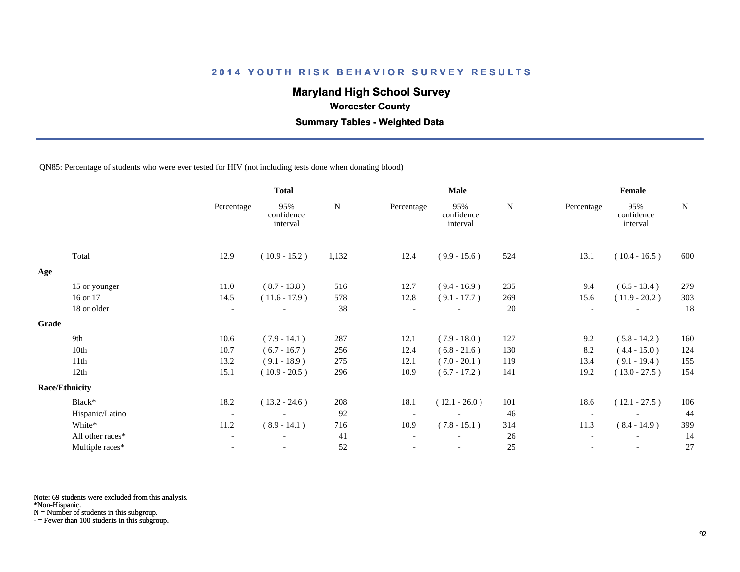# 2014 YOUTH RISK BEHAVIOR SURVEY RESULTS

## Maryland High School Survey

### Worcester County

### Summary Tables - Weighted Data

QN85: Percentage of students who were ever tested for HIV (not including tests done when donating blood)

| | Total | | | Male | | | Female | | |
|---|---|---|---|---|---|---|---|---|---|
| | Percentage | 95% confidence interval | N | Percentage | 95% confidence interval | N | Percentage | 95% confidence interval | N |
| Total | 12.9 | ( 10.9 - 15.2 ) | 1,132 | 12.4 | ( 9.9 - 15.6 ) | 524 | 13.1 | ( 10.4 - 16.5 ) | 600 |
| **Age** | | | | | | | | | |
| 15 or younger | 11.0 | ( 8.7 - 13.8 ) | 516 | 12.7 | ( 9.4 - 16.9 ) | 235 | 9.4 | ( 6.5 - 13.4 ) | 279 |
| 16 or 17 | 14.5 | ( 11.6 - 17.9 ) | 578 | 12.8 | ( 9.1 - 17.7 ) | 269 | 15.6 | ( 11.9 - 20.2 ) | 303 |
| 18 or older | - | - | 38 | - | - | 20 | - | - | 18 |
| **Grade** | | | | | | | | | |
| 9th | 10.6 | ( 7.9 - 14.1 ) | 287 | 12.1 | ( 7.9 - 18.0 ) | 127 | 9.2 | ( 5.8 - 14.2 ) | 160 |
| 10th | 10.7 | ( 6.7 - 16.7 ) | 256 | 12.4 | ( 6.8 - 21.6 ) | 130 | 8.2 | ( 4.4 - 15.0 ) | 124 |
| 11th | 13.2 | ( 9.1 - 18.9 ) | 275 | 12.1 | ( 7.0 - 20.1 ) | 119 | 13.4 | ( 9.1 - 19.4 ) | 155 |
| 12th | 15.1 | ( 10.9 - 20.5 ) | 296 | 10.9 | ( 6.7 - 17.2 ) | 141 | 19.2 | ( 13.0 - 27.5 ) | 154 |
| **Race/Ethnicity** | | | | | | | | | |
| Black* | 18.2 | ( 13.2 - 24.6 ) | 208 | 18.1 | ( 12.1 - 26.0 ) | 101 | 18.6 | ( 12.1 - 27.5 ) | 106 |
| Hispanic/Latino | - | - | 92 | - | - | 46 | - | - | 44 |
| White* | 11.2 | ( 8.9 - 14.1 ) | 716 | 10.9 | ( 7.8 - 15.1 ) | 314 | 11.3 | ( 8.4 - 14.9 ) | 399 |
| All other races* | - | - | 41 | - | - | 26 | - | - | 14 |
| Multiple races* | - | - | 52 | - | - | 25 | - | - | 27 |

Note: 69 students were excluded from this analysis.
*Non-Hispanic.
N = Number of students in this subgroup.
- = Fewer than 100 students in this subgroup.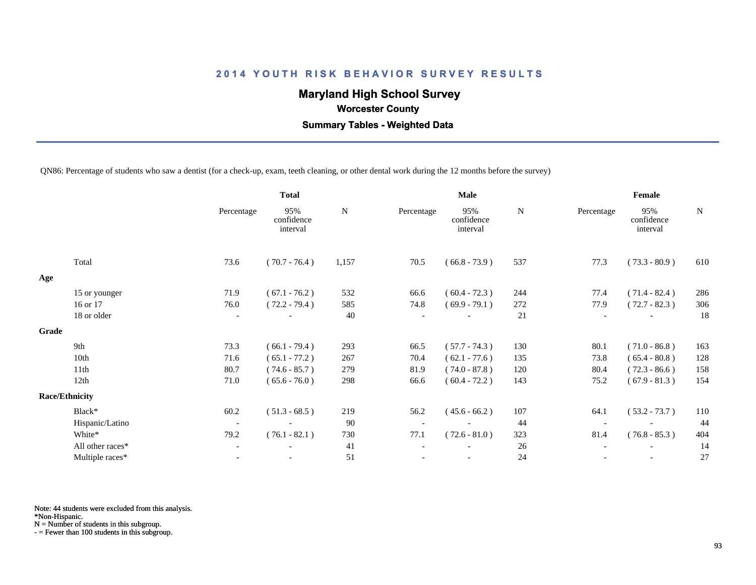## 2014 YOUTH RISK BEHAVIOR SURVEY RESULTS

### Maryland High School Survey

**Worcester County**

**Summary Tables - Weighted Data**

QN86: Percentage of students who saw a dentist (for a check-up, exam, teeth cleaning, or other dental work during the 12 months before the survey)

| | Total | | | Male | | | Female | | |
|---|---|---|---|---|---|---|---|---|---|
| | Percentage | 95% confidence interval | N | Percentage | 95% confidence interval | N | Percentage | 95% confidence interval | N |
| Total | 73.6 | ( 70.7 - 76.4 ) | 1,157 | 70.5 | ( 66.8 - 73.9 ) | 537 | 77.3 | ( 73.3 - 80.9 ) | 610 |
| **Age** | | | | | | | | | |
| 15 or younger | 71.9 | ( 67.1 - 76.2 ) | 532 | 66.6 | ( 60.4 - 72.3 ) | 244 | 77.4 | ( 71.4 - 82.4 ) | 286 |
| 16 or 17 | 76.0 | ( 72.2 - 79.4 ) | 585 | 74.8 | ( 69.9 - 79.1 ) | 272 | 77.9 | ( 72.7 - 82.3 ) | 306 |
| 18 or older | - | - | 40 | - | - | 21 | - | - | 18 |
| **Grade** | | | | | | | | | |
| 9th | 73.3 | ( 66.1 - 79.4 ) | 293 | 66.5 | ( 57.7 - 74.3 ) | 130 | 80.1 | ( 71.0 - 86.8 ) | 163 |
| 10th | 71.6 | ( 65.1 - 77.2 ) | 267 | 70.4 | ( 62.1 - 77.6 ) | 135 | 73.8 | ( 65.4 - 80.8 ) | 128 |
| 11th | 80.7 | ( 74.6 - 85.7 ) | 279 | 81.9 | ( 74.0 - 87.8 ) | 120 | 80.4 | ( 72.3 - 86.6 ) | 158 |
| 12th | 71.0 | ( 65.6 - 76.0 ) | 298 | 66.6 | ( 60.4 - 72.2 ) | 143 | 75.2 | ( 67.9 - 81.3 ) | 154 |
| **Race/Ethnicity** | | | | | | | | | |
| Black* | 60.2 | ( 51.3 - 68.5 ) | 219 | 56.2 | ( 45.6 - 66.2 ) | 107 | 64.1 | ( 53.2 - 73.7 ) | 110 |
| Hispanic/Latino | - | - | 90 | - | - | 44 | - | - | 44 |
| White* | 79.2 | ( 76.1 - 82.1 ) | 730 | 77.1 | ( 72.6 - 81.0 ) | 323 | 81.4 | ( 76.8 - 85.3 ) | 404 |
| All other races* | - | - | 41 | - | - | 26 | - | - | 14 |
| Multiple races* | - | - | 51 | - | - | 24 | - | - | 27 |

Note: 44 students were excluded from this analysis.
*Non-Hispanic.
N = Number of students in this subgroup.
- = Fewer than 100 students in this subgroup.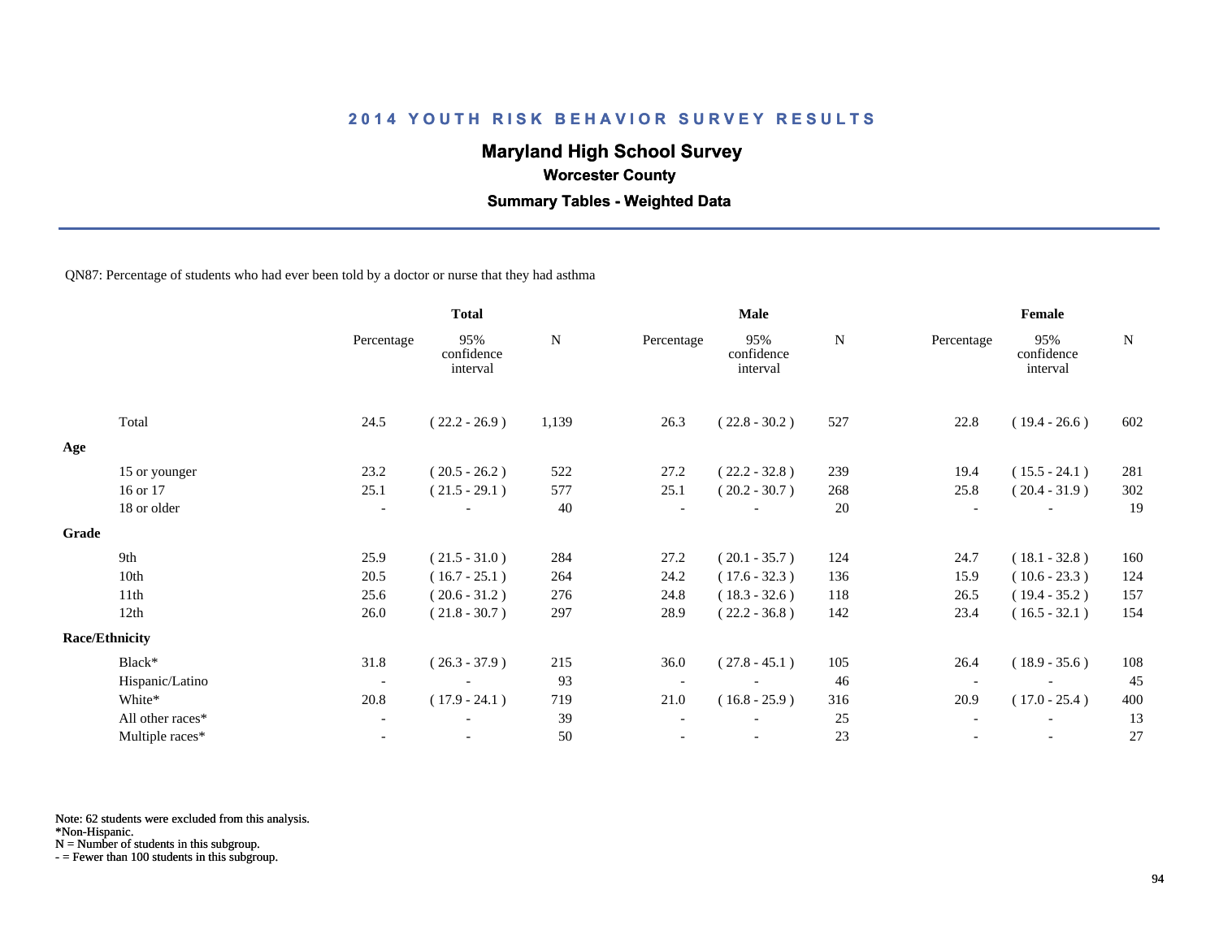# 2014 YOUTH RISK BEHAVIOR SURVEY RESULTS

## Maryland High School Survey

### Worcester County

### Summary Tables - Weighted Data

QN87: Percentage of students who had ever been told by a doctor or nurse that they had asthma

| | Total | | | Male | | | Female | | |
|---|---|---|---|---|---|---|---|---|---|
| | Percentage | 95% confidence interval | N | Percentage | 95% confidence interval | N | Percentage | 95% confidence interval | N |
| Total | 24.5 | ( 22.2 - 26.9 ) | 1,139 | 26.3 | ( 22.8 - 30.2 ) | 527 | 22.8 | ( 19.4 - 26.6 ) | 602 |
| **Age** | | | | | | | | | |
| 15 or younger | 23.2 | ( 20.5 - 26.2 ) | 522 | 27.2 | ( 22.2 - 32.8 ) | 239 | 19.4 | ( 15.5 - 24.1 ) | 281 |
| 16 or 17 | 25.1 | ( 21.5 - 29.1 ) | 577 | 25.1 | ( 20.2 - 30.7 ) | 268 | 25.8 | ( 20.4 - 31.9 ) | 302 |
| 18 or older | - | - | 40 | - | - | 20 | - | - | 19 |
| **Grade** | | | | | | | | | |
| 9th | 25.9 | ( 21.5 - 31.0 ) | 284 | 27.2 | ( 20.1 - 35.7 ) | 124 | 24.7 | ( 18.1 - 32.8 ) | 160 |
| 10th | 20.5 | ( 16.7 - 25.1 ) | 264 | 24.2 | ( 17.6 - 32.3 ) | 136 | 15.9 | ( 10.6 - 23.3 ) | 124 |
| 11th | 25.6 | ( 20.6 - 31.2 ) | 276 | 24.8 | ( 18.3 - 32.6 ) | 118 | 26.5 | ( 19.4 - 35.2 ) | 157 |
| 12th | 26.0 | ( 21.8 - 30.7 ) | 297 | 28.9 | ( 22.2 - 36.8 ) | 142 | 23.4 | ( 16.5 - 32.1 ) | 154 |
| **Race/Ethnicity** | | | | | | | | | |
| Black* | 31.8 | ( 26.3 - 37.9 ) | 215 | 36.0 | ( 27.8 - 45.1 ) | 105 | 26.4 | ( 18.9 - 35.6 ) | 108 |
| Hispanic/Latino | - | - | 93 | - | - | 46 | - | - | 45 |
| White* | 20.8 | ( 17.9 - 24.1 ) | 719 | 21.0 | ( 16.8 - 25.9 ) | 316 | 20.9 | ( 17.0 - 25.4 ) | 400 |
| All other races* | - | - | 39 | - | - | 25 | - | - | 13 |
| Multiple races* | - | - | 50 | - | - | 23 | - | - | 27 |

Note: 62 students were excluded from this analysis.
*Non-Hispanic.
N = Number of students in this subgroup.
- = Fewer than 100 students in this subgroup.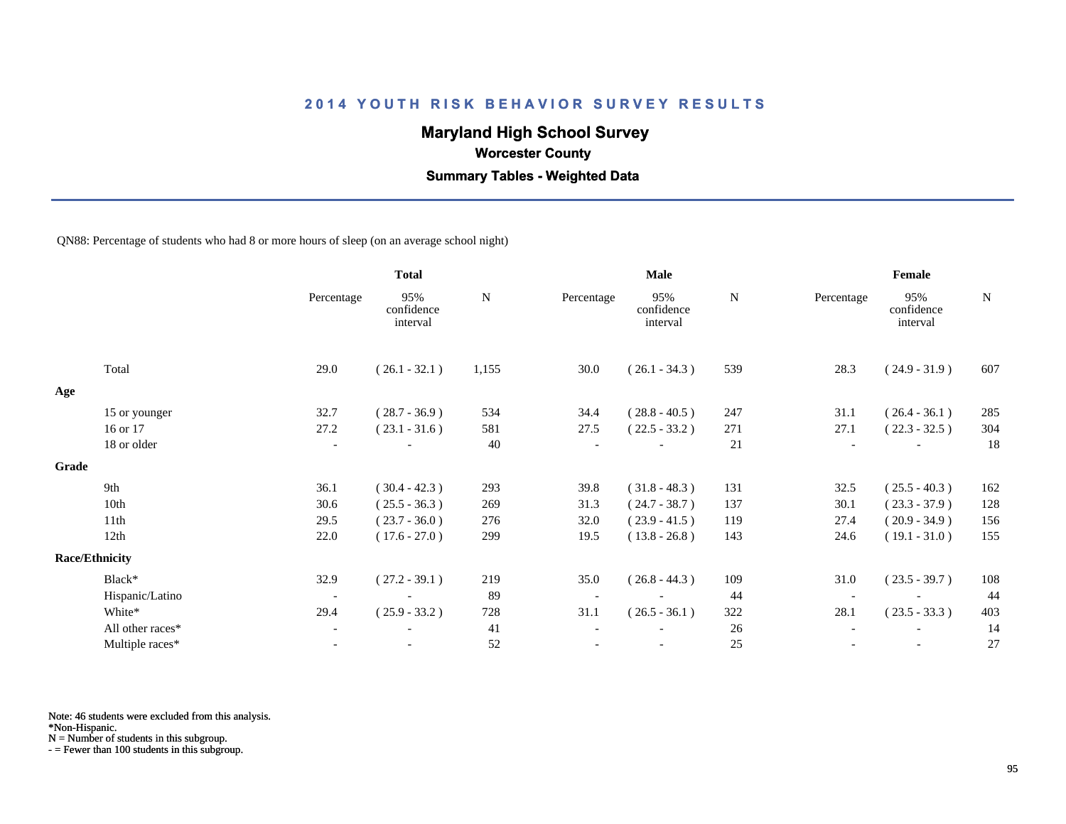# 2014 YOUTH RISK BEHAVIOR SURVEY RESULTS

## Maryland High School Survey

### Worcester County

### Summary Tables - Weighted Data

QN88: Percentage of students who had 8 or more hours of sleep (on an average school night)

| | Total | | | Male | | | Female | | |
|---|---|---|---|---|---|---|---|---|---|
| | Percentage | 95% confidence interval | N | Percentage | 95% confidence interval | N | Percentage | 95% confidence interval | N |
| Total | 29.0 | ( 26.1 - 32.1 ) | 1,155 | 30.0 | ( 26.1 - 34.3 ) | 539 | 28.3 | ( 24.9 - 31.9 ) | 607 |
| **Age** | | | | | | | | | |
| 15 or younger | 32.7 | ( 28.7 - 36.9 ) | 534 | 34.4 | ( 28.8 - 40.5 ) | 247 | 31.1 | ( 26.4 - 36.1 ) | 285 |
| 16 or 17 | 27.2 | ( 23.1 - 31.6 ) | 581 | 27.5 | ( 22.5 - 33.2 ) | 271 | 27.1 | ( 22.3 - 32.5 ) | 304 |
| 18 or older | - | - | 40 | - | - | 21 | - | - | 18 |
| **Grade** | | | | | | | | | |
| 9th | 36.1 | ( 30.4 - 42.3 ) | 293 | 39.8 | ( 31.8 - 48.3 ) | 131 | 32.5 | ( 25.5 - 40.3 ) | 162 |
| 10th | 30.6 | ( 25.5 - 36.3 ) | 269 | 31.3 | ( 24.7 - 38.7 ) | 137 | 30.1 | ( 23.3 - 37.9 ) | 128 |
| 11th | 29.5 | ( 23.7 - 36.0 ) | 276 | 32.0 | ( 23.9 - 41.5 ) | 119 | 27.4 | ( 20.9 - 34.9 ) | 156 |
| 12th | 22.0 | ( 17.6 - 27.0 ) | 299 | 19.5 | ( 13.8 - 26.8 ) | 143 | 24.6 | ( 19.1 - 31.0 ) | 155 |
| **Race/Ethnicity** | | | | | | | | | |
| Black* | 32.9 | ( 27.2 - 39.1 ) | 219 | 35.0 | ( 26.8 - 44.3 ) | 109 | 31.0 | ( 23.5 - 39.7 ) | 108 |
| Hispanic/Latino | - | - | 89 | - | - | 44 | - | - | 44 |
| White* | 29.4 | ( 25.9 - 33.2 ) | 728 | 31.1 | ( 26.5 - 36.1 ) | 322 | 28.1 | ( 23.5 - 33.3 ) | 403 |
| All other races* | - | - | 41 | - | - | 26 | - | - | 14 |
| Multiple races* | - | - | 52 | - | - | 25 | - | - | 27 |

Note: 46 students were excluded from this analysis.
*Non-Hispanic.
N = Number of students in this subgroup.
- = Fewer than 100 students in this subgroup.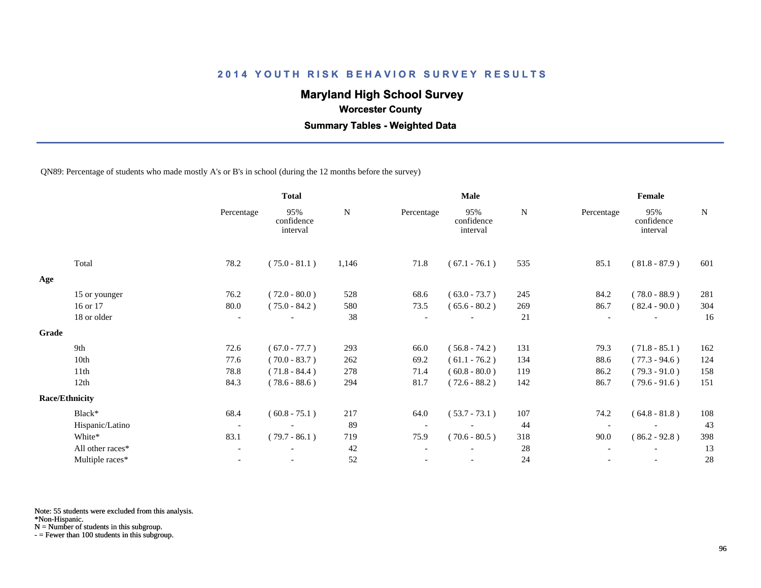# 2014 YOUTH RISK BEHAVIOR SURVEY RESULTS

## Maryland High School Survey

### Worcester County

### Summary Tables - Weighted Data

QN89: Percentage of students who made mostly A's or B's in school (during the 12 months before the survey)

| | Total | | | Male | | | Female | | |
|---|---|---|---|---|---|---|---|---|---|
| | Percentage | 95% confidence interval | N | Percentage | 95% confidence interval | N | Percentage | 95% confidence interval | N |
| Total | 78.2 | ( 75.0 - 81.1 ) | 1,146 | 71.8 | ( 67.1 - 76.1 ) | 535 | 85.1 | ( 81.8 - 87.9 ) | 601 |
| **Age** | | | | | | | | | |
| 15 or younger | 76.2 | ( 72.0 - 80.0 ) | 528 | 68.6 | ( 63.0 - 73.7 ) | 245 | 84.2 | ( 78.0 - 88.9 ) | 281 |
| 16 or 17 | 80.0 | ( 75.0 - 84.2 ) | 580 | 73.5 | ( 65.6 - 80.2 ) | 269 | 86.7 | ( 82.4 - 90.0 ) | 304 |
| 18 or older | - | - | 38 | - | - | 21 | - | - | 16 |
| **Grade** | | | | | | | | | |
| 9th | 72.6 | ( 67.0 - 77.7 ) | 293 | 66.0 | ( 56.8 - 74.2 ) | 131 | 79.3 | ( 71.8 - 85.1 ) | 162 |
| 10th | 77.6 | ( 70.0 - 83.7 ) | 262 | 69.2 | ( 61.1 - 76.2 ) | 134 | 88.6 | ( 77.3 - 94.6 ) | 124 |
| 11th | 78.8 | ( 71.8 - 84.4 ) | 278 | 71.4 | ( 60.8 - 80.0 ) | 119 | 86.2 | ( 79.3 - 91.0 ) | 158 |
| 12th | 84.3 | ( 78.6 - 88.6 ) | 294 | 81.7 | ( 72.6 - 88.2 ) | 142 | 86.7 | ( 79.6 - 91.6 ) | 151 |
| **Race/Ethnicity** | | | | | | | | | |
| Black* | 68.4 | ( 60.8 - 75.1 ) | 217 | 64.0 | ( 53.7 - 73.1 ) | 107 | 74.2 | ( 64.8 - 81.8 ) | 108 |
| Hispanic/Latino | - | - | 89 | - | - | 44 | - | - | 43 |
| White* | 83.1 | ( 79.7 - 86.1 ) | 719 | 75.9 | ( 70.6 - 80.5 ) | 318 | 90.0 | ( 86.2 - 92.8 ) | 398 |
| All other races* | - | - | 42 | - | - | 28 | - | - | 13 |
| Multiple races* | - | - | 52 | - | - | 24 | - | - | 28 |

Note: 55 students were excluded from this analysis.
*Non-Hispanic.
N = Number of students in this subgroup.
- = Fewer than 100 students in this subgroup.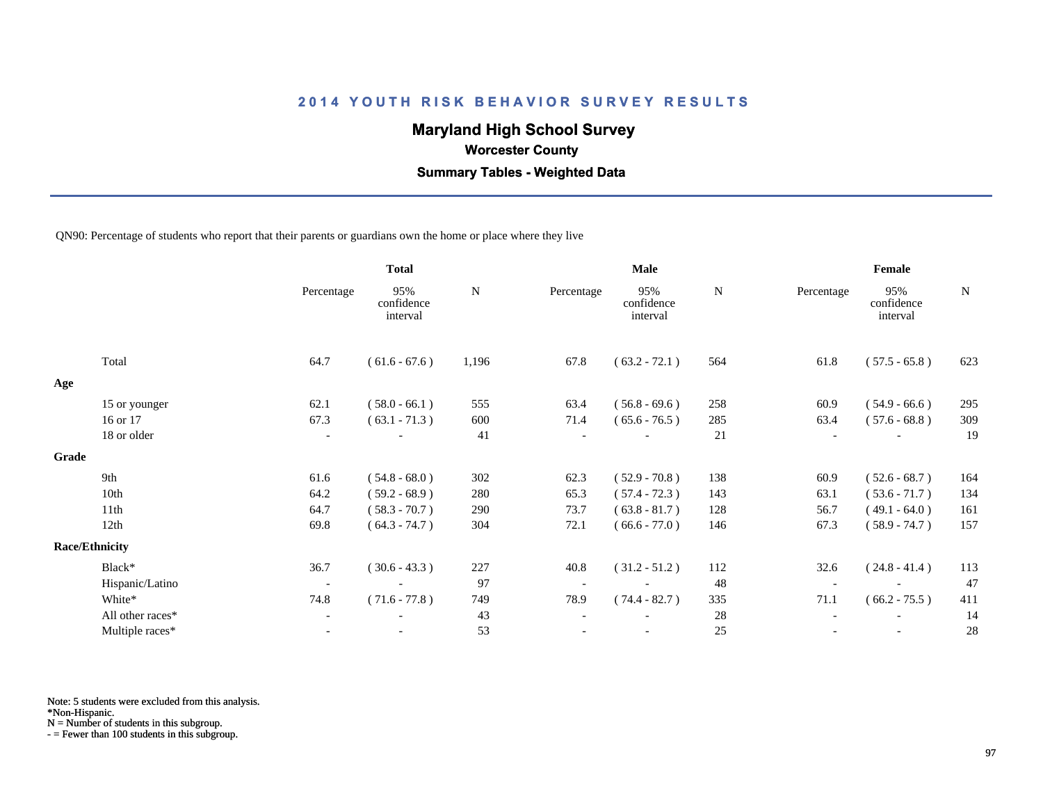## 2014 YOUTH RISK BEHAVIOR SURVEY RESULTS

### Maryland High School Survey

**Worcester County**

**Summary Tables - Weighted Data**

QN90: Percentage of students who report that their parents or guardians own the home or place where they live

| | Total | | | Male | | | Female | | |
|---|---|---|---|---|---|---|---|---|---|
| | Percentage | 95% confidence interval | N | Percentage | 95% confidence interval | N | Percentage | 95% confidence interval | N |
| Total | 64.7 | ( 61.6 - 67.6 ) | 1,196 | 67.8 | ( 63.2 - 72.1 ) | 564 | 61.8 | ( 57.5 - 65.8 ) | 623 |
| **Age** | | | | | | | | | |
| 15 or younger | 62.1 | ( 58.0 - 66.1 ) | 555 | 63.4 | ( 56.8 - 69.6 ) | 258 | 60.9 | ( 54.9 - 66.6 ) | 295 |
| 16 or 17 | 67.3 | ( 63.1 - 71.3 ) | 600 | 71.4 | ( 65.6 - 76.5 ) | 285 | 63.4 | ( 57.6 - 68.8 ) | 309 |
| 18 or older | - | - | 41 | - | - | 21 | - | - | 19 |
| **Grade** | | | | | | | | | |
| 9th | 61.6 | ( 54.8 - 68.0 ) | 302 | 62.3 | ( 52.9 - 70.8 ) | 138 | 60.9 | ( 52.6 - 68.7 ) | 164 |
| 10th | 64.2 | ( 59.2 - 68.9 ) | 280 | 65.3 | ( 57.4 - 72.3 ) | 143 | 63.1 | ( 53.6 - 71.7 ) | 134 |
| 11th | 64.7 | ( 58.3 - 70.7 ) | 290 | 73.7 | ( 63.8 - 81.7 ) | 128 | 56.7 | ( 49.1 - 64.0 ) | 161 |
| 12th | 69.8 | ( 64.3 - 74.7 ) | 304 | 72.1 | ( 66.6 - 77.0 ) | 146 | 67.3 | ( 58.9 - 74.7 ) | 157 |
| **Race/Ethnicity** | | | | | | | | | |
| Black* | 36.7 | ( 30.6 - 43.3 ) | 227 | 40.8 | ( 31.2 - 51.2 ) | 112 | 32.6 | ( 24.8 - 41.4 ) | 113 |
| Hispanic/Latino | - | - | 97 | - | - | 48 | - | - | 47 |
| White* | 74.8 | ( 71.6 - 77.8 ) | 749 | 78.9 | ( 74.4 - 82.7 ) | 335 | 71.1 | ( 66.2 - 75.5 ) | 411 |
| All other races* | - | - | 43 | - | - | 28 | - | - | 14 |
| Multiple races* | - | - | 53 | - | - | 25 | - | - | 28 |

Note: 5 students were excluded from this analysis.
*Non-Hispanic.
N = Number of students in this subgroup.
- = Fewer than 100 students in this subgroup.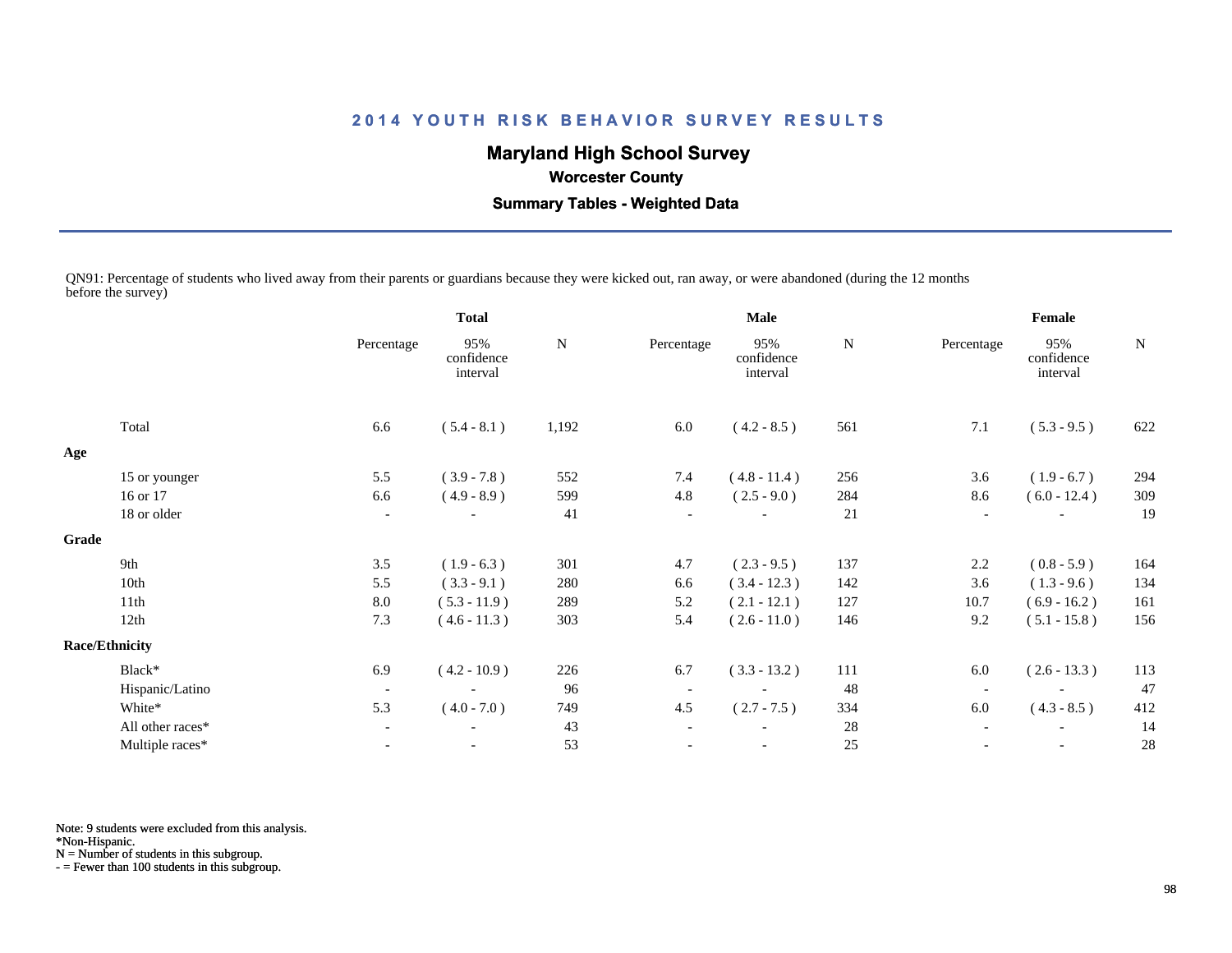## 2014 YOUTH RISK BEHAVIOR SURVEY RESULTS

**Maryland High School Survey**

**Worcester County**

**Summary Tables - Weighted Data**

QN91: Percentage of students who lived away from their parents or guardians because they were kicked out, ran away, or were abandoned (during the 12 months before the survey)

| | Total | | | Male | | | Female | | |
|---|---|---|---|---|---|---|---|---|---|
| | Percentage | 95% confidence interval | N | Percentage | 95% confidence interval | N | Percentage | 95% confidence interval | N |
| Total | 6.6 | ( 5.4 - 8.1 ) | 1,192 | 6.0 | ( 4.2 - 8.5 ) | 561 | 7.1 | ( 5.3 - 9.5 ) | 622 |
| **Age** | | | | | | | | | |
| 15 or younger | 5.5 | ( 3.9 - 7.8 ) | 552 | 7.4 | ( 4.8 - 11.4 ) | 256 | 3.6 | ( 1.9 - 6.7 ) | 294 |
| 16 or 17 | 6.6 | ( 4.9 - 8.9 ) | 599 | 4.8 | ( 2.5 - 9.0 ) | 284 | 8.6 | ( 6.0 - 12.4 ) | 309 |
| 18 or older | - | - | 41 | - | - | 21 | - | - | 19 |
| **Grade** | | | | | | | | | |
| 9th | 3.5 | ( 1.9 - 6.3 ) | 301 | 4.7 | ( 2.3 - 9.5 ) | 137 | 2.2 | ( 0.8 - 5.9 ) | 164 |
| 10th | 5.5 | ( 3.3 - 9.1 ) | 280 | 6.6 | ( 3.4 - 12.3 ) | 142 | 3.6 | ( 1.3 - 9.6 ) | 134 |
| 11th | 8.0 | ( 5.3 - 11.9 ) | 289 | 5.2 | ( 2.1 - 12.1 ) | 127 | 10.7 | ( 6.9 - 16.2 ) | 161 |
| 12th | 7.3 | ( 4.6 - 11.3 ) | 303 | 5.4 | ( 2.6 - 11.0 ) | 146 | 9.2 | ( 5.1 - 15.8 ) | 156 |
| **Race/Ethnicity** | | | | | | | | | |
| Black* | 6.9 | ( 4.2 - 10.9 ) | 226 | 6.7 | ( 3.3 - 13.2 ) | 111 | 6.0 | ( 2.6 - 13.3 ) | 113 |
| Hispanic/Latino | - | - | 96 | - | - | 48 | - | - | 47 |
| White* | 5.3 | ( 4.0 - 7.0 ) | 749 | 4.5 | ( 2.7 - 7.5 ) | 334 | 6.0 | ( 4.3 - 8.5 ) | 412 |
| All other races* | - | - | 43 | - | - | 28 | - | - | 14 |
| Multiple races* | - | - | 53 | - | - | 25 | - | - | 28 |

Note: 9 students were excluded from this analysis.
*Non-Hispanic.
N = Number of students in this subgroup.
- = Fewer than 100 students in this subgroup.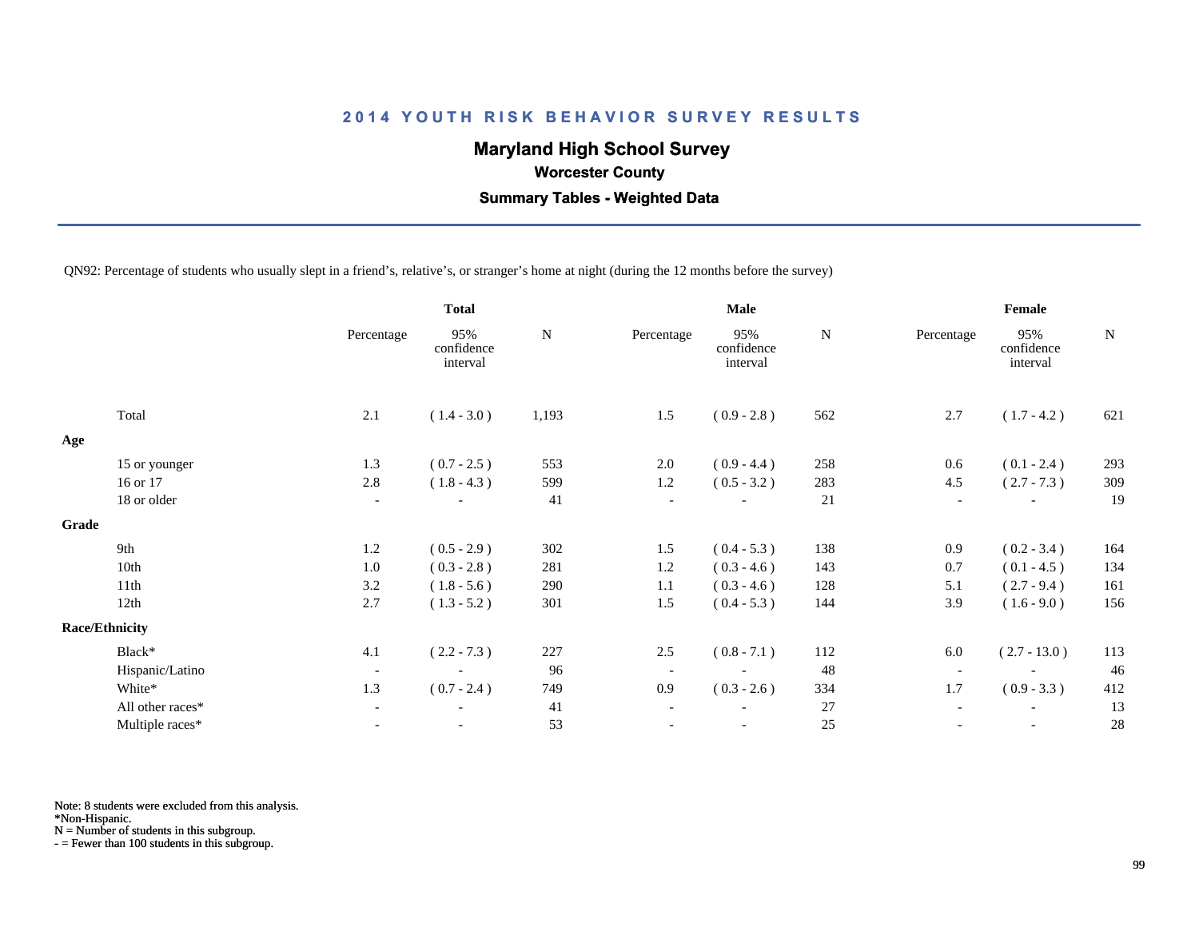# 2014 YOUTH RISK BEHAVIOR SURVEY RESULTS

## Maryland High School Survey

### Worcester County

### Summary Tables - Weighted Data

QN92: Percentage of students who usually slept in a friend's, relative's, or stranger's home at night (during the 12 months before the survey)

| | Total | | | Male | | | Female | | |
|---|---|---|---|---|---|---|---|---|---|
| | Percentage | 95% confidence interval | N | Percentage | 95% confidence interval | N | Percentage | 95% confidence interval | N |
| Total | 2.1 | ( 1.4 - 3.0 ) | 1,193 | 1.5 | ( 0.9 - 2.8 ) | 562 | 2.7 | ( 1.7 - 4.2 ) | 621 |
| **Age** | | | | | | | | | |
| 15 or younger | 1.3 | ( 0.7 - 2.5 ) | 553 | 2.0 | ( 0.9 - 4.4 ) | 258 | 0.6 | ( 0.1 - 2.4 ) | 293 |
| 16 or 17 | 2.8 | ( 1.8 - 4.3 ) | 599 | 1.2 | ( 0.5 - 3.2 ) | 283 | 4.5 | ( 2.7 - 7.3 ) | 309 |
| 18 or older | - | - | 41 | - | - | 21 | - | - | 19 |
| **Grade** | | | | | | | | | |
| 9th | 1.2 | ( 0.5 - 2.9 ) | 302 | 1.5 | ( 0.4 - 5.3 ) | 138 | 0.9 | ( 0.2 - 3.4 ) | 164 |
| 10th | 1.0 | ( 0.3 - 2.8 ) | 281 | 1.2 | ( 0.3 - 4.6 ) | 143 | 0.7 | ( 0.1 - 4.5 ) | 134 |
| 11th | 3.2 | ( 1.8 - 5.6 ) | 290 | 1.1 | ( 0.3 - 4.6 ) | 128 | 5.1 | ( 2.7 - 9.4 ) | 161 |
| 12th | 2.7 | ( 1.3 - 5.2 ) | 301 | 1.5 | ( 0.4 - 5.3 ) | 144 | 3.9 | ( 1.6 - 9.0 ) | 156 |
| **Race/Ethnicity** | | | | | | | | | |
| Black* | 4.1 | ( 2.2 - 7.3 ) | 227 | 2.5 | ( 0.8 - 7.1 ) | 112 | 6.0 | ( 2.7 - 13.0 ) | 113 |
| Hispanic/Latino | - | - | 96 | - | - | 48 | - | - | 46 |
| White* | 1.3 | ( 0.7 - 2.4 ) | 749 | 0.9 | ( 0.3 - 2.6 ) | 334 | 1.7 | ( 0.9 - 3.3 ) | 412 |
| All other races* | - | - | 41 | - | - | 27 | - | - | 13 |
| Multiple races* | - | - | 53 | - | - | 25 | - | - | 28 |

Note: 8 students were excluded from this analysis.
*Non-Hispanic.
N = Number of students in this subgroup.
- = Fewer than 100 students in this subgroup.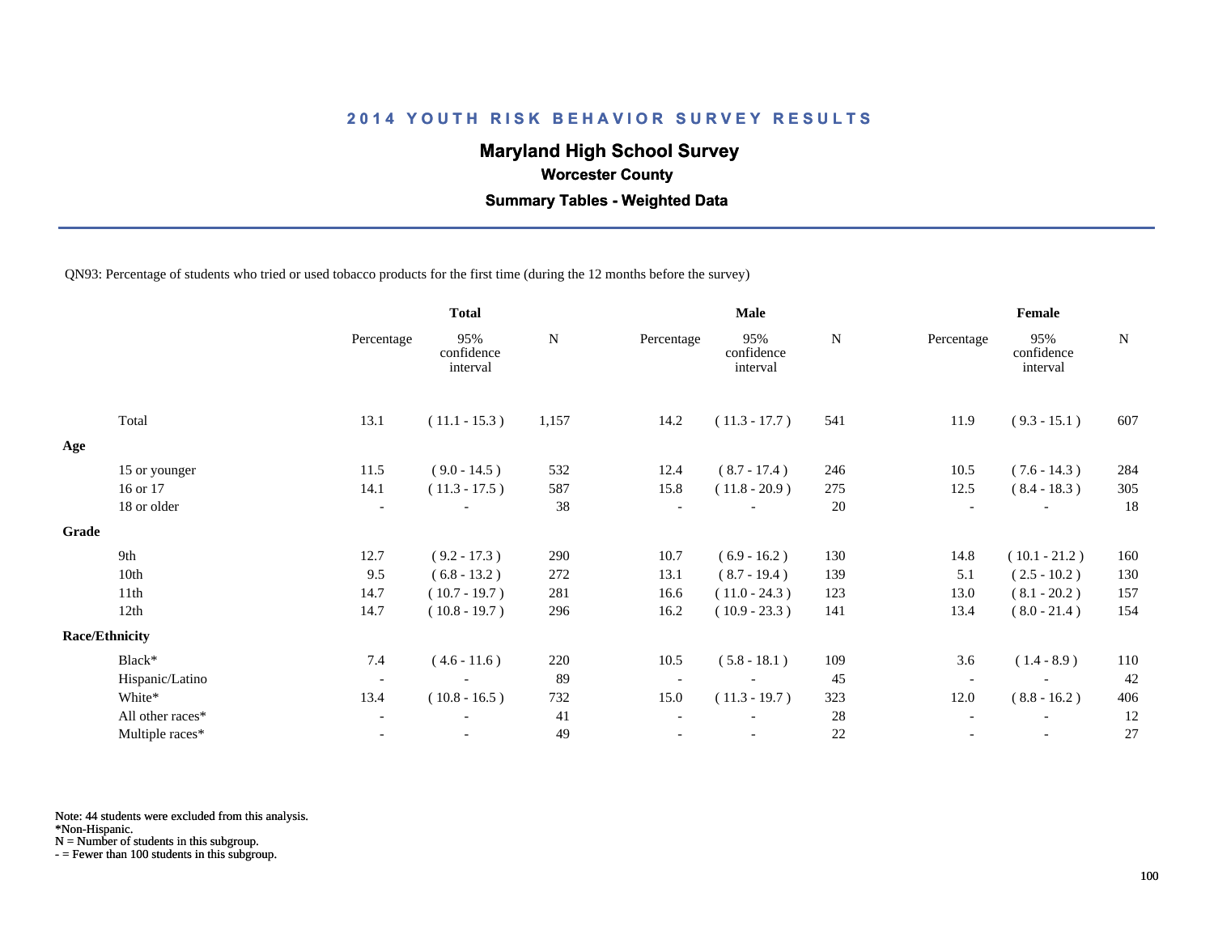# 2014 YOUTH RISK BEHAVIOR SURVEY RESULTS

## Maryland High School Survey

### Worcester County

### Summary Tables - Weighted Data

QN93: Percentage of students who tried or used tobacco products for the first time (during the 12 months before the survey)

| | Total | | | Male | | | Female | | |
|---|---|---|---|---|---|---|---|---|---|
| | Percentage | 95% confidence interval | N | Percentage | 95% confidence interval | N | Percentage | 95% confidence interval | N |
| Total | 13.1 | ( 11.1 - 15.3 ) | 1,157 | 14.2 | ( 11.3 - 17.7 ) | 541 | 11.9 | ( 9.3 - 15.1 ) | 607 |
| **Age** | | | | | | | | | |
| 15 or younger | 11.5 | ( 9.0 - 14.5 ) | 532 | 12.4 | ( 8.7 - 17.4 ) | 246 | 10.5 | ( 7.6 - 14.3 ) | 284 |
| 16 or 17 | 14.1 | ( 11.3 - 17.5 ) | 587 | 15.8 | ( 11.8 - 20.9 ) | 275 | 12.5 | ( 8.4 - 18.3 ) | 305 |
| 18 or older | - | - | 38 | - | - | 20 | - | - | 18 |
| **Grade** | | | | | | | | | |
| 9th | 12.7 | ( 9.2 - 17.3 ) | 290 | 10.7 | ( 6.9 - 16.2 ) | 130 | 14.8 | ( 10.1 - 21.2 ) | 160 |
| 10th | 9.5 | ( 6.8 - 13.2 ) | 272 | 13.1 | ( 8.7 - 19.4 ) | 139 | 5.1 | ( 2.5 - 10.2 ) | 130 |
| 11th | 14.7 | ( 10.7 - 19.7 ) | 281 | 16.6 | ( 11.0 - 24.3 ) | 123 | 13.0 | ( 8.1 - 20.2 ) | 157 |
| 12th | 14.7 | ( 10.8 - 19.7 ) | 296 | 16.2 | ( 10.9 - 23.3 ) | 141 | 13.4 | ( 8.0 - 21.4 ) | 154 |
| **Race/Ethnicity** | | | | | | | | | |
| Black* | 7.4 | ( 4.6 - 11.6 ) | 220 | 10.5 | ( 5.8 - 18.1 ) | 109 | 3.6 | ( 1.4 - 8.9 ) | 110 |
| Hispanic/Latino | - | - | 89 | - | - | 45 | - | - | 42 |
| White* | 13.4 | ( 10.8 - 16.5 ) | 732 | 15.0 | ( 11.3 - 19.7 ) | 323 | 12.0 | ( 8.8 - 16.2 ) | 406 |
| All other races* | - | - | 41 | - | - | 28 | - | - | 12 |
| Multiple races* | - | - | 49 | - | - | 22 | - | - | 27 |

Note: 44 students were excluded from this analysis.
*Non-Hispanic.
N = Number of students in this subgroup.
- = Fewer than 100 students in this subgroup.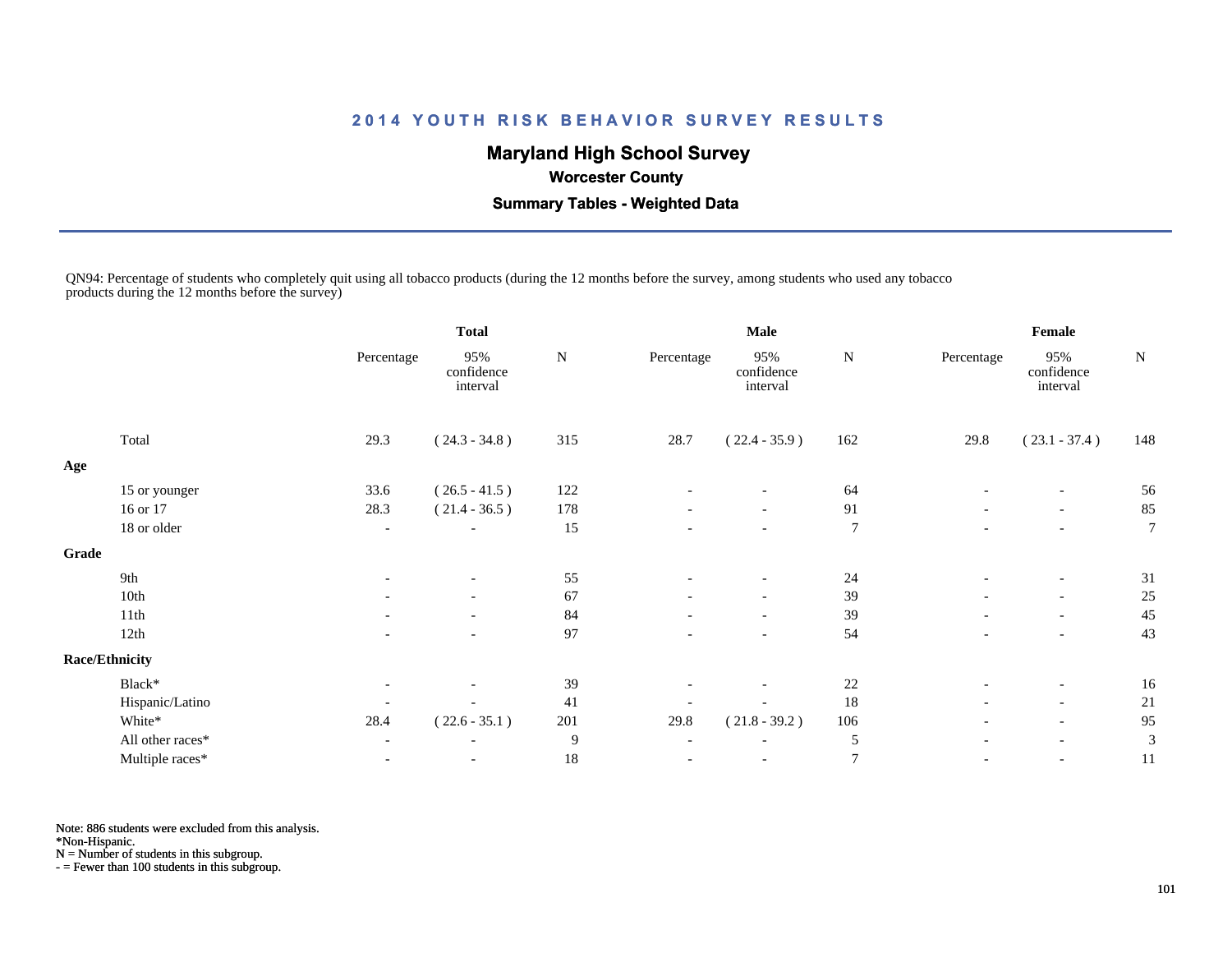# 2014 YOUTH RISK BEHAVIOR SURVEY RESULTS

## Maryland High School Survey

### Worcester County

### Summary Tables - Weighted Data

QN94: Percentage of students who completely quit using all tobacco products (during the 12 months before the survey, among students who used any tobacco products during the 12 months before the survey)

| | Total | | | Male | | | Female | | |
|---|---|---|---|---|---|---|---|---|---|
| | Percentage | 95% confidence interval | N | Percentage | 95% confidence interval | N | Percentage | 95% confidence interval | N |
| Total | 29.3 | ( 24.3 - 34.8 ) | 315 | 28.7 | ( 22.4 - 35.9 ) | 162 | 29.8 | ( 23.1 - 37.4 ) | 148 |
| **Age** | | | | | | | | | |
| 15 or younger | 33.6 | ( 26.5 - 41.5 ) | 122 | - | - | 64 | - | - | 56 |
| 16 or 17 | 28.3 | ( 21.4 - 36.5 ) | 178 | - | - | 91 | - | - | 85 |
| 18 or older | - | - | 15 | - | - | 7 | - | - | 7 |
| **Grade** | | | | | | | | | |
| 9th | - | - | 55 | - | - | 24 | - | - | 31 |
| 10th | - | - | 67 | - | - | 39 | - | - | 25 |
| 11th | - | - | 84 | - | - | 39 | - | - | 45 |
| 12th | - | - | 97 | - | - | 54 | - | - | 43 |
| **Race/Ethnicity** | | | | | | | | | |
| Black* | - | - | 39 | - | - | 22 | - | - | 16 |
| Hispanic/Latino | - | - | 41 | - | - | 18 | - | - | 21 |
| White* | 28.4 | ( 22.6 - 35.1 ) | 201 | 29.8 | ( 21.8 - 39.2 ) | 106 | - | - | 95 |
| All other races* | - | - | 9 | - | - | 5 | - | - | 3 |
| Multiple races* | - | - | 18 | - | - | 7 | - | - | 11 |

Note: 886 students were excluded from this analysis.
*Non-Hispanic.
N = Number of students in this subgroup.
- = Fewer than 100 students in this subgroup.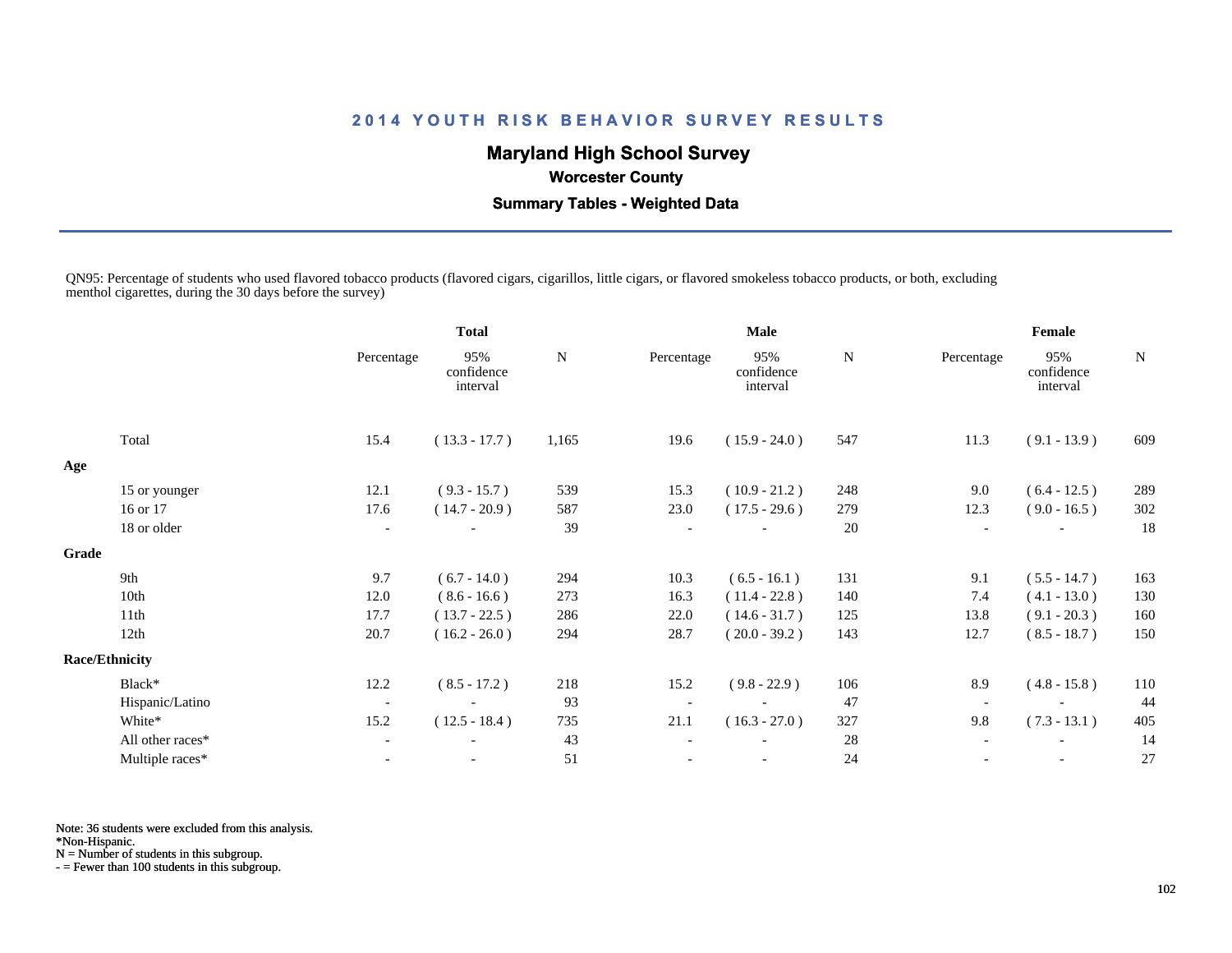## 2014 YOUTH RISK BEHAVIOR SURVEY RESULTS

### Maryland High School Survey

**Worcester County**

**Summary Tables - Weighted Data**

QN95: Percentage of students who used flavored tobacco products (flavored cigars, cigarillos, little cigars, or flavored smokeless tobacco products, or both, excluding menthol cigarettes, during the 30 days before the survey)

| | Total | | | Male | | | Female | | |
|---|---|---|---|---|---|---|---|---|---|
| | Percentage | 95% confidence interval | N | Percentage | 95% confidence interval | N | Percentage | 95% confidence interval | N |
| Total | 15.4 | ( 13.3 - 17.7 ) | 1,165 | 19.6 | ( 15.9 - 24.0 ) | 547 | 11.3 | ( 9.1 - 13.9 ) | 609 |
| **Age** | | | | | | | | | |
| 15 or younger | 12.1 | ( 9.3 - 15.7 ) | 539 | 15.3 | ( 10.9 - 21.2 ) | 248 | 9.0 | ( 6.4 - 12.5 ) | 289 |
| 16 or 17 | 17.6 | ( 14.7 - 20.9 ) | 587 | 23.0 | ( 17.5 - 29.6 ) | 279 | 12.3 | ( 9.0 - 16.5 ) | 302 |
| 18 or older | - | - | 39 | - | - | 20 | - | - | 18 |
| **Grade** | | | | | | | | | |
| 9th | 9.7 | ( 6.7 - 14.0 ) | 294 | 10.3 | ( 6.5 - 16.1 ) | 131 | 9.1 | ( 5.5 - 14.7 ) | 163 |
| 10th | 12.0 | ( 8.6 - 16.6 ) | 273 | 16.3 | ( 11.4 - 22.8 ) | 140 | 7.4 | ( 4.1 - 13.0 ) | 130 |
| 11th | 17.7 | ( 13.7 - 22.5 ) | 286 | 22.0 | ( 14.6 - 31.7 ) | 125 | 13.8 | ( 9.1 - 20.3 ) | 160 |
| 12th | 20.7 | ( 16.2 - 26.0 ) | 294 | 28.7 | ( 20.0 - 39.2 ) | 143 | 12.7 | ( 8.5 - 18.7 ) | 150 |
| **Race/Ethnicity** | | | | | | | | | |
| Black* | 12.2 | ( 8.5 - 17.2 ) | 218 | 15.2 | ( 9.8 - 22.9 ) | 106 | 8.9 | ( 4.8 - 15.8 ) | 110 |
| Hispanic/Latino | - | - | 93 | - | - | 47 | - | - | 44 |
| White* | 15.2 | ( 12.5 - 18.4 ) | 735 | 21.1 | ( 16.3 - 27.0 ) | 327 | 9.8 | ( 7.3 - 13.1 ) | 405 |
| All other races* | - | - | 43 | - | - | 28 | - | - | 14 |
| Multiple races* | - | - | 51 | - | - | 24 | - | - | 27 |

Note: 36 students were excluded from this analysis.
*Non-Hispanic.
N = Number of students in this subgroup.
- = Fewer than 100 students in this subgroup.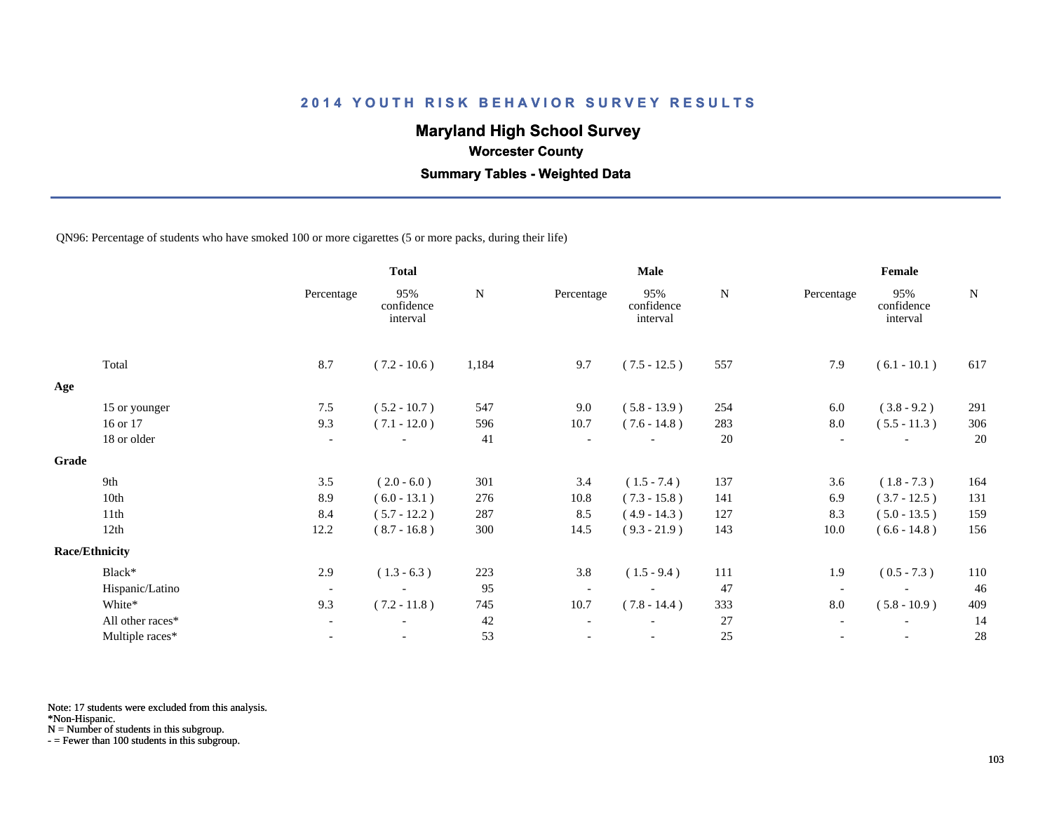# 2014 YOUTH RISK BEHAVIOR SURVEY RESULTS

## Maryland High School Survey

### Worcester County

### Summary Tables - Weighted Data

QN96: Percentage of students who have smoked 100 or more cigarettes (5 or more packs, during their life)

| | Total | | | Male | | | Female | | |
|---|---|---|---|---|---|---|---|---|---|
| | Percentage | 95% confidence interval | N | Percentage | 95% confidence interval | N | Percentage | 95% confidence interval | N |
| Total | 8.7 | ( 7.2 - 10.6 ) | 1,184 | 9.7 | ( 7.5 - 12.5 ) | 557 | 7.9 | ( 6.1 - 10.1 ) | 617 |
| **Age** | | | | | | | | | |
| 15 or younger | 7.5 | ( 5.2 - 10.7 ) | 547 | 9.0 | ( 5.8 - 13.9 ) | 254 | 6.0 | ( 3.8 - 9.2 ) | 291 |
| 16 or 17 | 9.3 | ( 7.1 - 12.0 ) | 596 | 10.7 | ( 7.6 - 14.8 ) | 283 | 8.0 | ( 5.5 - 11.3 ) | 306 |
| 18 or older | - | - | 41 | - | - | 20 | - | - | 20 |
| **Grade** | | | | | | | | | |
| 9th | 3.5 | ( 2.0 - 6.0 ) | 301 | 3.4 | ( 1.5 - 7.4 ) | 137 | 3.6 | ( 1.8 - 7.3 ) | 164 |
| 10th | 8.9 | ( 6.0 - 13.1 ) | 276 | 10.8 | ( 7.3 - 15.8 ) | 141 | 6.9 | ( 3.7 - 12.5 ) | 131 |
| 11th | 8.4 | ( 5.7 - 12.2 ) | 287 | 8.5 | ( 4.9 - 14.3 ) | 127 | 8.3 | ( 5.0 - 13.5 ) | 159 |
| 12th | 12.2 | ( 8.7 - 16.8 ) | 300 | 14.5 | ( 9.3 - 21.9 ) | 143 | 10.0 | ( 6.6 - 14.8 ) | 156 |
| **Race/Ethnicity** | | | | | | | | | |
| Black* | 2.9 | ( 1.3 - 6.3 ) | 223 | 3.8 | ( 1.5 - 9.4 ) | 111 | 1.9 | ( 0.5 - 7.3 ) | 110 |
| Hispanic/Latino | - | - | 95 | - | - | 47 | - | - | 46 |
| White* | 9.3 | ( 7.2 - 11.8 ) | 745 | 10.7 | ( 7.8 - 14.4 ) | 333 | 8.0 | ( 5.8 - 10.9 ) | 409 |
| All other races* | - | - | 42 | - | - | 27 | - | - | 14 |
| Multiple races* | - | - | 53 | - | - | 25 | - | - | 28 |

Note: 17 students were excluded from this analysis.
*Non-Hispanic.
N = Number of students in this subgroup.
- = Fewer than 100 students in this subgroup.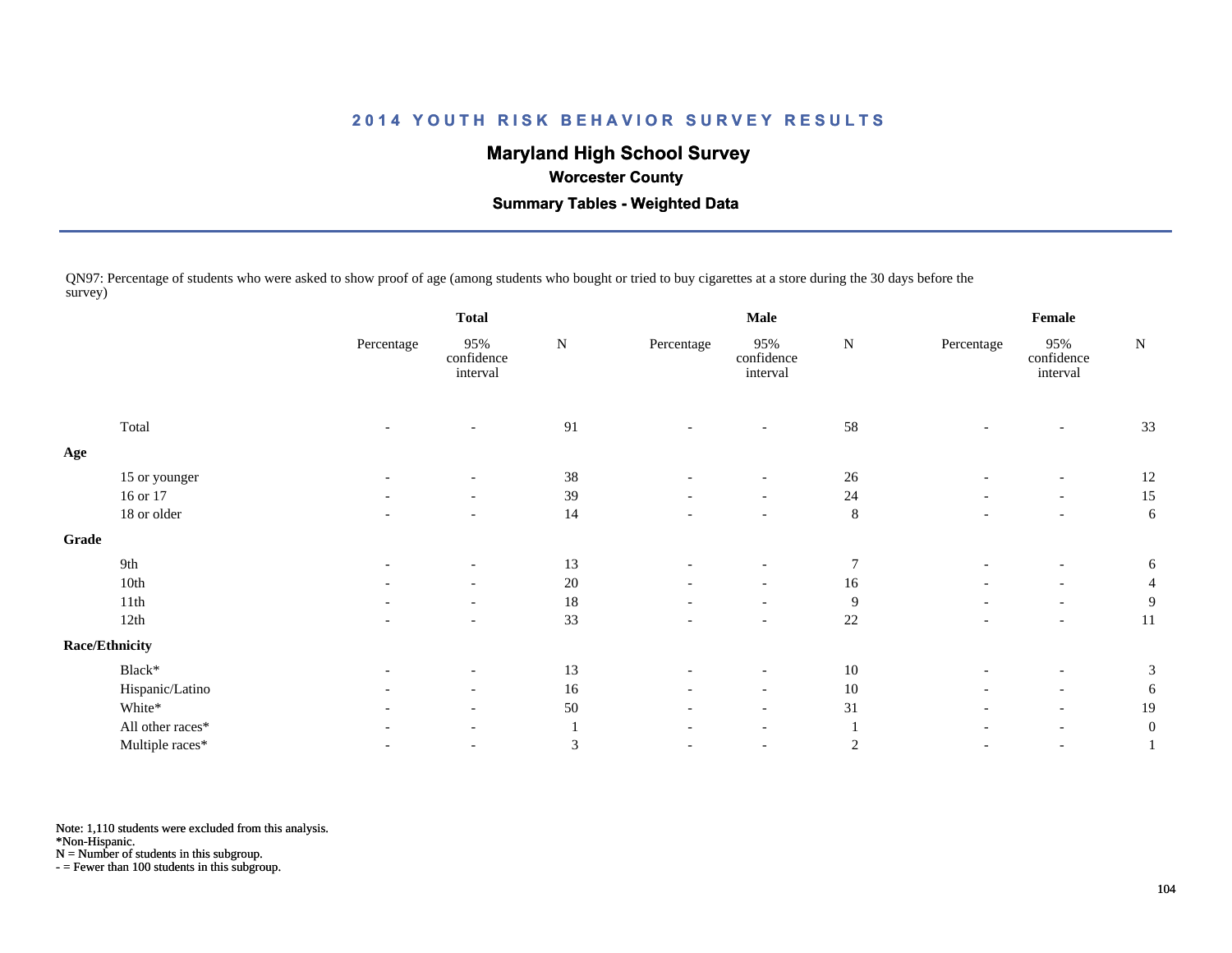## 2014 YOUTH RISK BEHAVIOR SURVEY RESULTS

**Maryland High School Survey**

**Worcester County**

**Summary Tables - Weighted Data**

QN97: Percentage of students who were asked to show proof of age (among students who bought or tried to buy cigarettes at a store during the 30 days before the survey)

| | Total | | | Male | | | Female | | |
|---|---|---|---|---|---|---|---|---|---|
| | Percentage | 95% confidence interval | N | Percentage | 95% confidence interval | N | Percentage | 95% confidence interval | N |
| Total | - | - | 91 | - | - | 58 | - | - | 33 |
| **Age** | | | | | | | | | |
| 15 or younger | - | - | 38 | - | - | 26 | - | - | 12 |
| 16 or 17 | - | - | 39 | - | - | 24 | - | - | 15 |
| 18 or older | - | - | 14 | - | - | 8 | - | - | 6 |
| **Grade** | | | | | | | | | |
| 9th | - | - | 13 | - | - | 7 | - | - | 6 |
| 10th | - | - | 20 | - | - | 16 | - | - | 4 |
| 11th | - | - | 18 | - | - | 9 | - | - | 9 |
| 12th | - | - | 33 | - | - | 22 | - | - | 11 |
| **Race/Ethnicity** | | | | | | | | | |
| Black* | - | - | 13 | - | - | 10 | - | - | 3 |
| Hispanic/Latino | - | - | 16 | - | - | 10 | - | - | 6 |
| White* | - | - | 50 | - | - | 31 | - | - | 19 |
| All other races* | - | - | 1 | - | - | 1 | - | - | 0 |
| Multiple races* | - | - | 3 | - | - | 2 | - | - | 1 |

Note: 1,110 students were excluded from this analysis.
*Non-Hispanic.
N = Number of students in this subgroup.
- = Fewer than 100 students in this subgroup.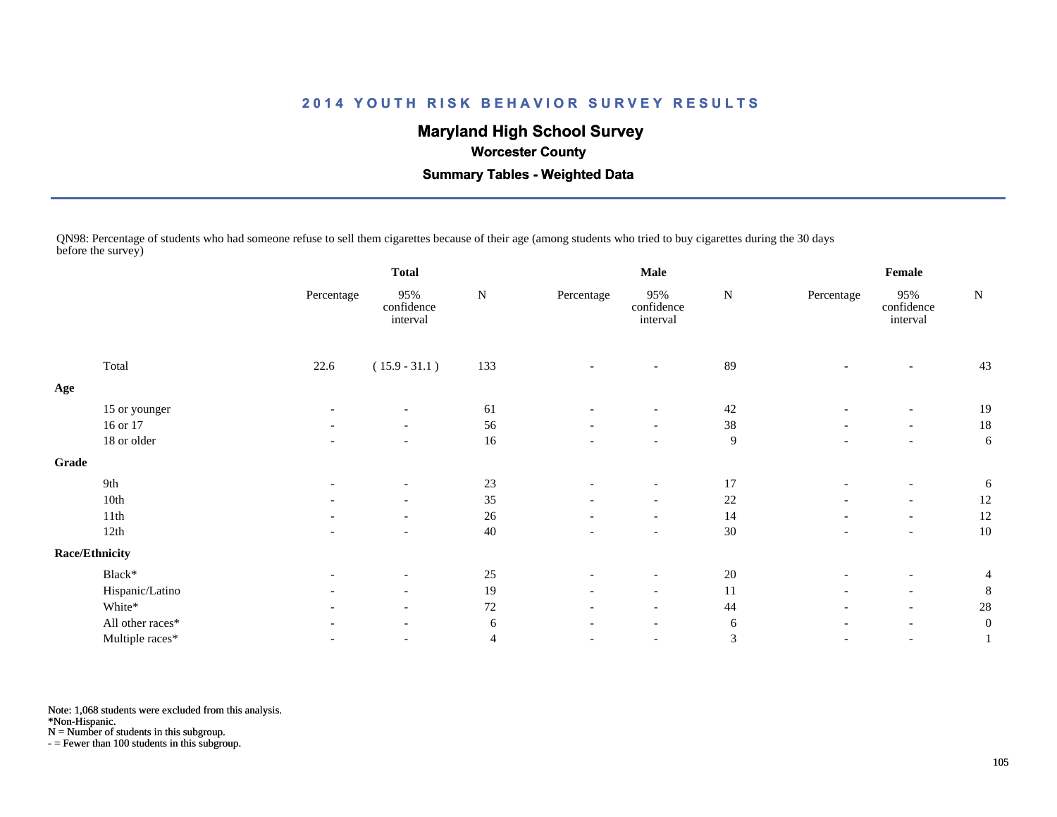# 2014 YOUTH RISK BEHAVIOR SURVEY RESULTS

## Maryland High School Survey

### Worcester County

### Summary Tables - Weighted Data

QN98: Percentage of students who had someone refuse to sell them cigarettes because of their age (among students who tried to buy cigarettes during the 30 days before the survey)

| | Total | | | Male | | | Female | | |
|---|---|---|---|---|---|---|---|---|---|
| | Percentage | 95% confidence interval | N | Percentage | 95% confidence interval | N | Percentage | 95% confidence interval | N |
| Total | 22.6 | ( 15.9 - 31.1 ) | 133 | - | - | 89 | - | - | 43 |
| **Age** | | | | | | | | | |
| 15 or younger | - | - | 61 | - | - | 42 | - | - | 19 |
| 16 or 17 | - | - | 56 | - | - | 38 | - | - | 18 |
| 18 or older | - | - | 16 | - | - | 9 | - | - | 6 |
| **Grade** | | | | | | | | | |
| 9th | - | - | 23 | - | - | 17 | - | - | 6 |
| 10th | - | - | 35 | - | - | 22 | - | - | 12 |
| 11th | - | - | 26 | - | - | 14 | - | - | 12 |
| 12th | - | - | 40 | - | - | 30 | - | - | 10 |
| **Race/Ethnicity** | | | | | | | | | |
| Black* | - | - | 25 | - | - | 20 | - | - | 4 |
| Hispanic/Latino | - | - | 19 | - | - | 11 | - | - | 8 |
| White* | - | - | 72 | - | - | 44 | - | - | 28 |
| All other races* | - | - | 6 | - | - | 6 | - | - | 0 |
| Multiple races* | - | - | 4 | - | - | 3 | - | - | 1 |

Note: 1,068 students were excluded from this analysis.
*Non-Hispanic.
N = Number of students in this subgroup.
- = Fewer than 100 students in this subgroup.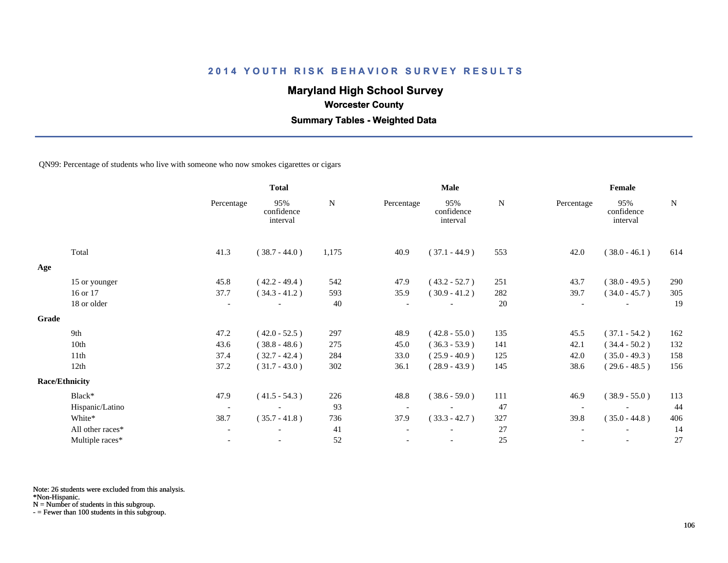# 2014 YOUTH RISK BEHAVIOR SURVEY RESULTS

## Maryland High School Survey

### Worcester County

### Summary Tables - Weighted Data

QN99: Percentage of students who live with someone who now smokes cigarettes or cigars

| | Total | | | Male | | | Female | | |
|---|---|---|---|---|---|---|---|---|---|
| | Percentage | 95% confidence interval | N | Percentage | 95% confidence interval | N | Percentage | 95% confidence interval | N |
| Total | 41.3 | ( 38.7 - 44.0 ) | 1,175 | 40.9 | ( 37.1 - 44.9 ) | 553 | 42.0 | ( 38.0 - 46.1 ) | 614 |
| **Age** | | | | | | | | | |
| 15 or younger | 45.8 | ( 42.2 - 49.4 ) | 542 | 47.9 | ( 43.2 - 52.7 ) | 251 | 43.7 | ( 38.0 - 49.5 ) | 290 |
| 16 or 17 | 37.7 | ( 34.3 - 41.2 ) | 593 | 35.9 | ( 30.9 - 41.2 ) | 282 | 39.7 | ( 34.0 - 45.7 ) | 305 |
| 18 or older | - | - | 40 | - | - | 20 | - | - | 19 |
| **Grade** | | | | | | | | | |
| 9th | 47.2 | ( 42.0 - 52.5 ) | 297 | 48.9 | ( 42.8 - 55.0 ) | 135 | 45.5 | ( 37.1 - 54.2 ) | 162 |
| 10th | 43.6 | ( 38.8 - 48.6 ) | 275 | 45.0 | ( 36.3 - 53.9 ) | 141 | 42.1 | ( 34.4 - 50.2 ) | 132 |
| 11th | 37.4 | ( 32.7 - 42.4 ) | 284 | 33.0 | ( 25.9 - 40.9 ) | 125 | 42.0 | ( 35.0 - 49.3 ) | 158 |
| 12th | 37.2 | ( 31.7 - 43.0 ) | 302 | 36.1 | ( 28.9 - 43.9 ) | 145 | 38.6 | ( 29.6 - 48.5 ) | 156 |
| **Race/Ethnicity** | | | | | | | | | |
| Black* | 47.9 | ( 41.5 - 54.3 ) | 226 | 48.8 | ( 38.6 - 59.0 ) | 111 | 46.9 | ( 38.9 - 55.0 ) | 113 |
| Hispanic/Latino | - | - | 93 | - | - | 47 | - | - | 44 |
| White* | 38.7 | ( 35.7 - 41.8 ) | 736 | 37.9 | ( 33.3 - 42.7 ) | 327 | 39.8 | ( 35.0 - 44.8 ) | 406 |
| All other races* | - | - | 41 | - | - | 27 | - | - | 14 |
| Multiple races* | - | - | 52 | - | - | 25 | - | - | 27 |

Note: 26 students were excluded from this analysis.
*Non-Hispanic.
N = Number of students in this subgroup.
- = Fewer than 100 students in this subgroup.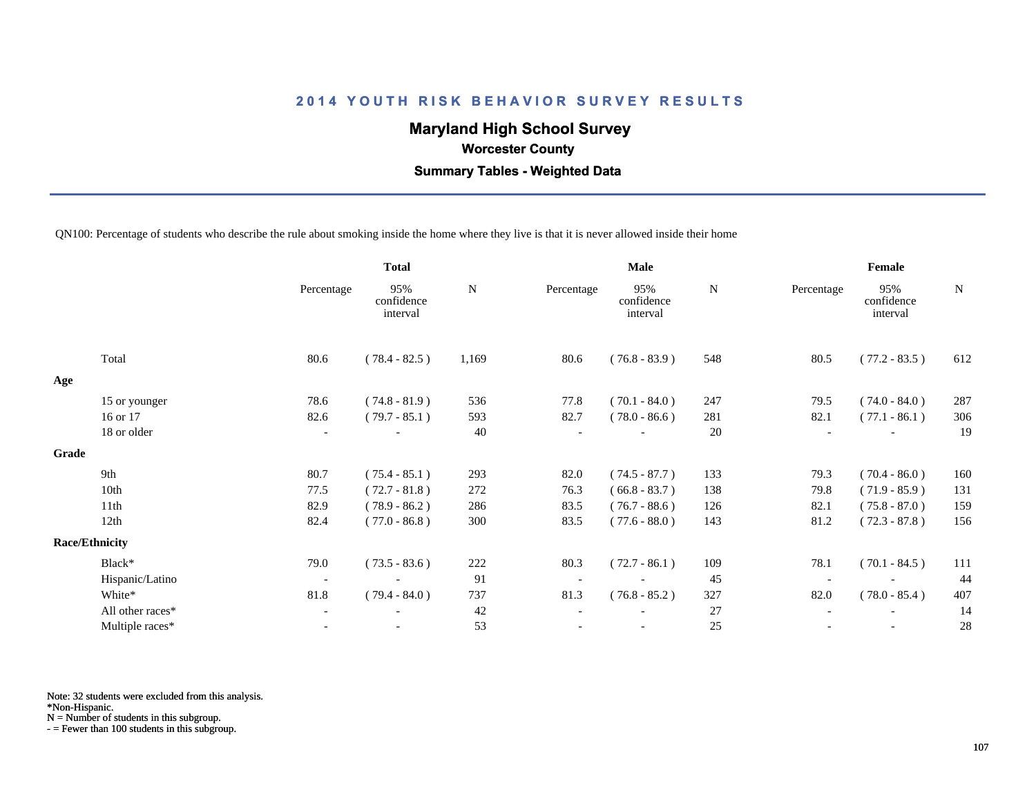## 2014 YOUTH RISK BEHAVIOR SURVEY RESULTS

**Maryland High School Survey**

**Worcester County**

**Summary Tables - Weighted Data**

QN100: Percentage of students who describe the rule about smoking inside the home where they live is that it is never allowed inside their home

| | Total | | | Male | | | Female | | |
|---|---|---|---|---|---|---|---|---|---|
| | Percentage | 95% confidence interval | N | Percentage | 95% confidence interval | N | Percentage | 95% confidence interval | N |
| Total | 80.6 | ( 78.4 - 82.5 ) | 1,169 | 80.6 | ( 76.8 - 83.9 ) | 548 | 80.5 | ( 77.2 - 83.5 ) | 612 |
| **Age** | | | | | | | | | |
| 15 or younger | 78.6 | ( 74.8 - 81.9 ) | 536 | 77.8 | ( 70.1 - 84.0 ) | 247 | 79.5 | ( 74.0 - 84.0 ) | 287 |
| 16 or 17 | 82.6 | ( 79.7 - 85.1 ) | 593 | 82.7 | ( 78.0 - 86.6 ) | 281 | 82.1 | ( 77.1 - 86.1 ) | 306 |
| 18 or older | - | - | 40 | - | - | 20 | - | - | 19 |
| **Grade** | | | | | | | | | |
| 9th | 80.7 | ( 75.4 - 85.1 ) | 293 | 82.0 | ( 74.5 - 87.7 ) | 133 | 79.3 | ( 70.4 - 86.0 ) | 160 |
| 10th | 77.5 | ( 72.7 - 81.8 ) | 272 | 76.3 | ( 66.8 - 83.7 ) | 138 | 79.8 | ( 71.9 - 85.9 ) | 131 |
| 11th | 82.9 | ( 78.9 - 86.2 ) | 286 | 83.5 | ( 76.7 - 88.6 ) | 126 | 82.1 | ( 75.8 - 87.0 ) | 159 |
| 12th | 82.4 | ( 77.0 - 86.8 ) | 300 | 83.5 | ( 77.6 - 88.0 ) | 143 | 81.2 | ( 72.3 - 87.8 ) | 156 |
| **Race/Ethnicity** | | | | | | | | | |
| Black* | 79.0 | ( 73.5 - 83.6 ) | 222 | 80.3 | ( 72.7 - 86.1 ) | 109 | 78.1 | ( 70.1 - 84.5 ) | 111 |
| Hispanic/Latino | - | - | 91 | - | - | 45 | - | - | 44 |
| White* | 81.8 | ( 79.4 - 84.0 ) | 737 | 81.3 | ( 76.8 - 85.2 ) | 327 | 82.0 | ( 78.0 - 85.4 ) | 407 |
| All other races* | - | - | 42 | - | - | 27 | - | - | 14 |
| Multiple races* | - | - | 53 | - | - | 25 | - | - | 28 |

Note: 32 students were excluded from this analysis.
*Non-Hispanic.
N = Number of students in this subgroup.
- = Fewer than 100 students in this subgroup.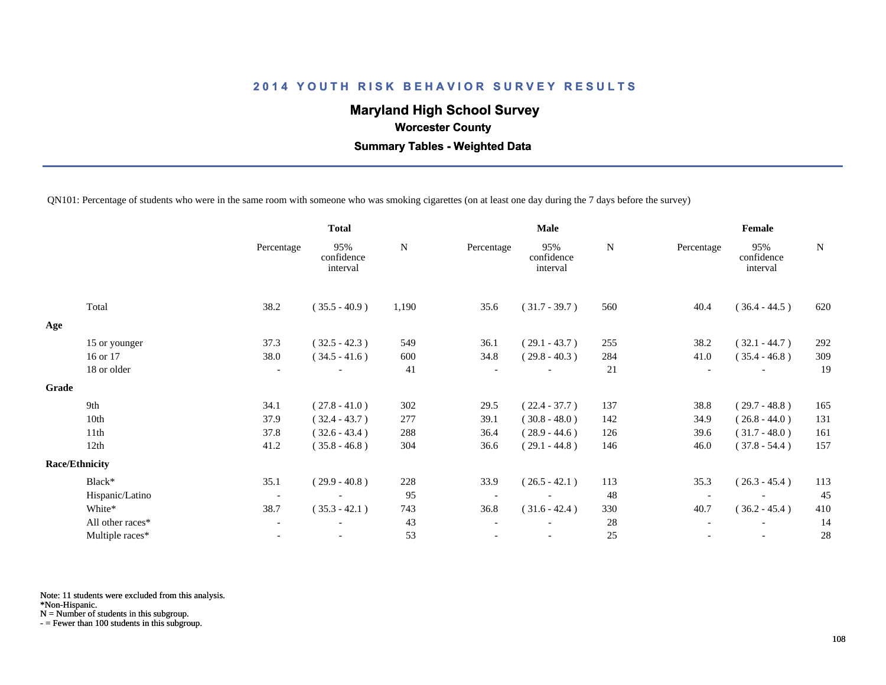# 2014 YOUTH RISK BEHAVIOR SURVEY RESULTS

## Maryland High School Survey

### Worcester County

### Summary Tables - Weighted Data

QN101: Percentage of students who were in the same room with someone who was smoking cigarettes (on at least one day during the 7 days before the survey)

| | Total | | | Male | | | Female | | |
|---|---|---|---|---|---|---|---|---|---|
| | Percentage | 95% confidence interval | N | Percentage | 95% confidence interval | N | Percentage | 95% confidence interval | N |
| Total | 38.2 | ( 35.5 - 40.9 ) | 1,190 | 35.6 | ( 31.7 - 39.7 ) | 560 | 40.4 | ( 36.4 - 44.5 ) | 620 |
| **Age** | | | | | | | | | |
| 15 or younger | 37.3 | ( 32.5 - 42.3 ) | 549 | 36.1 | ( 29.1 - 43.7 ) | 255 | 38.2 | ( 32.1 - 44.7 ) | 292 |
| 16 or 17 | 38.0 | ( 34.5 - 41.6 ) | 600 | 34.8 | ( 29.8 - 40.3 ) | 284 | 41.0 | ( 35.4 - 46.8 ) | 309 |
| 18 or older | - | - | 41 | - | - | 21 | - | - | 19 |
| **Grade** | | | | | | | | | |
| 9th | 34.1 | ( 27.8 - 41.0 ) | 302 | 29.5 | ( 22.4 - 37.7 ) | 137 | 38.8 | ( 29.7 - 48.8 ) | 165 |
| 10th | 37.9 | ( 32.4 - 43.7 ) | 277 | 39.1 | ( 30.8 - 48.0 ) | 142 | 34.9 | ( 26.8 - 44.0 ) | 131 |
| 11th | 37.8 | ( 32.6 - 43.4 ) | 288 | 36.4 | ( 28.9 - 44.6 ) | 126 | 39.6 | ( 31.7 - 48.0 ) | 161 |
| 12th | 41.2 | ( 35.8 - 46.8 ) | 304 | 36.6 | ( 29.1 - 44.8 ) | 146 | 46.0 | ( 37.8 - 54.4 ) | 157 |
| **Race/Ethnicity** | | | | | | | | | |
| Black* | 35.1 | ( 29.9 - 40.8 ) | 228 | 33.9 | ( 26.5 - 42.1 ) | 113 | 35.3 | ( 26.3 - 45.4 ) | 113 |
| Hispanic/Latino | - | - | 95 | - | - | 48 | - | - | 45 |
| White* | 38.7 | ( 35.3 - 42.1 ) | 743 | 36.8 | ( 31.6 - 42.4 ) | 330 | 40.7 | ( 36.2 - 45.4 ) | 410 |
| All other races* | - | - | 43 | - | - | 28 | - | - | 14 |
| Multiple races* | - | - | 53 | - | - | 25 | - | - | 28 |

Note: 11 students were excluded from this analysis.
*Non-Hispanic.
N = Number of students in this subgroup.
- = Fewer than 100 students in this subgroup.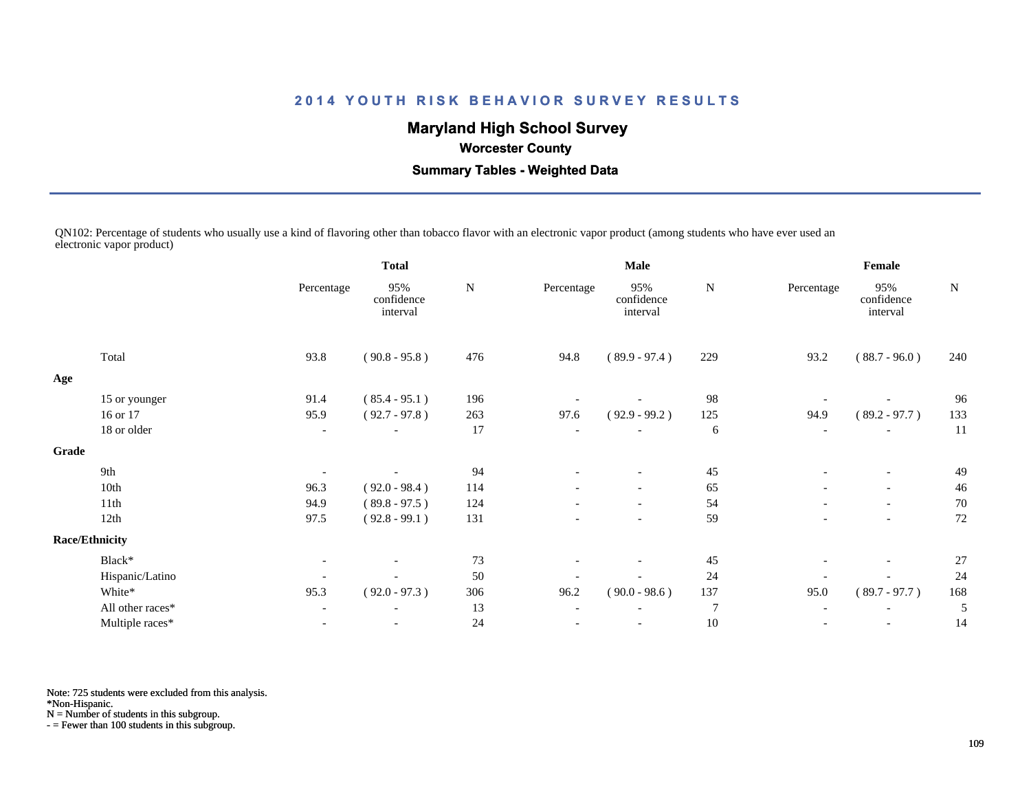# 2014 YOUTH RISK BEHAVIOR SURVEY RESULTS

## Maryland High School Survey

### Worcester County

### Summary Tables - Weighted Data

QN102: Percentage of students who usually use a kind of flavoring other than tobacco flavor with an electronic vapor product (among students who have ever used an electronic vapor product)

| | Total | | | Male | | | Female | | |
|---|---|---|---|---|---|---|---|---|---|
| | Percentage | 95% confidence interval | N | Percentage | 95% confidence interval | N | Percentage | 95% confidence interval | N |
| Total | 93.8 | ( 90.8 - 95.8 ) | 476 | 94.8 | ( 89.9 - 97.4 ) | 229 | 93.2 | ( 88.7 - 96.0 ) | 240 |
| **Age** | | | | | | | | | |
| 15 or younger | 91.4 | ( 85.4 - 95.1 ) | 196 | - | - | 98 | - | - | 96 |
| 16 or 17 | 95.9 | ( 92.7 - 97.8 ) | 263 | 97.6 | ( 92.9 - 99.2 ) | 125 | 94.9 | ( 89.2 - 97.7 ) | 133 |
| 18 or older | - | - | 17 | - | - | 6 | - | - | 11 |
| **Grade** | | | | | | | | | |
| 9th | - | - | 94 | - | - | 45 | - | - | 49 |
| 10th | 96.3 | ( 92.0 - 98.4 ) | 114 | - | - | 65 | - | - | 46 |
| 11th | 94.9 | ( 89.8 - 97.5 ) | 124 | - | - | 54 | - | - | 70 |
| 12th | 97.5 | ( 92.8 - 99.1 ) | 131 | - | - | 59 | - | - | 72 |
| **Race/Ethnicity** | | | | | | | | | |
| Black* | - | - | 73 | - | - | 45 | - | - | 27 |
| Hispanic/Latino | - | - | 50 | - | - | 24 | - | - | 24 |
| White* | 95.3 | ( 92.0 - 97.3 ) | 306 | 96.2 | ( 90.0 - 98.6 ) | 137 | 95.0 | ( 89.7 - 97.7 ) | 168 |
| All other races* | - | - | 13 | - | - | 7 | - | - | 5 |
| Multiple races* | - | - | 24 | - | - | 10 | - | - | 14 |

Note: 725 students were excluded from this analysis.
*Non-Hispanic.
N = Number of students in this subgroup.
- = Fewer than 100 students in this subgroup.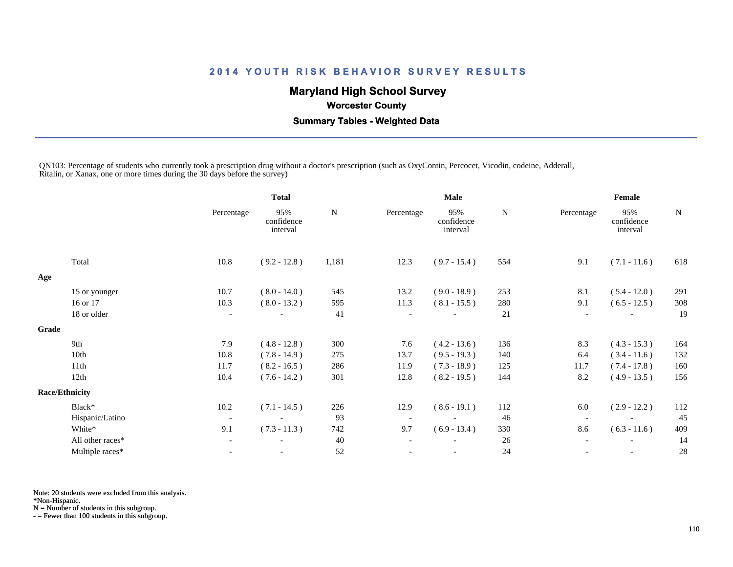# 2014 YOUTH RISK BEHAVIOR SURVEY RESULTS

## Maryland High School Survey

### Worcester County

### Summary Tables - Weighted Data

QN103: Percentage of students who currently took a prescription drug without a doctor's prescription (such as OxyContin, Percocet, Vicodin, codeine, Adderall, Ritalin, or Xanax, one or more times during the 30 days before the survey)

| | Total | | | Male | | | Female | | |
|---|---|---|---|---|---|---|---|---|---|
| | Percentage | 95% confidence interval | N | Percentage | 95% confidence interval | N | Percentage | 95% confidence interval | N |
| Total | 10.8 | ( 9.2 - 12.8 ) | 1,181 | 12.3 | ( 9.7 - 15.4 ) | 554 | 9.1 | ( 7.1 - 11.6 ) | 618 |
| **Age** | | | | | | | | | |
| 15 or younger | 10.7 | ( 8.0 - 14.0 ) | 545 | 13.2 | ( 9.0 - 18.9 ) | 253 | 8.1 | ( 5.4 - 12.0 ) | 291 |
| 16 or 17 | 10.3 | ( 8.0 - 13.2 ) | 595 | 11.3 | ( 8.1 - 15.5 ) | 280 | 9.1 | ( 6.5 - 12.5 ) | 308 |
| 18 or older | - | - | 41 | - | - | 21 | - | - | 19 |
| **Grade** | | | | | | | | | |
| 9th | 7.9 | ( 4.8 - 12.8 ) | 300 | 7.6 | ( 4.2 - 13.6 ) | 136 | 8.3 | ( 4.3 - 15.3 ) | 164 |
| 10th | 10.8 | ( 7.8 - 14.9 ) | 275 | 13.7 | ( 9.5 - 19.3 ) | 140 | 6.4 | ( 3.4 - 11.6 ) | 132 |
| 11th | 11.7 | ( 8.2 - 16.5 ) | 286 | 11.9 | ( 7.3 - 18.9 ) | 125 | 11.7 | ( 7.4 - 17.8 ) | 160 |
| 12th | 10.4 | ( 7.6 - 14.2 ) | 301 | 12.8 | ( 8.2 - 19.5 ) | 144 | 8.2 | ( 4.9 - 13.5 ) | 156 |
| **Race/Ethnicity** | | | | | | | | | |
| Black* | 10.2 | ( 7.1 - 14.5 ) | 226 | 12.9 | ( 8.6 - 19.1 ) | 112 | 6.0 | ( 2.9 - 12.2 ) | 112 |
| Hispanic/Latino | - | - | 93 | - | - | 46 | - | - | 45 |
| White* | 9.1 | ( 7.3 - 11.3 ) | 742 | 9.7 | ( 6.9 - 13.4 ) | 330 | 8.6 | ( 6.3 - 11.6 ) | 409 |
| All other races* | - | - | 40 | - | - | 26 | - | - | 14 |
| Multiple races* | - | - | 52 | - | - | 24 | - | - | 28 |

Note: 20 students were excluded from this analysis.
*Non-Hispanic.
N = Number of students in this subgroup.
- = Fewer than 100 students in this subgroup.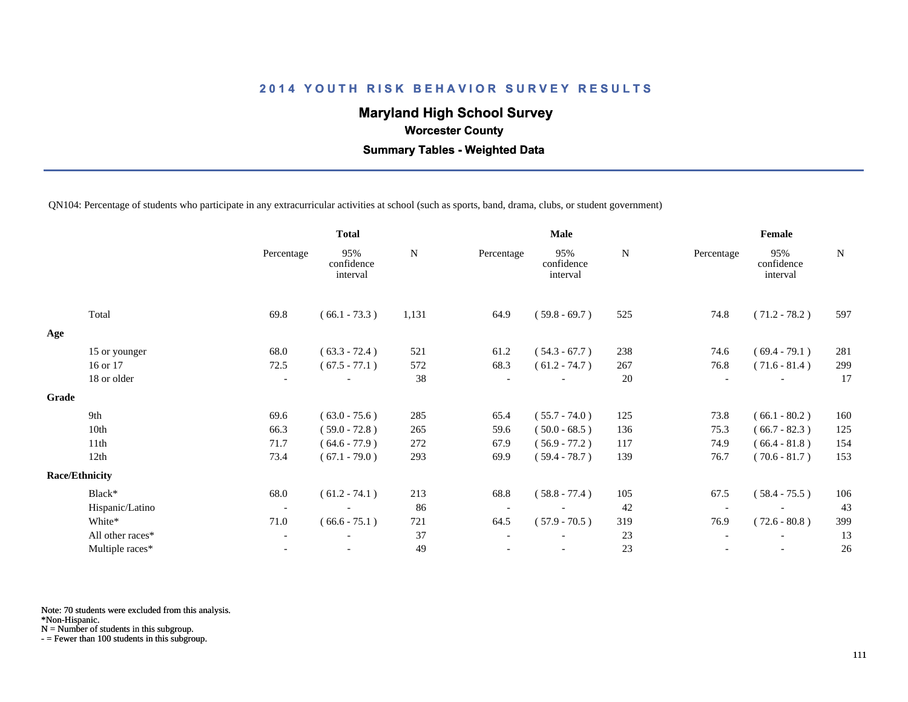# 2014 YOUTH RISK BEHAVIOR SURVEY RESULTS

## Maryland High School Survey

### Worcester County

### Summary Tables - Weighted Data

QN104: Percentage of students who participate in any extracurricular activities at school (such as sports, band, drama, clubs, or student government)

| | Total | | | Male | | | Female | | |
|---|---|---|---|---|---|---|---|---|---|
| | Percentage | 95% confidence interval | N | Percentage | 95% confidence interval | N | Percentage | 95% confidence interval | N |
| Total | 69.8 | ( 66.1 - 73.3 ) | 1,131 | 64.9 | ( 59.8 - 69.7 ) | 525 | 74.8 | ( 71.2 - 78.2 ) | 597 |
| **Age** | | | | | | | | | |
| 15 or younger | 68.0 | ( 63.3 - 72.4 ) | 521 | 61.2 | ( 54.3 - 67.7 ) | 238 | 74.6 | ( 69.4 - 79.1 ) | 281 |
| 16 or 17 | 72.5 | ( 67.5 - 77.1 ) | 572 | 68.3 | ( 61.2 - 74.7 ) | 267 | 76.8 | ( 71.6 - 81.4 ) | 299 |
| 18 or older | - | - | 38 | - | - | 20 | - | - | 17 |
| **Grade** | | | | | | | | | |
| 9th | 69.6 | ( 63.0 - 75.6 ) | 285 | 65.4 | ( 55.7 - 74.0 ) | 125 | 73.8 | ( 66.1 - 80.2 ) | 160 |
| 10th | 66.3 | ( 59.0 - 72.8 ) | 265 | 59.6 | ( 50.0 - 68.5 ) | 136 | 75.3 | ( 66.7 - 82.3 ) | 125 |
| 11th | 71.7 | ( 64.6 - 77.9 ) | 272 | 67.9 | ( 56.9 - 77.2 ) | 117 | 74.9 | ( 66.4 - 81.8 ) | 154 |
| 12th | 73.4 | ( 67.1 - 79.0 ) | 293 | 69.9 | ( 59.4 - 78.7 ) | 139 | 76.7 | ( 70.6 - 81.7 ) | 153 |
| **Race/Ethnicity** | | | | | | | | | |
| Black* | 68.0 | ( 61.2 - 74.1 ) | 213 | 68.8 | ( 58.8 - 77.4 ) | 105 | 67.5 | ( 58.4 - 75.5 ) | 106 |
| Hispanic/Latino | - | - | 86 | - | - | 42 | - | - | 43 |
| White* | 71.0 | ( 66.6 - 75.1 ) | 721 | 64.5 | ( 57.9 - 70.5 ) | 319 | 76.9 | ( 72.6 - 80.8 ) | 399 |
| All other races* | - | - | 37 | - | - | 23 | - | - | 13 |
| Multiple races* | - | - | 49 | - | - | 23 | - | - | 26 |

Note: 70 students were excluded from this analysis.
*Non-Hispanic.
N = Number of students in this subgroup.
- = Fewer than 100 students in this subgroup.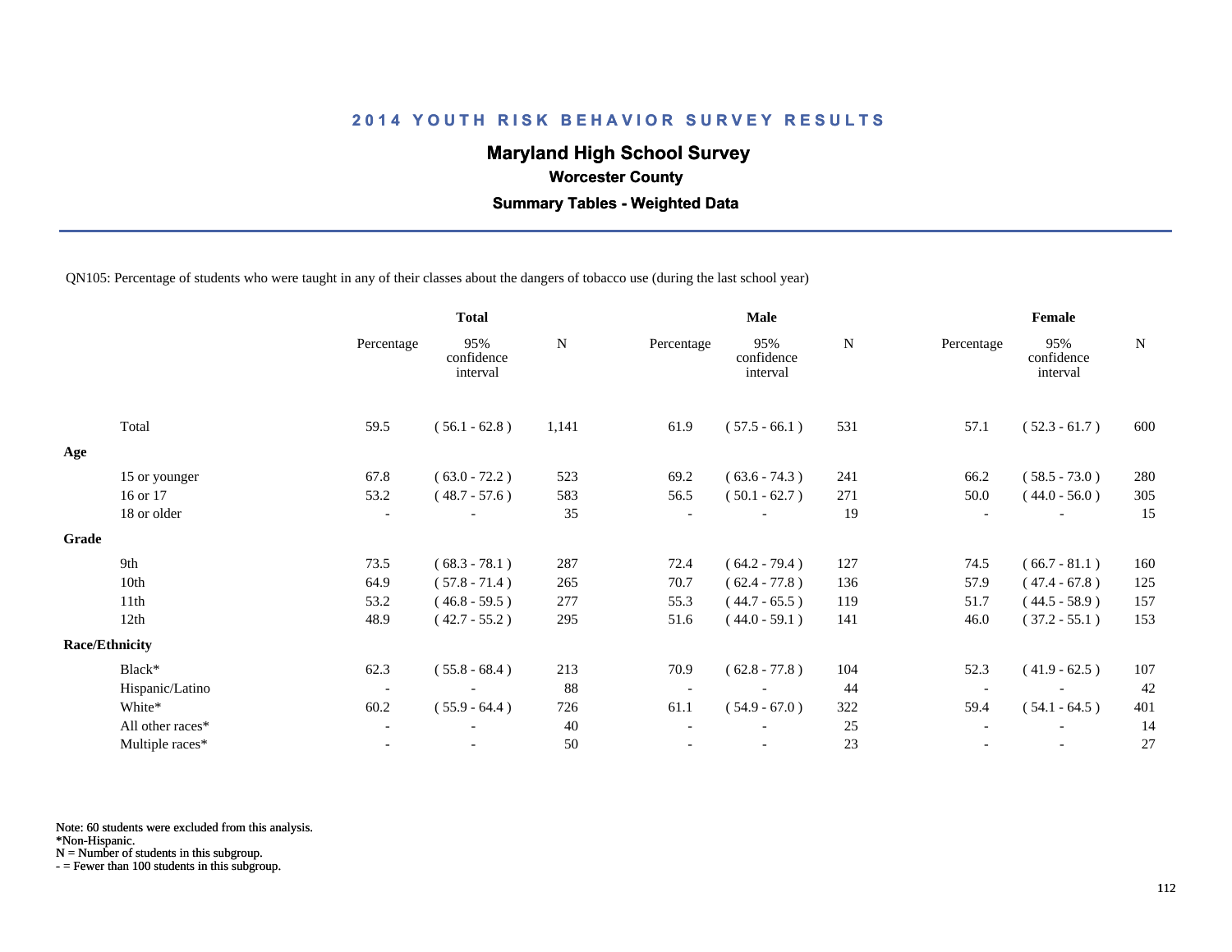# 2014 YOUTH RISK BEHAVIOR SURVEY RESULTS

## Maryland High School Survey

### Worcester County

### Summary Tables - Weighted Data

QN105: Percentage of students who were taught in any of their classes about the dangers of tobacco use (during the last school year)

| | Total | | | Male | | | Female | | |
|---|---|---|---|---|---|---|---|---|---|
| | Percentage | 95% confidence interval | N | Percentage | 95% confidence interval | N | Percentage | 95% confidence interval | N |
| Total | 59.5 | ( 56.1 - 62.8 ) | 1,141 | 61.9 | ( 57.5 - 66.1 ) | 531 | 57.1 | ( 52.3 - 61.7 ) | 600 |
| **Age** | | | | | | | | | |
| 15 or younger | 67.8 | ( 63.0 - 72.2 ) | 523 | 69.2 | ( 63.6 - 74.3 ) | 241 | 66.2 | ( 58.5 - 73.0 ) | 280 |
| 16 or 17 | 53.2 | ( 48.7 - 57.6 ) | 583 | 56.5 | ( 50.1 - 62.7 ) | 271 | 50.0 | ( 44.0 - 56.0 ) | 305 |
| 18 or older | - | - | 35 | - | - | 19 | - | - | 15 |
| **Grade** | | | | | | | | | |
| 9th | 73.5 | ( 68.3 - 78.1 ) | 287 | 72.4 | ( 64.2 - 79.4 ) | 127 | 74.5 | ( 66.7 - 81.1 ) | 160 |
| 10th | 64.9 | ( 57.8 - 71.4 ) | 265 | 70.7 | ( 62.4 - 77.8 ) | 136 | 57.9 | ( 47.4 - 67.8 ) | 125 |
| 11th | 53.2 | ( 46.8 - 59.5 ) | 277 | 55.3 | ( 44.7 - 65.5 ) | 119 | 51.7 | ( 44.5 - 58.9 ) | 157 |
| 12th | 48.9 | ( 42.7 - 55.2 ) | 295 | 51.6 | ( 44.0 - 59.1 ) | 141 | 46.0 | ( 37.2 - 55.1 ) | 153 |
| **Race/Ethnicity** | | | | | | | | | |
| Black* | 62.3 | ( 55.8 - 68.4 ) | 213 | 70.9 | ( 62.8 - 77.8 ) | 104 | 52.3 | ( 41.9 - 62.5 ) | 107 |
| Hispanic/Latino | - | - | 88 | - | - | 44 | - | - | 42 |
| White* | 60.2 | ( 55.9 - 64.4 ) | 726 | 61.1 | ( 54.9 - 67.0 ) | 322 | 59.4 | ( 54.1 - 64.5 ) | 401 |
| All other races* | - | - | 40 | - | - | 25 | - | - | 14 |
| Multiple races* | - | - | 50 | - | - | 23 | - | - | 27 |

Note: 60 students were excluded from this analysis.
*Non-Hispanic.
N = Number of students in this subgroup.
- = Fewer than 100 students in this subgroup.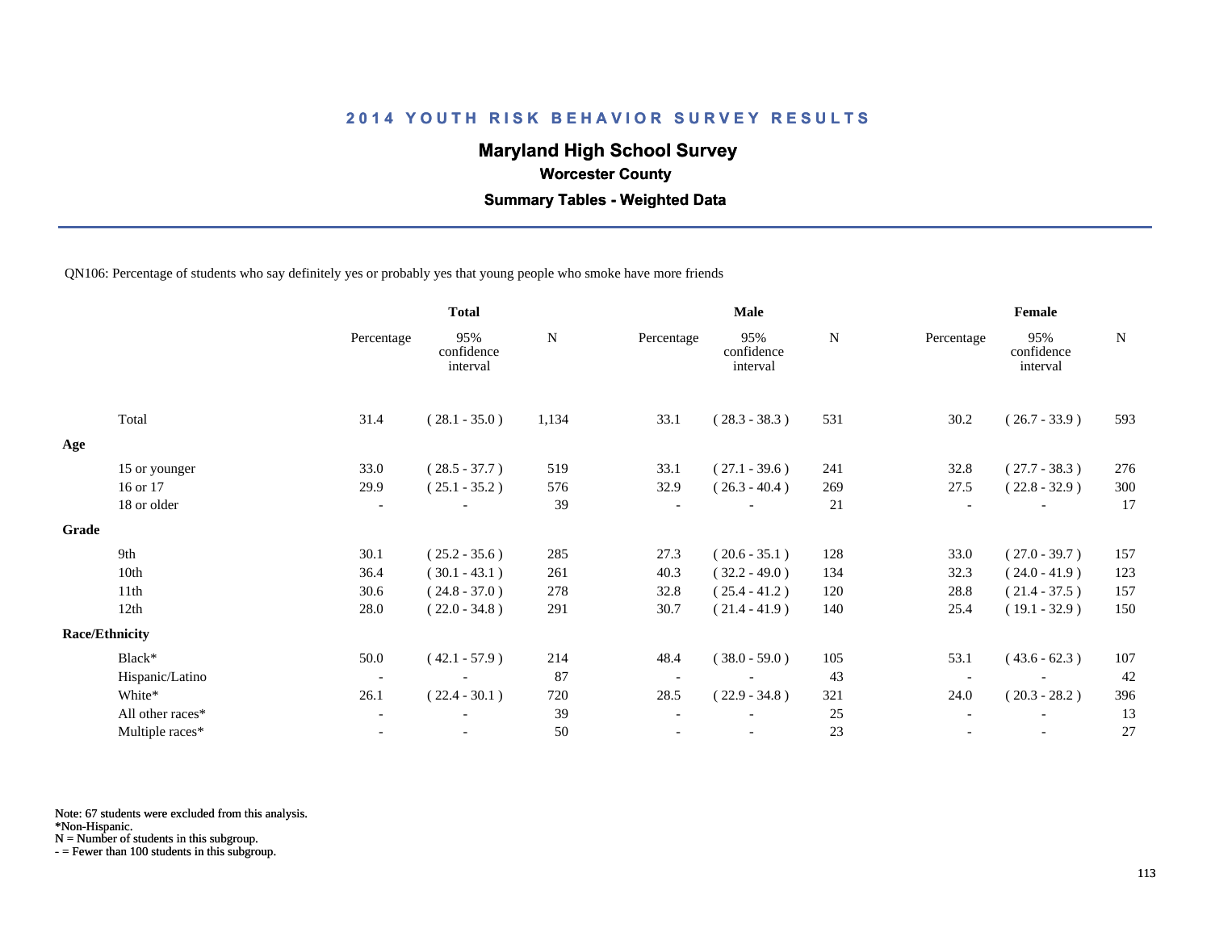## 2014 YOUTH RISK BEHAVIOR SURVEY RESULTS

### Maryland High School Survey

**Worcester County**

**Summary Tables - Weighted Data**

QN106: Percentage of students who say definitely yes or probably yes that young people who smoke have more friends

| | Total | | | Male | | | Female | | |
|---|---|---|---|---|---|---|---|---|---|
| | Percentage | 95% confidence interval | N | Percentage | 95% confidence interval | N | Percentage | 95% confidence interval | N |
| Total | 31.4 | ( 28.1 - 35.0 ) | 1,134 | 33.1 | ( 28.3 - 38.3 ) | 531 | 30.2 | ( 26.7 - 33.9 ) | 593 |
| **Age** | | | | | | | | | |
| 15 or younger | 33.0 | ( 28.5 - 37.7 ) | 519 | 33.1 | ( 27.1 - 39.6 ) | 241 | 32.8 | ( 27.7 - 38.3 ) | 276 |
| 16 or 17 | 29.9 | ( 25.1 - 35.2 ) | 576 | 32.9 | ( 26.3 - 40.4 ) | 269 | 27.5 | ( 22.8 - 32.9 ) | 300 |
| 18 or older | - | - | 39 | - | - | 21 | - | - | 17 |
| **Grade** | | | | | | | | | |
| 9th | 30.1 | ( 25.2 - 35.6 ) | 285 | 27.3 | ( 20.6 - 35.1 ) | 128 | 33.0 | ( 27.0 - 39.7 ) | 157 |
| 10th | 36.4 | ( 30.1 - 43.1 ) | 261 | 40.3 | ( 32.2 - 49.0 ) | 134 | 32.3 | ( 24.0 - 41.9 ) | 123 |
| 11th | 30.6 | ( 24.8 - 37.0 ) | 278 | 32.8 | ( 25.4 - 41.2 ) | 120 | 28.8 | ( 21.4 - 37.5 ) | 157 |
| 12th | 28.0 | ( 22.0 - 34.8 ) | 291 | 30.7 | ( 21.4 - 41.9 ) | 140 | 25.4 | ( 19.1 - 32.9 ) | 150 |
| **Race/Ethnicity** | | | | | | | | | |
| Black* | 50.0 | ( 42.1 - 57.9 ) | 214 | 48.4 | ( 38.0 - 59.0 ) | 105 | 53.1 | ( 43.6 - 62.3 ) | 107 |
| Hispanic/Latino | - | - | 87 | - | - | 43 | - | - | 42 |
| White* | 26.1 | ( 22.4 - 30.1 ) | 720 | 28.5 | ( 22.9 - 34.8 ) | 321 | 24.0 | ( 20.3 - 28.2 ) | 396 |
| All other races* | - | - | 39 | - | - | 25 | - | - | 13 |
| Multiple races* | - | - | 50 | - | - | 23 | - | - | 27 |

Note: 67 students were excluded from this analysis.
*Non-Hispanic.
N = Number of students in this subgroup.
- = Fewer than 100 students in this subgroup.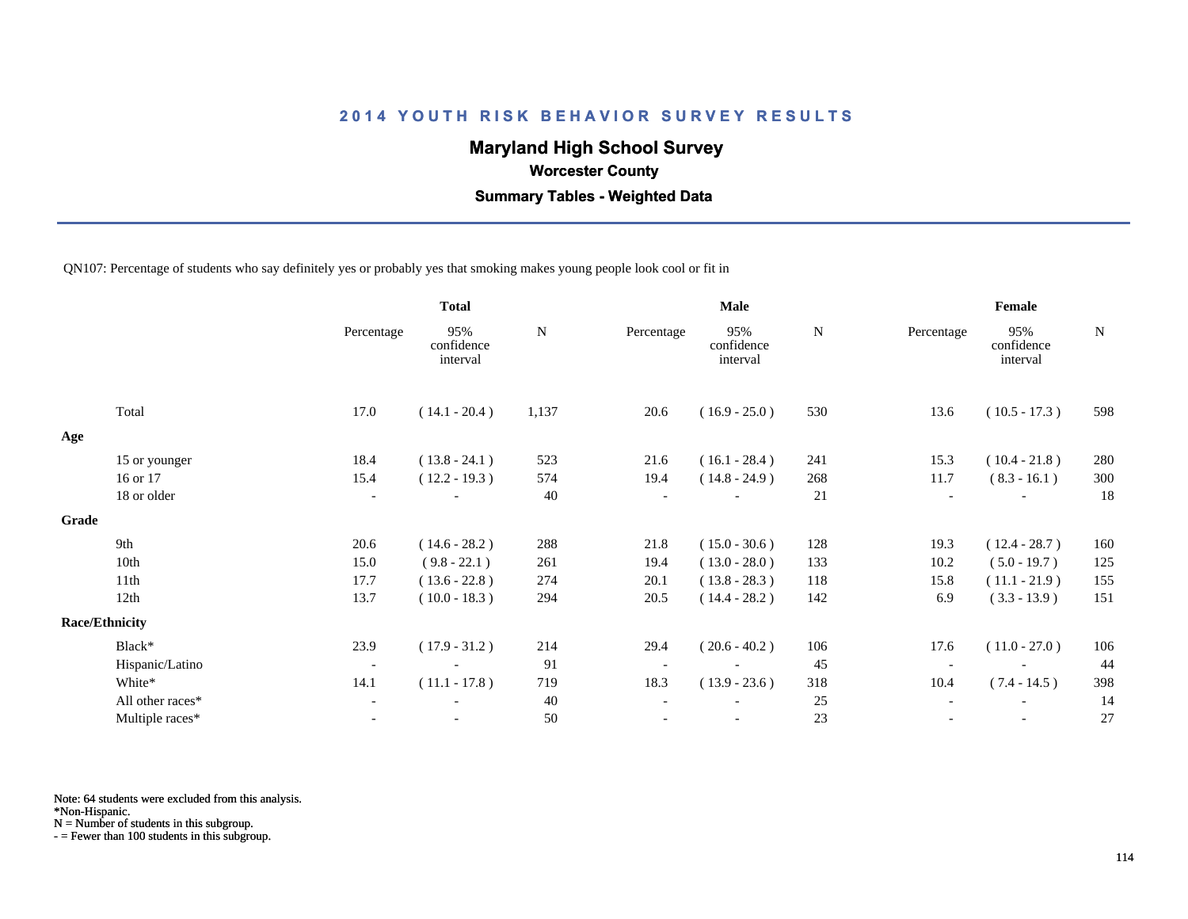# 2014 YOUTH RISK BEHAVIOR SURVEY RESULTS

## Maryland High School Survey

### Worcester County

### Summary Tables - Weighted Data

QN107: Percentage of students who say definitely yes or probably yes that smoking makes young people look cool or fit in

| | Total | | | Male | | | Female | | |
|---|---|---|---|---|---|---|---|---|---|
| | Percentage | 95% confidence interval | N | Percentage | 95% confidence interval | N | Percentage | 95% confidence interval | N |
| Total | 17.0 | ( 14.1 - 20.4 ) | 1,137 | 20.6 | ( 16.9 - 25.0 ) | 530 | 13.6 | ( 10.5 - 17.3 ) | 598 |
| **Age** | | | | | | | | | |
| 15 or younger | 18.4 | ( 13.8 - 24.1 ) | 523 | 21.6 | ( 16.1 - 28.4 ) | 241 | 15.3 | ( 10.4 - 21.8 ) | 280 |
| 16 or 17 | 15.4 | ( 12.2 - 19.3 ) | 574 | 19.4 | ( 14.8 - 24.9 ) | 268 | 11.7 | ( 8.3 - 16.1 ) | 300 |
| 18 or older | - | - | 40 | - | - | 21 | - | - | 18 |
| **Grade** | | | | | | | | | |
| 9th | 20.6 | ( 14.6 - 28.2 ) | 288 | 21.8 | ( 15.0 - 30.6 ) | 128 | 19.3 | ( 12.4 - 28.7 ) | 160 |
| 10th | 15.0 | ( 9.8 - 22.1 ) | 261 | 19.4 | ( 13.0 - 28.0 ) | 133 | 10.2 | ( 5.0 - 19.7 ) | 125 |
| 11th | 17.7 | ( 13.6 - 22.8 ) | 274 | 20.1 | ( 13.8 - 28.3 ) | 118 | 15.8 | ( 11.1 - 21.9 ) | 155 |
| 12th | 13.7 | ( 10.0 - 18.3 ) | 294 | 20.5 | ( 14.4 - 28.2 ) | 142 | 6.9 | ( 3.3 - 13.9 ) | 151 |
| **Race/Ethnicity** | | | | | | | | | |
| Black* | 23.9 | ( 17.9 - 31.2 ) | 214 | 29.4 | ( 20.6 - 40.2 ) | 106 | 17.6 | ( 11.0 - 27.0 ) | 106 |
| Hispanic/Latino | - | - | 91 | - | - | 45 | - | - | 44 |
| White* | 14.1 | ( 11.1 - 17.8 ) | 719 | 18.3 | ( 13.9 - 23.6 ) | 318 | 10.4 | ( 7.4 - 14.5 ) | 398 |
| All other races* | - | - | 40 | - | - | 25 | - | - | 14 |
| Multiple races* | - | - | 50 | - | - | 23 | - | - | 27 |

Note: 64 students were excluded from this analysis.
*Non-Hispanic.
N = Number of students in this subgroup.
- = Fewer than 100 students in this subgroup.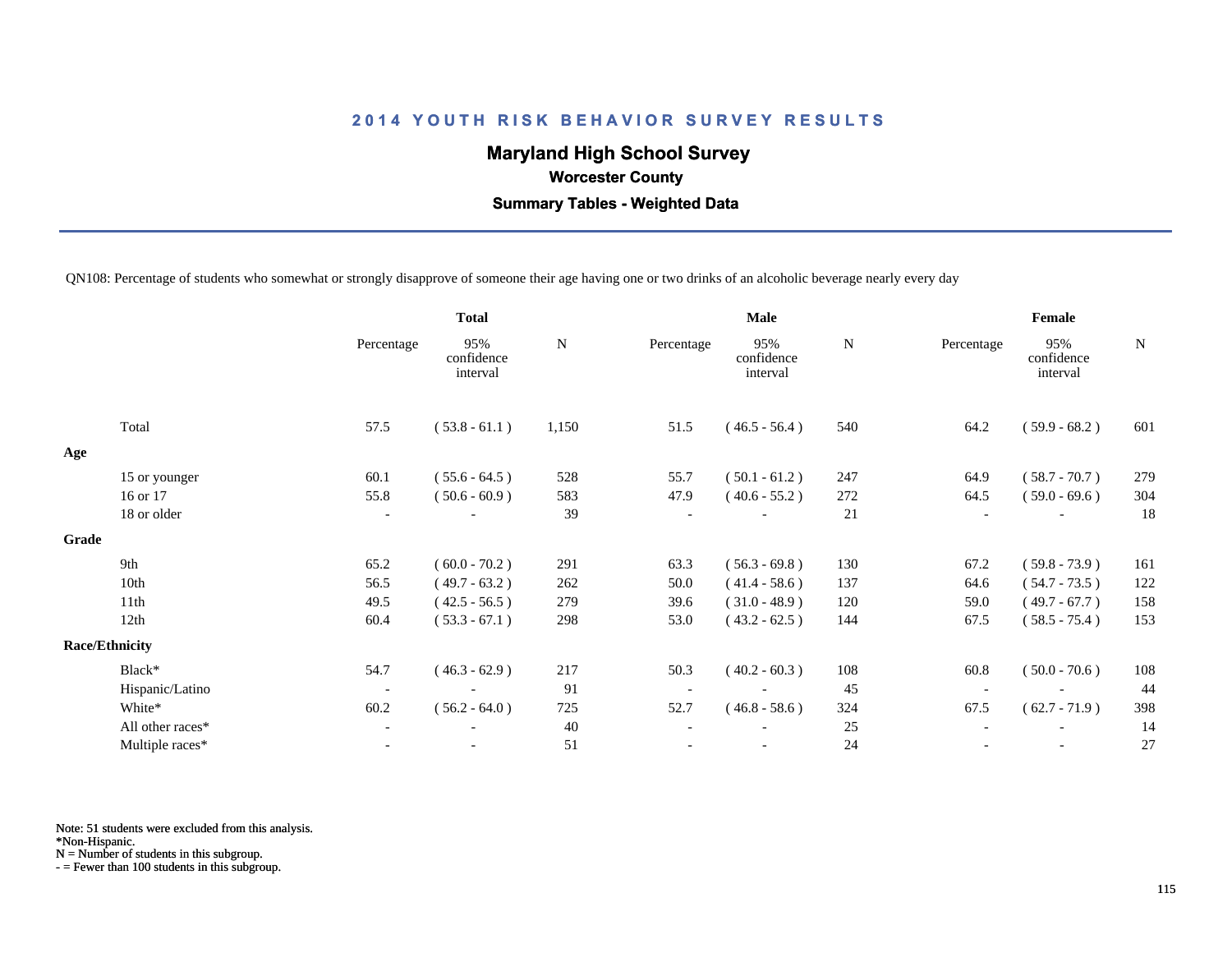# 2014 YOUTH RISK BEHAVIOR SURVEY RESULTS

## Maryland High School Survey

### Worcester County

### Summary Tables - Weighted Data

QN108: Percentage of students who somewhat or strongly disapprove of someone their age having one or two drinks of an alcoholic beverage nearly every day

| | Total | | | Male | | | Female | | |
|---|---|---|---|---|---|---|---|---|---|
| | Percentage | 95% confidence interval | N | Percentage | 95% confidence interval | N | Percentage | 95% confidence interval | N |
| Total | 57.5 | ( 53.8 - 61.1 ) | 1,150 | 51.5 | ( 46.5 - 56.4 ) | 540 | 64.2 | ( 59.9 - 68.2 ) | 601 |
| **Age** | | | | | | | | | |
| 15 or younger | 60.1 | ( 55.6 - 64.5 ) | 528 | 55.7 | ( 50.1 - 61.2 ) | 247 | 64.9 | ( 58.7 - 70.7 ) | 279 |
| 16 or 17 | 55.8 | ( 50.6 - 60.9 ) | 583 | 47.9 | ( 40.6 - 55.2 ) | 272 | 64.5 | ( 59.0 - 69.6 ) | 304 |
| 18 or older | - | - | 39 | - | - | 21 | - | - | 18 |
| **Grade** | | | | | | | | | |
| 9th | 65.2 | ( 60.0 - 70.2 ) | 291 | 63.3 | ( 56.3 - 69.8 ) | 130 | 67.2 | ( 59.8 - 73.9 ) | 161 |
| 10th | 56.5 | ( 49.7 - 63.2 ) | 262 | 50.0 | ( 41.4 - 58.6 ) | 137 | 64.6 | ( 54.7 - 73.5 ) | 122 |
| 11th | 49.5 | ( 42.5 - 56.5 ) | 279 | 39.6 | ( 31.0 - 48.9 ) | 120 | 59.0 | ( 49.7 - 67.7 ) | 158 |
| 12th | 60.4 | ( 53.3 - 67.1 ) | 298 | 53.0 | ( 43.2 - 62.5 ) | 144 | 67.5 | ( 58.5 - 75.4 ) | 153 |
| **Race/Ethnicity** | | | | | | | | | |
| Black* | 54.7 | ( 46.3 - 62.9 ) | 217 | 50.3 | ( 40.2 - 60.3 ) | 108 | 60.8 | ( 50.0 - 70.6 ) | 108 |
| Hispanic/Latino | - | - | 91 | - | - | 45 | - | - | 44 |
| White* | 60.2 | ( 56.2 - 64.0 ) | 725 | 52.7 | ( 46.8 - 58.6 ) | 324 | 67.5 | ( 62.7 - 71.9 ) | 398 |
| All other races* | - | - | 40 | - | - | 25 | - | - | 14 |
| Multiple races* | - | - | 51 | - | - | 24 | - | - | 27 |

Note: 51 students were excluded from this analysis.
*Non-Hispanic.
N = Number of students in this subgroup.
- = Fewer than 100 students in this subgroup.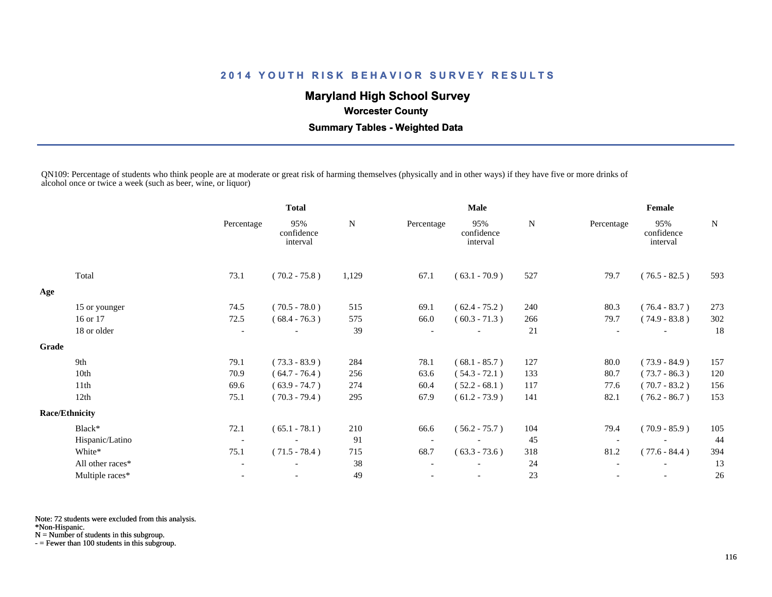# 2014 YOUTH RISK BEHAVIOR SURVEY RESULTS

## Maryland High School Survey

### Worcester County

### Summary Tables - Weighted Data

QN109: Percentage of students who think people are at moderate or great risk of harming themselves (physically and in other ways) if they have five or more drinks of alcohol once or twice a week (such as beer, wine, or liquor)

| | Total | | | Male | | | Female | | |
|---|---|---|---|---|---|---|---|---|---|
| | Percentage | 95% confidence interval | N | Percentage | 95% confidence interval | N | Percentage | 95% confidence interval | N |
| Total | 73.1 | ( 70.2 - 75.8 ) | 1,129 | 67.1 | ( 63.1 - 70.9 ) | 527 | 79.7 | ( 76.5 - 82.5 ) | 593 |
| **Age** | | | | | | | | | |
| 15 or younger | 74.5 | ( 70.5 - 78.0 ) | 515 | 69.1 | ( 62.4 - 75.2 ) | 240 | 80.3 | ( 76.4 - 83.7 ) | 273 |
| 16 or 17 | 72.5 | ( 68.4 - 76.3 ) | 575 | 66.0 | ( 60.3 - 71.3 ) | 266 | 79.7 | ( 74.9 - 83.8 ) | 302 |
| 18 or older | - | - | 39 | - | - | 21 | - | - | 18 |
| **Grade** | | | | | | | | | |
| 9th | 79.1 | ( 73.3 - 83.9 ) | 284 | 78.1 | ( 68.1 - 85.7 ) | 127 | 80.0 | ( 73.9 - 84.9 ) | 157 |
| 10th | 70.9 | ( 64.7 - 76.4 ) | 256 | 63.6 | ( 54.3 - 72.1 ) | 133 | 80.7 | ( 73.7 - 86.3 ) | 120 |
| 11th | 69.6 | ( 63.9 - 74.7 ) | 274 | 60.4 | ( 52.2 - 68.1 ) | 117 | 77.6 | ( 70.7 - 83.2 ) | 156 |
| 12th | 75.1 | ( 70.3 - 79.4 ) | 295 | 67.9 | ( 61.2 - 73.9 ) | 141 | 82.1 | ( 76.2 - 86.7 ) | 153 |
| **Race/Ethnicity** | | | | | | | | | |
| Black* | 72.1 | ( 65.1 - 78.1 ) | 210 | 66.6 | ( 56.2 - 75.7 ) | 104 | 79.4 | ( 70.9 - 85.9 ) | 105 |
| Hispanic/Latino | - | - | 91 | - | - | 45 | - | - | 44 |
| White* | 75.1 | ( 71.5 - 78.4 ) | 715 | 68.7 | ( 63.3 - 73.6 ) | 318 | 81.2 | ( 77.6 - 84.4 ) | 394 |
| All other races* | - | - | 38 | - | - | 24 | - | - | 13 |
| Multiple races* | - | - | 49 | - | - | 23 | - | - | 26 |

Note: 72 students were excluded from this analysis.
*Non-Hispanic.
N = Number of students in this subgroup.
- = Fewer than 100 students in this subgroup.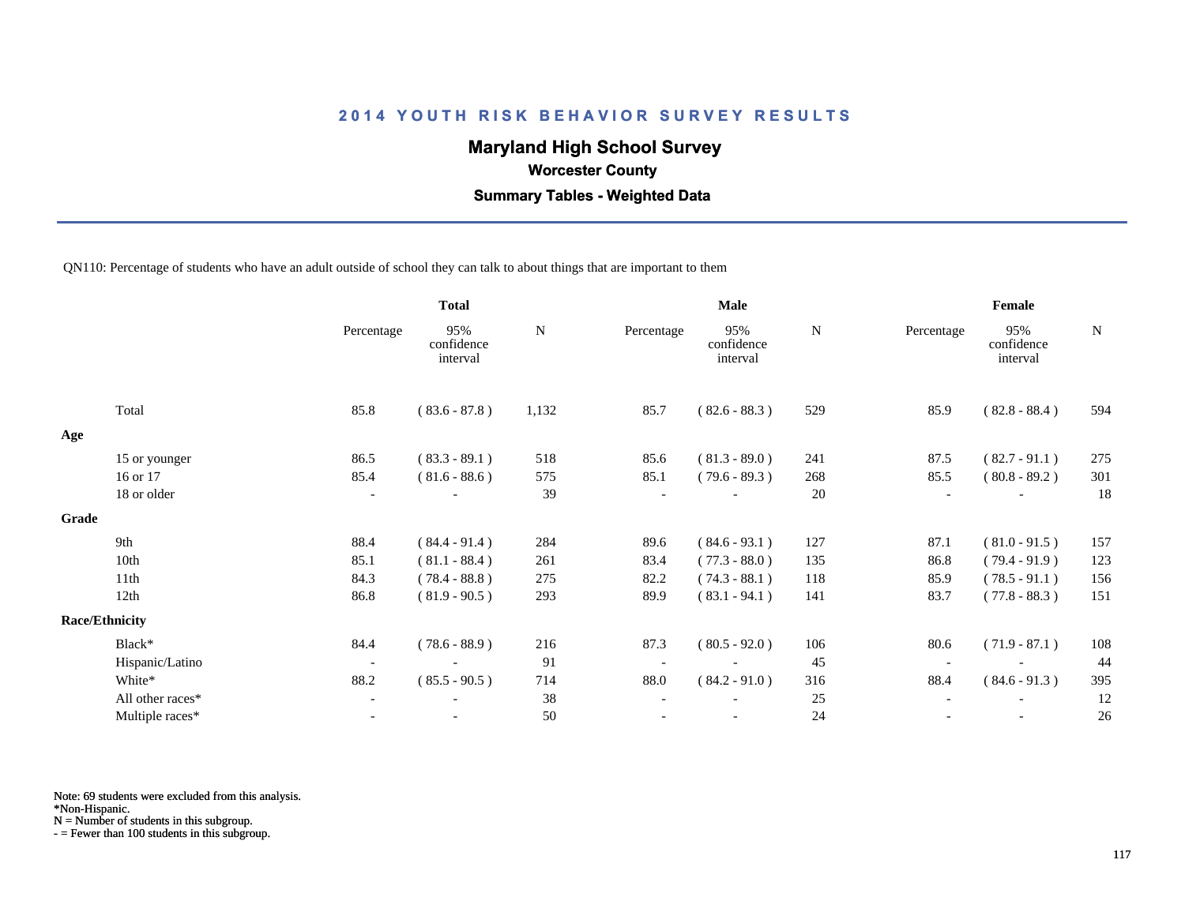# 2014 YOUTH RISK BEHAVIOR SURVEY RESULTS

## Maryland High School Survey

### Worcester County

### Summary Tables - Weighted Data

QN110: Percentage of students who have an adult outside of school they can talk to about things that are important to them

| | Total | | | Male | | | Female | | |
|---|---|---|---|---|---|---|---|---|---|
| | Percentage | 95% confidence interval | N | Percentage | 95% confidence interval | N | Percentage | 95% confidence interval | N |
| Total | 85.8 | ( 83.6 - 87.8 ) | 1,132 | 85.7 | ( 82.6 - 88.3 ) | 529 | 85.9 | ( 82.8 - 88.4 ) | 594 |
| **Age** | | | | | | | | | |
| 15 or younger | 86.5 | ( 83.3 - 89.1 ) | 518 | 85.6 | ( 81.3 - 89.0 ) | 241 | 87.5 | ( 82.7 - 91.1 ) | 275 |
| 16 or 17 | 85.4 | ( 81.6 - 88.6 ) | 575 | 85.1 | ( 79.6 - 89.3 ) | 268 | 85.5 | ( 80.8 - 89.2 ) | 301 |
| 18 or older | - | - | 39 | - | - | 20 | - | - | 18 |
| **Grade** | | | | | | | | | |
| 9th | 88.4 | ( 84.4 - 91.4 ) | 284 | 89.6 | ( 84.6 - 93.1 ) | 127 | 87.1 | ( 81.0 - 91.5 ) | 157 |
| 10th | 85.1 | ( 81.1 - 88.4 ) | 261 | 83.4 | ( 77.3 - 88.0 ) | 135 | 86.8 | ( 79.4 - 91.9 ) | 123 |
| 11th | 84.3 | ( 78.4 - 88.8 ) | 275 | 82.2 | ( 74.3 - 88.1 ) | 118 | 85.9 | ( 78.5 - 91.1 ) | 156 |
| 12th | 86.8 | ( 81.9 - 90.5 ) | 293 | 89.9 | ( 83.1 - 94.1 ) | 141 | 83.7 | ( 77.8 - 88.3 ) | 151 |
| **Race/Ethnicity** | | | | | | | | | |
| Black* | 84.4 | ( 78.6 - 88.9 ) | 216 | 87.3 | ( 80.5 - 92.0 ) | 106 | 80.6 | ( 71.9 - 87.1 ) | 108 |
| Hispanic/Latino | - | - | 91 | - | - | 45 | - | - | 44 |
| White* | 88.2 | ( 85.5 - 90.5 ) | 714 | 88.0 | ( 84.2 - 91.0 ) | 316 | 88.4 | ( 84.6 - 91.3 ) | 395 |
| All other races* | - | - | 38 | - | - | 25 | - | - | 12 |
| Multiple races* | - | - | 50 | - | - | 24 | - | - | 26 |

Note: 69 students were excluded from this analysis.
*Non-Hispanic.
N = Number of students in this subgroup.
- = Fewer than 100 students in this subgroup.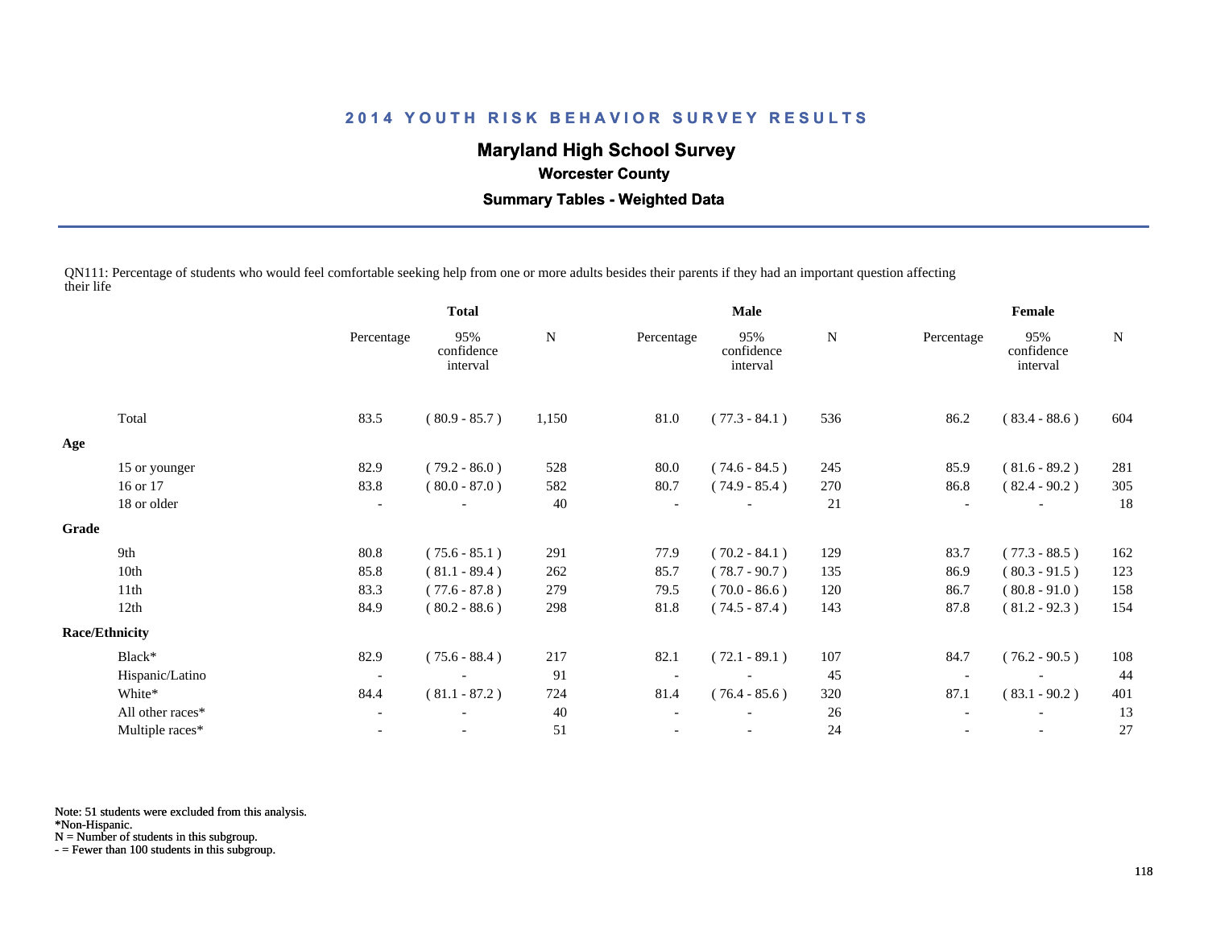# 2014 YOUTH RISK BEHAVIOR SURVEY RESULTS

## Maryland High School Survey

### Worcester County

### Summary Tables - Weighted Data

QN111: Percentage of students who would feel comfortable seeking help from one or more adults besides their parents if they had an important question affecting their life

| | Total | | | Male | | | Female | | |
|---|---|---|---|---|---|---|---|---|---|
| | Percentage | 95% confidence interval | N | Percentage | 95% confidence interval | N | Percentage | 95% confidence interval | N |
| Total | 83.5 | ( 80.9 - 85.7 ) | 1,150 | 81.0 | ( 77.3 - 84.1 ) | 536 | 86.2 | ( 83.4 - 88.6 ) | 604 |
| **Age** | | | | | | | | | |
| 15 or younger | 82.9 | ( 79.2 - 86.0 ) | 528 | 80.0 | ( 74.6 - 84.5 ) | 245 | 85.9 | ( 81.6 - 89.2 ) | 281 |
| 16 or 17 | 83.8 | ( 80.0 - 87.0 ) | 582 | 80.7 | ( 74.9 - 85.4 ) | 270 | 86.8 | ( 82.4 - 90.2 ) | 305 |
| 18 or older | - | - | 40 | - | - | 21 | - | - | 18 |
| **Grade** | | | | | | | | | |
| 9th | 80.8 | ( 75.6 - 85.1 ) | 291 | 77.9 | ( 70.2 - 84.1 ) | 129 | 83.7 | ( 77.3 - 88.5 ) | 162 |
| 10th | 85.8 | ( 81.1 - 89.4 ) | 262 | 85.7 | ( 78.7 - 90.7 ) | 135 | 86.9 | ( 80.3 - 91.5 ) | 123 |
| 11th | 83.3 | ( 77.6 - 87.8 ) | 279 | 79.5 | ( 70.0 - 86.6 ) | 120 | 86.7 | ( 80.8 - 91.0 ) | 158 |
| 12th | 84.9 | ( 80.2 - 88.6 ) | 298 | 81.8 | ( 74.5 - 87.4 ) | 143 | 87.8 | ( 81.2 - 92.3 ) | 154 |
| **Race/Ethnicity** | | | | | | | | | |
| Black* | 82.9 | ( 75.6 - 88.4 ) | 217 | 82.1 | ( 72.1 - 89.1 ) | 107 | 84.7 | ( 76.2 - 90.5 ) | 108 |
| Hispanic/Latino | - | - | 91 | - | - | 45 | - | - | 44 |
| White* | 84.4 | ( 81.1 - 87.2 ) | 724 | 81.4 | ( 76.4 - 85.6 ) | 320 | 87.1 | ( 83.1 - 90.2 ) | 401 |
| All other races* | - | - | 40 | - | - | 26 | - | - | 13 |
| Multiple races* | - | - | 51 | - | - | 24 | - | - | 27 |

Note: 51 students were excluded from this analysis.
*Non-Hispanic.
N = Number of students in this subgroup.
- = Fewer than 100 students in this subgroup.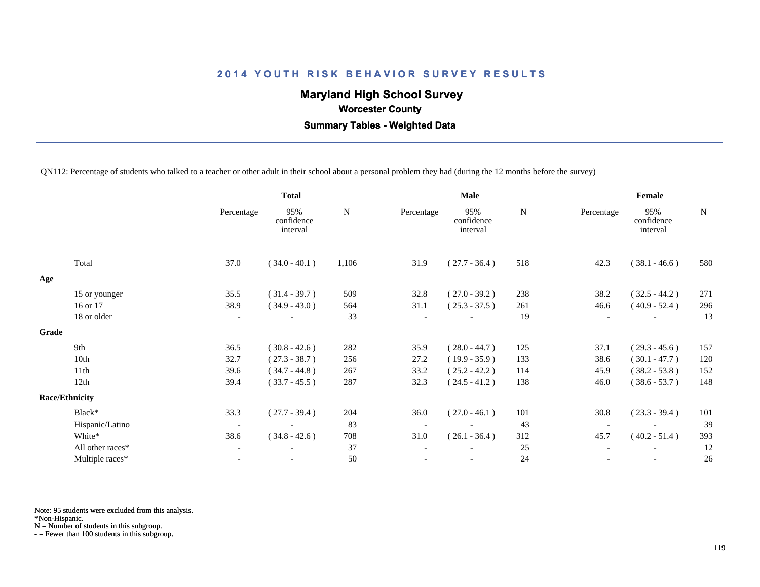# 2014 YOUTH RISK BEHAVIOR SURVEY RESULTS

## Maryland High School Survey

### Worcester County

### Summary Tables - Weighted Data

QN112: Percentage of students who talked to a teacher or other adult in their school about a personal problem they had (during the 12 months before the survey)

| | Total | | | Male | | | Female | | |
|---|---|---|---|---|---|---|---|---|---|
| | Percentage | 95% confidence interval | N | Percentage | 95% confidence interval | N | Percentage | 95% confidence interval | N |
| Total | 37.0 | ( 34.0 - 40.1 ) | 1,106 | 31.9 | ( 27.7 - 36.4 ) | 518 | 42.3 | ( 38.1 - 46.6 ) | 580 |
| **Age** | | | | | | | | | |
| 15 or younger | 35.5 | ( 31.4 - 39.7 ) | 509 | 32.8 | ( 27.0 - 39.2 ) | 238 | 38.2 | ( 32.5 - 44.2 ) | 271 |
| 16 or 17 | 38.9 | ( 34.9 - 43.0 ) | 564 | 31.1 | ( 25.3 - 37.5 ) | 261 | 46.6 | ( 40.9 - 52.4 ) | 296 |
| 18 or older | - | - | 33 | - | - | 19 | - | - | 13 |
| **Grade** | | | | | | | | | |
| 9th | 36.5 | ( 30.8 - 42.6 ) | 282 | 35.9 | ( 28.0 - 44.7 ) | 125 | 37.1 | ( 29.3 - 45.6 ) | 157 |
| 10th | 32.7 | ( 27.3 - 38.7 ) | 256 | 27.2 | ( 19.9 - 35.9 ) | 133 | 38.6 | ( 30.1 - 47.7 ) | 120 |
| 11th | 39.6 | ( 34.7 - 44.8 ) | 267 | 33.2 | ( 25.2 - 42.2 ) | 114 | 45.9 | ( 38.2 - 53.8 ) | 152 |
| 12th | 39.4 | ( 33.7 - 45.5 ) | 287 | 32.3 | ( 24.5 - 41.2 ) | 138 | 46.0 | ( 38.6 - 53.7 ) | 148 |
| **Race/Ethnicity** | | | | | | | | | |
| Black* | 33.3 | ( 27.7 - 39.4 ) | 204 | 36.0 | ( 27.0 - 46.1 ) | 101 | 30.8 | ( 23.3 - 39.4 ) | 101 |
| Hispanic/Latino | - | - | 83 | - | - | 43 | - | - | 39 |
| White* | 38.6 | ( 34.8 - 42.6 ) | 708 | 31.0 | ( 26.1 - 36.4 ) | 312 | 45.7 | ( 40.2 - 51.4 ) | 393 |
| All other races* | - | - | 37 | - | - | 25 | - | - | 12 |
| Multiple races* | - | - | 50 | - | - | 24 | - | - | 26 |

Note: 95 students were excluded from this analysis.
*Non-Hispanic.
N = Number of students in this subgroup.
- = Fewer than 100 students in this subgroup.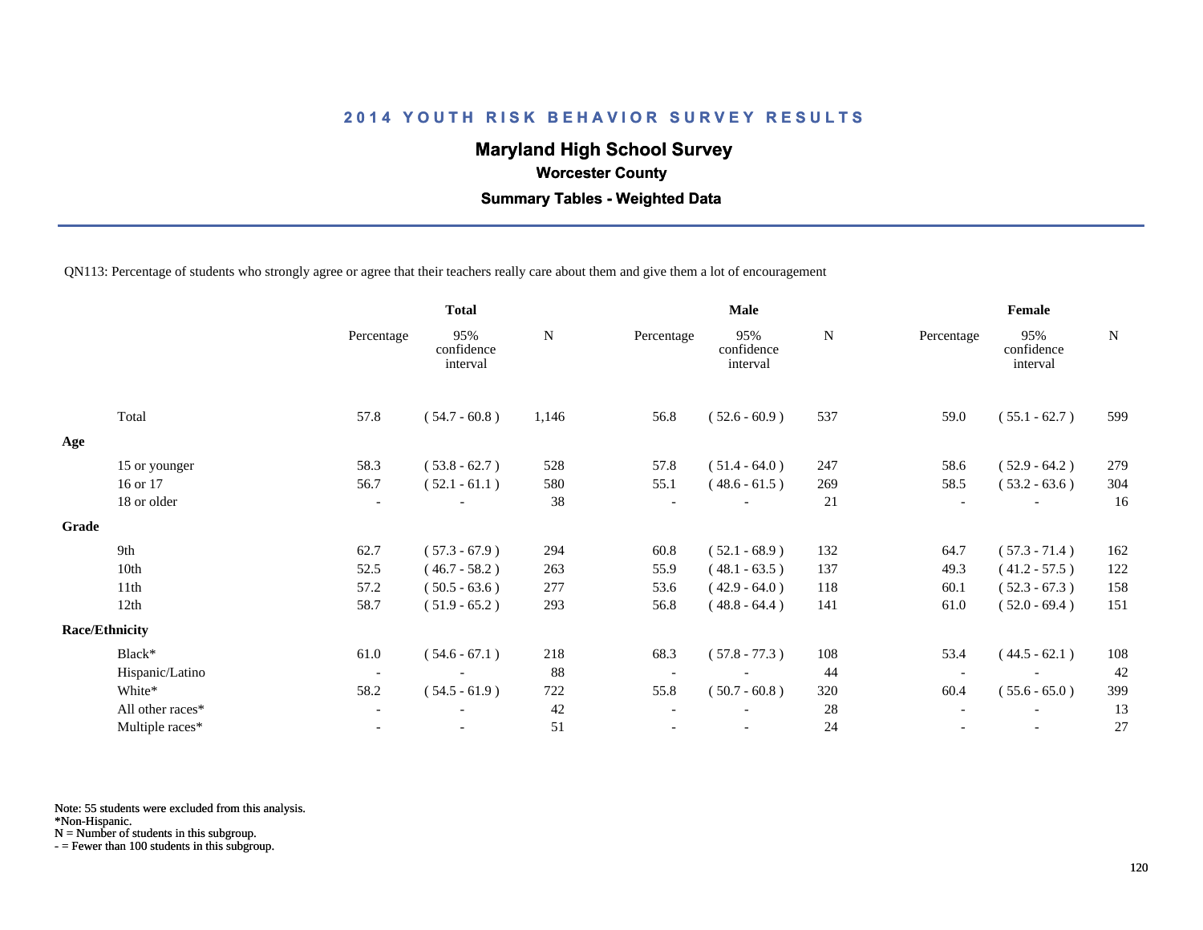# 2014 YOUTH RISK BEHAVIOR SURVEY RESULTS

## Maryland High School Survey

### Worcester County

### Summary Tables - Weighted Data

QN113: Percentage of students who strongly agree or agree that their teachers really care about them and give them a lot of encouragement

| | Total | | | Male | | | Female | | |
|---|---|---|---|---|---|---|---|---|---|
| | Percentage | 95% confidence interval | N | Percentage | 95% confidence interval | N | Percentage | 95% confidence interval | N |
| Total | 57.8 | ( 54.7 - 60.8 ) | 1,146 | 56.8 | ( 52.6 - 60.9 ) | 537 | 59.0 | ( 55.1 - 62.7 ) | 599 |
| **Age** | | | | | | | | | |
| 15 or younger | 58.3 | ( 53.8 - 62.7 ) | 528 | 57.8 | ( 51.4 - 64.0 ) | 247 | 58.6 | ( 52.9 - 64.2 ) | 279 |
| 16 or 17 | 56.7 | ( 52.1 - 61.1 ) | 580 | 55.1 | ( 48.6 - 61.5 ) | 269 | 58.5 | ( 53.2 - 63.6 ) | 304 |
| 18 or older | - | - | 38 | - | - | 21 | - | - | 16 |
| **Grade** | | | | | | | | | |
| 9th | 62.7 | ( 57.3 - 67.9 ) | 294 | 60.8 | ( 52.1 - 68.9 ) | 132 | 64.7 | ( 57.3 - 71.4 ) | 162 |
| 10th | 52.5 | ( 46.7 - 58.2 ) | 263 | 55.9 | ( 48.1 - 63.5 ) | 137 | 49.3 | ( 41.2 - 57.5 ) | 122 |
| 11th | 57.2 | ( 50.5 - 63.6 ) | 277 | 53.6 | ( 42.9 - 64.0 ) | 118 | 60.1 | ( 52.3 - 67.3 ) | 158 |
| 12th | 58.7 | ( 51.9 - 65.2 ) | 293 | 56.8 | ( 48.8 - 64.4 ) | 141 | 61.0 | ( 52.0 - 69.4 ) | 151 |
| **Race/Ethnicity** | | | | | | | | | |
| Black* | 61.0 | ( 54.6 - 67.1 ) | 218 | 68.3 | ( 57.8 - 77.3 ) | 108 | 53.4 | ( 44.5 - 62.1 ) | 108 |
| Hispanic/Latino | - | - | 88 | - | - | 44 | - | - | 42 |
| White* | 58.2 | ( 54.5 - 61.9 ) | 722 | 55.8 | ( 50.7 - 60.8 ) | 320 | 60.4 | ( 55.6 - 65.0 ) | 399 |
| All other races* | - | - | 42 | - | - | 28 | - | - | 13 |
| Multiple races* | - | - | 51 | - | - | 24 | - | - | 27 |

Note: 55 students were excluded from this analysis.
*Non-Hispanic.
N = Number of students in this subgroup.
- = Fewer than 100 students in this subgroup.